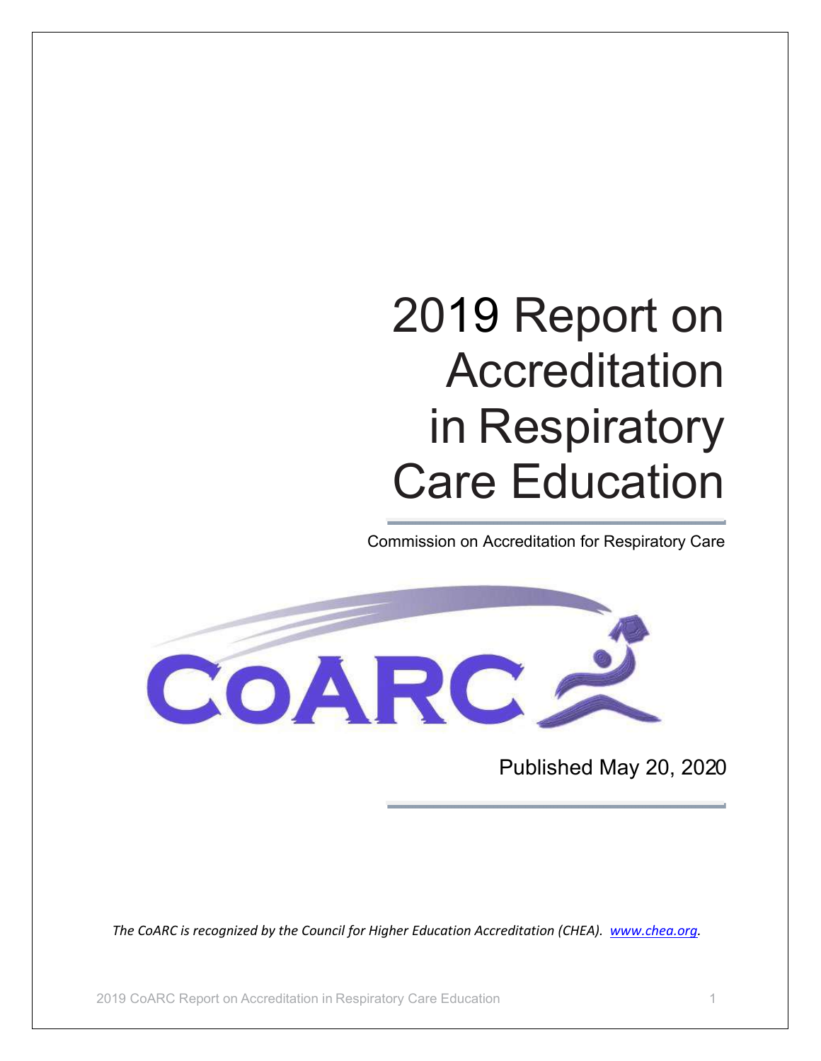# 2019 Report on Accreditation in Respiratory Care Education

Commission on Accreditation for Respiratory Care

Published May 20, 2020

*The CoARC is recognized by the Council for Higher Education Accreditation (CHEA). [www.chea.org](http://www.chea.org).*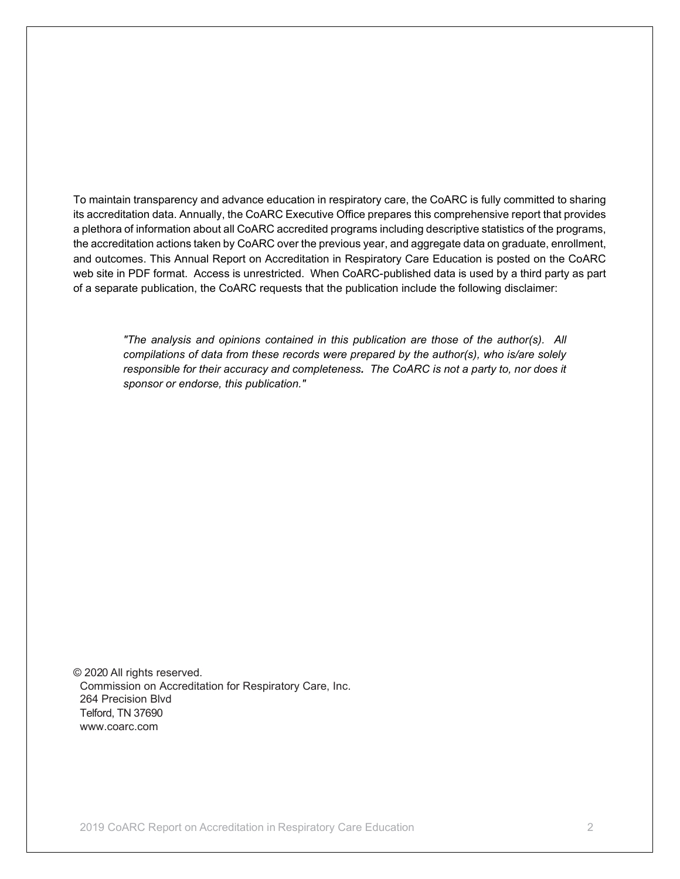To maintain transparency and advance education in respiratory care, the CoARC is fully committed to sharing its accreditation data. Annually, the CoARC Executive Office prepares this comprehensive report that provides a plethora of information about all CoARC accredited programs including descriptive statistics of the programs, the accreditation actions taken by CoARC over the previous year, and aggregate data on graduate, enrollment, and outcomes. This Annual Report on Accreditation in Respiratory Care Education is posted on the CoARC web site in PDF format. Access is unrestricted. When CoARC-published data is used by a third party as part of a separate publication, the CoARC requests that the publication include the following disclaimer:

> *"The analysis and opinions contained in this publication are those of the author(s). All compilations of data from these records were prepared by the author(s), who is/are solely responsible for their accuracy and completeness. The CoARC is not a party to, nor does it sponsor or endorse, this publication."*

© 2020 All rights reserved.
Commission on Accreditation for Respiratory Care, Inc.
264 Precision Blvd
Telford, TN 37690
www.coarc.com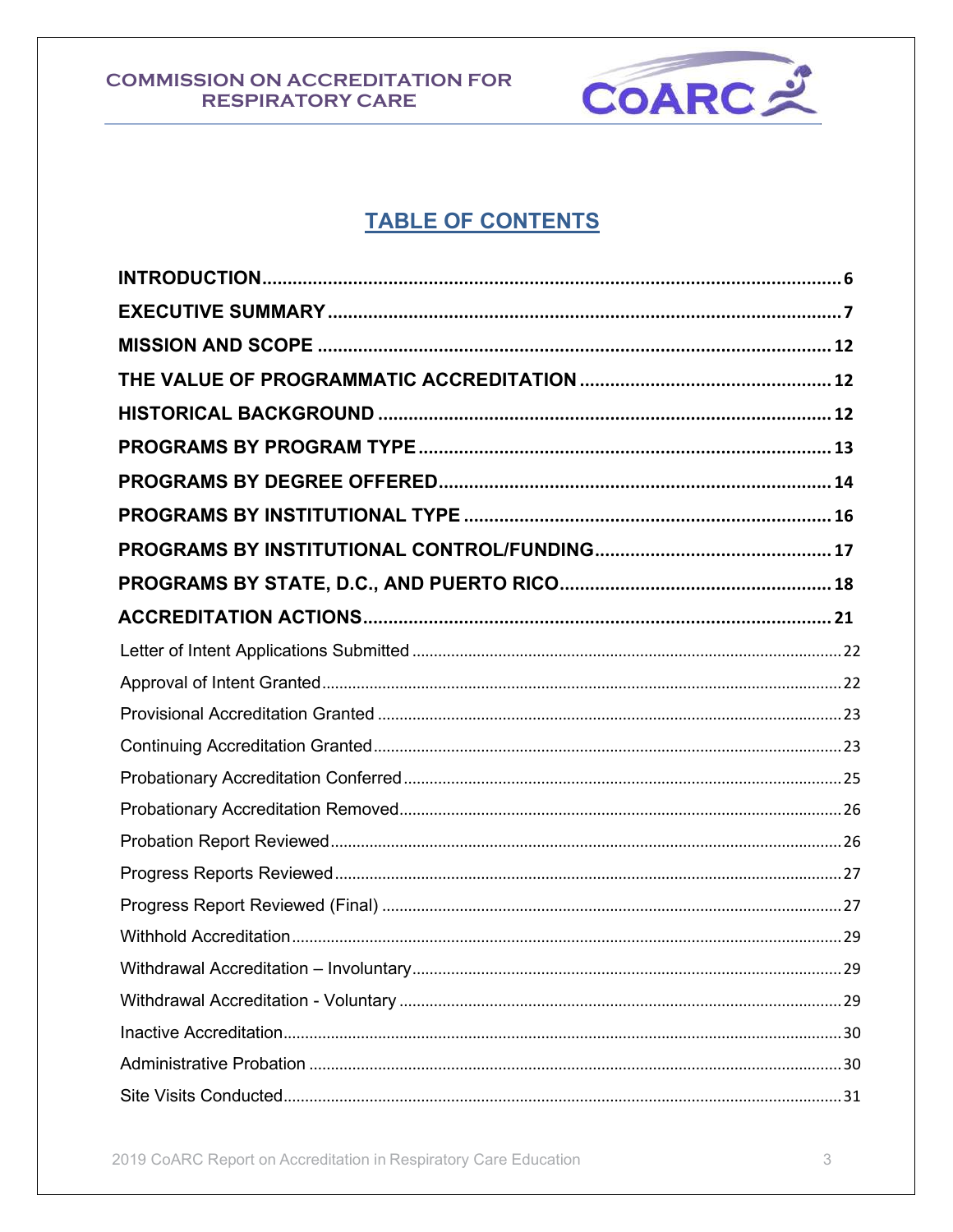# TABLE OF CONTENTS

**INTRODUCTION** .......... 6

**EXECUTIVE SUMMARY** .......... 7

**MISSION AND SCOPE** .......... 12

**THE VALUE OF PROGRAMMATIC ACCREDITATION** .......... 12

**HISTORICAL BACKGROUND** .......... 12

**PROGRAMS BY PROGRAM TYPE** .......... 13

**PROGRAMS BY DEGREE OFFERED** .......... 14

**PROGRAMS BY INSTITUTIONAL TYPE** .......... 16

**PROGRAMS BY INSTITUTIONAL CONTROL/FUNDING** .......... 17

**PROGRAMS BY STATE, D.C., AND PUERTO RICO** .......... 18

**ACCREDITATION ACTIONS** .......... 21

- Letter of Intent Applications Submitted .......... 22
- Approval of Intent Granted .......... 22
- Provisional Accreditation Granted .......... 23
- Continuing Accreditation Granted .......... 23
- Probationary Accreditation Conferred .......... 25
- Probationary Accreditation Removed .......... 26
- Probation Report Reviewed .......... 26
- Progress Reports Reviewed .......... 27
- Progress Report Reviewed (Final) .......... 27
- Withhold Accreditation .......... 29
- Withdrawal Accreditation – Involuntary .......... 29
- Withdrawal Accreditation - Voluntary .......... 29
- Inactive Accreditation .......... 30
- Administrative Probation .......... 30
- Site Visits Conducted .......... 31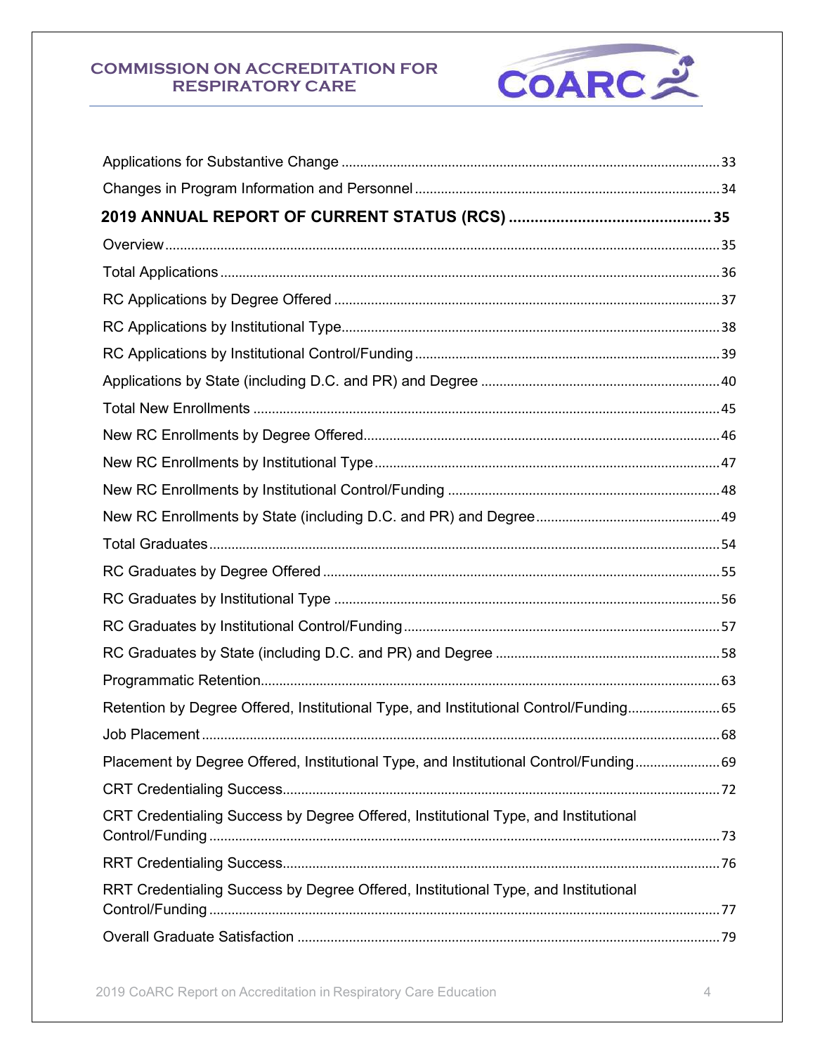Applications for Substantive Change ........ 33

Changes in Program Information and Personnel ........ 34

**2019 ANNUAL REPORT OF CURRENT STATUS (RCS) ........ 35**

Overview ........ 35

Total Applications ........ 36

RC Applications by Degree Offered ........ 37

RC Applications by Institutional Type ........ 38

RC Applications by Institutional Control/Funding ........ 39

Applications by State (including D.C. and PR) and Degree ........ 40

Total New Enrollments ........ 45

New RC Enrollments by Degree Offered ........ 46

New RC Enrollments by Institutional Type ........ 47

New RC Enrollments by Institutional Control/Funding ........ 48

New RC Enrollments by State (including D.C. and PR) and Degree ........ 49

Total Graduates ........ 54

RC Graduates by Degree Offered ........ 55

RC Graduates by Institutional Type ........ 56

RC Graduates by Institutional Control/Funding ........ 57

RC Graduates by State (including D.C. and PR) and Degree ........ 58

Programmatic Retention ........ 63

Retention by Degree Offered, Institutional Type, and Institutional Control/Funding ........ 65

Job Placement ........ 68

Placement by Degree Offered, Institutional Type, and Institutional Control/Funding ........ 69

CRT Credentialing Success ........ 72

CRT Credentialing Success by Degree Offered, Institutional Type, and Institutional Control/Funding ........ 73

RRT Credentialing Success ........ 76

RRT Credentialing Success by Degree Offered, Institutional Type, and Institutional Control/Funding ........ 77

Overall Graduate Satisfaction ........ 79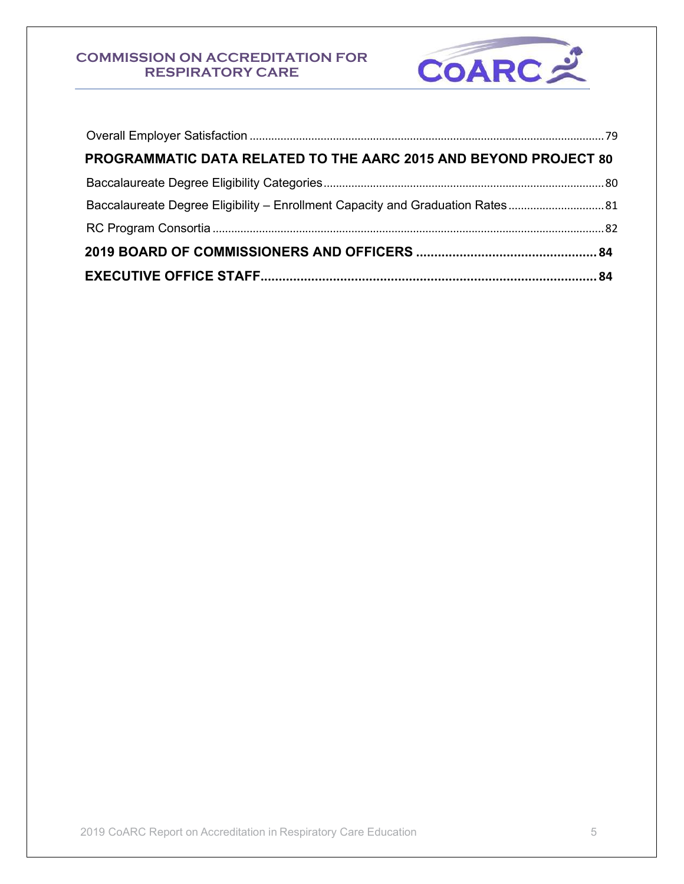Overall Employer Satisfaction ........................................................................................................ 79

**PROGRAMMATIC DATA RELATED TO THE AARC 2015 AND BEYOND PROJECT 80**

Baccalaureate Degree Eligibility Categories ................................................................................... 80

Baccalaureate Degree Eligibility – Enrollment Capacity and Graduation Rates ................................ 81

RC Program Consortia .................................................................................................................. 82

**2019 BOARD OF COMMISSIONERS AND OFFICERS ................................................ 84**

**EXECUTIVE OFFICE STAFF.............................................................................................. 84**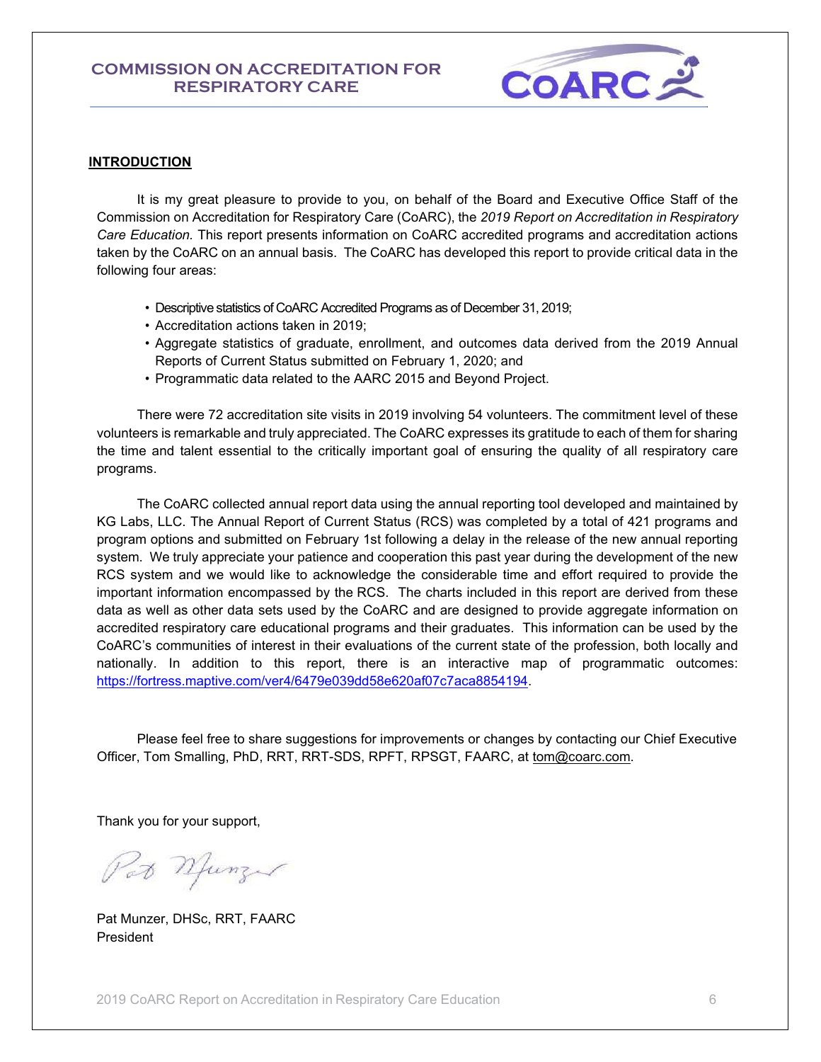# COMMISSION ON ACCREDITATION FOR RESPIRATORY CARE

## INTRODUCTION

It is my great pleasure to provide to you, on behalf of the Board and Executive Office Staff of the Commission on Accreditation for Respiratory Care (CoARC), the *2019 Report on Accreditation in Respiratory Care Education.* This report presents information on CoARC accredited programs and accreditation actions taken by the CoARC on an annual basis. The CoARC has developed this report to provide critical data in the following four areas:

- Descriptive statistics of CoARC Accredited Programs as of December 31, 2019;
- Accreditation actions taken in 2019;
- Aggregate statistics of graduate, enrollment, and outcomes data derived from the 2019 Annual Reports of Current Status submitted on February 1, 2020; and
- Programmatic data related to the AARC 2015 and Beyond Project.

There were 72 accreditation site visits in 2019 involving 54 volunteers. The commitment level of these volunteers is remarkable and truly appreciated. The CoARC expresses its gratitude to each of them for sharing the time and talent essential to the critically important goal of ensuring the quality of all respiratory care programs.

The CoARC collected annual report data using the annual reporting tool developed and maintained by KG Labs, LLC. The Annual Report of Current Status (RCS) was completed by a total of 421 programs and program options and submitted on February 1st following a delay in the release of the new annual reporting system. We truly appreciate your patience and cooperation this past year during the development of the new RCS system and we would like to acknowledge the considerable time and effort required to provide the important information encompassed by the RCS. The charts included in this report are derived from these data as well as other data sets used by the CoARC and are designed to provide aggregate information on accredited respiratory care educational programs and their graduates. This information can be used by the CoARC's communities of interest in their evaluations of the current state of the profession, both locally and nationally. In addition to this report, there is an interactive map of programmatic outcomes: https://fortress.maptive.com/ver4/6479e039dd58e620af07c7aca8854194.

Please feel free to share suggestions for improvements or changes by contacting our Chief Executive Officer, Tom Smalling, PhD, RRT, RRT-SDS, RPFT, RPSGT, FAARC, at tom@coarc.com.

Thank you for your support,

Pat Munzer, DHSc, RRT, FAARC
President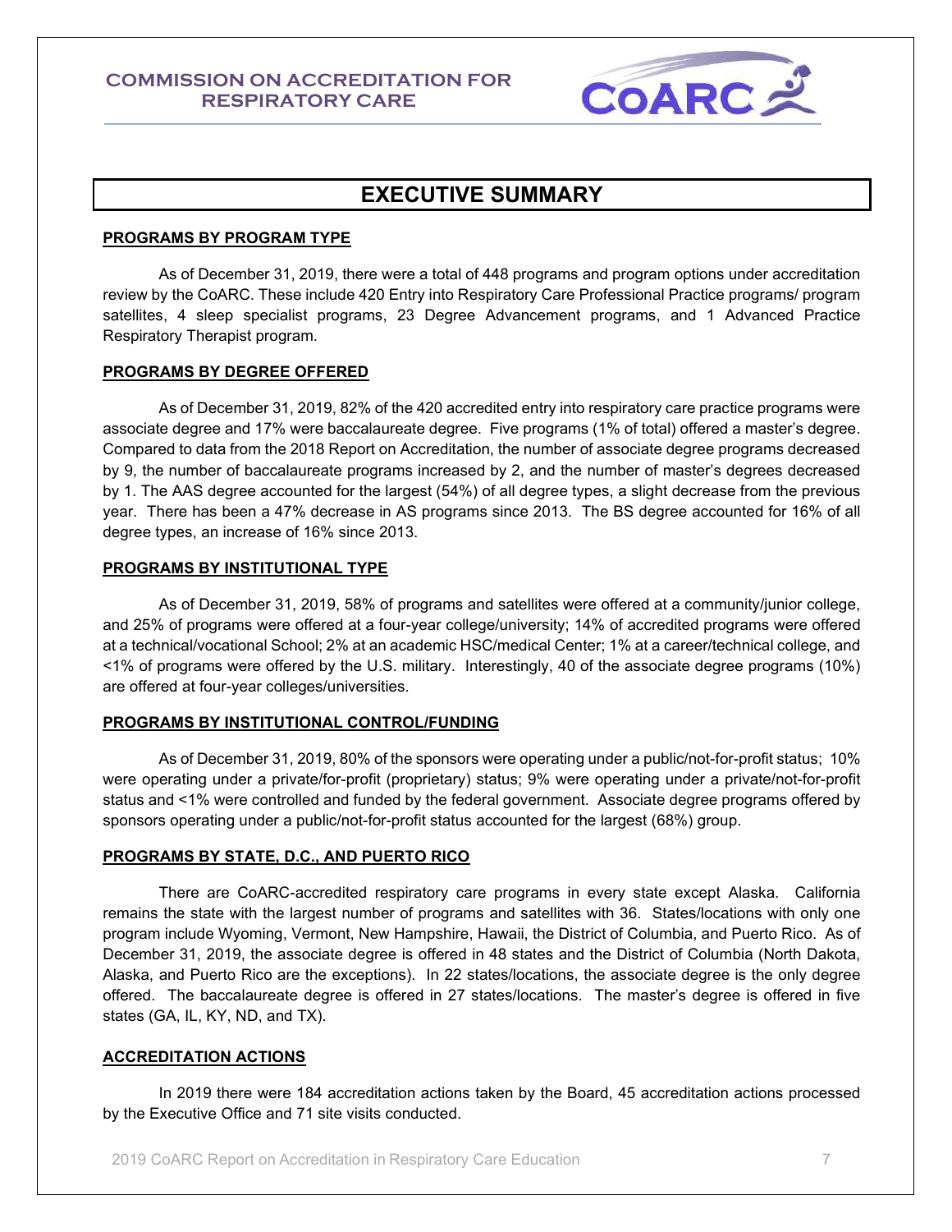# EXECUTIVE SUMMARY

## PROGRAMS BY PROGRAM TYPE

As of December 31, 2019, there were a total of 448 programs and program options under accreditation review by the CoARC. These include 420 Entry into Respiratory Care Professional Practice programs/ program satellites, 4 sleep specialist programs, 23 Degree Advancement programs, and 1 Advanced Practice Respiratory Therapist program.

## PROGRAMS BY DEGREE OFFERED

As of December 31, 2019, 82% of the 420 accredited entry into respiratory care practice programs were associate degree and 17% were baccalaureate degree. Five programs (1% of total) offered a master's degree. Compared to data from the 2018 Report on Accreditation, the number of associate degree programs decreased by 9, the number of baccalaureate programs increased by 2, and the number of master's degrees decreased by 1. The AAS degree accounted for the largest (54%) of all degree types, a slight decrease from the previous year. There has been a 47% decrease in AS programs since 2013. The BS degree accounted for 16% of all degree types, an increase of 16% since 2013.

## PROGRAMS BY INSTITUTIONAL TYPE

As of December 31, 2019, 58% of programs and satellites were offered at a community/junior college, and 25% of programs were offered at a four-year college/university; 14% of accredited programs were offered at a technical/vocational School; 2% at an academic HSC/medical Center; 1% at a career/technical college, and <1% of programs were offered by the U.S. military. Interestingly, 40 of the associate degree programs (10%) are offered at four-year colleges/universities.

## PROGRAMS BY INSTITUTIONAL CONTROL/FUNDING

As of December 31, 2019, 80% of the sponsors were operating under a public/not-for-profit status; 10% were operating under a private/for-profit (proprietary) status; 9% were operating under a private/not-for-profit status and <1% were controlled and funded by the federal government. Associate degree programs offered by sponsors operating under a public/not-for-profit status accounted for the largest (68%) group.

## PROGRAMS BY STATE, D.C., AND PUERTO RICO

There are CoARC-accredited respiratory care programs in every state except Alaska. California remains the state with the largest number of programs and satellites with 36. States/locations with only one program include Wyoming, Vermont, New Hampshire, Hawaii, the District of Columbia, and Puerto Rico. As of December 31, 2019, the associate degree is offered in 48 states and the District of Columbia (North Dakota, Alaska, and Puerto Rico are the exceptions). In 22 states/locations, the associate degree is the only degree offered. The baccalaureate degree is offered in 27 states/locations. The master's degree is offered in five states (GA, IL, KY, ND, and TX).

## ACCREDITATION ACTIONS

In 2019 there were 184 accreditation actions taken by the Board, 45 accreditation actions processed by the Executive Office and 71 site visits conducted.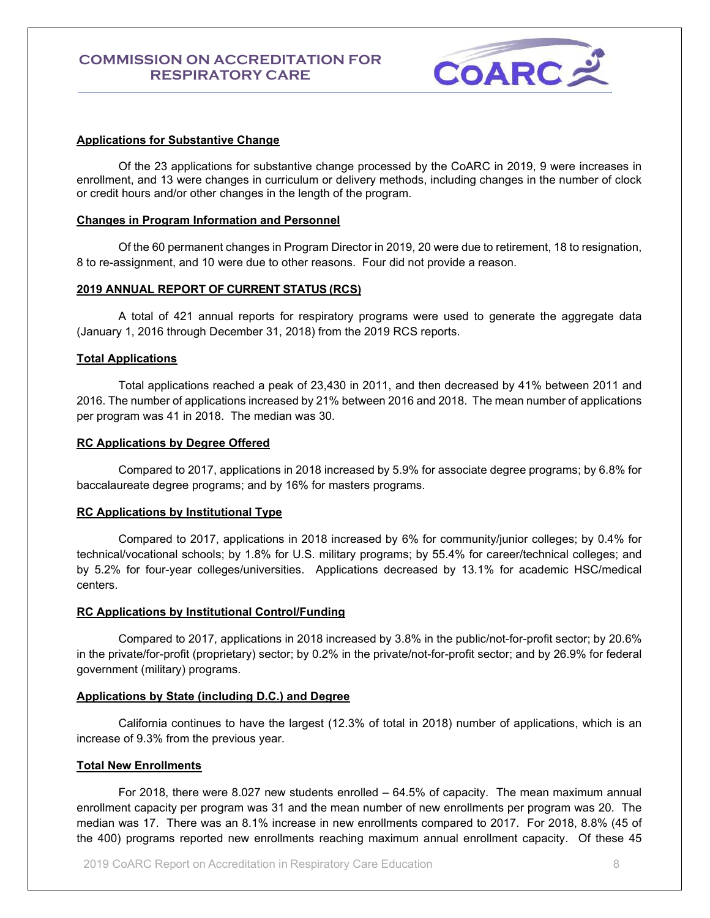### Applications for Substantive Change

Of the 23 applications for substantive change processed by the CoARC in 2019, 9 were increases in enrollment, and 13 were changes in curriculum or delivery methods, including changes in the number of clock or credit hours and/or other changes in the length of the program.

### Changes in Program Information and Personnel

Of the 60 permanent changes in Program Director in 2019, 20 were due to retirement, 18 to resignation, 8 to re-assignment, and 10 were due to other reasons. Four did not provide a reason.

### 2019 ANNUAL REPORT OF CURRENT STATUS (RCS)

A total of 421 annual reports for respiratory programs were used to generate the aggregate data (January 1, 2016 through December 31, 2018) from the 2019 RCS reports.

### Total Applications

Total applications reached a peak of 23,430 in 2011, and then decreased by 41% between 2011 and 2016. The number of applications increased by 21% between 2016 and 2018. The mean number of applications per program was 41 in 2018. The median was 30.

### RC Applications by Degree Offered

Compared to 2017, applications in 2018 increased by 5.9% for associate degree programs; by 6.8% for baccalaureate degree programs; and by 16% for masters programs.

### RC Applications by Institutional Type

Compared to 2017, applications in 2018 increased by 6% for community/junior colleges; by 0.4% for technical/vocational schools; by 1.8% for U.S. military programs; by 55.4% for career/technical colleges; and by 5.2% for four-year colleges/universities. Applications decreased by 13.1% for academic HSC/medical centers.

### RC Applications by Institutional Control/Funding

Compared to 2017, applications in 2018 increased by 3.8% in the public/not-for-profit sector; by 20.6% in the private/for-profit (proprietary) sector; by 0.2% in the private/not-for-profit sector; and by 26.9% for federal government (military) programs.

### Applications by State (including D.C.) and Degree

California continues to have the largest (12.3% of total in 2018) number of applications, which is an increase of 9.3% from the previous year.

### Total New Enrollments

For 2018, there were 8.027 new students enrolled – 64.5% of capacity. The mean maximum annual enrollment capacity per program was 31 and the mean number of new enrollments per program was 20. The median was 17. There was an 8.1% increase in new enrollments compared to 2017. For 2018, 8.8% (45 of the 400) programs reported new enrollments reaching maximum annual enrollment capacity. Of these 45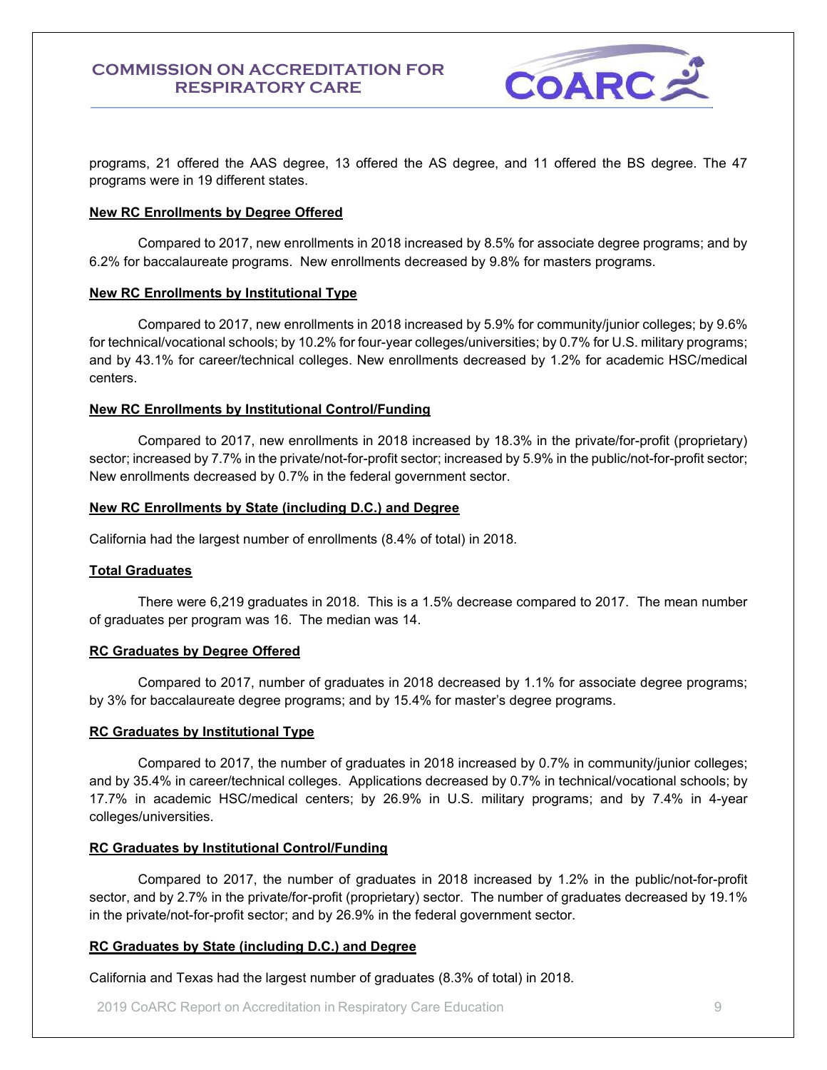programs, 21 offered the AAS degree, 13 offered the AS degree, and 11 offered the BS degree. The 47 programs were in 19 different states.

**New RC Enrollments by Degree Offered**

Compared to 2017, new enrollments in 2018 increased by 8.5% for associate degree programs; and by 6.2% for baccalaureate programs. New enrollments decreased by 9.8% for masters programs.

**New RC Enrollments by Institutional Type**

Compared to 2017, new enrollments in 2018 increased by 5.9% for community/junior colleges; by 9.6% for technical/vocational schools; by 10.2% for four-year colleges/universities; by 0.7% for U.S. military programs; and by 43.1% for career/technical colleges. New enrollments decreased by 1.2% for academic HSC/medical centers.

**New RC Enrollments by Institutional Control/Funding**

Compared to 2017, new enrollments in 2018 increased by 18.3% in the private/for-profit (proprietary) sector; increased by 7.7% in the private/not-for-profit sector; increased by 5.9% in the public/not-for-profit sector; New enrollments decreased by 0.7% in the federal government sector.

**New RC Enrollments by State (including D.C.) and Degree**

California had the largest number of enrollments (8.4% of total) in 2018.

**Total Graduates**

There were 6,219 graduates in 2018. This is a 1.5% decrease compared to 2017. The mean number of graduates per program was 16. The median was 14.

**RC Graduates by Degree Offered**

Compared to 2017, number of graduates in 2018 decreased by 1.1% for associate degree programs; by 3% for baccalaureate degree programs; and by 15.4% for master's degree programs.

**RC Graduates by Institutional Type**

Compared to 2017, the number of graduates in 2018 increased by 0.7% in community/junior colleges; and by 35.4% in career/technical colleges. Applications decreased by 0.7% in technical/vocational schools; by 17.7% in academic HSC/medical centers; by 26.9% in U.S. military programs; and by 7.4% in 4-year colleges/universities.

**RC Graduates by Institutional Control/Funding**

Compared to 2017, the number of graduates in 2018 increased by 1.2% in the public/not-for-profit sector, and by 2.7% in the private/for-profit (proprietary) sector. The number of graduates decreased by 19.1% in the private/not-for-profit sector; and by 26.9% in the federal government sector.

**RC Graduates by State (including D.C.) and Degree**

California and Texas had the largest number of graduates (8.3% of total) in 2018.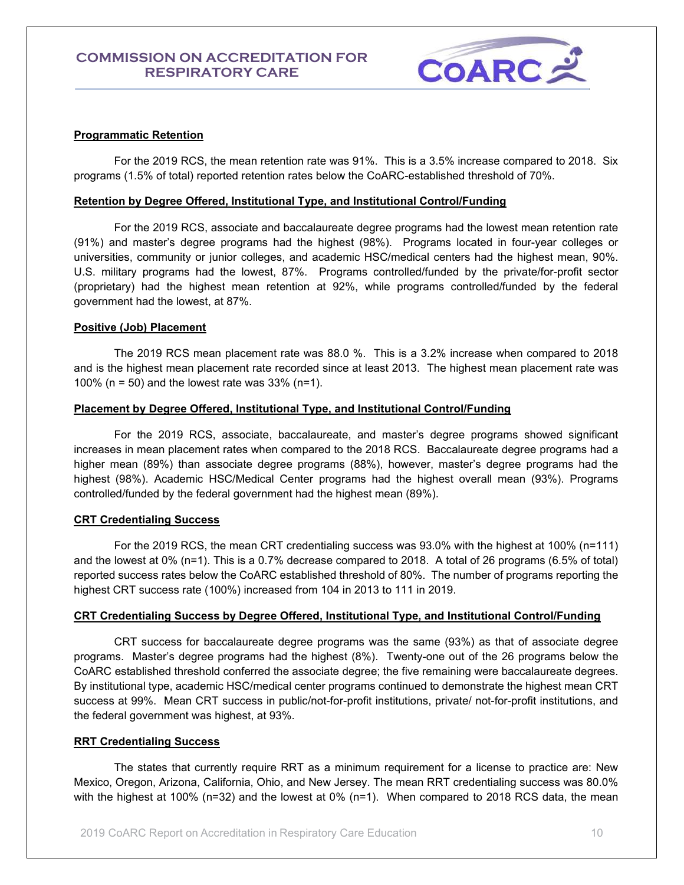**Programmatic Retention**

For the 2019 RCS, the mean retention rate was 91%. This is a 3.5% increase compared to 2018. Six programs (1.5% of total) reported retention rates below the CoARC-established threshold of 70%.

**Retention by Degree Offered, Institutional Type, and Institutional Control/Funding**

For the 2019 RCS, associate and baccalaureate degree programs had the lowest mean retention rate (91%) and master's degree programs had the highest (98%). Programs located in four-year colleges or universities, community or junior colleges, and academic HSC/medical centers had the highest mean, 90%. U.S. military programs had the lowest, 87%. Programs controlled/funded by the private/for-profit sector (proprietary) had the highest mean retention at 92%, while programs controlled/funded by the federal government had the lowest, at 87%.

**Positive (Job) Placement**

The 2019 RCS mean placement rate was 88.0 %. This is a 3.2% increase when compared to 2018 and is the highest mean placement rate recorded since at least 2013. The highest mean placement rate was 100% (n = 50) and the lowest rate was 33% (n=1).

**Placement by Degree Offered, Institutional Type, and Institutional Control/Funding**

For the 2019 RCS, associate, baccalaureate, and master's degree programs showed significant increases in mean placement rates when compared to the 2018 RCS. Baccalaureate degree programs had a higher mean (89%) than associate degree programs (88%), however, master's degree programs had the highest (98%). Academic HSC/Medical Center programs had the highest overall mean (93%). Programs controlled/funded by the federal government had the highest mean (89%).

**CRT Credentialing Success**

For the 2019 RCS, the mean CRT credentialing success was 93.0% with the highest at 100% (n=111) and the lowest at 0% (n=1). This is a 0.7% decrease compared to 2018. A total of 26 programs (6.5% of total) reported success rates below the CoARC established threshold of 80%. The number of programs reporting the highest CRT success rate (100%) increased from 104 in 2013 to 111 in 2019.

**CRT Credentialing Success by Degree Offered, Institutional Type, and Institutional Control/Funding**

CRT success for baccalaureate degree programs was the same (93%) as that of associate degree programs. Master's degree programs had the highest (8%). Twenty-one out of the 26 programs below the CoARC established threshold conferred the associate degree; the five remaining were baccalaureate degrees. By institutional type, academic HSC/medical center programs continued to demonstrate the highest mean CRT success at 99%. Mean CRT success in public/not-for-profit institutions, private/ not-for-profit institutions, and the federal government was highest, at 93%.

**RRT Credentialing Success**

The states that currently require RRT as a minimum requirement for a license to practice are: New Mexico, Oregon, Arizona, California, Ohio, and New Jersey. The mean RRT credentialing success was 80.0% with the highest at 100% (n=32) and the lowest at 0% (n=1). When compared to 2018 RCS data, the mean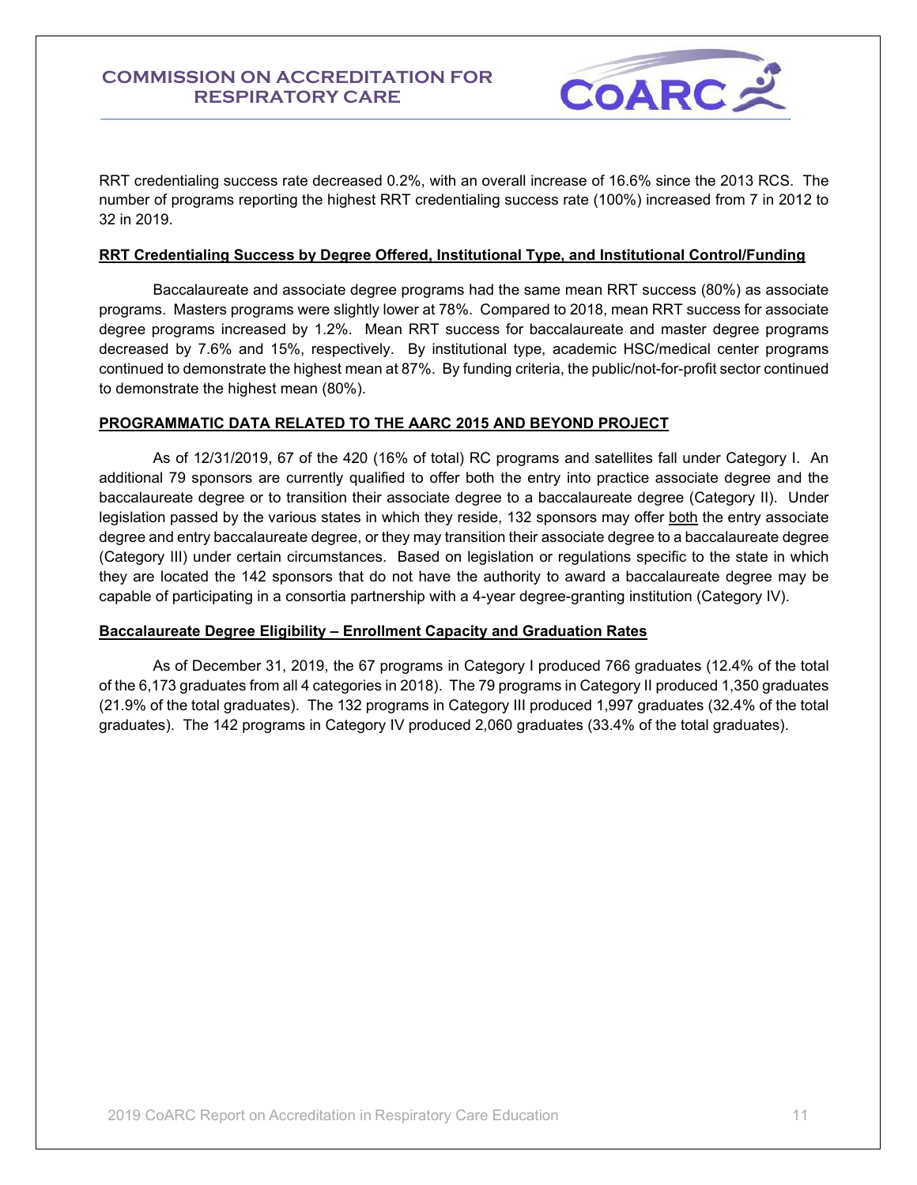RRT credentialing success rate decreased 0.2%, with an overall increase of 16.6% since the 2013 RCS. The number of programs reporting the highest RRT credentialing success rate (100%) increased from 7 in 2012 to 32 in 2019.

### RRT Credentialing Success by Degree Offered, Institutional Type, and Institutional Control/Funding

Baccalaureate and associate degree programs had the same mean RRT success (80%) as associate programs. Masters programs were slightly lower at 78%. Compared to 2018, mean RRT success for associate degree programs increased by 1.2%. Mean RRT success for baccalaureate and master degree programs decreased by 7.6% and 15%, respectively. By institutional type, academic HSC/medical center programs continued to demonstrate the highest mean at 87%. By funding criteria, the public/not-for-profit sector continued to demonstrate the highest mean (80%).

## PROGRAMMATIC DATA RELATED TO THE AARC 2015 AND BEYOND PROJECT

As of 12/31/2019, 67 of the 420 (16% of total) RC programs and satellites fall under Category I. An additional 79 sponsors are currently qualified to offer both the entry into practice associate degree and the baccalaureate degree or to transition their associate degree to a baccalaureate degree (Category II). Under legislation passed by the various states in which they reside, 132 sponsors may offer both the entry associate degree and entry baccalaureate degree, or they may transition their associate degree to a baccalaureate degree (Category III) under certain circumstances. Based on legislation or regulations specific to the state in which they are located the 142 sponsors that do not have the authority to award a baccalaureate degree may be capable of participating in a consortia partnership with a 4-year degree-granting institution (Category IV).

### Baccalaureate Degree Eligibility – Enrollment Capacity and Graduation Rates

As of December 31, 2019, the 67 programs in Category I produced 766 graduates (12.4% of the total of the 6,173 graduates from all 4 categories in 2018). The 79 programs in Category II produced 1,350 graduates (21.9% of the total graduates). The 132 programs in Category III produced 1,997 graduates (32.4% of the total graduates). The 142 programs in Category IV produced 2,060 graduates (33.4% of the total graduates).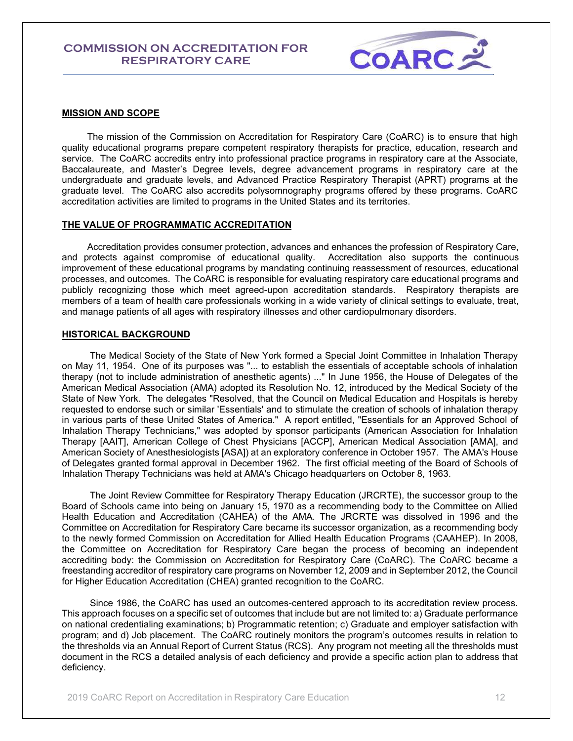## MISSION AND SCOPE

The mission of the Commission on Accreditation for Respiratory Care (CoARC) is to ensure that high quality educational programs prepare competent respiratory therapists for practice, education, research and service. The CoARC accredits entry into professional practice programs in respiratory care at the Associate, Baccalaureate, and Master's Degree levels, degree advancement programs in respiratory care at the undergraduate and graduate levels, and Advanced Practice Respiratory Therapist (APRT) programs at the graduate level. The CoARC also accredits polysomnography programs offered by these programs. CoARC accreditation activities are limited to programs in the United States and its territories.

## THE VALUE OF PROGRAMMATIC ACCREDITATION

Accreditation provides consumer protection, advances and enhances the profession of Respiratory Care, and protects against compromise of educational quality. Accreditation also supports the continuous improvement of these educational programs by mandating continuing reassessment of resources, educational processes, and outcomes. The CoARC is responsible for evaluating respiratory care educational programs and publicly recognizing those which meet agreed-upon accreditation standards. Respiratory therapists are members of a team of health care professionals working in a wide variety of clinical settings to evaluate, treat, and manage patients of all ages with respiratory illnesses and other cardiopulmonary disorders.

## HISTORICAL BACKGROUND

The Medical Society of the State of New York formed a Special Joint Committee in Inhalation Therapy on May 11, 1954. One of its purposes was "... to establish the essentials of acceptable schools of inhalation therapy (not to include administration of anesthetic agents) ..." In June 1956, the House of Delegates of the American Medical Association (AMA) adopted its Resolution No. 12, introduced by the Medical Society of the State of New York. The delegates "Resolved, that the Council on Medical Education and Hospitals is hereby requested to endorse such or similar 'Essentials' and to stimulate the creation of schools of inhalation therapy in various parts of these United States of America." A report entitled, "Essentials for an Approved School of Inhalation Therapy Technicians," was adopted by sponsor participants (American Association for Inhalation Therapy [AAIT], American College of Chest Physicians [ACCP], American Medical Association [AMA], and American Society of Anesthesiologists [ASA]) at an exploratory conference in October 1957. The AMA's House of Delegates granted formal approval in December 1962. The first official meeting of the Board of Schools of Inhalation Therapy Technicians was held at AMA's Chicago headquarters on October 8, 1963.

The Joint Review Committee for Respiratory Therapy Education (JRCRTE), the successor group to the Board of Schools came into being on January 15, 1970 as a recommending body to the Committee on Allied Health Education and Accreditation (CAHEA) of the AMA. The JRCRTE was dissolved in 1996 and the Committee on Accreditation for Respiratory Care became its successor organization, as a recommending body to the newly formed Commission on Accreditation for Allied Health Education Programs (CAAHEP). In 2008, the Committee on Accreditation for Respiratory Care began the process of becoming an independent accrediting body: the Commission on Accreditation for Respiratory Care (CoARC). The CoARC became a freestanding accreditor of respiratory care programs on November 12, 2009 and in September 2012, the Council for Higher Education Accreditation (CHEA) granted recognition to the CoARC.

Since 1986, the CoARC has used an outcomes-centered approach to its accreditation review process. This approach focuses on a specific set of outcomes that include but are not limited to: a) Graduate performance on national credentialing examinations; b) Programmatic retention; c) Graduate and employer satisfaction with program; and d) Job placement. The CoARC routinely monitors the program's outcomes results in relation to the thresholds via an Annual Report of Current Status (RCS). Any program not meeting all the thresholds must document in the RCS a detailed analysis of each deficiency and provide a specific action plan to address that deficiency.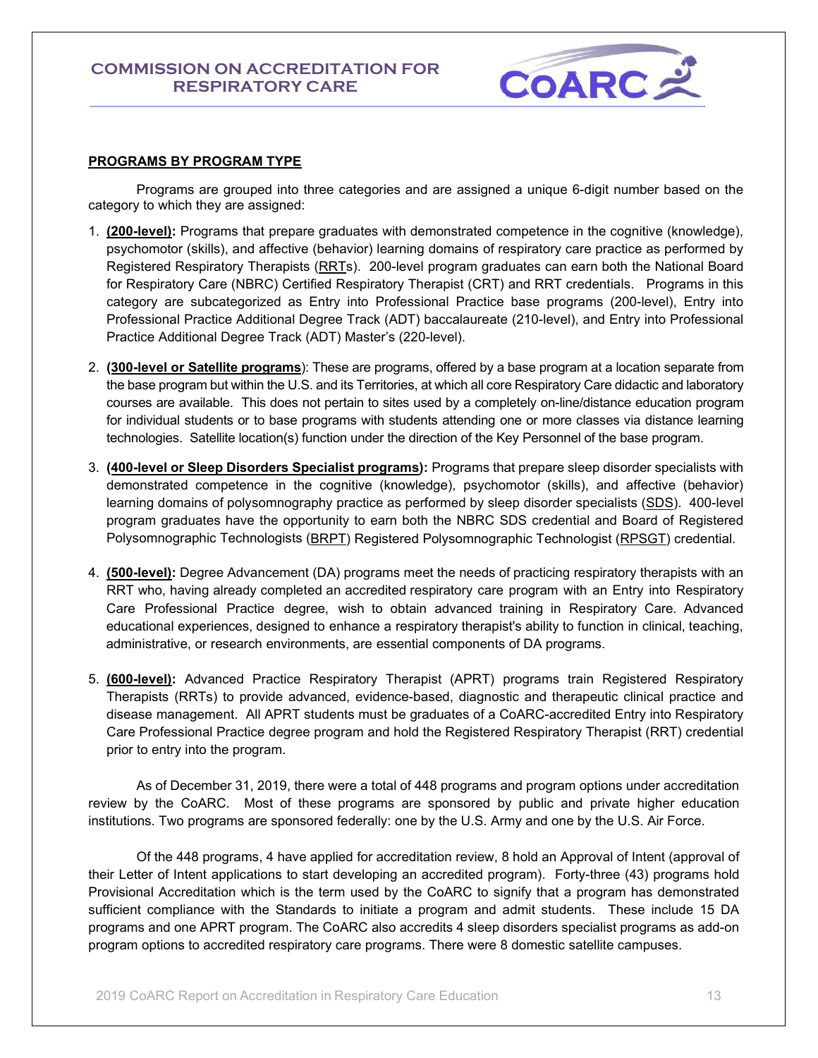**PROGRAMS BY PROGRAM TYPE**

Programs are grouped into three categories and are assigned a unique 6-digit number based on the category to which they are assigned:

1. **(200-level):** Programs that prepare graduates with demonstrated competence in the cognitive (knowledge), psychomotor (skills), and affective (behavior) learning domains of respiratory care practice as performed by Registered Respiratory Therapists (RRTs). 200-level program graduates can earn both the National Board for Respiratory Care (NBRC) Certified Respiratory Therapist (CRT) and RRT credentials. Programs in this category are subcategorized as Entry into Professional Practice base programs (200-level), Entry into Professional Practice Additional Degree Track (ADT) baccalaureate (210-level), and Entry into Professional Practice Additional Degree Track (ADT) Master's (220-level).

2. **(300-level or Satellite programs**): These are programs, offered by a base program at a location separate from the base program but within the U.S. and its Territories, at which all core Respiratory Care didactic and laboratory courses are available. This does not pertain to sites used by a completely on-line/distance education program for individual students or to base programs with students attending one or more classes via distance learning technologies. Satellite location(s) function under the direction of the Key Personnel of the base program.

3. **(400-level or Sleep Disorders Specialist programs):** Programs that prepare sleep disorder specialists with demonstrated competence in the cognitive (knowledge), psychomotor (skills), and affective (behavior) learning domains of polysomnography practice as performed by sleep disorder specialists (SDS). 400-level program graduates have the opportunity to earn both the NBRC SDS credential and Board of Registered Polysomnographic Technologists (BRPT) Registered Polysomnographic Technologist (RPSGT) credential.

4. **(500-level):** Degree Advancement (DA) programs meet the needs of practicing respiratory therapists with an RRT who, having already completed an accredited respiratory care program with an Entry into Respiratory Care Professional Practice degree, wish to obtain advanced training in Respiratory Care. Advanced educational experiences, designed to enhance a respiratory therapist's ability to function in clinical, teaching, administrative, or research environments, are essential components of DA programs.

5. **(600-level):** Advanced Practice Respiratory Therapist (APRT) programs train Registered Respiratory Therapists (RRTs) to provide advanced, evidence-based, diagnostic and therapeutic clinical practice and disease management. All APRT students must be graduates of a CoARC-accredited Entry into Respiratory Care Professional Practice degree program and hold the Registered Respiratory Therapist (RRT) credential prior to entry into the program.

As of December 31, 2019, there were a total of 448 programs and program options under accreditation review by the CoARC. Most of these programs are sponsored by public and private higher education institutions. Two programs are sponsored federally: one by the U.S. Army and one by the U.S. Air Force.

Of the 448 programs, 4 have applied for accreditation review, 8 hold an Approval of Intent (approval of their Letter of Intent applications to start developing an accredited program). Forty-three (43) programs hold Provisional Accreditation which is the term used by the CoARC to signify that a program has demonstrated sufficient compliance with the Standards to initiate a program and admit students. These include 15 DA programs and one APRT program. The CoARC also accredits 4 sleep disorders specialist programs as add-on program options to accredited respiratory care programs. There were 8 domestic satellite campuses.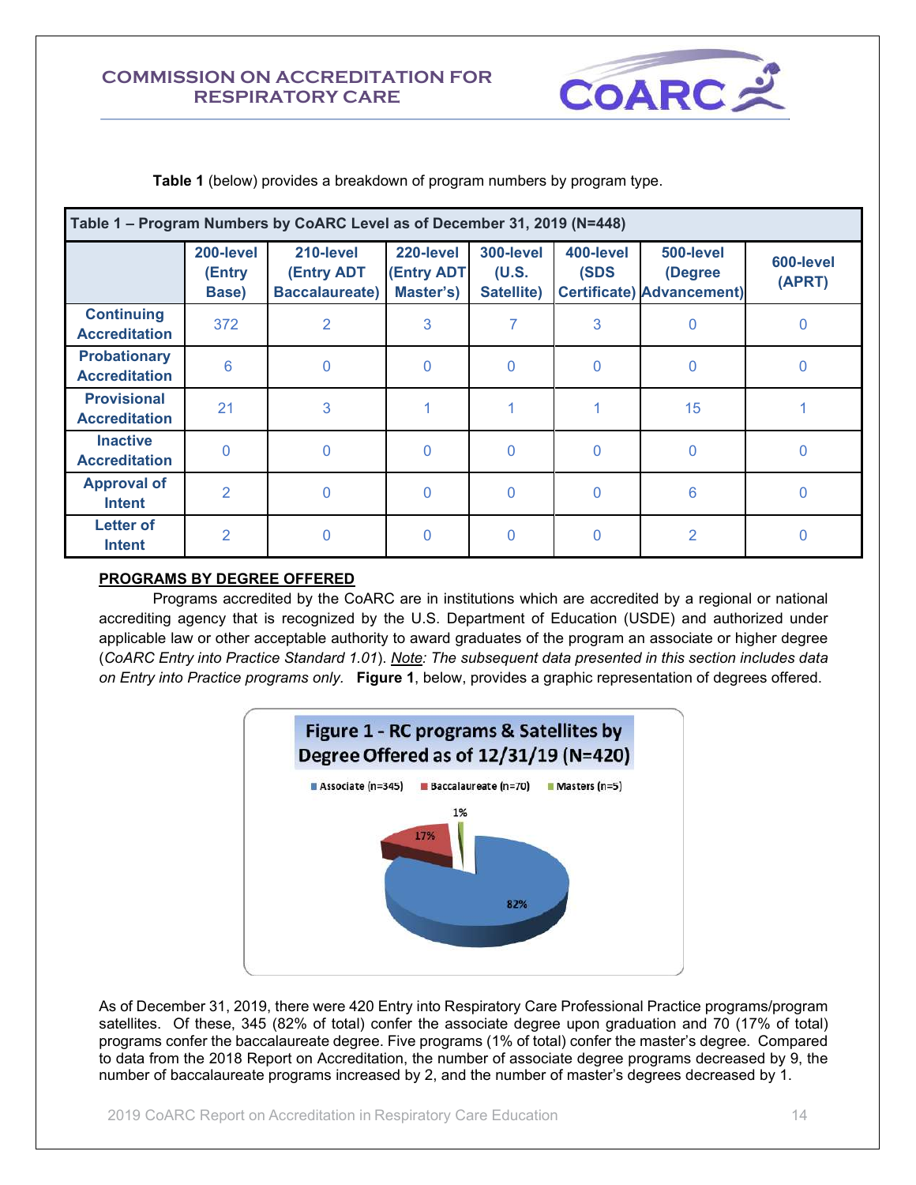**Table 1** (below) provides a breakdown of program numbers by program type.

**Table 1 – Program Numbers by CoARC Level as of December 31, 2019 (N=448)**

| | 200-level (Entry Base) | 210-level (Entry ADT Baccalaureate) | 220-level (Entry ADT Master's) | 300-level (U.S. Satellite) | 400-level (SDS Certificate) | 500-level (Degree Advancement) | 600-level (APRT) |
|---|---|---|---|---|---|---|---|
| **Continuing Accreditation** | 372 | 2 | 3 | 7 | 3 | 0 | 0 |
| **Probationary Accreditation** | 6 | 0 | 0 | 0 | 0 | 0 | 0 |
| **Provisional Accreditation** | 21 | 3 | 1 | 1 | 1 | 15 | 1 |
| **Inactive Accreditation** | 0 | 0 | 0 | 0 | 0 | 0 | 0 |
| **Approval of Intent** | 2 | 0 | 0 | 0 | 0 | 6 | 0 |
| **Letter of Intent** | 2 | 0 | 0 | 0 | 0 | 2 | 0 |

## PROGRAMS BY DEGREE OFFERED

Programs accredited by the CoARC are in institutions which are accredited by a regional or national accrediting agency that is recognized by the U.S. Department of Education (USDE) and authorized under applicable law or other acceptable authority to award graduates of the program an associate or higher degree (*CoARC Entry into Practice Standard 1.01*). *Note: The subsequent data presented in this section includes data on Entry into Practice programs only.* **Figure 1**, below, provides a graphic representation of degrees offered.

**Figure 1 - RC programs & Satellites by Degree Offered as of 12/31/19 (N=420)**

Associate (n=345) | Baccalaureate (n=70) | Masters (n=5)

82% | 17% | 1%

As of December 31, 2019, there were 420 Entry into Respiratory Care Professional Practice programs/program satellites. Of these, 345 (82% of total) confer the associate degree upon graduation and 70 (17% of total) programs confer the baccalaureate degree. Five programs (1% of total) confer the master's degree. Compared to data from the 2018 Report on Accreditation, the number of associate degree programs decreased by 9, the number of baccalaureate programs increased by 2, and the number of master's degrees decreased by 1.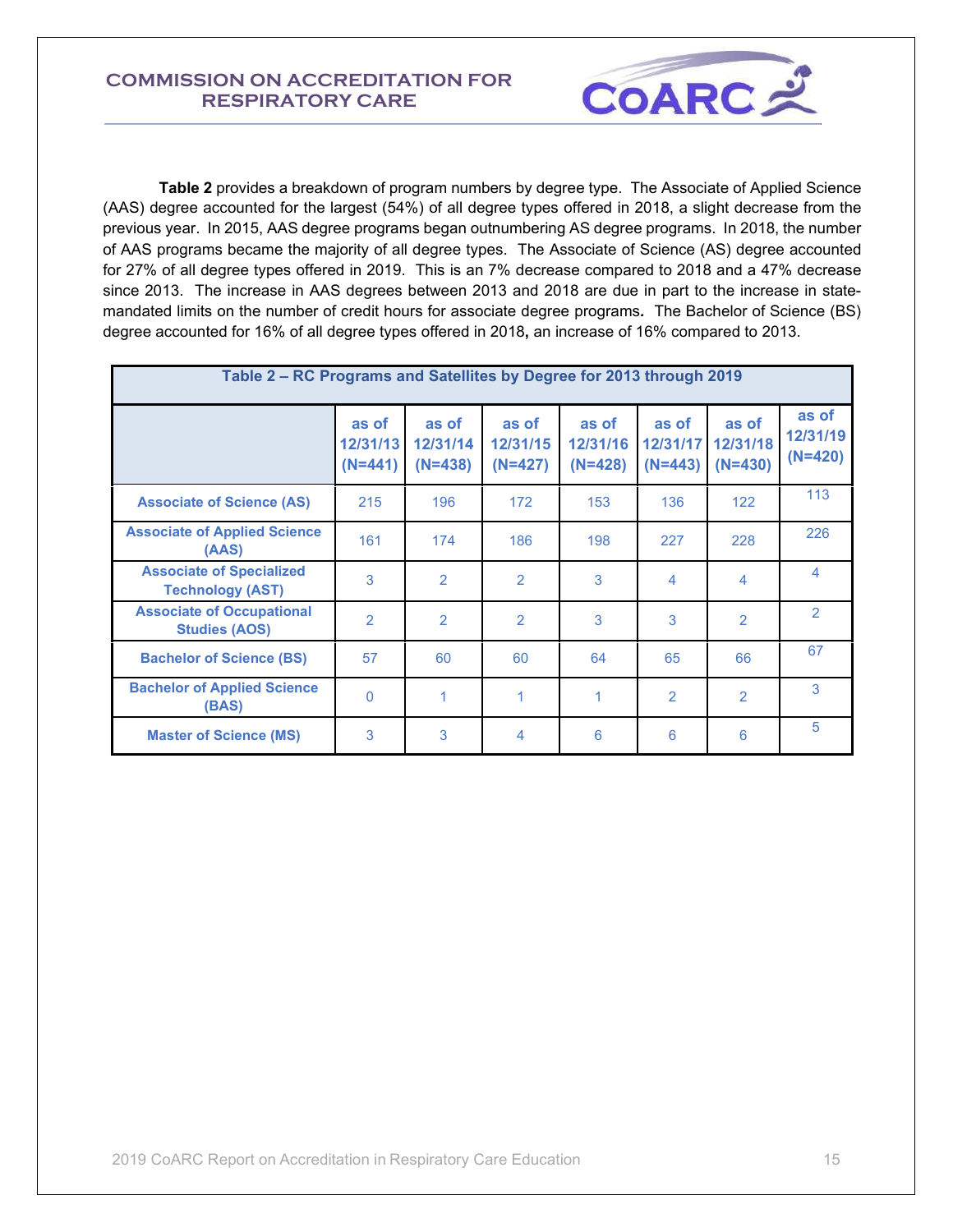**Table 2** provides a breakdown of program numbers by degree type. The Associate of Applied Science (AAS) degree accounted for the largest (54%) of all degree types offered in 2018, a slight decrease from the previous year. In 2015, AAS degree programs began outnumbering AS degree programs. In 2018, the number of AAS programs became the majority of all degree types. The Associate of Science (AS) degree accounted for 27% of all degree types offered in 2019. This is an 7% decrease compared to 2018 and a 47% decrease since 2013. The increase in AAS degrees between 2013 and 2018 are due in part to the increase in state-mandated limits on the number of credit hours for associate degree programs**.** The Bachelor of Science (BS) degree accounted for 16% of all degree types offered in 2018**,** an increase of 16% compared to 2013.

**Table 2 – RC Programs and Satellites by Degree for 2013 through 2019**

| | as of 12/31/13 (N=441) | as of 12/31/14 (N=438) | as of 12/31/15 (N=427) | as of 12/31/16 (N=428) | as of 12/31/17 (N=443) | as of 12/31/18 (N=430) | as of 12/31/19 (N=420) |
|---|---|---|---|---|---|---|---|
| Associate of Science (AS) | 215 | 196 | 172 | 153 | 136 | 122 | 113 |
| Associate of Applied Science (AAS) | 161 | 174 | 186 | 198 | 227 | 228 | 226 |
| Associate of Specialized Technology (AST) | 3 | 2 | 2 | 3 | 4 | 4 | 4 |
| Associate of Occupational Studies (AOS) | 2 | 2 | 2 | 3 | 3 | 2 | 2 |
| Bachelor of Science (BS) | 57 | 60 | 60 | 64 | 65 | 66 | 67 |
| Bachelor of Applied Science (BAS) | 0 | 1 | 1 | 1 | 2 | 2 | 3 |
| Master of Science (MS) | 3 | 3 | 4 | 6 | 6 | 6 | 5 |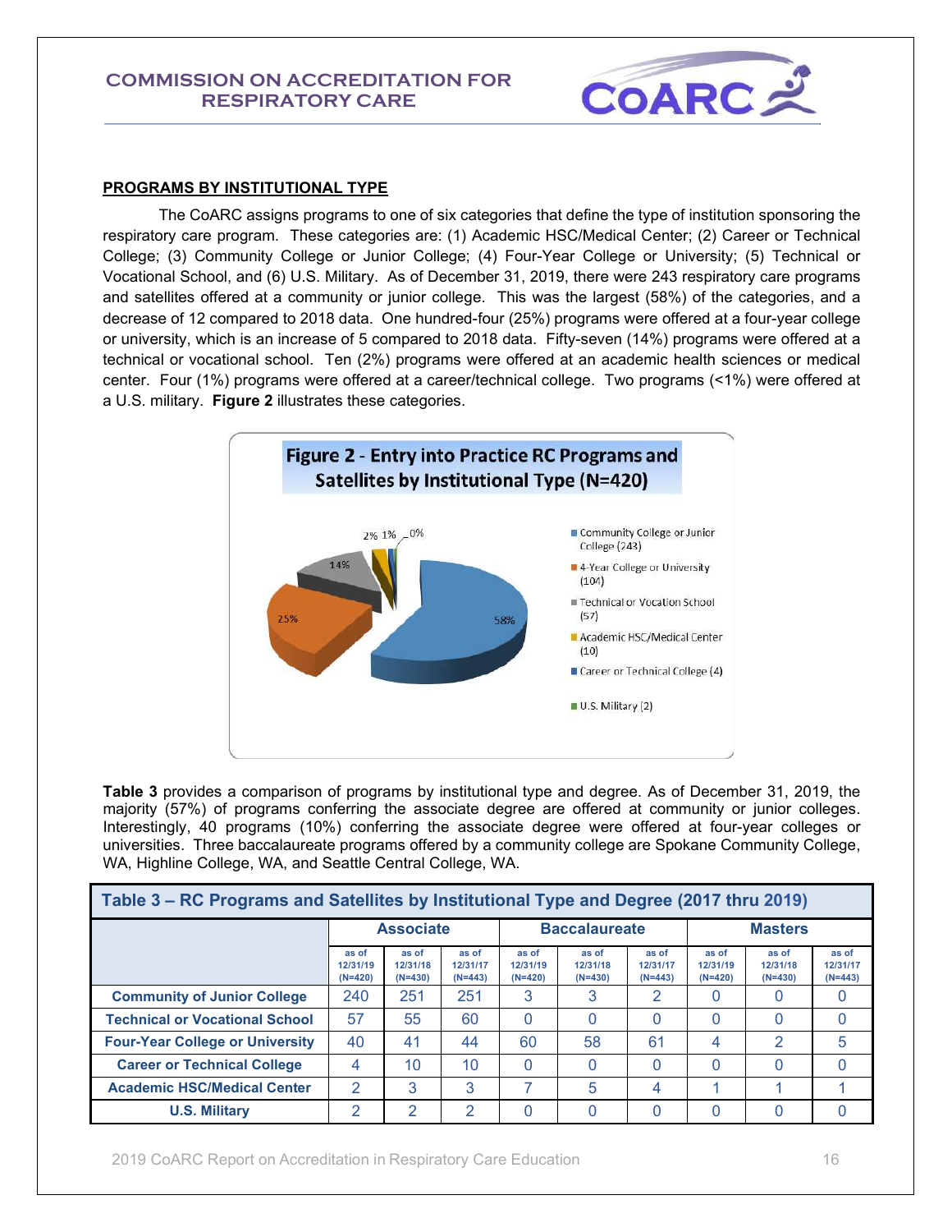## PROGRAMS BY INSTITUTIONAL TYPE

The CoARC assigns programs to one of six categories that define the type of institution sponsoring the respiratory care program. These categories are: (1) Academic HSC/Medical Center; (2) Career or Technical College; (3) Community College or Junior College; (4) Four-Year College or University; (5) Technical or Vocational School, and (6) U.S. Military. As of December 31, 2019, there were 243 respiratory care programs and satellites offered at a community or junior college. This was the largest (58%) of the categories, and a decrease of 12 compared to 2018 data. One hundred-four (25%) programs were offered at a four-year college or university, which is an increase of 5 compared to 2018 data. Fifty-seven (14%) programs were offered at a technical or vocational school. Ten (2%) programs were offered at an academic health sciences or medical center. Four (1%) programs were offered at a career/technical college. Two programs (<1%) were offered at a U.S. military. **Figure 2** illustrates these categories.

**Figure 2 - Entry into Practice RC Programs and Satellites by Institutional Type (N=420)**

- Community College or Junior College (243) – 58%
- 4-Year College or University (104) – 25%
- Technical or Vocation School (57) – 14%
- Academic HSC/Medical Center (10) – 2%
- Career or Technical College (4) – 1%
- U.S. Military (2) – 0%

**Table 3** provides a comparison of programs by institutional type and degree. As of December 31, 2019, the majority (57%) of programs conferring the associate degree are offered at community or junior colleges. Interestingly, 40 programs (10%) conferring the associate degree were offered at four-year colleges or universities. Three baccalaureate programs offered by a community college are Spokane Community College, WA, Highline College, WA, and Seattle Central College, WA.

**Table 3 – RC Programs and Satellites by Institutional Type and Degree (2017 thru 2019)**

| | Associate | | | Baccalaureate | | | Masters | | |
|---|---|---|---|---|---|---|---|---|---|
| | as of 12/31/19 (N=420) | as of 12/31/18 (N=430) | as of 12/31/17 (N=443) | as of 12/31/19 (N=420) | as of 12/31/18 (N=430) | as of 12/31/17 (N=443) | as of 12/31/19 (N=420) | as of 12/31/18 (N=430) | as of 12/31/17 (N=443) |
| **Community of Junior College** | 240 | 251 | 251 | 3 | 3 | 2 | 0 | 0 | 0 |
| **Technical or Vocational School** | 57 | 55 | 60 | 0 | 0 | 0 | 0 | 0 | 0 |
| **Four-Year College or University** | 40 | 41 | 44 | 60 | 58 | 61 | 4 | 2 | 5 |
| **Career or Technical College** | 4 | 10 | 10 | 0 | 0 | 0 | 0 | 0 | 0 |
| **Academic HSC/Medical Center** | 2 | 3 | 3 | 7 | 5 | 4 | 1 | 1 | 1 |
| **U.S. Military** | 2 | 2 | 2 | 0 | 0 | 0 | 0 | 0 | 0 |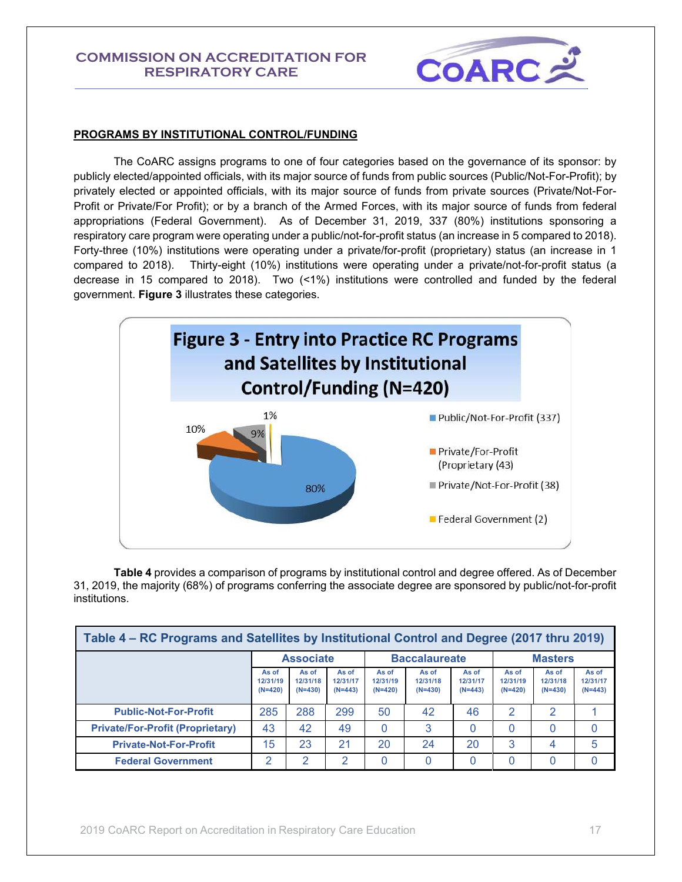## PROGRAMS BY INSTITUTIONAL CONTROL/FUNDING

The CoARC assigns programs to one of four categories based on the governance of its sponsor: by publicly elected/appointed officials, with its major source of funds from public sources (Public/Not-For-Profit); by privately elected or appointed officials, with its major source of funds from private sources (Private/Not-For-Profit or Private/For Profit); or by a branch of the Armed Forces, with its major source of funds from federal appropriations (Federal Government). As of December 31, 2019, 337 (80%) institutions sponsoring a respiratory care program were operating under a public/not-for-profit status (an increase in 5 compared to 2018). Forty-three (10%) institutions were operating under a private/for-profit (proprietary) status (an increase in 1 compared to 2018). Thirty-eight (10%) institutions were operating under a private/not-for-profit status (a decrease in 15 compared to 2018). Two (<1%) institutions were controlled and funded by the federal government. **Figure 3** illustrates these categories.

**Figure 3 - Entry into Practice RC Programs and Satellites by Institutional Control/Funding (N=420)**

- Public/Not-For-Profit (337) – 80%
- Private/For-Profit (Proprietary (43) – 10%
- Private/Not-For-Profit (38) – 9%
- Federal Government (2) – 1%

**Table 4** provides a comparison of programs by institutional control and degree offered. As of December 31, 2019, the majority (68%) of programs conferring the associate degree are sponsored by public/not-for-profit institutions.

**Table 4 – RC Programs and Satellites by Institutional Control and Degree (2017 thru 2019)**

| | Associate | | | Baccalaureate | | | Masters | | |
|---|---|---|---|---|---|---|---|---|---|
| | As of 12/31/19 (N=420) | As of 12/31/18 (N=430) | As of 12/31/17 (N=443) | As of 12/31/19 (N=420) | As of 12/31/18 (N=430) | As of 12/31/17 (N=443) | As of 12/31/19 (N=420) | As of 12/31/18 (N=430) | As of 12/31/17 (N=443) |
| **Public-Not-For-Profit** | 285 | 288 | 299 | 50 | 42 | 46 | 2 | 2 | 1 |
| **Private/For-Profit (Proprietary)** | 43 | 42 | 49 | 0 | 3 | 0 | 0 | 0 | 0 |
| **Private-Not-For-Profit** | 15 | 23 | 21 | 20 | 24 | 20 | 3 | 4 | 5 |
| **Federal Government** | 2 | 2 | 2 | 0 | 0 | 0 | 0 | 0 | 0 |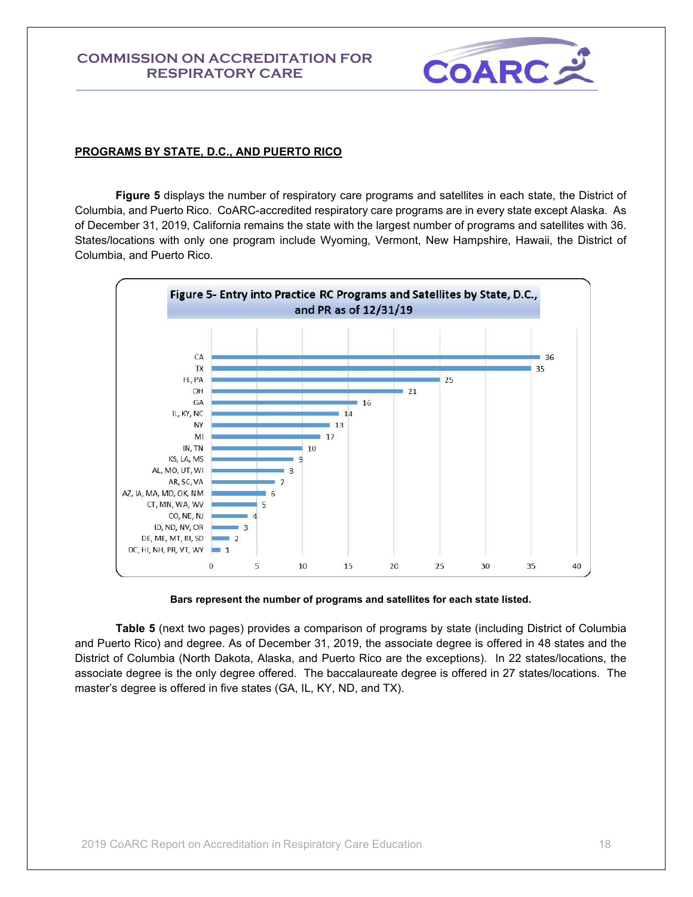## PROGRAMS BY STATE, D.C., AND PUERTO RICO

**Figure 5** displays the number of respiratory care programs and satellites in each state, the District of Columbia, and Puerto Rico. CoARC-accredited respiratory care programs are in every state except Alaska. As of December 31, 2019, California remains the state with the largest number of programs and satellites with 36. States/locations with only one program include Wyoming, Vermont, New Hampshire, Hawaii, the District of Columbia, and Puerto Rico.

**Figure 5- Entry into Practice RC Programs and Satellites by State, D.C., and PR as of 12/31/19**

| State(s) | Number of Programs and Satellites |
|---|---|
| CA | 36 |
| TX | 35 |
| FL, PA | 25 |
| OH | 21 |
| GA | 16 |
| IL, KY, NC | 14 |
| NY | 13 |
| MI | 12 |
| IN, TN | 10 |
| KS, LA, MS | 9 |
| AL, MO, UT, WI | 8 |
| AR, SC, VA | 7 |
| AZ, IA, MA, MD, OK, NM | 6 |
| CT, MN, WA, WV | 5 |
| CO, NE, NJ | 4 |
| ID, ND, NV, OR | 3 |
| DE, ME, MT, RI, SD | 2 |
| DC, HI, NH, PR, VT, WY | 1 |

**Bars represent the number of programs and satellites for each state listed.**

**Table 5** (next two pages) provides a comparison of programs by state (including District of Columbia and Puerto Rico) and degree. As of December 31, 2019, the associate degree is offered in 48 states and the District of Columbia (North Dakota, Alaska, and Puerto Rico are the exceptions). In 22 states/locations, the associate degree is the only degree offered. The baccalaureate degree is offered in 27 states/locations. The master's degree is offered in five states (GA, IL, KY, ND, and TX).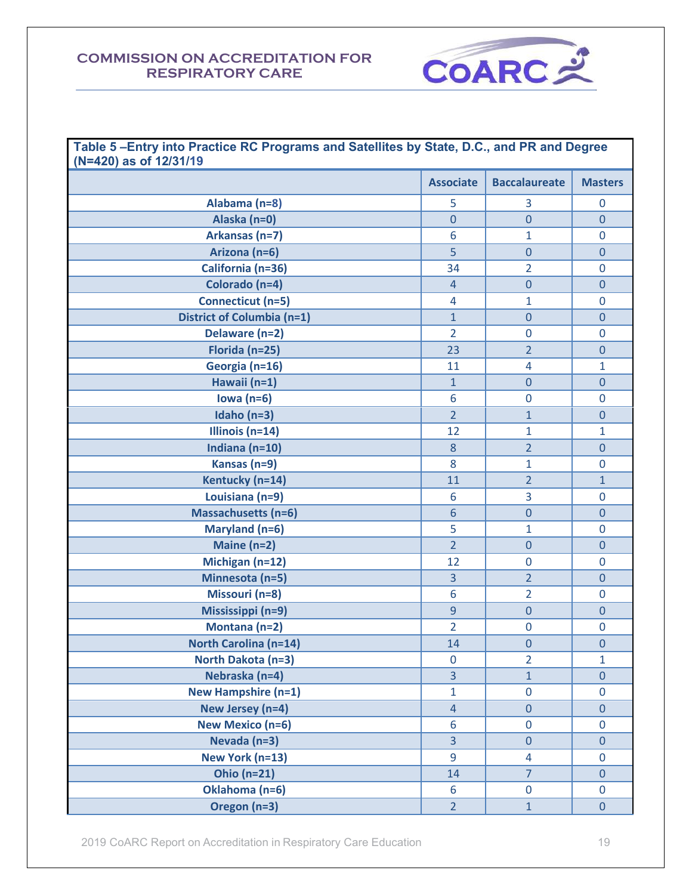**COMMISSION ON ACCREDITATION FOR RESPIRATORY CARE**

| Table 5 –Entry into Practice RC Programs and Satellites by State, D.C., and PR and Degree (N=420) as of 12/31/19 | Associate | Baccalaureate | Masters |
|---|---|---|---|
| Alabama (n=8) | 5 | 3 | 0 |
| Alaska (n=0) | 0 | 0 | 0 |
| Arkansas (n=7) | 6 | 1 | 0 |
| Arizona (n=6) | 5 | 0 | 0 |
| California (n=36) | 34 | 2 | 0 |
| Colorado (n=4) | 4 | 0 | 0 |
| Connecticut (n=5) | 4 | 1 | 0 |
| District of Columbia (n=1) | 1 | 0 | 0 |
| Delaware (n=2) | 2 | 0 | 0 |
| Florida (n=25) | 23 | 2 | 0 |
| Georgia (n=16) | 11 | 4 | 1 |
| Hawaii (n=1) | 1 | 0 | 0 |
| Iowa (n=6) | 6 | 0 | 0 |
| Idaho (n=3) | 2 | 1 | 0 |
| Illinois (n=14) | 12 | 1 | 1 |
| Indiana (n=10) | 8 | 2 | 0 |
| Kansas (n=9) | 8 | 1 | 0 |
| Kentucky (n=14) | 11 | 2 | 1 |
| Louisiana (n=9) | 6 | 3 | 0 |
| Massachusetts (n=6) | 6 | 0 | 0 |
| Maryland (n=6) | 5 | 1 | 0 |
| Maine (n=2) | 2 | 0 | 0 |
| Michigan (n=12) | 12 | 0 | 0 |
| Minnesota (n=5) | 3 | 2 | 0 |
| Missouri (n=8) | 6 | 2 | 0 |
| Mississippi (n=9) | 9 | 0 | 0 |
| Montana (n=2) | 2 | 0 | 0 |
| North Carolina (n=14) | 14 | 0 | 0 |
| North Dakota (n=3) | 0 | 2 | 1 |
| Nebraska (n=4) | 3 | 1 | 0 |
| New Hampshire (n=1) | 1 | 0 | 0 |
| New Jersey (n=4) | 4 | 0 | 0 |
| New Mexico (n=6) | 6 | 0 | 0 |
| Nevada (n=3) | 3 | 0 | 0 |
| New York (n=13) | 9 | 4 | 0 |
| Ohio (n=21) | 14 | 7 | 0 |
| Oklahoma (n=6) | 6 | 0 | 0 |
| Oregon (n=3) | 2 | 1 | 0 |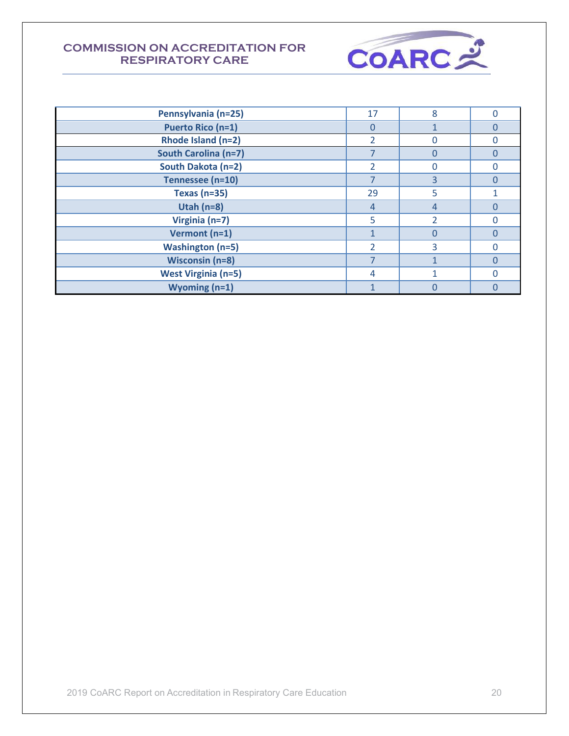| | | | |
|---|---|---|---|
| **Pennsylvania (n=25)** | 17 | 8 | 0 |
| **Puerto Rico (n=1)** | 0 | 1 | 0 |
| **Rhode Island (n=2)** | 2 | 0 | 0 |
| **South Carolina (n=7)** | 7 | 0 | 0 |
| **South Dakota (n=2)** | 2 | 0 | 0 |
| **Tennessee (n=10)** | 7 | 3 | 0 |
| **Texas (n=35)** | 29 | 5 | 1 |
| **Utah (n=8)** | 4 | 4 | 0 |
| **Virginia (n=7)** | 5 | 2 | 0 |
| **Vermont (n=1)** | 1 | 0 | 0 |
| **Washington (n=5)** | 2 | 3 | 0 |
| **Wisconsin (n=8)** | 7 | 1 | 0 |
| **West Virginia (n=5)** | 4 | 1 | 0 |
| **Wyoming (n=1)** | 1 | 0 | 0 |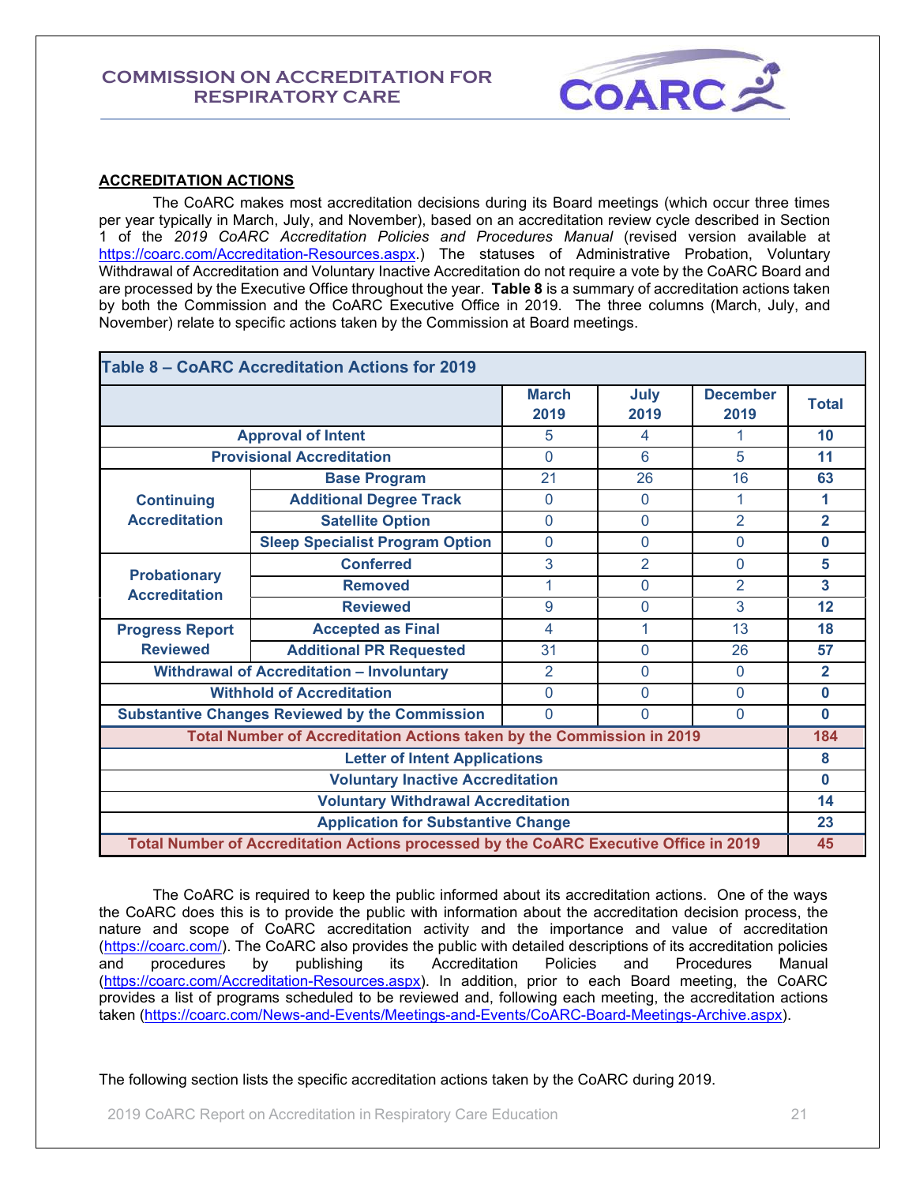## ACCREDITATION ACTIONS

The CoARC makes most accreditation decisions during its Board meetings (which occur three times per year typically in March, July, and November), based on an accreditation review cycle described in Section 1 of the *2019 CoARC Accreditation Policies and Procedures Manual* (revised version available at https://coarc.com/Accreditation-Resources.aspx.) The statuses of Administrative Probation, Voluntary Withdrawal of Accreditation and Voluntary Inactive Accreditation do not require a vote by the CoARC Board and are processed by the Executive Office throughout the year. **Table 8** is a summary of accreditation actions taken by both the Commission and the CoARC Executive Office in 2019. The three columns (March, July, and November) relate to specific actions taken by the Commission at Board meetings.

**Table 8 – CoARC Accreditation Actions for 2019**

| | | March 2019 | July 2019 | December 2019 | Total |
|---|---|---|---|---|---|
| Approval of Intent | | 5 | 4 | 1 | **10** |
| Provisional Accreditation | | 0 | 6 | 5 | **11** |
| Continuing Accreditation | Base Program | 21 | 26 | 16 | **63** |
| | Additional Degree Track | 0 | 0 | 1 | **1** |
| | Satellite Option | 0 | 0 | 2 | **2** |
| | Sleep Specialist Program Option | 0 | 0 | 0 | **0** |
| Probationary Accreditation | Conferred | 3 | 2 | 0 | **5** |
| | Removed | 1 | 0 | 2 | **3** |
| | Reviewed | 9 | 0 | 3 | **12** |
| Progress Report Reviewed | Accepted as Final | 4 | 1 | 13 | **18** |
| | Additional PR Requested | 31 | 0 | 26 | **57** |
| Withdrawal of Accreditation – Involuntary | | 2 | 0 | 0 | **2** |
| Withhold of Accreditation | | 0 | 0 | 0 | **0** |
| Substantive Changes Reviewed by the Commission | | 0 | 0 | 0 | **0** |
| **Total Number of Accreditation Actions taken by the Commission in 2019** | | | | | **184** |
| Letter of Intent Applications | | | | | **8** |
| Voluntary Inactive Accreditation | | | | | **0** |
| Voluntary Withdrawal Accreditation | | | | | **14** |
| Application for Substantive Change | | | | | **23** |
| **Total Number of Accreditation Actions processed by the CoARC Executive Office in 2019** | | | | | **45** |

The CoARC is required to keep the public informed about its accreditation actions. One of the ways the CoARC does this is to provide the public with information about the accreditation decision process, the nature and scope of CoARC accreditation activity and the importance and value of accreditation (https://coarc.com/). The CoARC also provides the public with detailed descriptions of its accreditation policies and procedures by publishing its Accreditation Policies and Procedures Manual (https://coarc.com/Accreditation-Resources.aspx). In addition, prior to each Board meeting, the CoARC provides a list of programs scheduled to be reviewed and, following each meeting, the accreditation actions taken (https://coarc.com/News-and-Events/Meetings-and-Events/CoARC-Board-Meetings-Archive.aspx).

The following section lists the specific accreditation actions taken by the CoARC during 2019.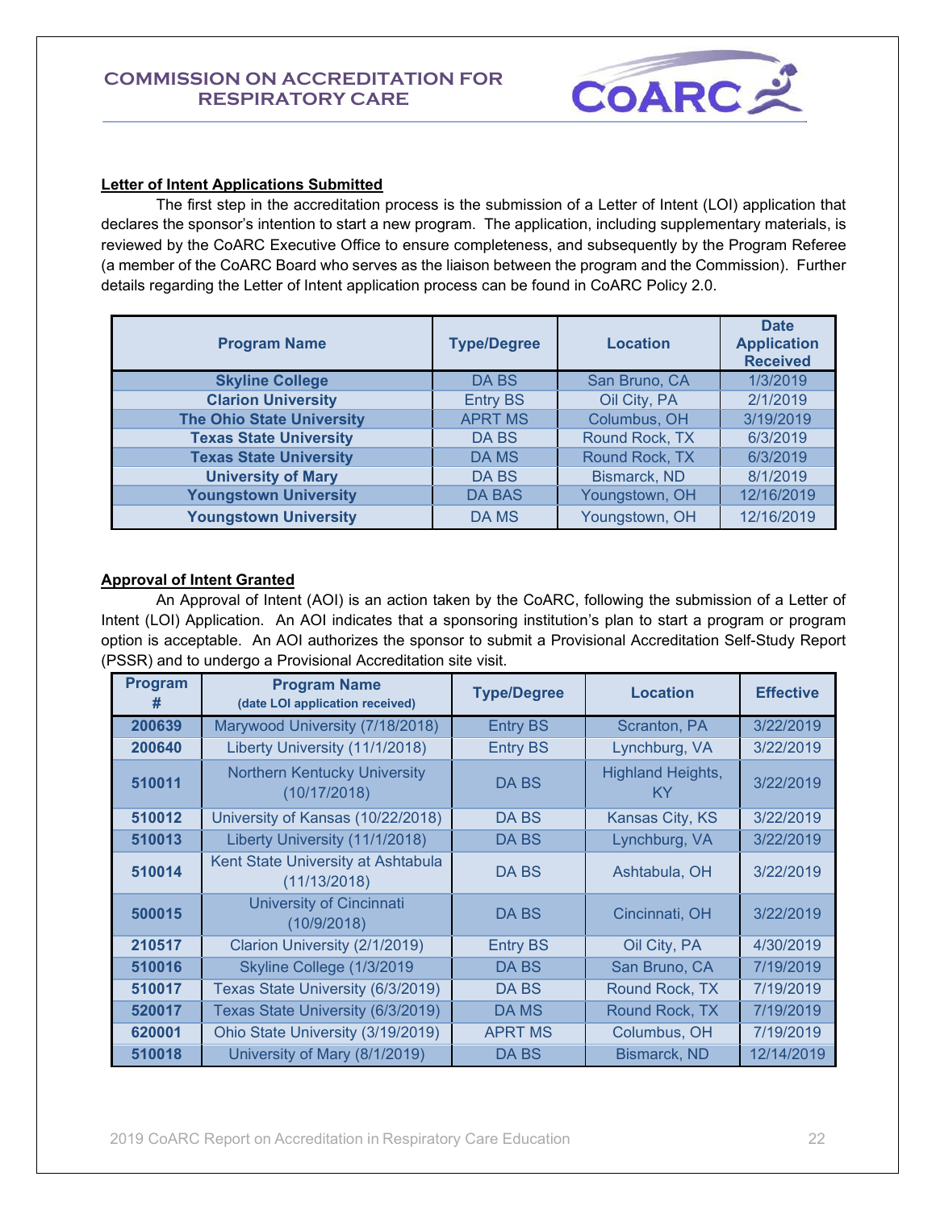### Letter of Intent Applications Submitted

The first step in the accreditation process is the submission of a Letter of Intent (LOI) application that declares the sponsor's intention to start a new program. The application, including supplementary materials, is reviewed by the CoARC Executive Office to ensure completeness, and subsequently by the Program Referee (a member of the CoARC Board who serves as the liaison between the program and the Commission). Further details regarding the Letter of Intent application process can be found in CoARC Policy 2.0.

| Program Name | Type/Degree | Location | Date Application Received |
|---|---|---|---|
| **Skyline College** | DA BS | San Bruno, CA | 1/3/2019 |
| **Clarion University** | Entry BS | Oil City, PA | 2/1/2019 |
| **The Ohio State University** | APRT MS | Columbus, OH | 3/19/2019 |
| **Texas State University** | DA BS | Round Rock, TX | 6/3/2019 |
| **Texas State University** | DA MS | Round Rock, TX | 6/3/2019 |
| **University of Mary** | DA BS | Bismarck, ND | 8/1/2019 |
| **Youngstown University** | DA BAS | Youngstown, OH | 12/16/2019 |
| **Youngstown University** | DA MS | Youngstown, OH | 12/16/2019 |

### Approval of Intent Granted

An Approval of Intent (AOI) is an action taken by the CoARC, following the submission of a Letter of Intent (LOI) Application. An AOI indicates that a sponsoring institution's plan to start a program or program option is acceptable. An AOI authorizes the sponsor to submit a Provisional Accreditation Self-Study Report (PSSR) and to undergo a Provisional Accreditation site visit.

| Program # | Program Name (date LOI application received) | Type/Degree | Location | Effective |
|---|---|---|---|---|
| **200639** | Marywood University (7/18/2018) | Entry BS | Scranton, PA | 3/22/2019 |
| **200640** | Liberty University (11/1/2018) | Entry BS | Lynchburg, VA | 3/22/2019 |
| **510011** | Northern Kentucky University (10/17/2018) | DA BS | Highland Heights, KY | 3/22/2019 |
| **510012** | University of Kansas (10/22/2018) | DA BS | Kansas City, KS | 3/22/2019 |
| **510013** | Liberty University (11/1/2018) | DA BS | Lynchburg, VA | 3/22/2019 |
| **510014** | Kent State University at Ashtabula (11/13/2018) | DA BS | Ashtabula, OH | 3/22/2019 |
| **500015** | University of Cincinnati (10/9/2018) | DA BS | Cincinnati, OH | 3/22/2019 |
| **210517** | Clarion University (2/1/2019) | Entry BS | Oil City, PA | 4/30/2019 |
| **510016** | Skyline College (1/3/2019 | DA BS | San Bruno, CA | 7/19/2019 |
| **510017** | Texas State University (6/3/2019) | DA BS | Round Rock, TX | 7/19/2019 |
| **520017** | Texas State University (6/3/2019) | DA MS | Round Rock, TX | 7/19/2019 |
| **620001** | Ohio State University (3/19/2019) | APRT MS | Columbus, OH | 7/19/2019 |
| **510018** | University of Mary (8/1/2019) | DA BS | Bismarck, ND | 12/14/2019 |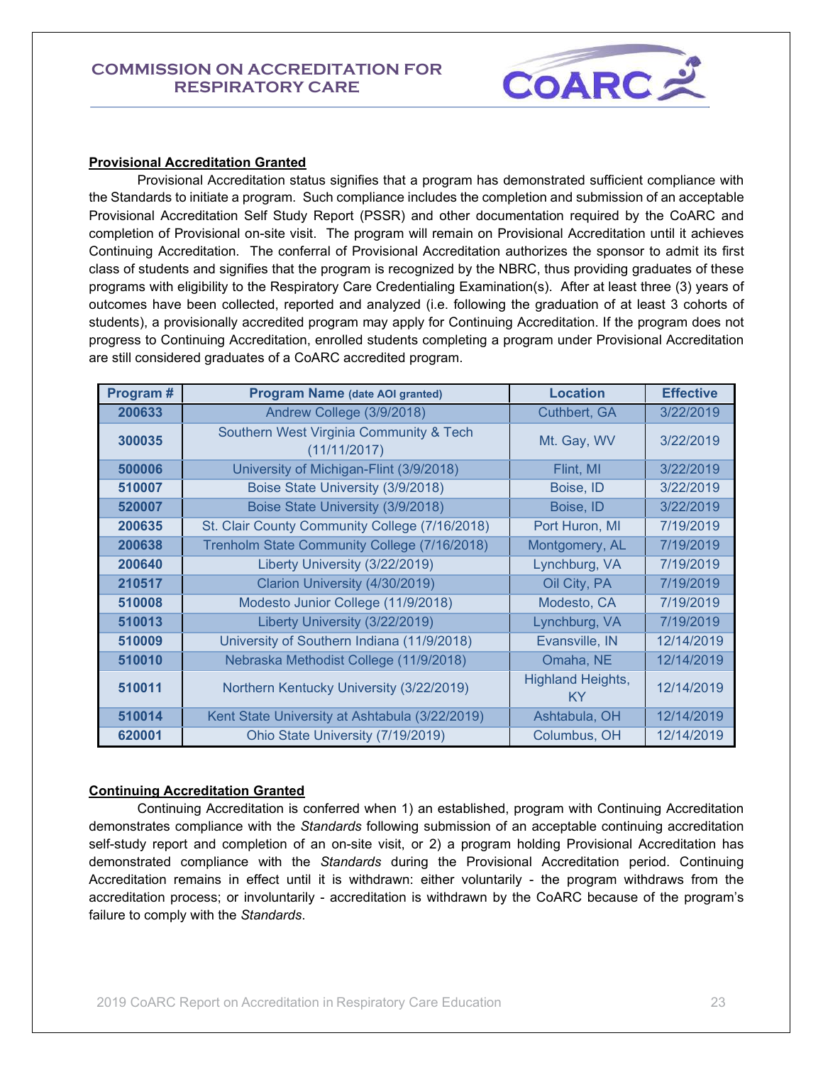**Provisional Accreditation Granted**

Provisional Accreditation status signifies that a program has demonstrated sufficient compliance with the Standards to initiate a program. Such compliance includes the completion and submission of an acceptable Provisional Accreditation Self Study Report (PSSR) and other documentation required by the CoARC and completion of Provisional on-site visit. The program will remain on Provisional Accreditation until it achieves Continuing Accreditation. The conferral of Provisional Accreditation authorizes the sponsor to admit its first class of students and signifies that the program is recognized by the NBRC, thus providing graduates of these programs with eligibility to the Respiratory Care Credentialing Examination(s). After at least three (3) years of outcomes have been collected, reported and analyzed (i.e. following the graduation of at least 3 cohorts of students), a provisionally accredited program may apply for Continuing Accreditation. If the program does not progress to Continuing Accreditation, enrolled students completing a program under Provisional Accreditation are still considered graduates of a CoARC accredited program.

| Program # | Program Name (date AOI granted) | Location | Effective |
|---|---|---|---|
| 200633 | Andrew College (3/9/2018) | Cuthbert, GA | 3/22/2019 |
| 300035 | Southern West Virginia Community & Tech (11/11/2017) | Mt. Gay, WV | 3/22/2019 |
| 500006 | University of Michigan-Flint (3/9/2018) | Flint, MI | 3/22/2019 |
| 510007 | Boise State University (3/9/2018) | Boise, ID | 3/22/2019 |
| 520007 | Boise State University (3/9/2018) | Boise, ID | 3/22/2019 |
| 200635 | St. Clair County Community College (7/16/2018) | Port Huron, MI | 7/19/2019 |
| 200638 | Trenholm State Community College (7/16/2018) | Montgomery, AL | 7/19/2019 |
| 200640 | Liberty University (3/22/2019) | Lynchburg, VA | 7/19/2019 |
| 210517 | Clarion University (4/30/2019) | Oil City, PA | 7/19/2019 |
| 510008 | Modesto Junior College (11/9/2018) | Modesto, CA | 7/19/2019 |
| 510013 | Liberty University (3/22/2019) | Lynchburg, VA | 7/19/2019 |
| 510009 | University of Southern Indiana (11/9/2018) | Evansville, IN | 12/14/2019 |
| 510010 | Nebraska Methodist College (11/9/2018) | Omaha, NE | 12/14/2019 |
| 510011 | Northern Kentucky University (3/22/2019) | Highland Heights, KY | 12/14/2019 |
| 510014 | Kent State University at Ashtabula (3/22/2019) | Ashtabula, OH | 12/14/2019 |
| 620001 | Ohio State University (7/19/2019) | Columbus, OH | 12/14/2019 |

**Continuing Accreditation Granted**

Continuing Accreditation is conferred when 1) an established, program with Continuing Accreditation demonstrates compliance with the *Standards* following submission of an acceptable continuing accreditation self-study report and completion of an on-site visit, or 2) a program holding Provisional Accreditation has demonstrated compliance with the *Standards* during the Provisional Accreditation period. Continuing Accreditation remains in effect until it is withdrawn: either voluntarily - the program withdraws from the accreditation process; or involuntarily - accreditation is withdrawn by the CoARC because of the program's failure to comply with the *Standards*.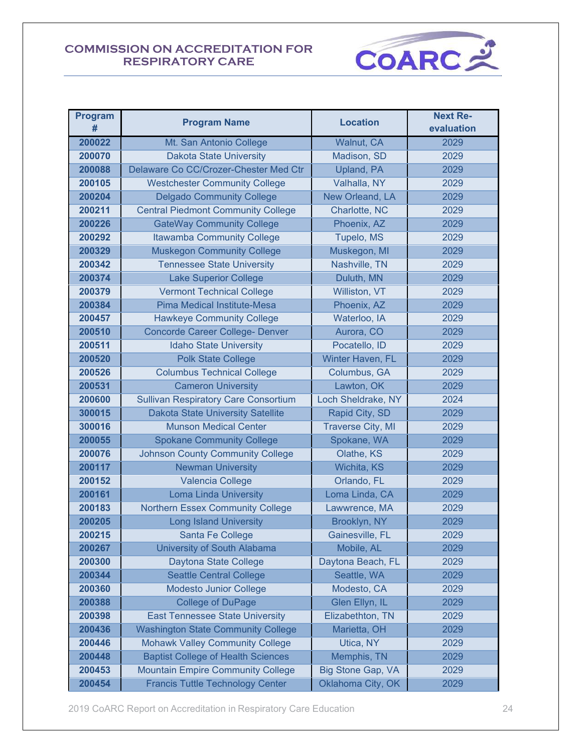## COMMISSION ON ACCREDITATION FOR RESPIRATORY CARE

| Program # | Program Name | Location | Next Re-evaluation |
|---|---|---|---|
| 200022 | Mt. San Antonio College | Walnut, CA | 2029 |
| 200070 | Dakota State University | Madison, SD | 2029 |
| 200088 | Delaware Co CC/Crozer-Chester Med Ctr | Upland, PA | 2029 |
| 200105 | Westchester Community College | Valhalla, NY | 2029 |
| 200204 | Delgado Community College | New Orleand, LA | 2029 |
| 200211 | Central Piedmont Community College | Charlotte, NC | 2029 |
| 200226 | GateWay Community College | Phoenix, AZ | 2029 |
| 200292 | Itawamba Community College | Tupelo, MS | 2029 |
| 200329 | Muskegon Community College | Muskegon, MI | 2029 |
| 200342 | Tennessee State University | Nashville, TN | 2029 |
| 200374 | Lake Superior College | Duluth, MN | 2029 |
| 200379 | Vermont Technical College | Williston, VT | 2029 |
| 200384 | Pima Medical Institute-Mesa | Phoenix, AZ | 2029 |
| 200457 | Hawkeye Community College | Waterloo, IA | 2029 |
| 200510 | Concorde Career College- Denver | Aurora, CO | 2029 |
| 200511 | Idaho State University | Pocatello, ID | 2029 |
| 200520 | Polk State College | Winter Haven, FL | 2029 |
| 200526 | Columbus Technical College | Columbus, GA | 2029 |
| 200531 | Cameron University | Lawton, OK | 2029 |
| 200600 | Sullivan Respiratory Care Consortium | Loch Sheldrake, NY | 2024 |
| 300015 | Dakota State University Satellite | Rapid City, SD | 2029 |
| 300016 | Munson Medical Center | Traverse City, MI | 2029 |
| 200055 | Spokane Community College | Spokane, WA | 2029 |
| 200076 | Johnson County Community College | Olathe, KS | 2029 |
| 200117 | Newman University | Wichita, KS | 2029 |
| 200152 | Valencia College | Orlando, FL | 2029 |
| 200161 | Loma Linda University | Loma Linda, CA | 2029 |
| 200183 | Northern Essex Community College | Lawwrence, MA | 2029 |
| 200205 | Long Island University | Brooklyn, NY | 2029 |
| 200215 | Santa Fe College | Gainesville, FL | 2029 |
| 200267 | University of South Alabama | Mobile, AL | 2029 |
| 200300 | Daytona State College | Daytona Beach, FL | 2029 |
| 200344 | Seattle Central College | Seattle, WA | 2029 |
| 200360 | Modesto Junior College | Modesto, CA | 2029 |
| 200388 | College of DuPage | Glen Ellyn, IL | 2029 |
| 200398 | East Tennessee State University | Elizabethton, TN | 2029 |
| 200436 | Washington State Community College | Marietta, OH | 2029 |
| 200446 | Mohawk Valley Community College | Utica, NY | 2029 |
| 200448 | Baptist College of Health Sciences | Memphis, TN | 2029 |
| 200453 | Mountain Empire Community College | Big Stone Gap, VA | 2029 |
| 200454 | Francis Tuttle Technology Center | Oklahoma City, OK | 2029 |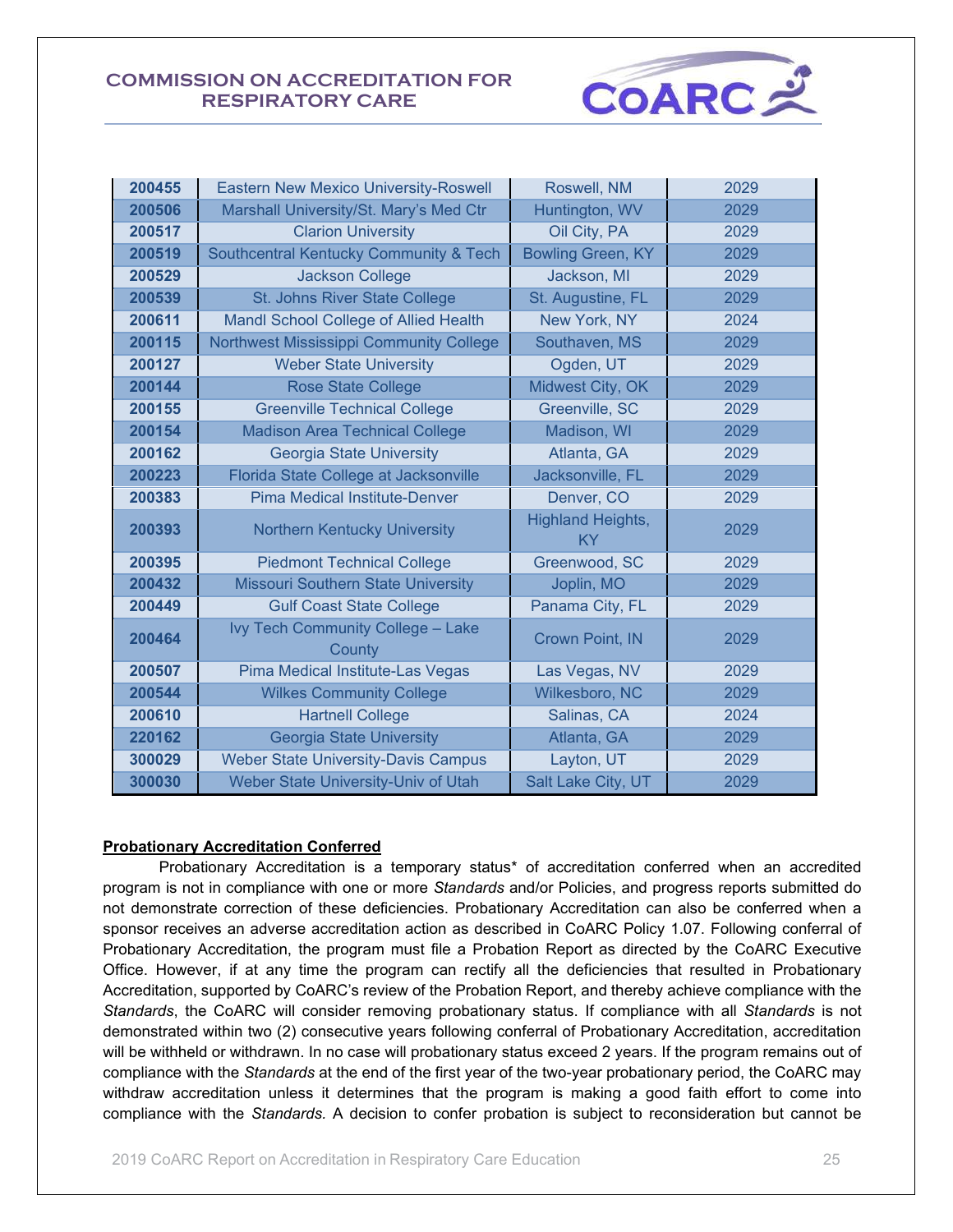| 200455 | Eastern New Mexico University-Roswell | Roswell, NM | 2029 |
|---|---|---|---|
| 200506 | Marshall University/St. Mary's Med Ctr | Huntington, WV | 2029 |
| 200517 | Clarion University | Oil City, PA | 2029 |
| 200519 | Southcentral Kentucky Community & Tech | Bowling Green, KY | 2029 |
| 200529 | Jackson College | Jackson, MI | 2029 |
| 200539 | St. Johns River State College | St. Augustine, FL | 2029 |
| 200611 | Mandl School College of Allied Health | New York, NY | 2024 |
| 200115 | Northwest Mississippi Community College | Southaven, MS | 2029 |
| 200127 | Weber State University | Ogden, UT | 2029 |
| 200144 | Rose State College | Midwest City, OK | 2029 |
| 200155 | Greenville Technical College | Greenville, SC | 2029 |
| 200154 | Madison Area Technical College | Madison, WI | 2029 |
| 200162 | Georgia State University | Atlanta, GA | 2029 |
| 200223 | Florida State College at Jacksonville | Jacksonville, FL | 2029 |
| 200383 | Pima Medical Institute-Denver | Denver, CO | 2029 |
| 200393 | Northern Kentucky University | Highland Heights, KY | 2029 |
| 200395 | Piedmont Technical College | Greenwood, SC | 2029 |
| 200432 | Missouri Southern State University | Joplin, MO | 2029 |
| 200449 | Gulf Coast State College | Panama City, FL | 2029 |
| 200464 | Ivy Tech Community College – Lake County | Crown Point, IN | 2029 |
| 200507 | Pima Medical Institute-Las Vegas | Las Vegas, NV | 2029 |
| 200544 | Wilkes Community College | Wilkesboro, NC | 2029 |
| 200610 | Hartnell College | Salinas, CA | 2024 |
| 220162 | Georgia State University | Atlanta, GA | 2029 |
| 300029 | Weber State University-Davis Campus | Layton, UT | 2029 |
| 300030 | Weber State University-Univ of Utah | Salt Lake City, UT | 2029 |

**Probationary Accreditation Conferred**

Probationary Accreditation is a temporary status* of accreditation conferred when an accredited program is not in compliance with one or more *Standards* and/or Policies, and progress reports submitted do not demonstrate correction of these deficiencies. Probationary Accreditation can also be conferred when a sponsor receives an adverse accreditation action as described in CoARC Policy 1.07. Following conferral of Probationary Accreditation, the program must file a Probation Report as directed by the CoARC Executive Office. However, if at any time the program can rectify all the deficiencies that resulted in Probationary Accreditation, supported by CoARC's review of the Probation Report, and thereby achieve compliance with the *Standards*, the CoARC will consider removing probationary status. If compliance with all *Standards* is not demonstrated within two (2) consecutive years following conferral of Probationary Accreditation, accreditation will be withheld or withdrawn. In no case will probationary status exceed 2 years. If the program remains out of compliance with the *Standards* at the end of the first year of the two-year probationary period, the CoARC may withdraw accreditation unless it determines that the program is making a good faith effort to come into compliance with the *Standards.* A decision to confer probation is subject to reconsideration but cannot be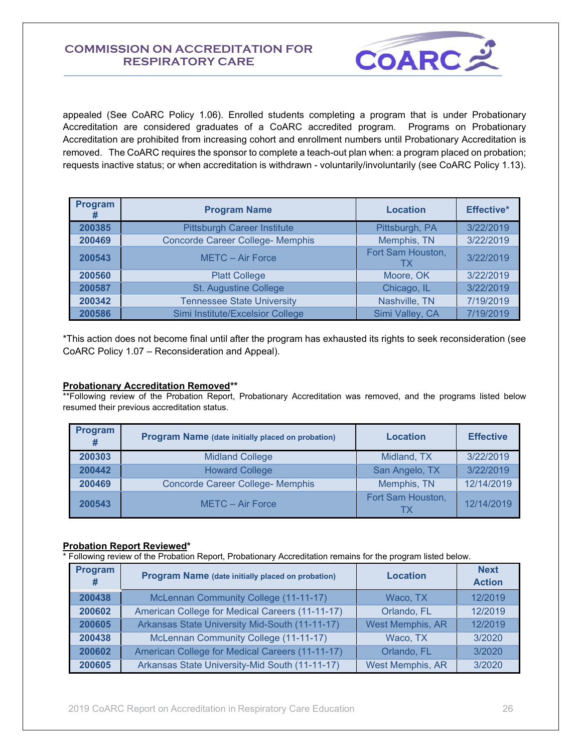appealed (See CoARC Policy 1.06). Enrolled students completing a program that is under Probationary Accreditation are considered graduates of a CoARC accredited program. Programs on Probationary Accreditation are prohibited from increasing cohort and enrollment numbers until Probationary Accreditation is removed. The CoARC requires the sponsor to complete a teach-out plan when: a program placed on probation; requests inactive status; or when accreditation is withdrawn - voluntarily/involuntarily (see CoARC Policy 1.13).

| Program # | Program Name | Location | Effective* |
|---|---|---|---|
| 200385 | Pittsburgh Career Institute | Pittsburgh, PA | 3/22/2019 |
| 200469 | Concorde Career College- Memphis | Memphis, TN | 3/22/2019 |
| 200543 | METC – Air Force | Fort Sam Houston, TX | 3/22/2019 |
| 200560 | Platt College | Moore, OK | 3/22/2019 |
| 200587 | St. Augustine College | Chicago, IL | 3/22/2019 |
| 200342 | Tennessee State University | Nashville, TN | 7/19/2019 |
| 200586 | Simi Institute/Excelsior College | Simi Valley, CA | 7/19/2019 |

*This action does not become final until after the program has exhausted its rights to seek reconsideration (see CoARC Policy 1.07 – Reconsideration and Appeal).

**Probationary Accreditation Removed****

**Following review of the Probation Report, Probationary Accreditation was removed, and the programs listed below resumed their previous accreditation status.

| Program # | Program Name (date initially placed on probation) | Location | Effective |
|---|---|---|---|
| 200303 | Midland College | Midland, TX | 3/22/2019 |
| 200442 | Howard College | San Angelo, TX | 3/22/2019 |
| 200469 | Concorde Career College- Memphis | Memphis, TN | 12/14/2019 |
| 200543 | METC – Air Force | Fort Sam Houston, TX | 12/14/2019 |

**Probation Report Reviewed***

* Following review of the Probation Report, Probationary Accreditation remains for the program listed below.

| Program # | Program Name (date initially placed on probation) | Location | Next Action |
|---|---|---|---|
| 200438 | McLennan Community College (11-11-17) | Waco, TX | 12/2019 |
| 200602 | American College for Medical Careers (11-11-17) | Orlando, FL | 12/2019 |
| 200605 | Arkansas State University Mid-South (11-11-17) | West Memphis, AR | 12/2019 |
| 200438 | McLennan Community College (11-11-17) | Waco, TX | 3/2020 |
| 200602 | American College for Medical Careers (11-11-17) | Orlando, FL | 3/2020 |
| 200605 | Arkansas State University-Mid South (11-11-17) | West Memphis, AR | 3/2020 |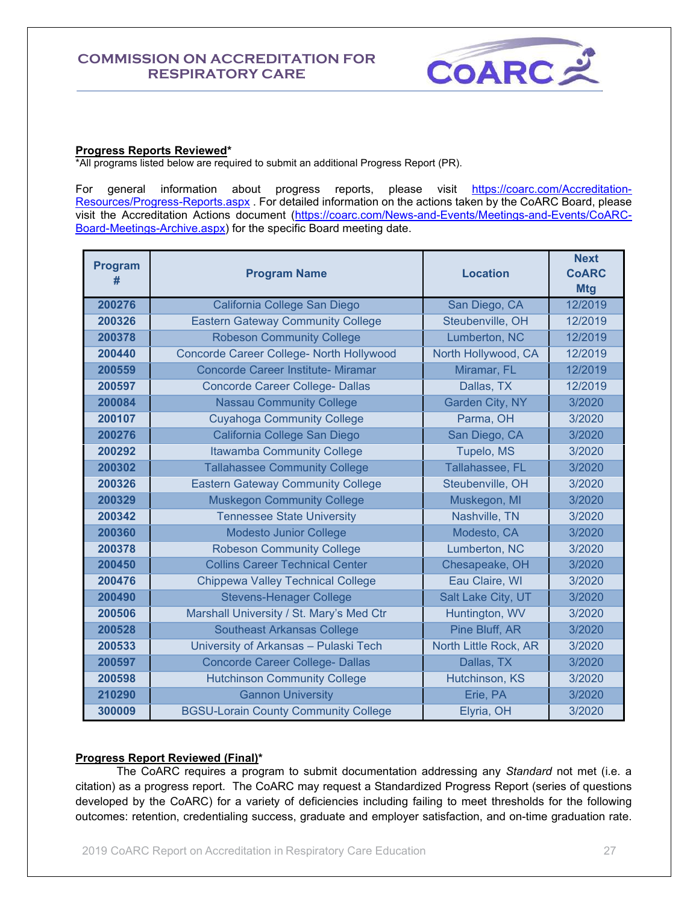**COMMISSION ON ACCREDITATION FOR RESPIRATORY CARE**

**Progress Reports Reviewed***

*All programs listed below are required to submit an additional Progress Report (PR).

For general information about progress reports, please visit https://coarc.com/Accreditation-Resources/Progress-Reports.aspx . For detailed information on the actions taken by the CoARC Board, please visit the Accreditation Actions document (https://coarc.com/News-and-Events/Meetings-and-Events/CoARC-Board-Meetings-Archive.aspx) for the specific Board meeting date.

| Program # | Program Name | Location | Next CoARC Mtg |
|---|---|---|---|
| 200276 | California College San Diego | San Diego, CA | 12/2019 |
| 200326 | Eastern Gateway Community College | Steubenville, OH | 12/2019 |
| 200378 | Robeson Community College | Lumberton, NC | 12/2019 |
| 200440 | Concorde Career College- North Hollywood | North Hollywood, CA | 12/2019 |
| 200559 | Concorde Career Institute- Miramar | Miramar, FL | 12/2019 |
| 200597 | Concorde Career College- Dallas | Dallas, TX | 12/2019 |
| 200084 | Nassau Community College | Garden City, NY | 3/2020 |
| 200107 | Cuyahoga Community College | Parma, OH | 3/2020 |
| 200276 | California College San Diego | San Diego, CA | 3/2020 |
| 200292 | Itawamba Community College | Tupelo, MS | 3/2020 |
| 200302 | Tallahassee Community College | Tallahassee, FL | 3/2020 |
| 200326 | Eastern Gateway Community College | Steubenville, OH | 3/2020 |
| 200329 | Muskegon Community College | Muskegon, MI | 3/2020 |
| 200342 | Tennessee State University | Nashville, TN | 3/2020 |
| 200360 | Modesto Junior College | Modesto, CA | 3/2020 |
| 200378 | Robeson Community College | Lumberton, NC | 3/2020 |
| 200450 | Collins Career Technical Center | Chesapeake, OH | 3/2020 |
| 200476 | Chippewa Valley Technical College | Eau Claire, WI | 3/2020 |
| 200490 | Stevens-Henager College | Salt Lake City, UT | 3/2020 |
| 200506 | Marshall University / St. Mary's Med Ctr | Huntington, WV | 3/2020 |
| 200528 | Southeast Arkansas College | Pine Bluff, AR | 3/2020 |
| 200533 | University of Arkansas – Pulaski Tech | North Little Rock, AR | 3/2020 |
| 200597 | Concorde Career College- Dallas | Dallas, TX | 3/2020 |
| 200598 | Hutchinson Community College | Hutchinson, KS | 3/2020 |
| 210290 | Gannon University | Erie, PA | 3/2020 |
| 300009 | BGSU-Lorain County Community College | Elyria, OH | 3/2020 |

**Progress Report Reviewed (Final)***

The CoARC requires a program to submit documentation addressing any *Standard* not met (i.e. a citation) as a progress report. The CoARC may request a Standardized Progress Report (series of questions developed by the CoARC) for a variety of deficiencies including failing to meet thresholds for the following outcomes: retention, credentialing success, graduate and employer satisfaction, and on-time graduation rate.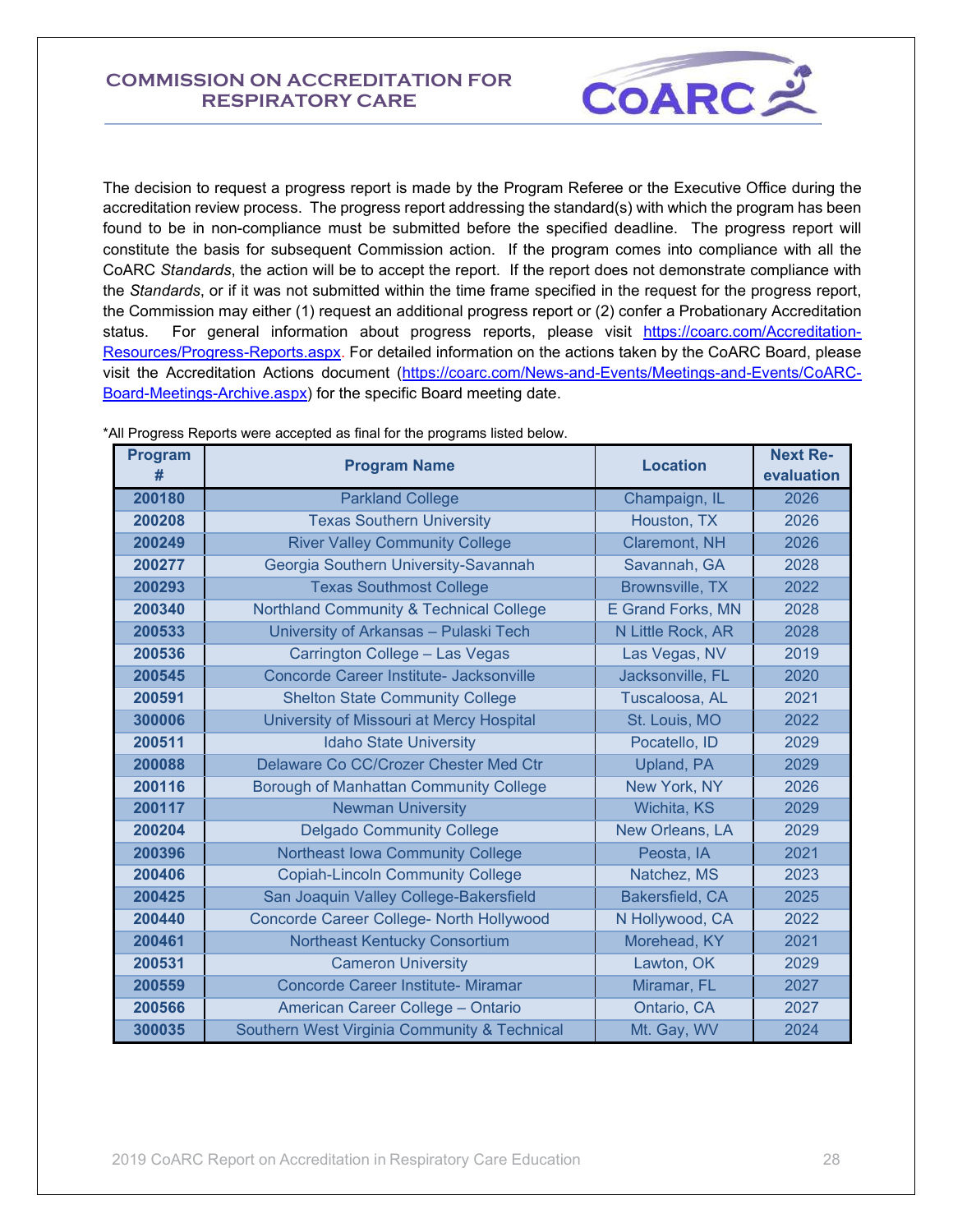The decision to request a progress report is made by the Program Referee or the Executive Office during the accreditation review process. The progress report addressing the standard(s) with which the program has been found to be in non-compliance must be submitted before the specified deadline. The progress report will constitute the basis for subsequent Commission action. If the program comes into compliance with all the CoARC *Standards*, the action will be to accept the report. If the report does not demonstrate compliance with the *Standards*, or if it was not submitted within the time frame specified in the request for the progress report, the Commission may either (1) request an additional progress report or (2) confer a Probationary Accreditation status. For general information about progress reports, please visit [https://coarc.com/Accreditation-Resources/Progress-Reports.aspx](https://coarc.com/Accreditation-Resources/Progress-Reports.aspx). For detailed information on the actions taken by the CoARC Board, please visit the Accreditation Actions document ([https://coarc.com/News-and-Events/Meetings-and-Events/CoARC-Board-Meetings-Archive.aspx](https://coarc.com/News-and-Events/Meetings-and-Events/CoARC-Board-Meetings-Archive.aspx)) for the specific Board meeting date.

*All Progress Reports were accepted as final for the programs listed below.

| Program # | Program Name | Location | Next Re-evaluation |
|---|---|---|---|
| 200180 | Parkland College | Champaign, IL | 2026 |
| 200208 | Texas Southern University | Houston, TX | 2026 |
| 200249 | River Valley Community College | Claremont, NH | 2026 |
| 200277 | Georgia Southern University-Savannah | Savannah, GA | 2028 |
| 200293 | Texas Southmost College | Brownsville, TX | 2022 |
| 200340 | Northland Community & Technical College | E Grand Forks, MN | 2028 |
| 200533 | University of Arkansas – Pulaski Tech | N Little Rock, AR | 2028 |
| 200536 | Carrington College – Las Vegas | Las Vegas, NV | 2019 |
| 200545 | Concorde Career Institute- Jacksonville | Jacksonville, FL | 2020 |
| 200591 | Shelton State Community College | Tuscaloosa, AL | 2021 |
| 300006 | University of Missouri at Mercy Hospital | St. Louis, MO | 2022 |
| 200511 | Idaho State University | Pocatello, ID | 2029 |
| 200088 | Delaware Co CC/Crozer Chester Med Ctr | Upland, PA | 2029 |
| 200116 | Borough of Manhattan Community College | New York, NY | 2026 |
| 200117 | Newman University | Wichita, KS | 2029 |
| 200204 | Delgado Community College | New Orleans, LA | 2029 |
| 200396 | Northeast Iowa Community College | Peosta, IA | 2021 |
| 200406 | Copiah-Lincoln Community College | Natchez, MS | 2023 |
| 200425 | San Joaquin Valley College-Bakersfield | Bakersfield, CA | 2025 |
| 200440 | Concorde Career College- North Hollywood | N Hollywood, CA | 2022 |
| 200461 | Northeast Kentucky Consortium | Morehead, KY | 2021 |
| 200531 | Cameron University | Lawton, OK | 2029 |
| 200559 | Concorde Career Institute- Miramar | Miramar, FL | 2027 |
| 200566 | American Career College – Ontario | Ontario, CA | 2027 |
| 300035 | Southern West Virginia Community & Technical | Mt. Gay, WV | 2024 |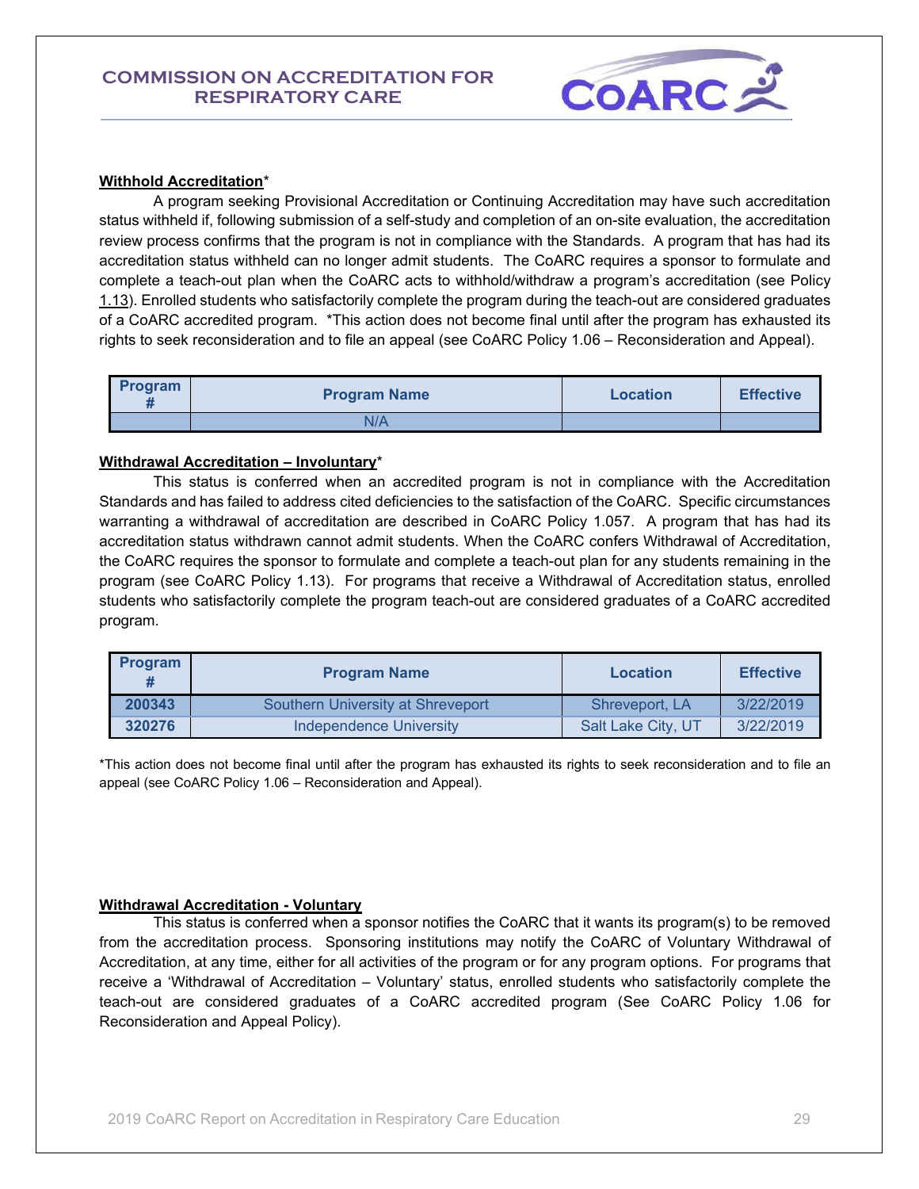**Withhold Accreditation***

A program seeking Provisional Accreditation or Continuing Accreditation may have such accreditation status withheld if, following submission of a self-study and completion of an on-site evaluation, the accreditation review process confirms that the program is not in compliance with the Standards. A program that has had its accreditation status withheld can no longer admit students. The CoARC requires a sponsor to formulate and complete a teach-out plan when the CoARC acts to withhold/withdraw a program's accreditation (see Policy 1.13). Enrolled students who satisfactorily complete the program during the teach-out are considered graduates of a CoARC accredited program. *This action does not become final until after the program has exhausted its rights to seek reconsideration and to file an appeal (see CoARC Policy 1.06 – Reconsideration and Appeal).

| Program # | Program Name | Location | Effective |
|---|---|---|---|
| | N/A | | |

**Withdrawal Accreditation – Involuntary***

This status is conferred when an accredited program is not in compliance with the Accreditation Standards and has failed to address cited deficiencies to the satisfaction of the CoARC. Specific circumstances warranting a withdrawal of accreditation are described in CoARC Policy 1.057. A program that has had its accreditation status withdrawn cannot admit students. When the CoARC confers Withdrawal of Accreditation, the CoARC requires the sponsor to formulate and complete a teach-out plan for any students remaining in the program (see CoARC Policy 1.13). For programs that receive a Withdrawal of Accreditation status, enrolled students who satisfactorily complete the program teach-out are considered graduates of a CoARC accredited program.

| Program # | Program Name | Location | Effective |
|---|---|---|---|
| 200343 | Southern University at Shreveport | Shreveport, LA | 3/22/2019 |
| 320276 | Independence University | Salt Lake City, UT | 3/22/2019 |

*This action does not become final until after the program has exhausted its rights to seek reconsideration and to file an appeal (see CoARC Policy 1.06 – Reconsideration and Appeal).

**Withdrawal Accreditation - Voluntary**

This status is conferred when a sponsor notifies the CoARC that it wants its program(s) to be removed from the accreditation process. Sponsoring institutions may notify the CoARC of Voluntary Withdrawal of Accreditation, at any time, either for all activities of the program or for any program options. For programs that receive a 'Withdrawal of Accreditation – Voluntary' status, enrolled students who satisfactorily complete the teach-out are considered graduates of a CoARC accredited program (See CoARC Policy 1.06 for Reconsideration and Appeal Policy).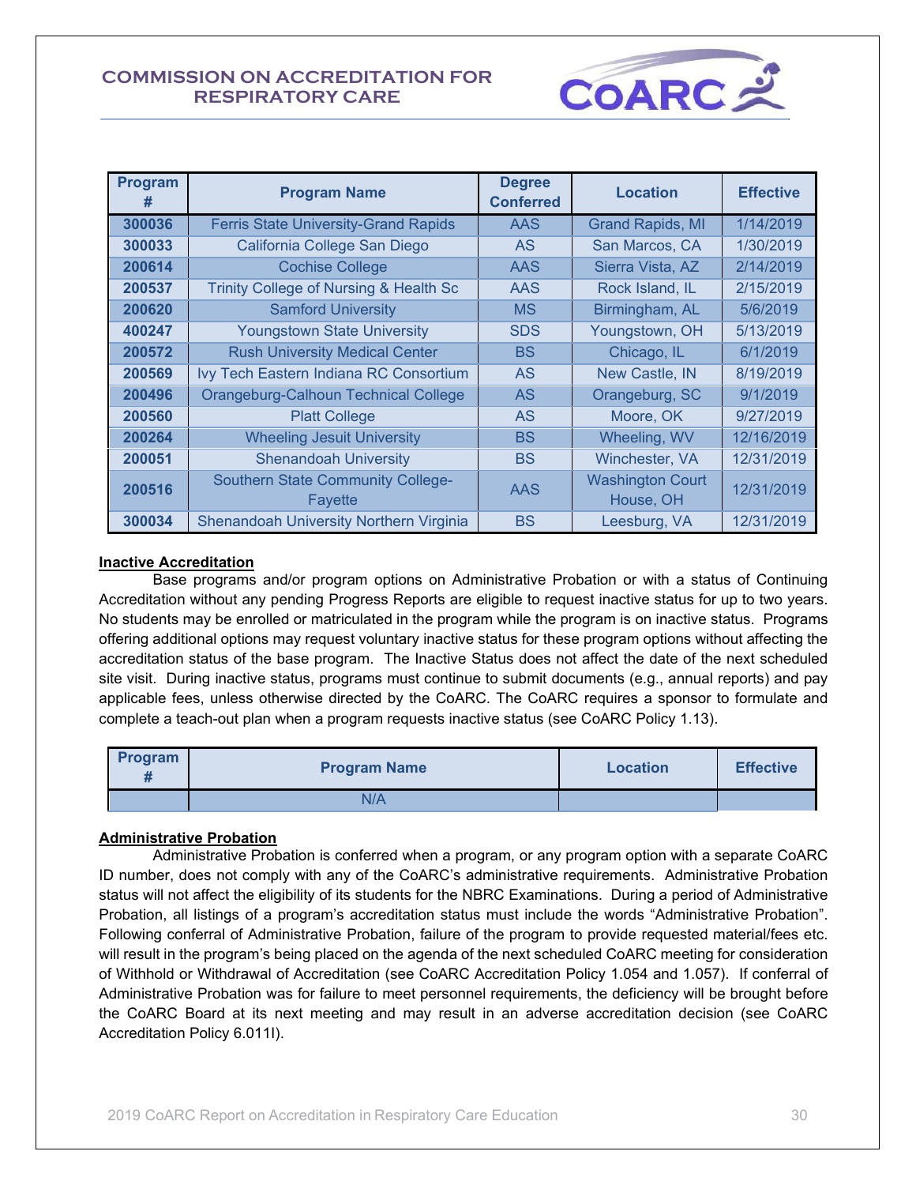| Program # | Program Name | Degree Conferred | Location | Effective |
|---|---|---|---|---|
| 300036 | Ferris State University-Grand Rapids | AAS | Grand Rapids, MI | 1/14/2019 |
| 300033 | California College San Diego | AS | San Marcos, CA | 1/30/2019 |
| 200614 | Cochise College | AAS | Sierra Vista, AZ | 2/14/2019 |
| 200537 | Trinity College of Nursing & Health Sc | AAS | Rock Island, IL | 2/15/2019 |
| 200620 | Samford University | MS | Birmingham, AL | 5/6/2019 |
| 400247 | Youngstown State University | SDS | Youngstown, OH | 5/13/2019 |
| 200572 | Rush University Medical Center | BS | Chicago, IL | 6/1/2019 |
| 200569 | Ivy Tech Eastern Indiana RC Consortium | AS | New Castle, IN | 8/19/2019 |
| 200496 | Orangeburg-Calhoun Technical College | AS | Orangeburg, SC | 9/1/2019 |
| 200560 | Platt College | AS | Moore, OK | 9/27/2019 |
| 200264 | Wheeling Jesuit University | BS | Wheeling, WV | 12/16/2019 |
| 200051 | Shenandoah University | BS | Winchester, VA | 12/31/2019 |
| 200516 | Southern State Community College-Fayette | AAS | Washington Court House, OH | 12/31/2019 |
| 300034 | Shenandoah University Northern Virginia | BS | Leesburg, VA | 12/31/2019 |

**Inactive Accreditation**

Base programs and/or program options on Administrative Probation or with a status of Continuing Accreditation without any pending Progress Reports are eligible to request inactive status for up to two years. No students may be enrolled or matriculated in the program while the program is on inactive status. Programs offering additional options may request voluntary inactive status for these program options without affecting the accreditation status of the base program. The Inactive Status does not affect the date of the next scheduled site visit. During inactive status, programs must continue to submit documents (e.g., annual reports) and pay applicable fees, unless otherwise directed by the CoARC. The CoARC requires a sponsor to formulate and complete a teach-out plan when a program requests inactive status (see CoARC Policy 1.13).

| Program # | Program Name | Location | Effective |
|---|---|---|---|
| | N/A | | |

**Administrative Probation**

Administrative Probation is conferred when a program, or any program option with a separate CoARC ID number, does not comply with any of the CoARC's administrative requirements. Administrative Probation status will not affect the eligibility of its students for the NBRC Examinations. During a period of Administrative Probation, all listings of a program's accreditation status must include the words "Administrative Probation". Following conferral of Administrative Probation, failure of the program to provide requested material/fees etc. will result in the program's being placed on the agenda of the next scheduled CoARC meeting for consideration of Withhold or Withdrawal of Accreditation (see CoARC Accreditation Policy 1.054 and 1.057). If conferral of Administrative Probation was for failure to meet personnel requirements, the deficiency will be brought before the CoARC Board at its next meeting and may result in an adverse accreditation decision (see CoARC Accreditation Policy 6.011I).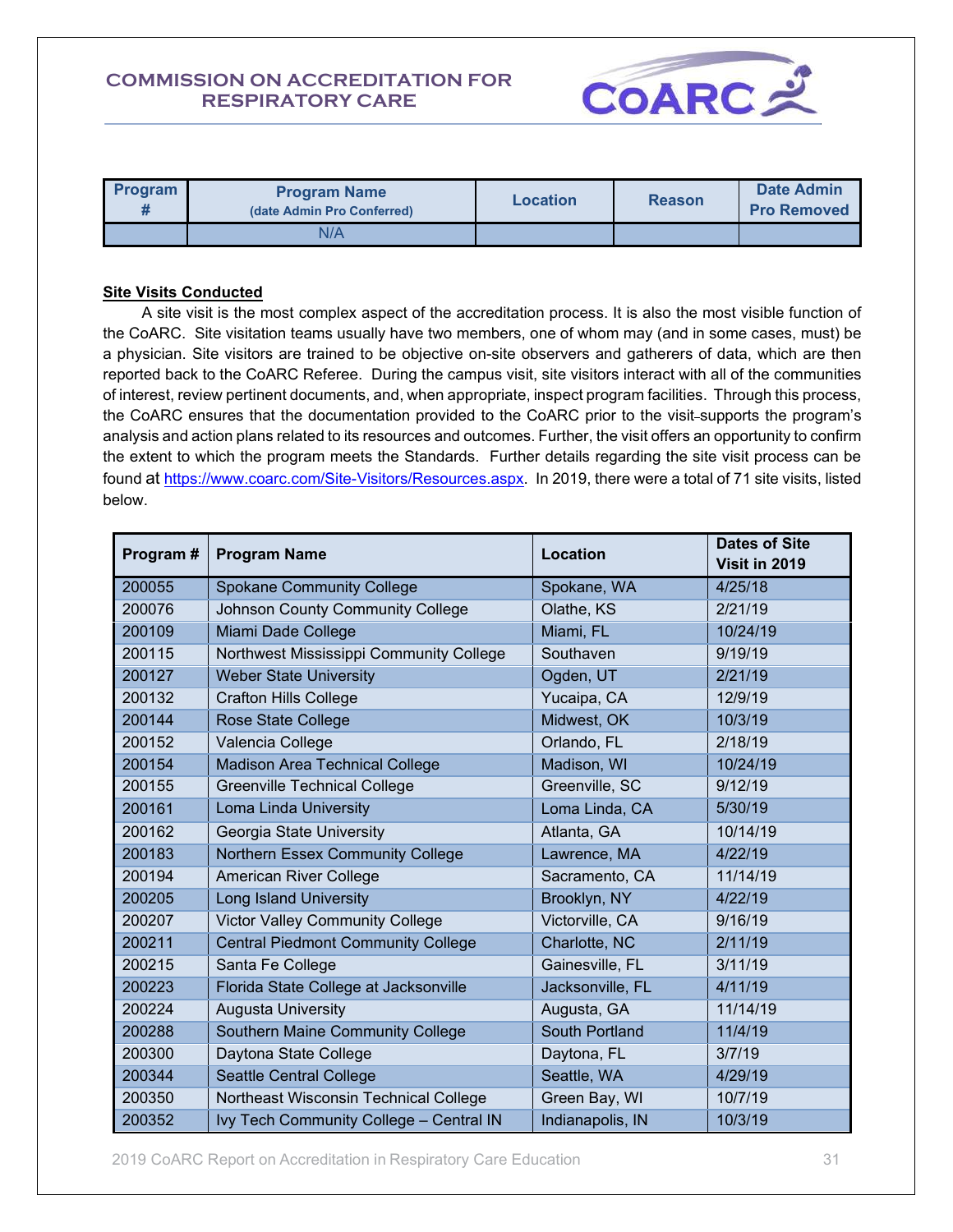| Program # | Program Name (date Admin Pro Conferred) | Location | Reason | Date Admin Pro Removed |
|---|---|---|---|---|
| | N/A | | | |

**Site Visits Conducted**

A site visit is the most complex aspect of the accreditation process. It is also the most visible function of the CoARC. Site visitation teams usually have two members, one of whom may (and in some cases, must) be a physician. Site visitors are trained to be objective on-site observers and gatherers of data, which are then reported back to the CoARC Referee. During the campus visit, site visitors interact with all of the communities of interest, review pertinent documents, and, when appropriate, inspect program facilities. Through this process, the CoARC ensures that the documentation provided to the CoARC prior to the visit supports the program's analysis and action plans related to its resources and outcomes. Further, the visit offers an opportunity to confirm the extent to which the program meets the Standards. Further details regarding the site visit process can be found at https://www.coarc.com/Site-Visitors/Resources.aspx. In 2019, there were a total of 71 site visits, listed below.

| Program # | Program Name | Location | Dates of Site Visit in 2019 |
|---|---|---|---|
| 200055 | Spokane Community College | Spokane, WA | 4/25/18 |
| 200076 | Johnson County Community College | Olathe, KS | 2/21/19 |
| 200109 | Miami Dade College | Miami, FL | 10/24/19 |
| 200115 | Northwest Mississippi Community College | Southaven | 9/19/19 |
| 200127 | Weber State University | Ogden, UT | 2/21/19 |
| 200132 | Crafton Hills College | Yucaipa, CA | 12/9/19 |
| 200144 | Rose State College | Midwest, OK | 10/3/19 |
| 200152 | Valencia College | Orlando, FL | 2/18/19 |
| 200154 | Madison Area Technical College | Madison, WI | 10/24/19 |
| 200155 | Greenville Technical College | Greenville, SC | 9/12/19 |
| 200161 | Loma Linda University | Loma Linda, CA | 5/30/19 |
| 200162 | Georgia State University | Atlanta, GA | 10/14/19 |
| 200183 | Northern Essex Community College | Lawrence, MA | 4/22/19 |
| 200194 | American River College | Sacramento, CA | 11/14/19 |
| 200205 | Long Island University | Brooklyn, NY | 4/22/19 |
| 200207 | Victor Valley Community College | Victorville, CA | 9/16/19 |
| 200211 | Central Piedmont Community College | Charlotte, NC | 2/11/19 |
| 200215 | Santa Fe College | Gainesville, FL | 3/11/19 |
| 200223 | Florida State College at Jacksonville | Jacksonville, FL | 4/11/19 |
| 200224 | Augusta University | Augusta, GA | 11/14/19 |
| 200288 | Southern Maine Community College | South Portland | 11/4/19 |
| 200300 | Daytona State College | Daytona, FL | 3/7/19 |
| 200344 | Seattle Central College | Seattle, WA | 4/29/19 |
| 200350 | Northeast Wisconsin Technical College | Green Bay, WI | 10/7/19 |
| 200352 | Ivy Tech Community College – Central IN | Indianapolis, IN | 10/3/19 |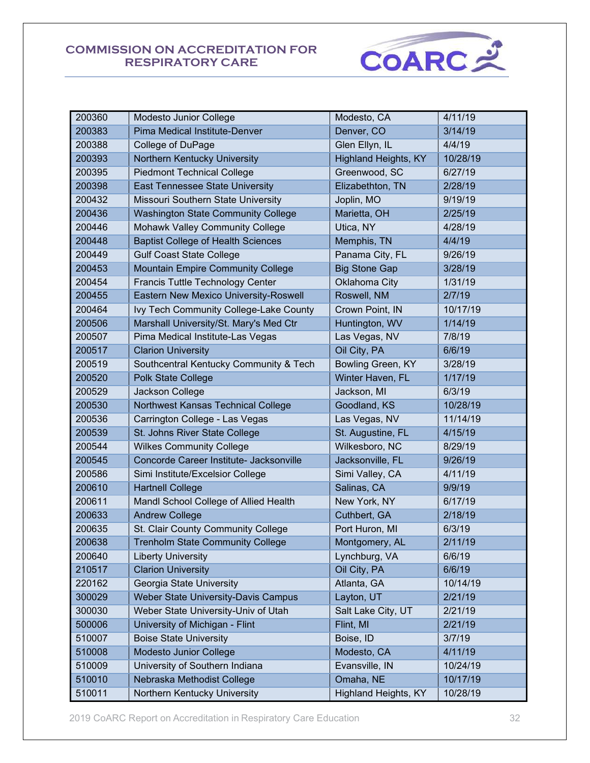| 200360 | Modesto Junior College | Modesto, CA | 4/11/19 |
|---|---|---|---|
| 200383 | Pima Medical Institute-Denver | Denver, CO | 3/14/19 |
| 200388 | College of DuPage | Glen Ellyn, IL | 4/4/19 |
| 200393 | Northern Kentucky University | Highland Heights, KY | 10/28/19 |
| 200395 | Piedmont Technical College | Greenwood, SC | 6/27/19 |
| 200398 | East Tennessee State University | Elizabethton, TN | 2/28/19 |
| 200432 | Missouri Southern State University | Joplin, MO | 9/19/19 |
| 200436 | Washington State Community College | Marietta, OH | 2/25/19 |
| 200446 | Mohawk Valley Community College | Utica, NY | 4/28/19 |
| 200448 | Baptist College of Health Sciences | Memphis, TN | 4/4/19 |
| 200449 | Gulf Coast State College | Panama City, FL | 9/26/19 |
| 200453 | Mountain Empire Community College | Big Stone Gap | 3/28/19 |
| 200454 | Francis Tuttle Technology Center | Oklahoma City | 1/31/19 |
| 200455 | Eastern New Mexico University-Roswell | Roswell, NM | 2/7/19 |
| 200464 | Ivy Tech Community College-Lake County | Crown Point, IN | 10/17/19 |
| 200506 | Marshall University/St. Mary's Med Ctr | Huntington, WV | 1/14/19 |
| 200507 | Pima Medical Institute-Las Vegas | Las Vegas, NV | 7/8/19 |
| 200517 | Clarion University | Oil City, PA | 6/6/19 |
| 200519 | Southcentral Kentucky Community & Tech | Bowling Green, KY | 3/28/19 |
| 200520 | Polk State College | Winter Haven, FL | 1/17/19 |
| 200529 | Jackson College | Jackson, MI | 6/3/19 |
| 200530 | Northwest Kansas Technical College | Goodland, KS | 10/28/19 |
| 200536 | Carrington College - Las Vegas | Las Vegas, NV | 11/14/19 |
| 200539 | St. Johns River State College | St. Augustine, FL | 4/15/19 |
| 200544 | Wilkes Community College | Wilkesboro, NC | 8/29/19 |
| 200545 | Concorde Career Institute- Jacksonville | Jacksonville, FL | 9/26/19 |
| 200586 | Simi Institute/Excelsior College | Simi Valley, CA | 4/11/19 |
| 200610 | Hartnell College | Salinas, CA | 9/9/19 |
| 200611 | Mandl School College of Allied Health | New York, NY | 6/17/19 |
| 200633 | Andrew College | Cuthbert, GA | 2/18/19 |
| 200635 | St. Clair County Community College | Port Huron, MI | 6/3/19 |
| 200638 | Trenholm State Community College | Montgomery, AL | 2/11/19 |
| 200640 | Liberty University | Lynchburg, VA | 6/6/19 |
| 210517 | Clarion University | Oil City, PA | 6/6/19 |
| 220162 | Georgia State University | Atlanta, GA | 10/14/19 |
| 300029 | Weber State University-Davis Campus | Layton, UT | 2/21/19 |
| 300030 | Weber State University-Univ of Utah | Salt Lake City, UT | 2/21/19 |
| 500006 | University of Michigan - Flint | Flint, MI | 2/21/19 |
| 510007 | Boise State University | Boise, ID | 3/7/19 |
| 510008 | Modesto Junior College | Modesto, CA | 4/11/19 |
| 510009 | University of Southern Indiana | Evansville, IN | 10/24/19 |
| 510010 | Nebraska Methodist College | Omaha, NE | 10/17/19 |
| 510011 | Northern Kentucky University | Highland Heights, KY | 10/28/19 |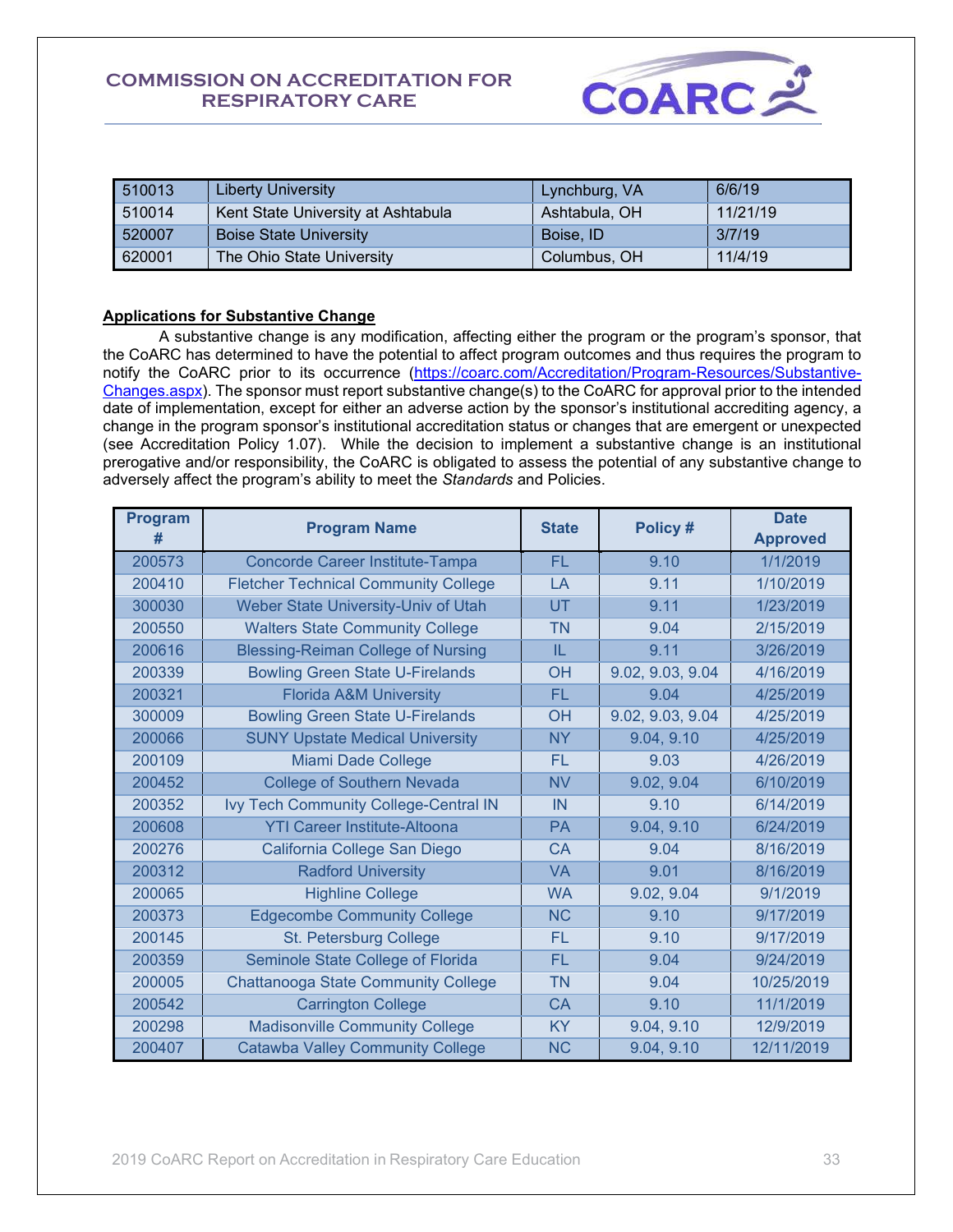| | | | |
|---|---|---|---|
| 510013 | Liberty University | Lynchburg, VA | 6/6/19 |
| 510014 | Kent State University at Ashtabula | Ashtabula, OH | 11/21/19 |
| 520007 | Boise State University | Boise, ID | 3/7/19 |
| 620001 | The Ohio State University | Columbus, OH | 11/4/19 |

**Applications for Substantive Change**

A substantive change is any modification, affecting either the program or the program's sponsor, that the CoARC has determined to have the potential to affect program outcomes and thus requires the program to notify the CoARC prior to its occurrence (https://coarc.com/Accreditation/Program-Resources/Substantive-Changes.aspx). The sponsor must report substantive change(s) to the CoARC for approval prior to the intended date of implementation, except for either an adverse action by the sponsor's institutional accrediting agency, a change in the program sponsor's institutional accreditation status or changes that are emergent or unexpected (see Accreditation Policy 1.07). While the decision to implement a substantive change is an institutional prerogative and/or responsibility, the CoARC is obligated to assess the potential of any substantive change to adversely affect the program's ability to meet the *Standards* and Policies.

| Program # | Program Name | State | Policy # | Date Approved |
|---|---|---|---|---|
| 200573 | Concorde Career Institute-Tampa | FL | 9.10 | 1/1/2019 |
| 200410 | Fletcher Technical Community College | LA | 9.11 | 1/10/2019 |
| 300030 | Weber State University-Univ of Utah | UT | 9.11 | 1/23/2019 |
| 200550 | Walters State Community College | TN | 9.04 | 2/15/2019 |
| 200616 | Blessing-Reiman College of Nursing | IL | 9.11 | 3/26/2019 |
| 200339 | Bowling Green State U-Firelands | OH | 9.02, 9.03, 9.04 | 4/16/2019 |
| 200321 | Florida A&M University | FL | 9.04 | 4/25/2019 |
| 300009 | Bowling Green State U-Firelands | OH | 9.02, 9.03, 9.04 | 4/25/2019 |
| 200066 | SUNY Upstate Medical University | NY | 9.04, 9.10 | 4/25/2019 |
| 200109 | Miami Dade College | FL | 9.03 | 4/26/2019 |
| 200452 | College of Southern Nevada | NV | 9.02, 9.04 | 6/10/2019 |
| 200352 | Ivy Tech Community College-Central IN | IN | 9.10 | 6/14/2019 |
| 200608 | YTI Career Institute-Altoona | PA | 9.04, 9.10 | 6/24/2019 |
| 200276 | California College San Diego | CA | 9.04 | 8/16/2019 |
| 200312 | Radford University | VA | 9.01 | 8/16/2019 |
| 200065 | Highline College | WA | 9.02, 9.04 | 9/1/2019 |
| 200373 | Edgecombe Community College | NC | 9.10 | 9/17/2019 |
| 200145 | St. Petersburg College | FL | 9.10 | 9/17/2019 |
| 200359 | Seminole State College of Florida | FL | 9.04 | 9/24/2019 |
| 200005 | Chattanooga State Community College | TN | 9.04 | 10/25/2019 |
| 200542 | Carrington College | CA | 9.10 | 11/1/2019 |
| 200298 | Madisonville Community College | KY | 9.04, 9.10 | 12/9/2019 |
| 200407 | Catawba Valley Community College | NC | 9.04, 9.10 | 12/11/2019 |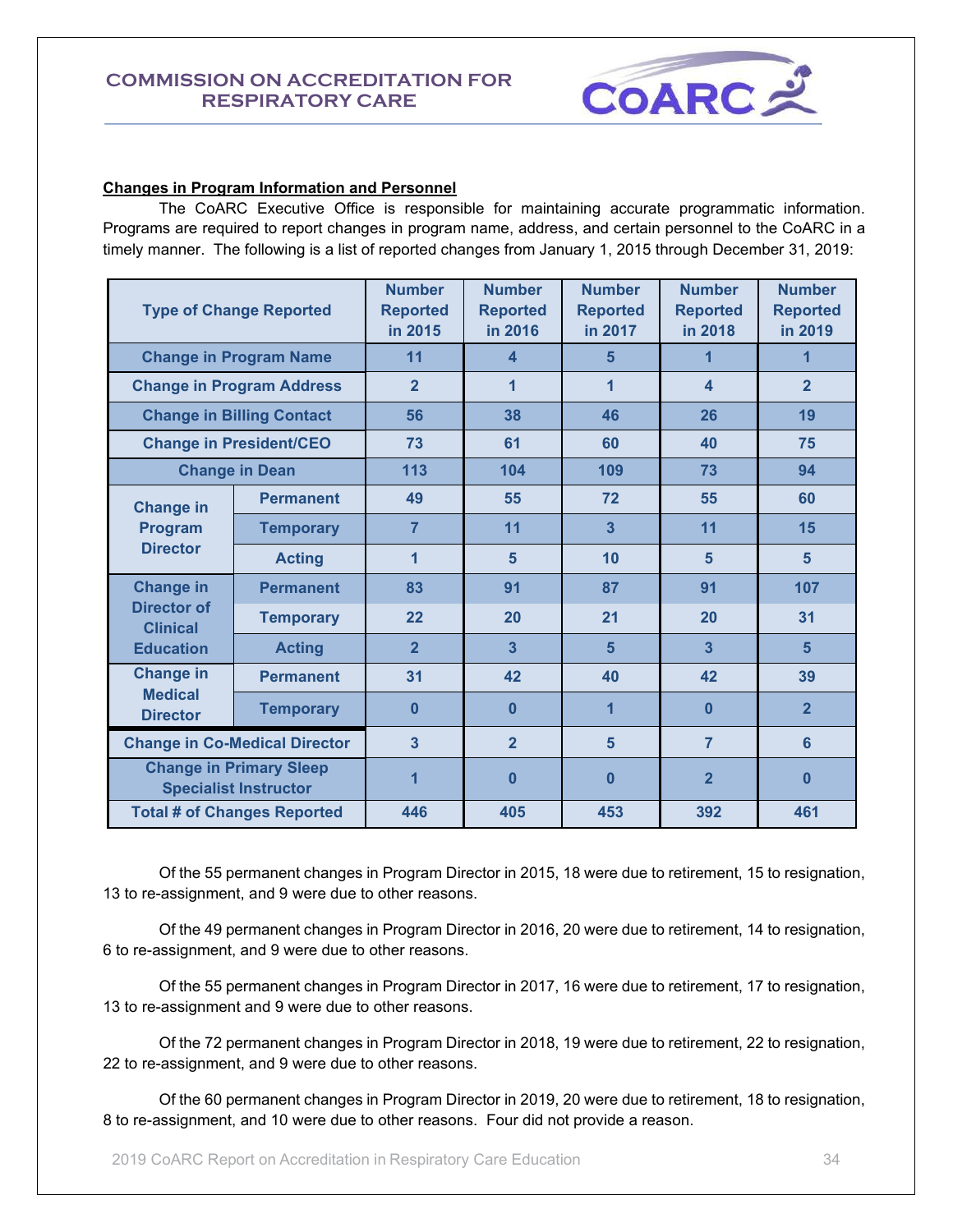## Changes in Program Information and Personnel

The CoARC Executive Office is responsible for maintaining accurate programmatic information. Programs are required to report changes in program name, address, and certain personnel to the CoARC in a timely manner. The following is a list of reported changes from January 1, 2015 through December 31, 2019:

| Type of Change Reported | | Number Reported in 2015 | Number Reported in 2016 | Number Reported in 2017 | Number Reported in 2018 | Number Reported in 2019 |
|---|---|---|---|---|---|---|
| Change in Program Name | | 11 | 4 | 5 | 1 | 1 |
| Change in Program Address | | 2 | 1 | 1 | 4 | 2 |
| Change in Billing Contact | | 56 | 38 | 46 | 26 | 19 |
| Change in President/CEO | | 73 | 61 | 60 | 40 | 75 |
| Change in Dean | | 113 | 104 | 109 | 73 | 94 |
| Change in Program Director | Permanent | 49 | 55 | 72 | 55 | 60 |
| | Temporary | 7 | 11 | 3 | 11 | 15 |
| | Acting | 1 | 5 | 10 | 5 | 5 |
| Change in Director of Clinical Education | Permanent | 83 | 91 | 87 | 91 | 107 |
| | Temporary | 22 | 20 | 21 | 20 | 31 |
| | Acting | 2 | 3 | 5 | 3 | 5 |
| Change in Medical Director | Permanent | 31 | 42 | 40 | 42 | 39 |
| | Temporary | 0 | 0 | 1 | 0 | 2 |
| Change in Co-Medical Director | | 3 | 2 | 5 | 7 | 6 |
| Change in Primary Sleep Specialist Instructor | | 1 | 0 | 0 | 2 | 0 |
| Total # of Changes Reported | | 446 | 405 | 453 | 392 | 461 |

Of the 55 permanent changes in Program Director in 2015, 18 were due to retirement, 15 to resignation, 13 to re-assignment, and 9 were due to other reasons.

Of the 49 permanent changes in Program Director in 2016, 20 were due to retirement, 14 to resignation, 6 to re-assignment, and 9 were due to other reasons.

Of the 55 permanent changes in Program Director in 2017, 16 were due to retirement, 17 to resignation, 13 to re-assignment and 9 were due to other reasons.

Of the 72 permanent changes in Program Director in 2018, 19 were due to retirement, 22 to resignation, 22 to re-assignment, and 9 were due to other reasons.

Of the 60 permanent changes in Program Director in 2019, 20 were due to retirement, 18 to resignation, 8 to re-assignment, and 10 were due to other reasons. Four did not provide a reason.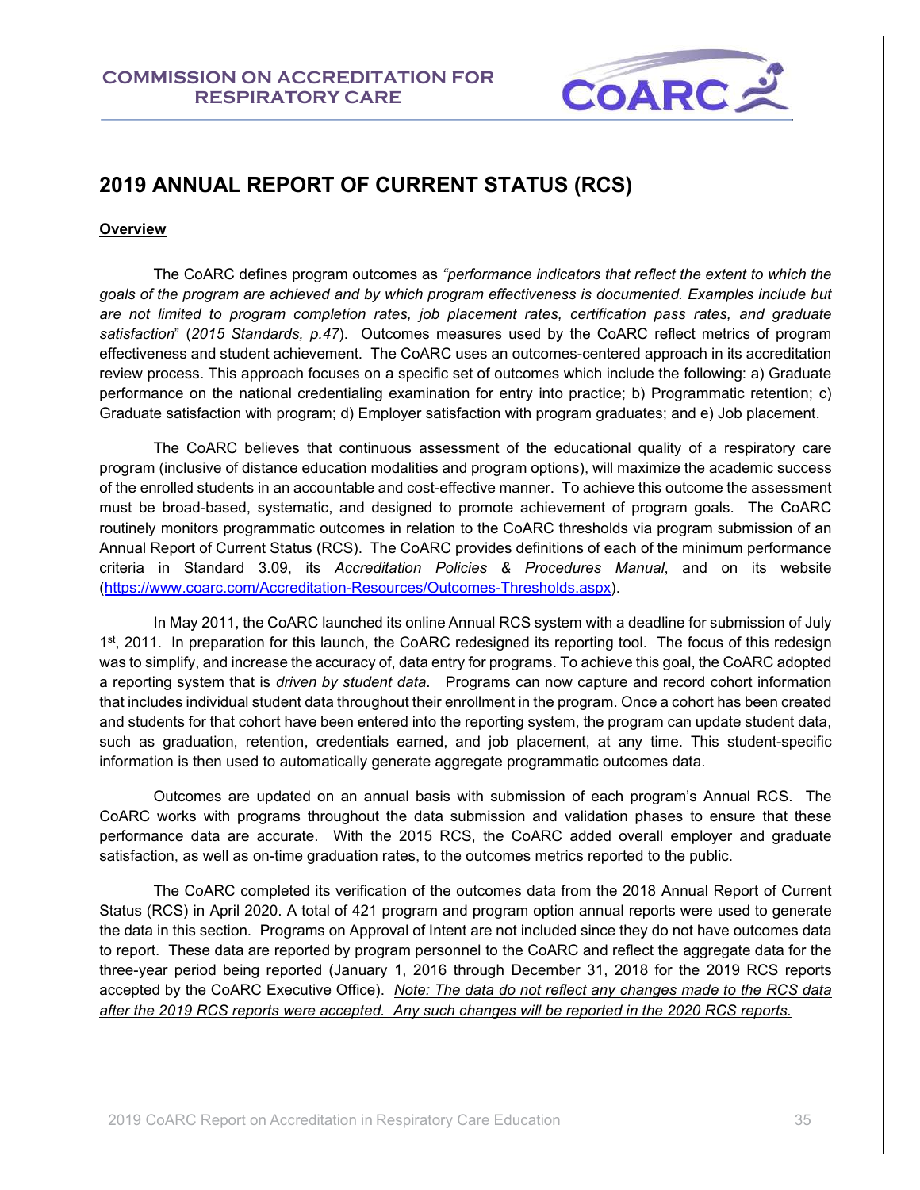# 2019 ANNUAL REPORT OF CURRENT STATUS (RCS)

**Overview**

The CoARC defines program outcomes as *"performance indicators that reflect the extent to which the goals of the program are achieved and by which program effectiveness is documented. Examples include but are not limited to program completion rates, job placement rates, certification pass rates, and graduate satisfaction*" (*2015 Standards, p.47*). Outcomes measures used by the CoARC reflect metrics of program effectiveness and student achievement. The CoARC uses an outcomes-centered approach in its accreditation review process. This approach focuses on a specific set of outcomes which include the following: a) Graduate performance on the national credentialing examination for entry into practice; b) Programmatic retention; c) Graduate satisfaction with program; d) Employer satisfaction with program graduates; and e) Job placement.

The CoARC believes that continuous assessment of the educational quality of a respiratory care program (inclusive of distance education modalities and program options), will maximize the academic success of the enrolled students in an accountable and cost-effective manner. To achieve this outcome the assessment must be broad-based, systematic, and designed to promote achievement of program goals. The CoARC routinely monitors programmatic outcomes in relation to the CoARC thresholds via program submission of an Annual Report of Current Status (RCS). The CoARC provides definitions of each of the minimum performance criteria in Standard 3.09, its *Accreditation Policies & Procedures Manual*, and on its website (https://www.coarc.com/Accreditation-Resources/Outcomes-Thresholds.aspx).

In May 2011, the CoARC launched its online Annual RCS system with a deadline for submission of July 1st, 2011. In preparation for this launch, the CoARC redesigned its reporting tool. The focus of this redesign was to simplify, and increase the accuracy of, data entry for programs. To achieve this goal, the CoARC adopted a reporting system that is *driven by student data*. Programs can now capture and record cohort information that includes individual student data throughout their enrollment in the program. Once a cohort has been created and students for that cohort have been entered into the reporting system, the program can update student data, such as graduation, retention, credentials earned, and job placement, at any time. This student-specific information is then used to automatically generate aggregate programmatic outcomes data.

Outcomes are updated on an annual basis with submission of each program's Annual RCS. The CoARC works with programs throughout the data submission and validation phases to ensure that these performance data are accurate. With the 2015 RCS, the CoARC added overall employer and graduate satisfaction, as well as on-time graduation rates, to the outcomes metrics reported to the public.

The CoARC completed its verification of the outcomes data from the 2018 Annual Report of Current Status (RCS) in April 2020. A total of 421 program and program option annual reports were used to generate the data in this section. Programs on Approval of Intent are not included since they do not have outcomes data to report. These data are reported by program personnel to the CoARC and reflect the aggregate data for the three-year period being reported (January 1, 2016 through December 31, 2018 for the 2019 RCS reports accepted by the CoARC Executive Office). *Note: The data do not reflect any changes made to the RCS data after the 2019 RCS reports were accepted. Any such changes will be reported in the 2020 RCS reports.*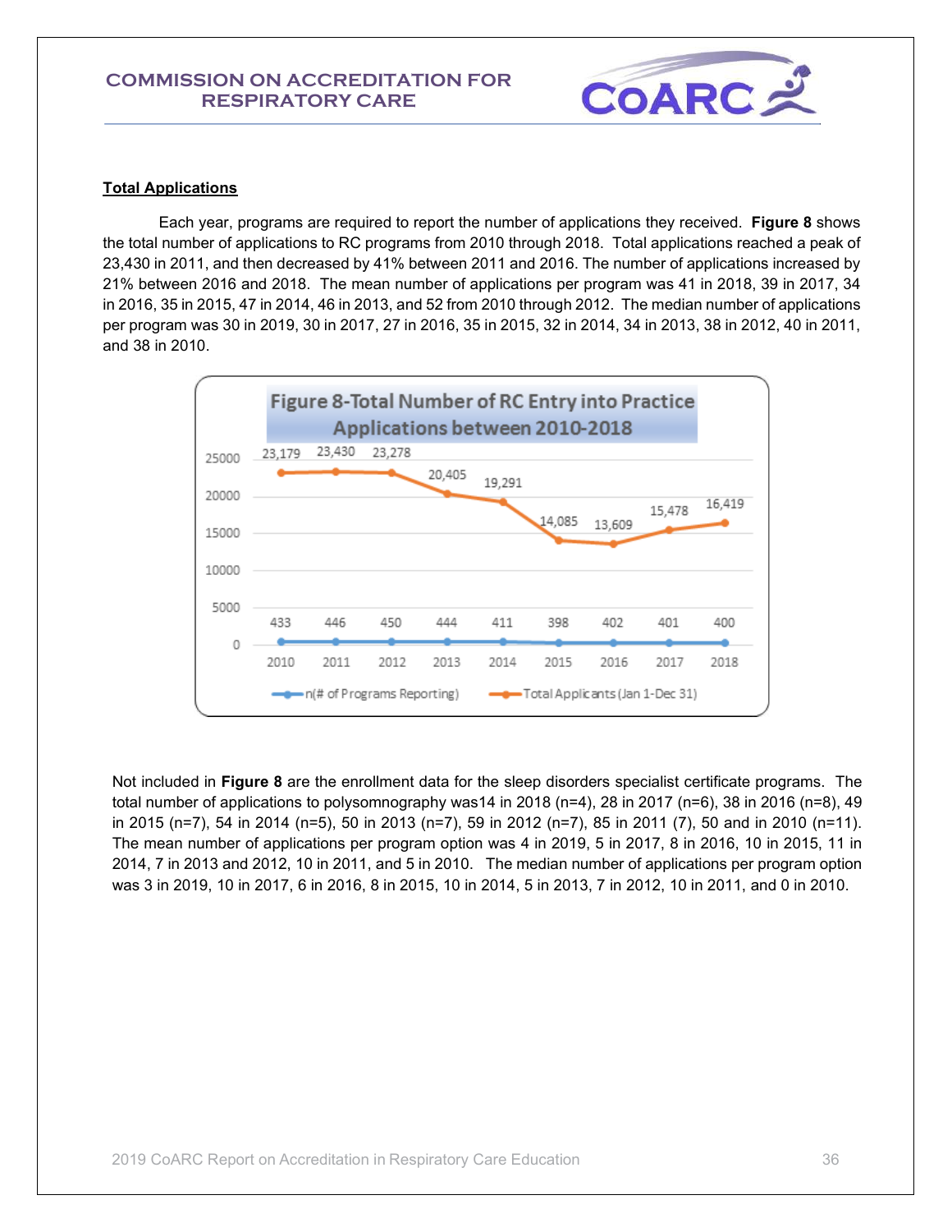## Total Applications

Each year, programs are required to report the number of applications they received. **Figure 8** shows the total number of applications to RC programs from 2010 through 2018. Total applications reached a peak of 23,430 in 2011, and then decreased by 41% between 2011 and 2016. The number of applications increased by 21% between 2016 and 2018. The mean number of applications per program was 41 in 2018, 39 in 2017, 34 in 2016, 35 in 2015, 47 in 2014, 46 in 2013, and 52 from 2010 through 2012. The median number of applications per program was 30 in 2019, 30 in 2017, 27 in 2016, 35 in 2015, 32 in 2014, 34 in 2013, 38 in 2012, 40 in 2011, and 38 in 2010.

**Figure 8-Total Number of RC Entry into Practice Applications between 2010-2018**

| Year | n(# of Programs Reporting) | Total Applicants (Jan 1-Dec 31) |
|---|---|---|
| 2010 | 433 | 23,179 |
| 2011 | 446 | 23,430 |
| 2012 | 450 | 23,278 |
| 2013 | 444 | 20,405 |
| 2014 | 411 | 19,291 |
| 2015 | 398 | 14,085 |
| 2016 | 402 | 13,609 |
| 2017 | 401 | 15,478 |
| 2018 | 400 | 16,419 |

Not included in **Figure 8** are the enrollment data for the sleep disorders specialist certificate programs. The total number of applications to polysomnography was14 in 2018 (n=4), 28 in 2017 (n=6), 38 in 2016 (n=8), 49 in 2015 (n=7), 54 in 2014 (n=5), 50 in 2013 (n=7), 59 in 2012 (n=7), 85 in 2011 (7), 50 and in 2010 (n=11). The mean number of applications per program option was 4 in 2019, 5 in 2017, 8 in 2016, 10 in 2015, 11 in 2014, 7 in 2013 and 2012, 10 in 2011, and 5 in 2010. The median number of applications per program option was 3 in 2019, 10 in 2017, 6 in 2016, 8 in 2015, 10 in 2014, 5 in 2013, 7 in 2012, 10 in 2011, and 0 in 2010.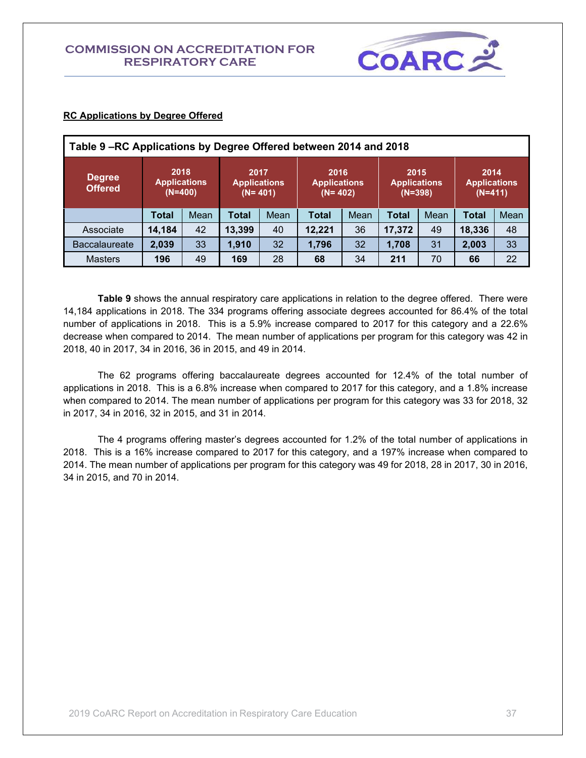**RC Applications by Degree Offered**

| Table 9 –RC Applications by Degree Offered between 2014 and 2018 | | | | | | | | | | |
|---|---|---|---|---|---|---|---|---|---|---|
| Degree Offered | 2018 Applications (N=400) | | 2017 Applications (N= 401) | | 2016 Applications (N= 402) | | 2015 Applications (N=398) | | 2014 Applications (N=411) | |
| | **Total** | Mean | **Total** | Mean | **Total** | Mean | **Total** | Mean | **Total** | Mean |
| Associate | **14,184** | 42 | **13,399** | 40 | **12,221** | 36 | **17,372** | 49 | **18,336** | 48 |
| Baccalaureate | **2,039** | 33 | **1,910** | 32 | **1,796** | 32 | **1,708** | 31 | **2,003** | 33 |
| Masters | **196** | 49 | **169** | 28 | **68** | 34 | **211** | 70 | **66** | 22 |

**Table 9** shows the annual respiratory care applications in relation to the degree offered. There were 14,184 applications in 2018. The 334 programs offering associate degrees accounted for 86.4% of the total number of applications in 2018. This is a 5.9% increase compared to 2017 for this category and a 22.6% decrease when compared to 2014. The mean number of applications per program for this category was 42 in 2018, 40 in 2017, 34 in 2016, 36 in 2015, and 49 in 2014.

The 62 programs offering baccalaureate degrees accounted for 12.4% of the total number of applications in 2018. This is a 6.8% increase when compared to 2017 for this category, and a 1.8% increase when compared to 2014. The mean number of applications per program for this category was 33 for 2018, 32 in 2017, 34 in 2016, 32 in 2015, and 31 in 2014.

The 4 programs offering master's degrees accounted for 1.2% of the total number of applications in 2018. This is a 16% increase compared to 2017 for this category, and a 197% increase when compared to 2014. The mean number of applications per program for this category was 49 for 2018, 28 in 2017, 30 in 2016, 34 in 2015, and 70 in 2014.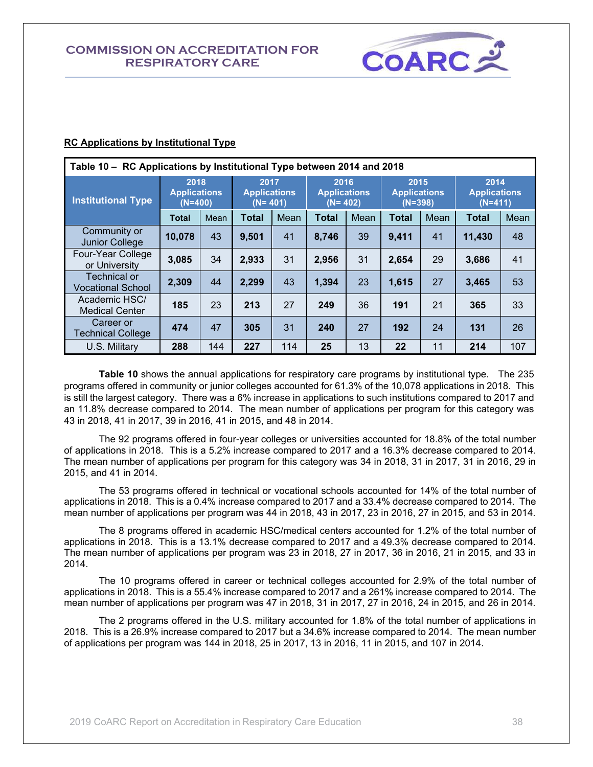## RC Applications by Institutional Type

| Table 10 – RC Applications by Institutional Type between 2014 and 2018 | | | | | | | | | | |
|---|---|---|---|---|---|---|---|---|---|---|
| **Institutional Type** | **2018 Applications (N=400)** | | **2017 Applications (N= 401)** | | **2016 Applications (N= 402)** | | **2015 Applications (N=398)** | | **2014 Applications (N=411)** | |
| | **Total** | Mean | **Total** | Mean | **Total** | Mean | **Total** | Mean | **Total** | Mean |
| Community or Junior College | **10,078** | 43 | **9,501** | 41 | **8,746** | 39 | **9,411** | 41 | **11,430** | 48 |
| Four-Year College or University | **3,085** | 34 | **2,933** | 31 | **2,956** | 31 | **2,654** | 29 | **3,686** | 41 |
| Technical or Vocational School | **2,309** | 44 | **2,299** | 43 | **1,394** | 23 | **1,615** | 27 | **3,465** | 53 |
| Academic HSC/ Medical Center | **185** | 23 | **213** | 27 | **249** | 36 | **191** | 21 | **365** | 33 |
| Career or Technical College | **474** | 47 | **305** | 31 | **240** | 27 | **192** | 24 | **131** | 26 |
| U.S. Military | **288** | 144 | **227** | 114 | **25** | 13 | **22** | 11 | **214** | 107 |

**Table 10** shows the annual applications for respiratory care programs by institutional type. The 235 programs offered in community or junior colleges accounted for 61.3% of the 10,078 applications in 2018. This is still the largest category. There was a 6% increase in applications to such institutions compared to 2017 and an 11.8% decrease compared to 2014. The mean number of applications per program for this category was 43 in 2018, 41 in 2017, 39 in 2016, 41 in 2015, and 48 in 2014.

The 92 programs offered in four-year colleges or universities accounted for 18.8% of the total number of applications in 2018. This is a 5.2% increase compared to 2017 and a 16.3% decrease compared to 2014. The mean number of applications per program for this category was 34 in 2018, 31 in 2017, 31 in 2016, 29 in 2015, and 41 in 2014.

The 53 programs offered in technical or vocational schools accounted for 14% of the total number of applications in 2018. This is a 0.4% increase compared to 2017 and a 33.4% decrease compared to 2014. The mean number of applications per program was 44 in 2018, 43 in 2017, 23 in 2016, 27 in 2015, and 53 in 2014.

The 8 programs offered in academic HSC/medical centers accounted for 1.2% of the total number of applications in 2018. This is a 13.1% decrease compared to 2017 and a 49.3% decrease compared to 2014. The mean number of applications per program was 23 in 2018, 27 in 2017, 36 in 2016, 21 in 2015, and 33 in 2014.

The 10 programs offered in career or technical colleges accounted for 2.9% of the total number of applications in 2018. This is a 55.4% increase compared to 2017 and a 261% increase compared to 2014. The mean number of applications per program was 47 in 2018, 31 in 2017, 27 in 2016, 24 in 2015, and 26 in 2014.

The 2 programs offered in the U.S. military accounted for 1.8% of the total number of applications in 2018. This is a 26.9% increase compared to 2017 but a 34.6% increase compared to 2014. The mean number of applications per program was 144 in 2018, 25 in 2017, 13 in 2016, 11 in 2015, and 107 in 2014.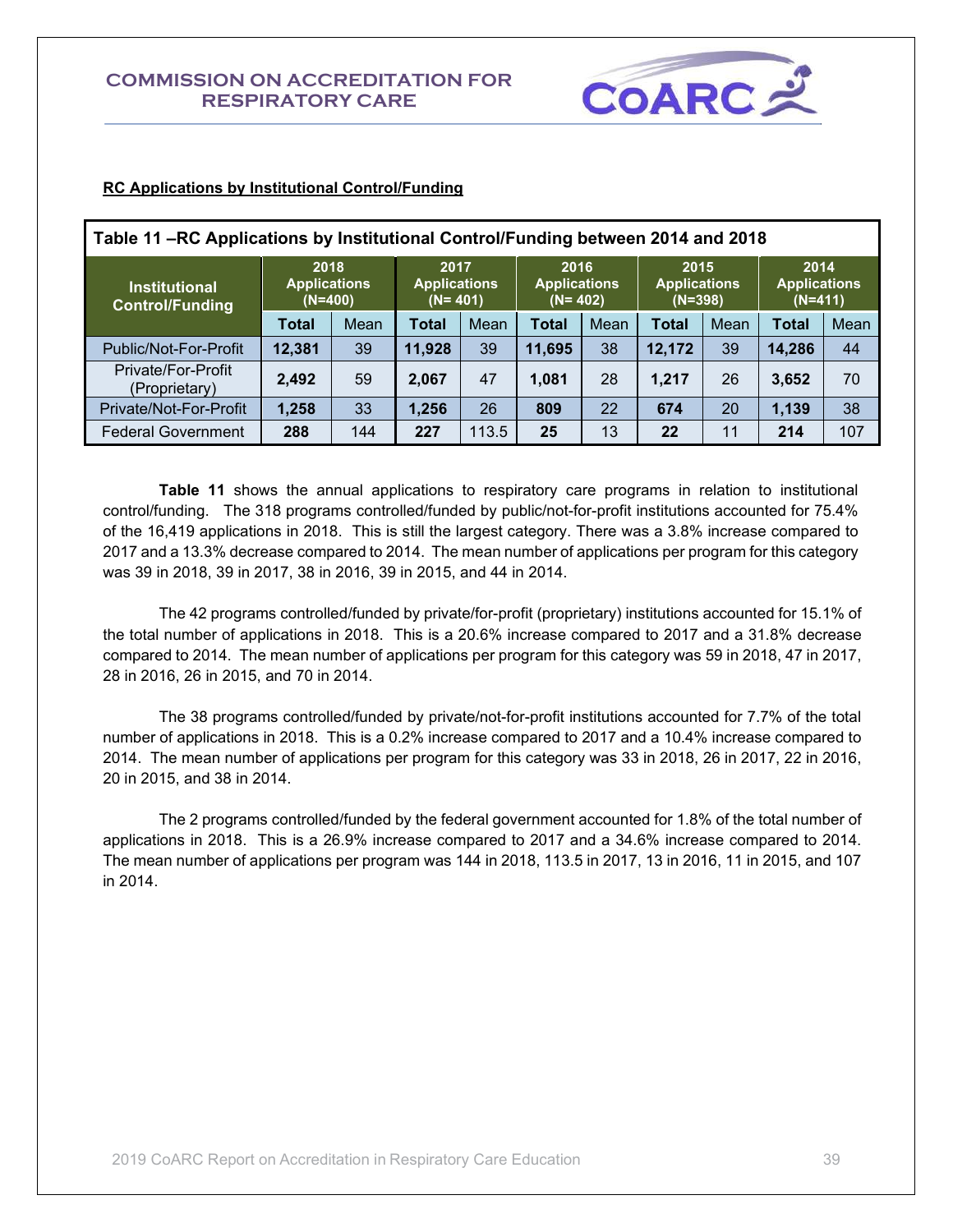**RC Applications by Institutional Control/Funding**

| Table 11 –RC Applications by Institutional Control/Funding between 2014 and 2018 | | | | | | | | | | |
|---|---|---|---|---|---|---|---|---|---|---|
| Institutional Control/Funding | 2018 Applications (N=400) | | 2017 Applications (N= 401) | | 2016 Applications (N= 402) | | 2015 Applications (N=398) | | 2014 Applications (N=411) | |
| | **Total** | Mean | **Total** | Mean | **Total** | Mean | **Total** | Mean | **Total** | Mean |
| Public/Not-For-Profit | **12,381** | 39 | **11,928** | 39 | **11,695** | 38 | **12,172** | 39 | **14,286** | 44 |
| Private/For-Profit (Proprietary) | **2,492** | 59 | **2,067** | 47 | **1,081** | 28 | **1,217** | 26 | **3,652** | 70 |
| Private/Not-For-Profit | **1,258** | 33 | **1,256** | 26 | **809** | 22 | **674** | 20 | **1,139** | 38 |
| Federal Government | **288** | 144 | **227** | 113.5 | **25** | 13 | **22** | 11 | **214** | 107 |

**Table 11** shows the annual applications to respiratory care programs in relation to institutional control/funding. The 318 programs controlled/funded by public/not-for-profit institutions accounted for 75.4% of the 16,419 applications in 2018. This is still the largest category. There was a 3.8% increase compared to 2017 and a 13.3% decrease compared to 2014. The mean number of applications per program for this category was 39 in 2018, 39 in 2017, 38 in 2016, 39 in 2015, and 44 in 2014.

The 42 programs controlled/funded by private/for-profit (proprietary) institutions accounted for 15.1% of the total number of applications in 2018. This is a 20.6% increase compared to 2017 and a 31.8% decrease compared to 2014. The mean number of applications per program for this category was 59 in 2018, 47 in 2017, 28 in 2016, 26 in 2015, and 70 in 2014.

The 38 programs controlled/funded by private/not-for-profit institutions accounted for 7.7% of the total number of applications in 2018. This is a 0.2% increase compared to 2017 and a 10.4% increase compared to 2014. The mean number of applications per program for this category was 33 in 2018, 26 in 2017, 22 in 2016, 20 in 2015, and 38 in 2014.

The 2 programs controlled/funded by the federal government accounted for 1.8% of the total number of applications in 2018. This is a 26.9% increase compared to 2017 and a 34.6% increase compared to 2014. The mean number of applications per program was 144 in 2018, 113.5 in 2017, 13 in 2016, 11 in 2015, and 107 in 2014.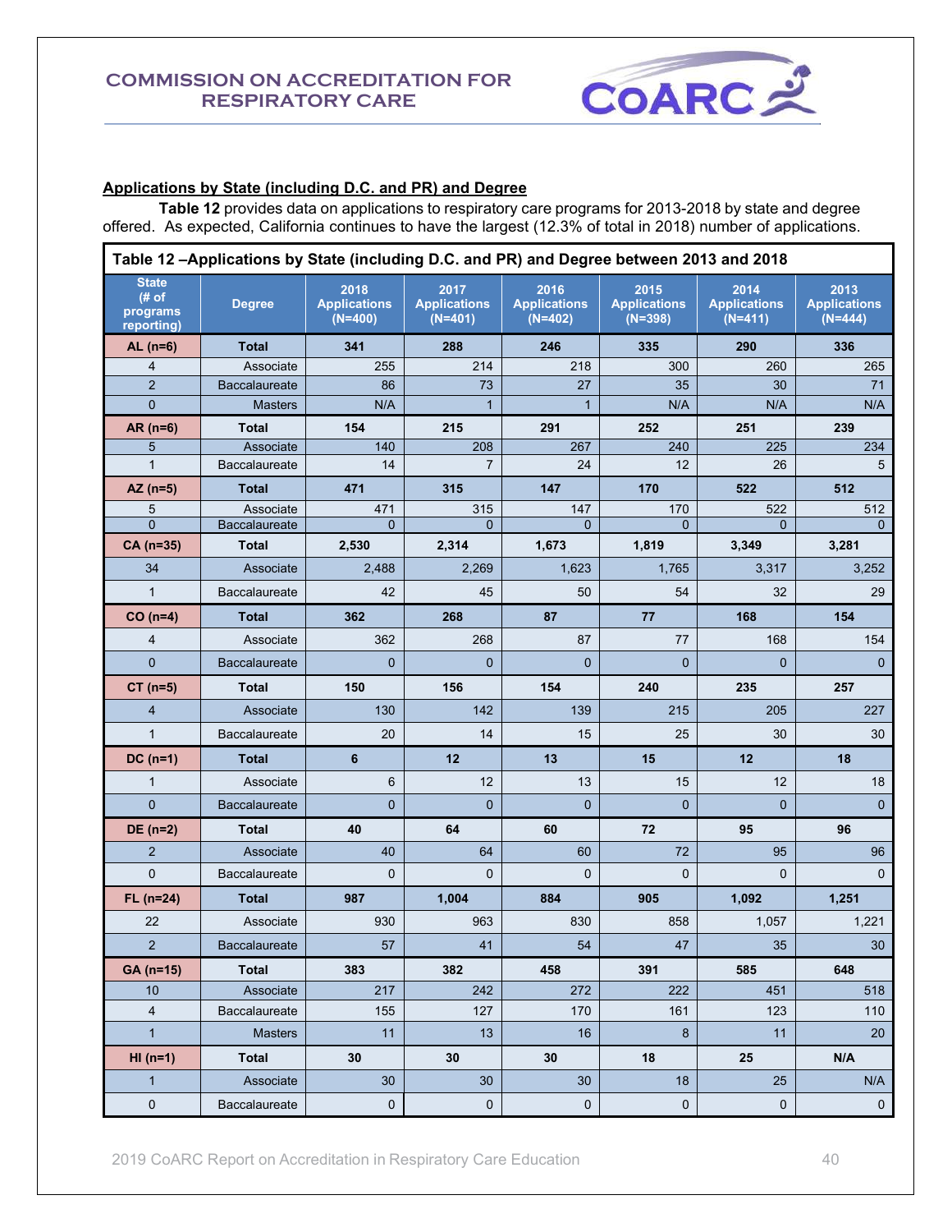## Applications by State (including D.C. and PR) and Degree

**Table 12** provides data on applications to respiratory care programs for 2013-2018 by state and degree offered. As expected, California continues to have the largest (12.3% of total in 2018) number of applications.

| Table 12 –Applications by State (including D.C. and PR) and Degree between 2013 and 2018 | | | | | | | |
|---|---|---|---|---|---|---|---|
| State (# of programs reporting) | Degree | 2018 Applications (N=400) | 2017 Applications (N=401) | 2016 Applications (N=402) | 2015 Applications (N=398) | 2014 Applications (N=411) | 2013 Applications (N=444) |
| **AL (n=6)** | **Total** | **341** | **288** | **246** | **335** | **290** | **336** |
| 4 | Associate | 255 | 214 | 218 | 300 | 260 | 265 |
| 2 | Baccalaureate | 86 | 73 | 27 | 35 | 30 | 71 |
| 0 | Masters | N/A | 1 | 1 | N/A | N/A | N/A |
| **AR (n=6)** | **Total** | **154** | **215** | **291** | **252** | **251** | **239** |
| 5 | Associate | 140 | 208 | 267 | 240 | 225 | 234 |
| 1 | Baccalaureate | 14 | 7 | 24 | 12 | 26 | 5 |
| **AZ (n=5)** | **Total** | **471** | **315** | **147** | **170** | **522** | **512** |
| 5 | Associate | 471 | 315 | 147 | 170 | 522 | 512 |
| 0 | Baccalaureate | 0 | 0 | 0 | 0 | 0 | 0 |
| **CA (n=35)** | **Total** | **2,530** | **2,314** | **1,673** | **1,819** | **3,349** | **3,281** |
| 34 | Associate | 2,488 | 2,269 | 1,623 | 1,765 | 3,317 | 3,252 |
| 1 | Baccalaureate | 42 | 45 | 50 | 54 | 32 | 29 |
| **CO (n=4)** | **Total** | **362** | **268** | **87** | **77** | **168** | **154** |
| 4 | Associate | 362 | 268 | 87 | 77 | 168 | 154 |
| 0 | Baccalaureate | 0 | 0 | 0 | 0 | 0 | 0 |
| **CT (n=5)** | **Total** | **150** | **156** | **154** | **240** | **235** | **257** |
| 4 | Associate | 130 | 142 | 139 | 215 | 205 | 227 |
| 1 | Baccalaureate | 20 | 14 | 15 | 25 | 30 | 30 |
| **DC (n=1)** | **Total** | **6** | **12** | **13** | **15** | **12** | **18** |
| 1 | Associate | 6 | 12 | 13 | 15 | 12 | 18 |
| 0 | Baccalaureate | 0 | 0 | 0 | 0 | 0 | 0 |
| **DE (n=2)** | **Total** | **40** | **64** | **60** | **72** | **95** | **96** |
| 2 | Associate | 40 | 64 | 60 | 72 | 95 | 96 |
| 0 | Baccalaureate | 0 | 0 | 0 | 0 | 0 | 0 |
| **FL (n=24)** | **Total** | **987** | **1,004** | **884** | **905** | **1,092** | **1,251** |
| 22 | Associate | 930 | 963 | 830 | 858 | 1,057 | 1,221 |
| 2 | Baccalaureate | 57 | 41 | 54 | 47 | 35 | 30 |
| **GA (n=15)** | **Total** | **383** | **382** | **458** | **391** | **585** | **648** |
| 10 | Associate | 217 | 242 | 272 | 222 | 451 | 518 |
| 4 | Baccalaureate | 155 | 127 | 170 | 161 | 123 | 110 |
| 1 | Masters | 11 | 13 | 16 | 8 | 11 | 20 |
| **HI (n=1)** | **Total** | **30** | **30** | **30** | **18** | **25** | **N/A** |
| 1 | Associate | 30 | 30 | 30 | 18 | 25 | N/A |
| 0 | Baccalaureate | 0 | 0 | 0 | 0 | 0 | 0 |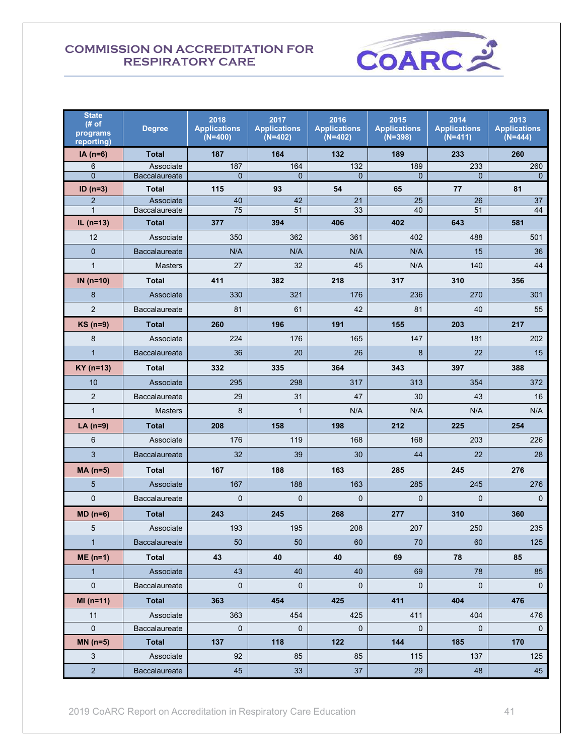# COMMISSION ON ACCREDITATION FOR RESPIRATORY CARE

| State (# of programs reporting) | Degree | 2018 Applications (N=400) | 2017 Applications (N=402) | 2016 Applications (N=402) | 2015 Applications (N=398) | 2014 Applications (N=411) | 2013 Applications (N=444) |
|---|---|---|---|---|---|---|---|
| **IA (n=6)** | **Total** | **187** | **164** | **132** | **189** | **233** | **260** |
| 6 | Associate | 187 | 164 | 132 | 189 | 233 | 260 |
| 0 | Baccalaureate | 0 | 0 | 0 | 0 | 0 | 0 |
| **ID (n=3)** | **Total** | **115** | **93** | **54** | **65** | **77** | **81** |
| 2 | Associate | 40 | 42 | 21 | 25 | 26 | 37 |
| 1 | Baccalaureate | 75 | 51 | 33 | 40 | 51 | 44 |
| **IL (n=13)** | **Total** | **377** | **394** | **406** | **402** | **643** | **581** |
| 12 | Associate | 350 | 362 | 361 | 402 | 488 | 501 |
| 0 | Baccalaureate | N/A | N/A | N/A | N/A | 15 | 36 |
| 1 | Masters | 27 | 32 | 45 | N/A | 140 | 44 |
| **IN (n=10)** | **Total** | **411** | **382** | **218** | **317** | **310** | **356** |
| 8 | Associate | 330 | 321 | 176 | 236 | 270 | 301 |
| 2 | Baccalaureate | 81 | 61 | 42 | 81 | 40 | 55 |
| **KS (n=9)** | **Total** | **260** | **196** | **191** | **155** | **203** | **217** |
| 8 | Associate | 224 | 176 | 165 | 147 | 181 | 202 |
| 1 | Baccalaureate | 36 | 20 | 26 | 8 | 22 | 15 |
| **KY (n=13)** | **Total** | **332** | **335** | **364** | **343** | **397** | **388** |
| 10 | Associate | 295 | 298 | 317 | 313 | 354 | 372 |
| 2 | Baccalaureate | 29 | 31 | 47 | 30 | 43 | 16 |
| 1 | Masters | 8 | 1 | N/A | N/A | N/A | N/A |
| **LA (n=9)** | **Total** | **208** | **158** | **198** | **212** | **225** | **254** |
| 6 | Associate | 176 | 119 | 168 | 168 | 203 | 226 |
| 3 | Baccalaureate | 32 | 39 | 30 | 44 | 22 | 28 |
| **MA (n=5)** | **Total** | **167** | **188** | **163** | **285** | **245** | **276** |
| 5 | Associate | 167 | 188 | 163 | 285 | 245 | 276 |
| 0 | Baccalaureate | 0 | 0 | 0 | 0 | 0 | 0 |
| **MD (n=6)** | **Total** | **243** | **245** | **268** | **277** | **310** | **360** |
| 5 | Associate | 193 | 195 | 208 | 207 | 250 | 235 |
| 1 | Baccalaureate | 50 | 50 | 60 | 70 | 60 | 125 |
| **ME (n=1)** | **Total** | **43** | **40** | **40** | **69** | **78** | **85** |
| 1 | Associate | 43 | 40 | 40 | 69 | 78 | 85 |
| 0 | Baccalaureate | 0 | 0 | 0 | 0 | 0 | 0 |
| **MI (n=11)** | **Total** | **363** | **454** | **425** | **411** | **404** | **476** |
| 11 | Associate | 363 | 454 | 425 | 411 | 404 | 476 |
| 0 | Baccalaureate | 0 | 0 | 0 | 0 | 0 | 0 |
| **MN (n=5)** | **Total** | **137** | **118** | **122** | **144** | **185** | **170** |
| 3 | Associate | 92 | 85 | 85 | 115 | 137 | 125 |
| 2 | Baccalaureate | 45 | 33 | 37 | 29 | 48 | 45 |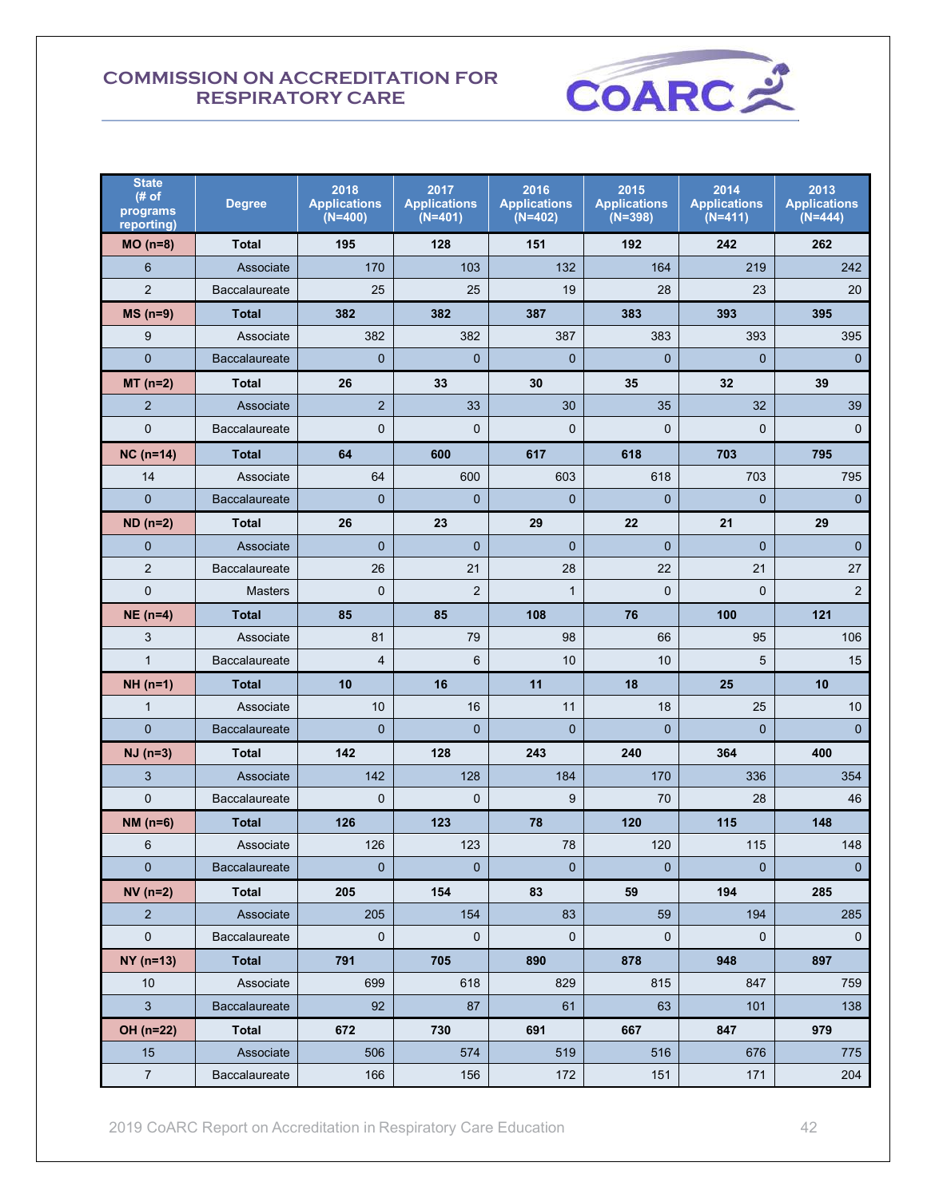**COMMISSION ON ACCREDITATION FOR RESPIRATORY CARE**

| State (# of programs reporting) | Degree | 2018 Applications (N=400) | 2017 Applications (N=401) | 2016 Applications (N=402) | 2015 Applications (N=398) | 2014 Applications (N=411) | 2013 Applications (N=444) |
|---|---|---|---|---|---|---|---|
| **MO (n=8)** | **Total** | **195** | **128** | **151** | **192** | **242** | **262** |
| 6 | Associate | 170 | 103 | 132 | 164 | 219 | 242 |
| 2 | Baccalaureate | 25 | 25 | 19 | 28 | 23 | 20 |
| **MS (n=9)** | **Total** | **382** | **382** | **387** | **383** | **393** | **395** |
| 9 | Associate | 382 | 382 | 387 | 383 | 393 | 395 |
| 0 | Baccalaureate | 0 | 0 | 0 | 0 | 0 | 0 |
| **MT (n=2)** | **Total** | **26** | **33** | **30** | **35** | **32** | **39** |
| 2 | Associate | 2 | 33 | 30 | 35 | 32 | 39 |
| 0 | Baccalaureate | 0 | 0 | 0 | 0 | 0 | 0 |
| **NC (n=14)** | **Total** | **64** | **600** | **617** | **618** | **703** | **795** |
| 14 | Associate | 64 | 600 | 603 | 618 | 703 | 795 |
| 0 | Baccalaureate | 0 | 0 | 0 | 0 | 0 | 0 |
| **ND (n=2)** | **Total** | **26** | **23** | **29** | **22** | **21** | **29** |
| 0 | Associate | 0 | 0 | 0 | 0 | 0 | 0 |
| 2 | Baccalaureate | 26 | 21 | 28 | 22 | 21 | 27 |
| 0 | Masters | 0 | 2 | 1 | 0 | 0 | 2 |
| **NE (n=4)** | **Total** | **85** | **85** | **108** | **76** | **100** | **121** |
| 3 | Associate | 81 | 79 | 98 | 66 | 95 | 106 |
| 1 | Baccalaureate | 4 | 6 | 10 | 10 | 5 | 15 |
| **NH (n=1)** | **Total** | **10** | **16** | **11** | **18** | **25** | **10** |
| 1 | Associate | 10 | 16 | 11 | 18 | 25 | 10 |
| 0 | Baccalaureate | 0 | 0 | 0 | 0 | 0 | 0 |
| **NJ (n=3)** | **Total** | **142** | **128** | **243** | **240** | **364** | **400** |
| 3 | Associate | 142 | 128 | 184 | 170 | 336 | 354 |
| 0 | Baccalaureate | 0 | 0 | 9 | 70 | 28 | 46 |
| **NM (n=6)** | **Total** | **126** | **123** | **78** | **120** | **115** | **148** |
| 6 | Associate | 126 | 123 | 78 | 120 | 115 | 148 |
| 0 | Baccalaureate | 0 | 0 | 0 | 0 | 0 | 0 |
| **NV (n=2)** | **Total** | **205** | **154** | **83** | **59** | **194** | **285** |
| 2 | Associate | 205 | 154 | 83 | 59 | 194 | 285 |
| 0 | Baccalaureate | 0 | 0 | 0 | 0 | 0 | 0 |
| **NY (n=13)** | **Total** | **791** | **705** | **890** | **878** | **948** | **897** |
| 10 | Associate | 699 | 618 | 829 | 815 | 847 | 759 |
| 3 | Baccalaureate | 92 | 87 | 61 | 63 | 101 | 138 |
| **OH (n=22)** | **Total** | **672** | **730** | **691** | **667** | **847** | **979** |
| 15 | Associate | 506 | 574 | 519 | 516 | 676 | 775 |
| 7 | Baccalaureate | 166 | 156 | 172 | 151 | 171 | 204 |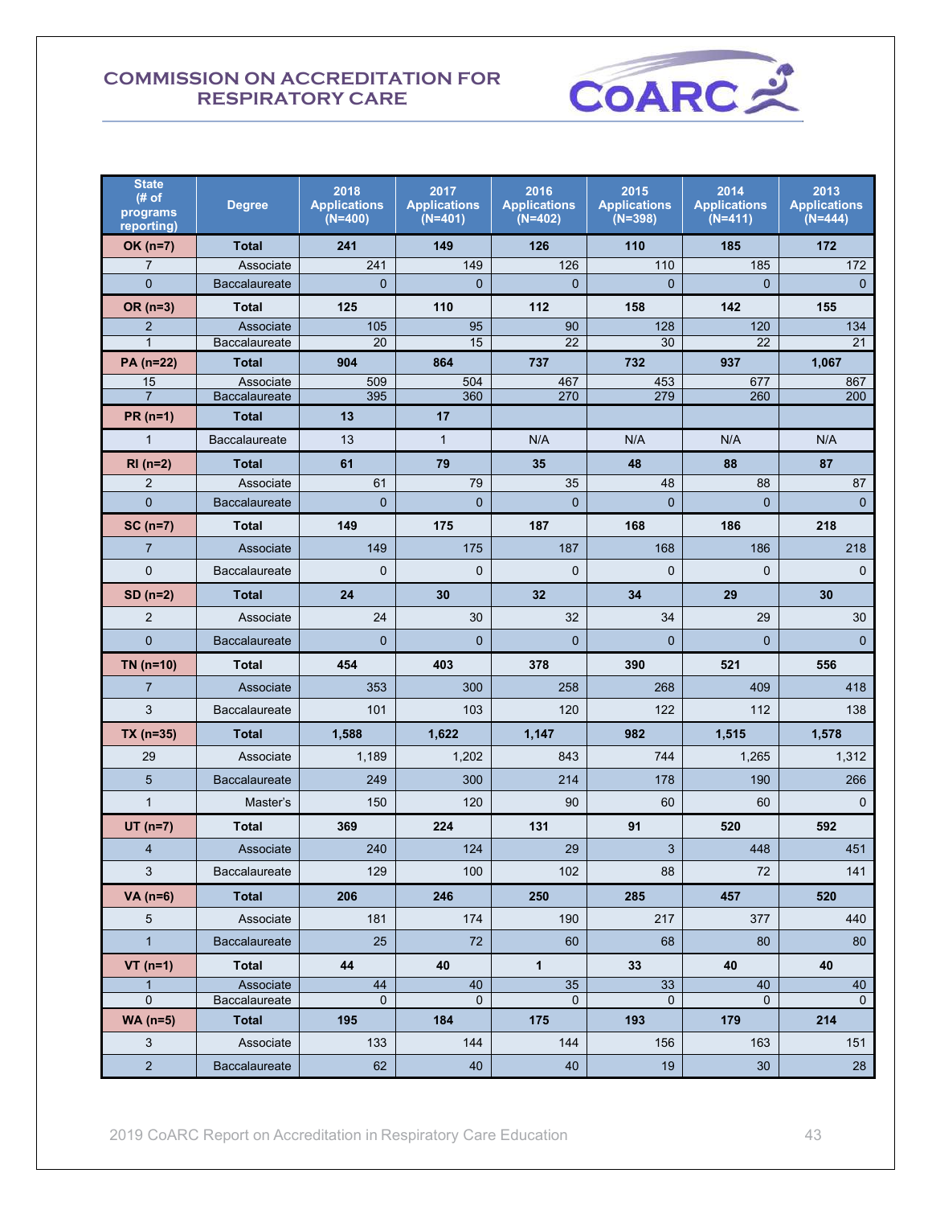## COMMISSION ON ACCREDITATION FOR RESPIRATORY CARE

| State (# of programs reporting) | Degree | 2018 Applications (N=400) | 2017 Applications (N=401) | 2016 Applications (N=402) | 2015 Applications (N=398) | 2014 Applications (N=411) | 2013 Applications (N=444) |
|---|---|---|---|---|---|---|---|
| **OK (n=7)** | **Total** | **241** | **149** | **126** | **110** | **185** | **172** |
| 7 | Associate | 241 | 149 | 126 | 110 | 185 | 172 |
| 0 | Baccalaureate | 0 | 0 | 0 | 0 | 0 | 0 |
| **OR (n=3)** | **Total** | **125** | **110** | **112** | **158** | **142** | **155** |
| 2 | Associate | 105 | 95 | 90 | 128 | 120 | 134 |
| 1 | Baccalaureate | 20 | 15 | 22 | 30 | 22 | 21 |
| **PA (n=22)** | **Total** | **904** | **864** | **737** | **732** | **937** | **1,067** |
| 15 | Associate | 509 | 504 | 467 | 453 | 677 | 867 |
| 7 | Baccalaureate | 395 | 360 | 270 | 279 | 260 | 200 |
| **PR (n=1)** | **Total** | **13** | **17** | | | | |
| 1 | Baccalaureate | 13 | 1 | N/A | N/A | N/A | N/A |
| **RI (n=2)** | **Total** | **61** | **79** | **35** | **48** | **88** | **87** |
| 2 | Associate | 61 | 79 | 35 | 48 | 88 | 87 |
| 0 | Baccalaureate | 0 | 0 | 0 | 0 | 0 | 0 |
| **SC (n=7)** | **Total** | **149** | **175** | **187** | **168** | **186** | **218** |
| 7 | Associate | 149 | 175 | 187 | 168 | 186 | 218 |
| 0 | Baccalaureate | 0 | 0 | 0 | 0 | 0 | 0 |
| **SD (n=2)** | **Total** | **24** | **30** | **32** | **34** | **29** | **30** |
| 2 | Associate | 24 | 30 | 32 | 34 | 29 | 30 |
| 0 | Baccalaureate | 0 | 0 | 0 | 0 | 0 | 0 |
| **TN (n=10)** | **Total** | **454** | **403** | **378** | **390** | **521** | **556** |
| 7 | Associate | 353 | 300 | 258 | 268 | 409 | 418 |
| 3 | Baccalaureate | 101 | 103 | 120 | 122 | 112 | 138 |
| **TX (n=35)** | **Total** | **1,588** | **1,622** | **1,147** | **982** | **1,515** | **1,578** |
| 29 | Associate | 1,189 | 1,202 | 843 | 744 | 1,265 | 1,312 |
| 5 | Baccalaureate | 249 | 300 | 214 | 178 | 190 | 266 |
| 1 | Master's | 150 | 120 | 90 | 60 | 60 | 0 |
| **UT (n=7)** | **Total** | **369** | **224** | **131** | **91** | **520** | **592** |
| 4 | Associate | 240 | 124 | 29 | 3 | 448 | 451 |
| 3 | Baccalaureate | 129 | 100 | 102 | 88 | 72 | 141 |
| **VA (n=6)** | **Total** | **206** | **246** | **250** | **285** | **457** | **520** |
| 5 | Associate | 181 | 174 | 190 | 217 | 377 | 440 |
| 1 | Baccalaureate | 25 | 72 | 60 | 68 | 80 | 80 |
| **VT (n=1)** | **Total** | **44** | **40** | **1** | **33** | **40** | **40** |
| 1 | Associate | 44 | 40 | 35 | 33 | 40 | 40 |
| 0 | Baccalaureate | 0 | 0 | 0 | 0 | 0 | 0 |
| **WA (n=5)** | **Total** | **195** | **184** | **175** | **193** | **179** | **214** |
| 3 | Associate | 133 | 144 | 144 | 156 | 163 | 151 |
| 2 | Baccalaureate | 62 | 40 | 40 | 19 | 30 | 28 |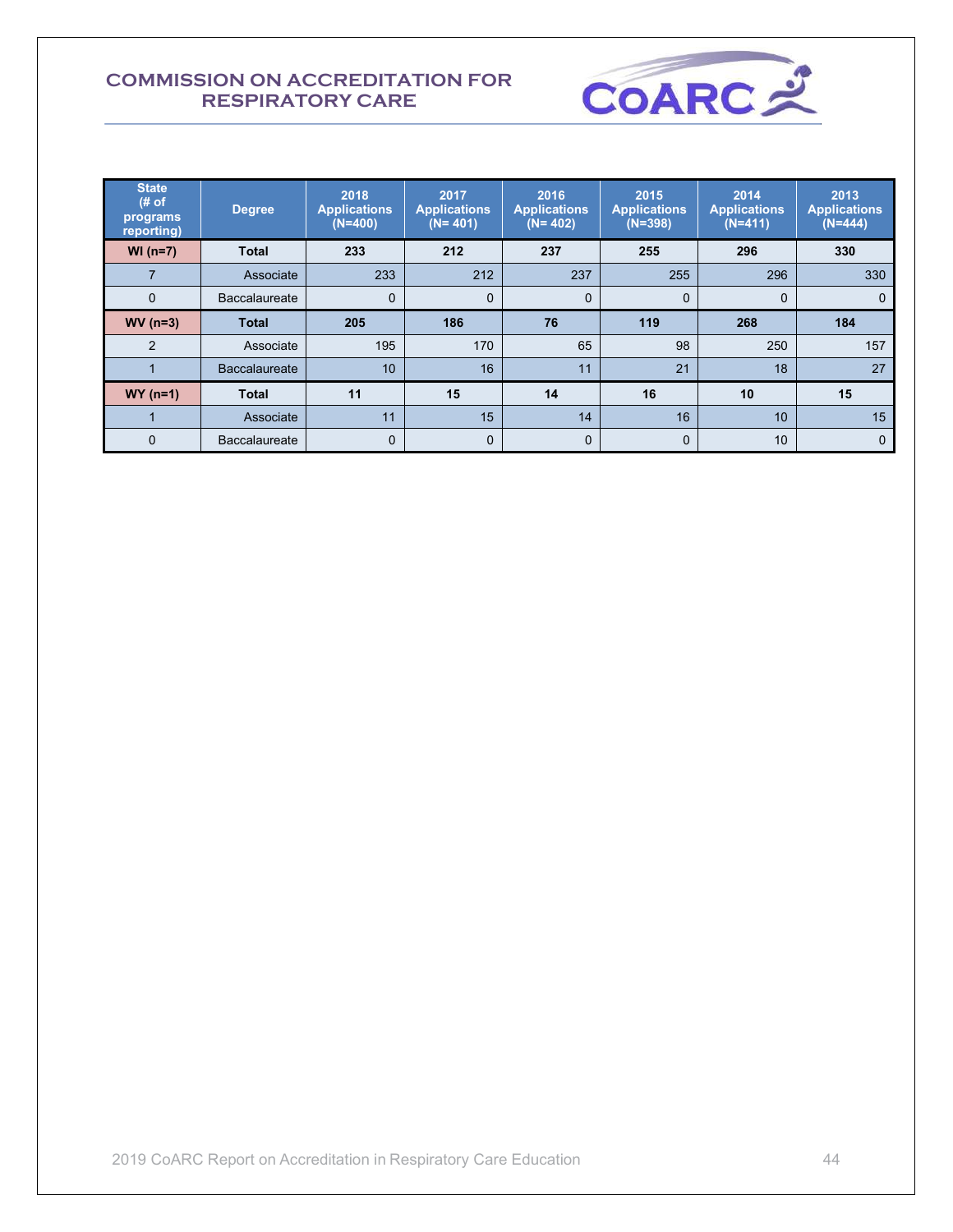| State (# of programs reporting) | Degree | 2018 Applications (N=400) | 2017 Applications (N= 401) | 2016 Applications (N= 402) | 2015 Applications (N=398) | 2014 Applications (N=411) | 2013 Applications (N=444) |
|---|---|---|---|---|---|---|---|
| **WI (n=7)** | **Total** | **233** | **212** | **237** | **255** | **296** | **330** |
| 7 | Associate | 233 | 212 | 237 | 255 | 296 | 330 |
| 0 | Baccalaureate | 0 | 0 | 0 | 0 | 0 | 0 |
| **WV (n=3)** | **Total** | **205** | **186** | **76** | **119** | **268** | **184** |
| 2 | Associate | 195 | 170 | 65 | 98 | 250 | 157 |
| 1 | Baccalaureate | 10 | 16 | 11 | 21 | 18 | 27 |
| **WY (n=1)** | **Total** | **11** | **15** | **14** | **16** | **10** | **15** |
| 1 | Associate | 11 | 15 | 14 | 16 | 10 | 15 |
| 0 | Baccalaureate | 0 | 0 | 0 | 0 | 10 | 0 |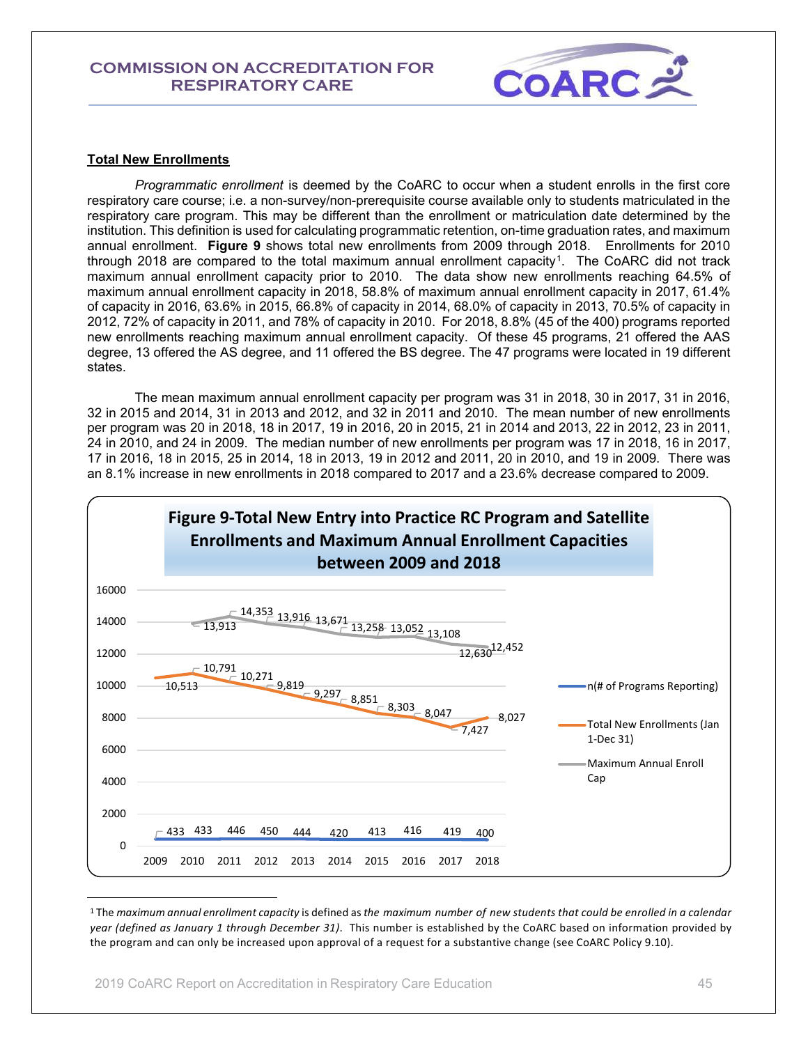## Total New Enrollments

*Programmatic enrollment* is deemed by the CoARC to occur when a student enrolls in the first core respiratory care course; i.e. a non-survey/non-prerequisite course available only to students matriculated in the respiratory care program. This may be different than the enrollment or matriculation date determined by the institution. This definition is used for calculating programmatic retention, on-time graduation rates, and maximum annual enrollment. **Figure 9** shows total new enrollments from 2009 through 2018. Enrollments for 2010 through 2018 are compared to the total maximum annual enrollment capacity[1]. The CoARC did not track maximum annual enrollment capacity prior to 2010. The data show new enrollments reaching 64.5% of maximum annual enrollment capacity in 2018, 58.8% of maximum annual enrollment capacity in 2017, 61.4% of capacity in 2016, 63.6% in 2015, 66.8% of capacity in 2014, 68.0% of capacity in 2013, 70.5% of capacity in 2012, 72% of capacity in 2011, and 78% of capacity in 2010. For 2018, 8.8% (45 of the 400) programs reported new enrollments reaching maximum annual enrollment capacity. Of these 45 programs, 21 offered the AAS degree, 13 offered the AS degree, and 11 offered the BS degree. The 47 programs were located in 19 different states.

The mean maximum annual enrollment capacity per program was 31 in 2018, 30 in 2017, 31 in 2016, 32 in 2015 and 2014, 31 in 2013 and 2012, and 32 in 2011 and 2010. The mean number of new enrollments per program was 20 in 2018, 18 in 2017, 19 in 2016, 20 in 2015, 21 in 2014 and 2013, 22 in 2012, 23 in 2011, 24 in 2010, and 24 in 2009. The median number of new enrollments per program was 17 in 2018, 16 in 2017, 17 in 2016, 18 in 2015, 25 in 2014, 18 in 2013, 19 in 2012 and 2011, 20 in 2010, and 19 in 2009. There was an 8.1% increase in new enrollments in 2018 compared to 2017 and a 23.6% decrease compared to 2009.

**Figure 9-Total New Entry into Practice RC Program and Satellite Enrollments and Maximum Annual Enrollment Capacities between 2009 and 2018**

| | 2009 | 2010 | 2011 | 2012 | 2013 | 2014 | 2015 | 2016 | 2017 | 2018 |
|---|---|---|---|---|---|---|---|---|---|---|
| n(# of Programs Reporting) | 433 | 433 | 446 | 450 | 444 | 420 | 413 | 416 | 419 | 400 |
| Total New Enrollments (Jan 1-Dec 31) | 10,513 | 10,791 | 10,271 | 9,819 | 9,297 | 8,851 | 8,303 | 8,047 | 7,427 | 8,027 |
| Maximum Annual Enroll Cap | | 13,913 | 14,353 | 13,916 | 13,671 | 13,258 | 13,052 | 13,108 | 12,630 | 12,452 |

[1] The *maximum annual enrollment capacity* is defined as *the maximum number of new students that could be enrolled in a calendar year (defined as January 1 through December 31)*. This number is established by the CoARC based on information provided by the program and can only be increased upon approval of a request for a substantive change (see CoARC Policy 9.10).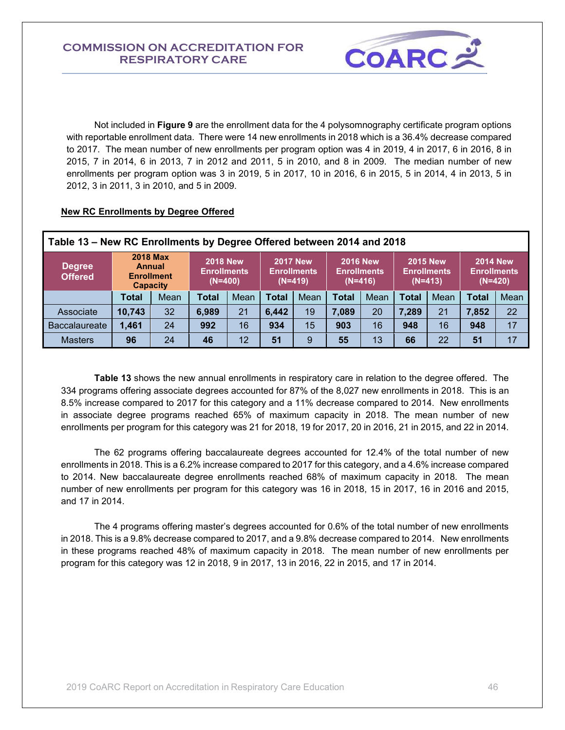Not included in **Figure 9** are the enrollment data for the 4 polysomnography certificate program options with reportable enrollment data. There were 14 new enrollments in 2018 which is a 36.4% decrease compared to 2017. The mean number of new enrollments per program option was 4 in 2019, 4 in 2017, 6 in 2016, 8 in 2015, 7 in 2014, 6 in 2013, 7 in 2012 and 2011, 5 in 2010, and 8 in 2009. The median number of new enrollments per program option was 3 in 2019, 5 in 2017, 10 in 2016, 6 in 2015, 5 in 2014, 4 in 2013, 5 in 2012, 3 in 2011, 3 in 2010, and 5 in 2009.

**New RC Enrollments by Degree Offered**

**Table 13 – New RC Enrollments by Degree Offered between 2014 and 2018**

| Degree Offered | 2018 Max Annual Enrollment Capacity | | 2018 New Enrollments (N=400) | | 2017 New Enrollments (N=419) | | 2016 New Enrollments (N=416) | | 2015 New Enrollments (N=413) | | 2014 New Enrollments (N=420) | |
|---|---|---|---|---|---|---|---|---|---|---|---|---|
| | **Total** | Mean | **Total** | Mean | **Total** | Mean | **Total** | Mean | **Total** | Mean | **Total** | Mean |
| Associate | **10,743** | 32 | **6,989** | 21 | **6,442** | 19 | **7,089** | 20 | **7,289** | 21 | **7,852** | 22 |
| Baccalaureate | **1,461** | 24 | **992** | 16 | **934** | 15 | **903** | 16 | **948** | 16 | **948** | 17 |
| Masters | **96** | 24 | **46** | 12 | **51** | 9 | **55** | 13 | **66** | 22 | **51** | 17 |

**Table 13** shows the new annual enrollments in respiratory care in relation to the degree offered. The 334 programs offering associate degrees accounted for 87% of the 8,027 new enrollments in 2018. This is an 8.5% increase compared to 2017 for this category and a 11% decrease compared to 2014. New enrollments in associate degree programs reached 65% of maximum capacity in 2018. The mean number of new enrollments per program for this category was 21 for 2018, 19 for 2017, 20 in 2016, 21 in 2015, and 22 in 2014.

The 62 programs offering baccalaureate degrees accounted for 12.4% of the total number of new enrollments in 2018. This is a 6.2% increase compared to 2017 for this category, and a 4.6% increase compared to 2014. New baccalaureate degree enrollments reached 68% of maximum capacity in 2018. The mean number of new enrollments per program for this category was 16 in 2018, 15 in 2017, 16 in 2016 and 2015, and 17 in 2014.

The 4 programs offering master's degrees accounted for 0.6% of the total number of new enrollments in 2018. This is a 9.8% decrease compared to 2017, and a 9.8% decrease compared to 2014. New enrollments in these programs reached 48% of maximum capacity in 2018. The mean number of new enrollments per program for this category was 12 in 2018, 9 in 2017, 13 in 2016, 22 in 2015, and 17 in 2014.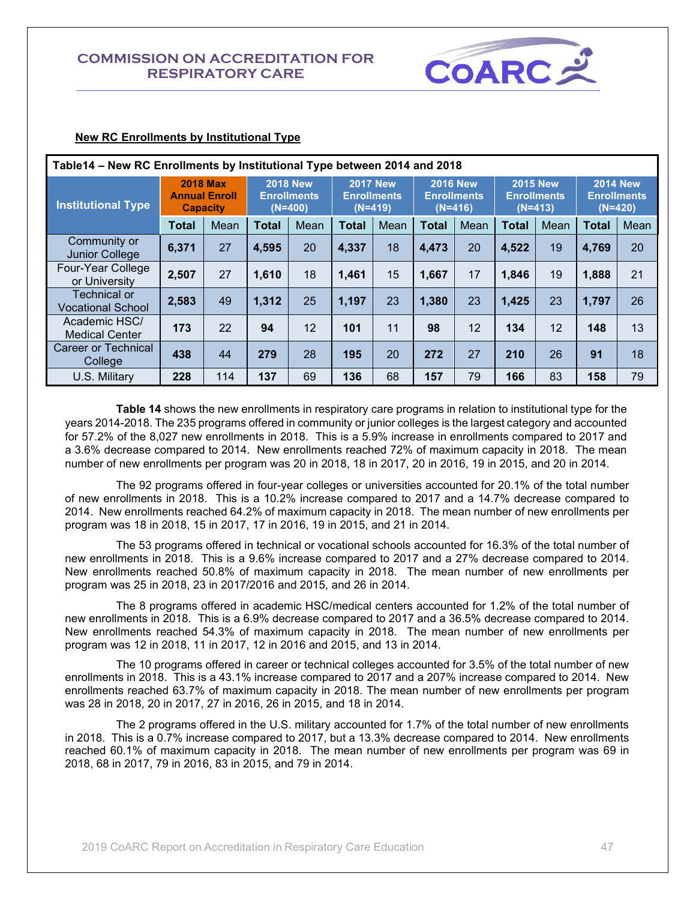## New RC Enrollments by Institutional Type

| Table14 – New RC Enrollments by Institutional Type between 2014 and 2018 | | | | | | | | | | | | |
|---|---|---|---|---|---|---|---|---|---|---|---|---|
| Institutional Type | 2018 Max Annual Enroll Capacity | | 2018 New Enrollments (N=400) | | 2017 New Enrollments (N=419) | | 2016 New Enrollments (N=416) | | 2015 New Enrollments (N=413) | | 2014 New Enrollments (N=420) | |
| | Total | Mean | Total | Mean | Total | Mean | Total | Mean | Total | Mean | Total | Mean |
| Community or Junior College | **6,371** | 27 | **4,595** | 20 | **4,337** | 18 | **4,473** | 20 | **4,522** | 19 | **4,769** | 20 |
| Four-Year College or University | **2,507** | 27 | **1,610** | 18 | **1,461** | 15 | **1,667** | 17 | **1,846** | 19 | **1,888** | 21 |
| Technical or Vocational School | **2,583** | 49 | **1,312** | 25 | **1,197** | 23 | **1,380** | 23 | **1,425** | 23 | **1,797** | 26 |
| Academic HSC/ Medical Center | **173** | 22 | **94** | 12 | **101** | 11 | **98** | 12 | **134** | 12 | **148** | 13 |
| Career or Technical College | **438** | 44 | **279** | 28 | **195** | 20 | **272** | 27 | **210** | 26 | **91** | 18 |
| U.S. Military | **228** | 114 | **137** | 69 | **136** | 68 | **157** | 79 | **166** | 83 | **158** | 79 |

**Table 14** shows the new enrollments in respiratory care programs in relation to institutional type for the years 2014-2018. The 235 programs offered in community or junior colleges is the largest category and accounted for 57.2% of the 8,027 new enrollments in 2018. This is a 5.9% increase in enrollments compared to 2017 and a 3.6% decrease compared to 2014. New enrollments reached 72% of maximum capacity in 2018. The mean number of new enrollments per program was 20 in 2018, 18 in 2017, 20 in 2016, 19 in 2015, and 20 in 2014.

The 92 programs offered in four-year colleges or universities accounted for 20.1% of the total number of new enrollments in 2018. This is a 10.2% increase compared to 2017 and a 14.7% decrease compared to 2014. New enrollments reached 64.2% of maximum capacity in 2018. The mean number of new enrollments per program was 18 in 2018, 15 in 2017, 17 in 2016, 19 in 2015, and 21 in 2014.

The 53 programs offered in technical or vocational schools accounted for 16.3% of the total number of new enrollments in 2018. This is a 9.6% increase compared to 2017 and a 27% decrease compared to 2014. New enrollments reached 50.8% of maximum capacity in 2018. The mean number of new enrollments per program was 25 in 2018, 23 in 2017/2016 and 2015, and 26 in 2014.

The 8 programs offered in academic HSC/medical centers accounted for 1.2% of the total number of new enrollments in 2018. This is a 6.9% decrease compared to 2017 and a 36.5% decrease compared to 2014. New enrollments reached 54.3% of maximum capacity in 2018. The mean number of new enrollments per program was 12 in 2018, 11 in 2017, 12 in 2016 and 2015, and 13 in 2014.

The 10 programs offered in career or technical colleges accounted for 3.5% of the total number of new enrollments in 2018. This is a 43.1% increase compared to 2017 and a 207% increase compared to 2014. New enrollments reached 63.7% of maximum capacity in 2018. The mean number of new enrollments per program was 28 in 2018, 20 in 2017, 27 in 2016, 26 in 2015, and 18 in 2014.

The 2 programs offered in the U.S. military accounted for 1.7% of the total number of new enrollments in 2018. This is a 0.7% increase compared to 2017, but a 13.3% decrease compared to 2014. New enrollments reached 60.1% of maximum capacity in 2018. The mean number of new enrollments per program was 69 in 2018, 68 in 2017, 79 in 2016, 83 in 2015, and 79 in 2014.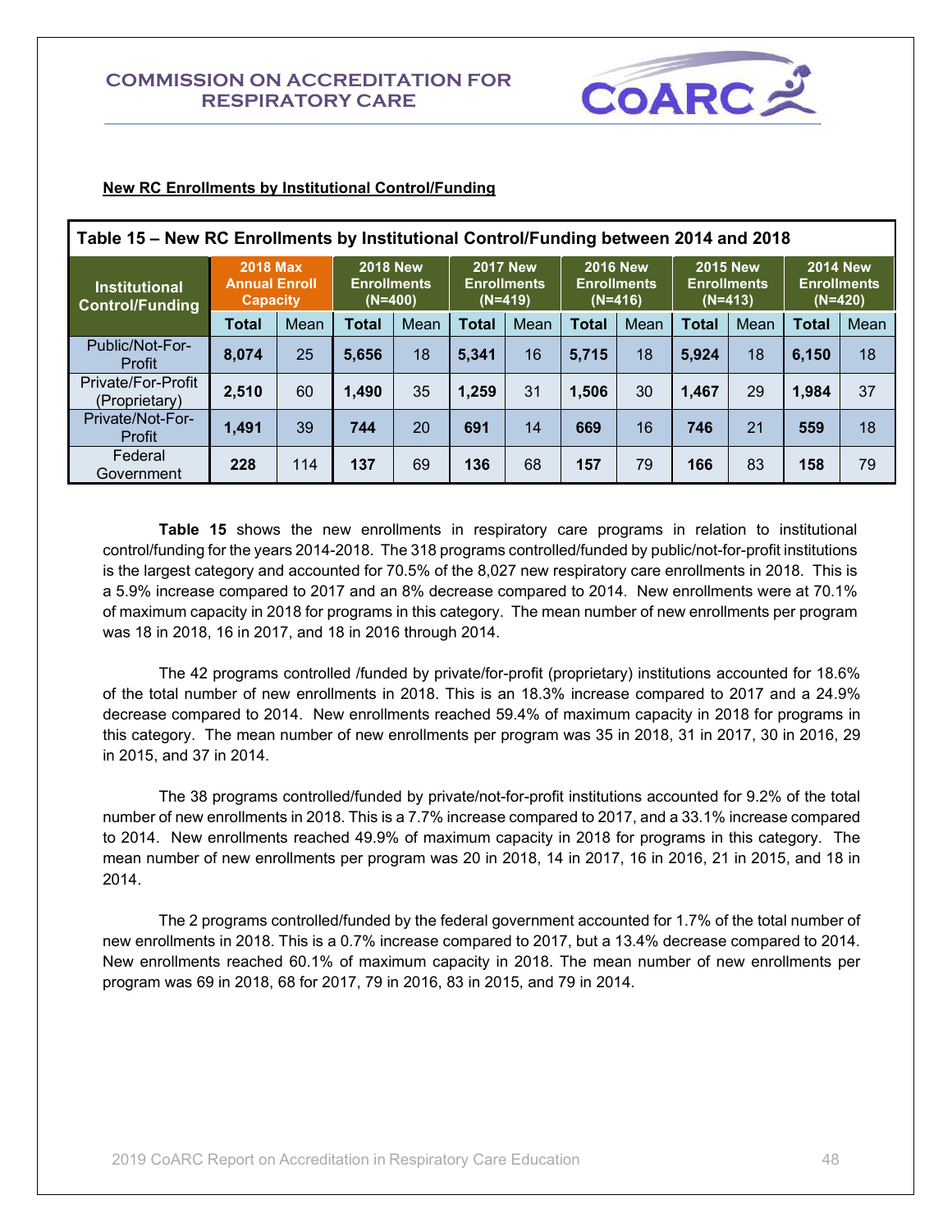## New RC Enrollments by Institutional Control/Funding

| Table 15 – New RC Enrollments by Institutional Control/Funding between 2014 and 2018 | | | | | | | | | | | | |
|---|---|---|---|---|---|---|---|---|---|---|---|---|
| Institutional Control/Funding | 2018 Max Annual Enroll Capacity | | 2018 New Enrollments (N=400) | | 2017 New Enrollments (N=419) | | 2016 New Enrollments (N=416) | | 2015 New Enrollments (N=413) | | 2014 New Enrollments (N=420) | |
| | Total | Mean | Total | Mean | Total | Mean | Total | Mean | Total | Mean | Total | Mean |
| Public/Not-For-Profit | **8,074** | 25 | **5,656** | 18 | **5,341** | 16 | **5,715** | 18 | **5,924** | 18 | **6,150** | 18 |
| Private/For-Profit (Proprietary) | **2,510** | 60 | **1,490** | 35 | **1,259** | 31 | **1,506** | 30 | **1,467** | 29 | **1,984** | 37 |
| Private/Not-For-Profit | **1,491** | 39 | **744** | 20 | **691** | 14 | **669** | 16 | **746** | 21 | **559** | 18 |
| Federal Government | **228** | 114 | **137** | 69 | **136** | 68 | **157** | 79 | **166** | 83 | **158** | 79 |

**Table 15** shows the new enrollments in respiratory care programs in relation to institutional control/funding for the years 2014-2018. The 318 programs controlled/funded by public/not-for-profit institutions is the largest category and accounted for 70.5% of the 8,027 new respiratory care enrollments in 2018. This is a 5.9% increase compared to 2017 and an 8% decrease compared to 2014. New enrollments were at 70.1% of maximum capacity in 2018 for programs in this category. The mean number of new enrollments per program was 18 in 2018, 16 in 2017, and 18 in 2016 through 2014.

The 42 programs controlled /funded by private/for-profit (proprietary) institutions accounted for 18.6% of the total number of new enrollments in 2018. This is an 18.3% increase compared to 2017 and a 24.9% decrease compared to 2014. New enrollments reached 59.4% of maximum capacity in 2018 for programs in this category. The mean number of new enrollments per program was 35 in 2018, 31 in 2017, 30 in 2016, 29 in 2015, and 37 in 2014.

The 38 programs controlled/funded by private/not-for-profit institutions accounted for 9.2% of the total number of new enrollments in 2018. This is a 7.7% increase compared to 2017, and a 33.1% increase compared to 2014. New enrollments reached 49.9% of maximum capacity in 2018 for programs in this category. The mean number of new enrollments per program was 20 in 2018, 14 in 2017, 16 in 2016, 21 in 2015, and 18 in 2014.

The 2 programs controlled/funded by the federal government accounted for 1.7% of the total number of new enrollments in 2018. This is a 0.7% increase compared to 2017, but a 13.4% decrease compared to 2014. New enrollments reached 60.1% of maximum capacity in 2018. The mean number of new enrollments per program was 69 in 2018, 68 for 2017, 79 in 2016, 83 in 2015, and 79 in 2014.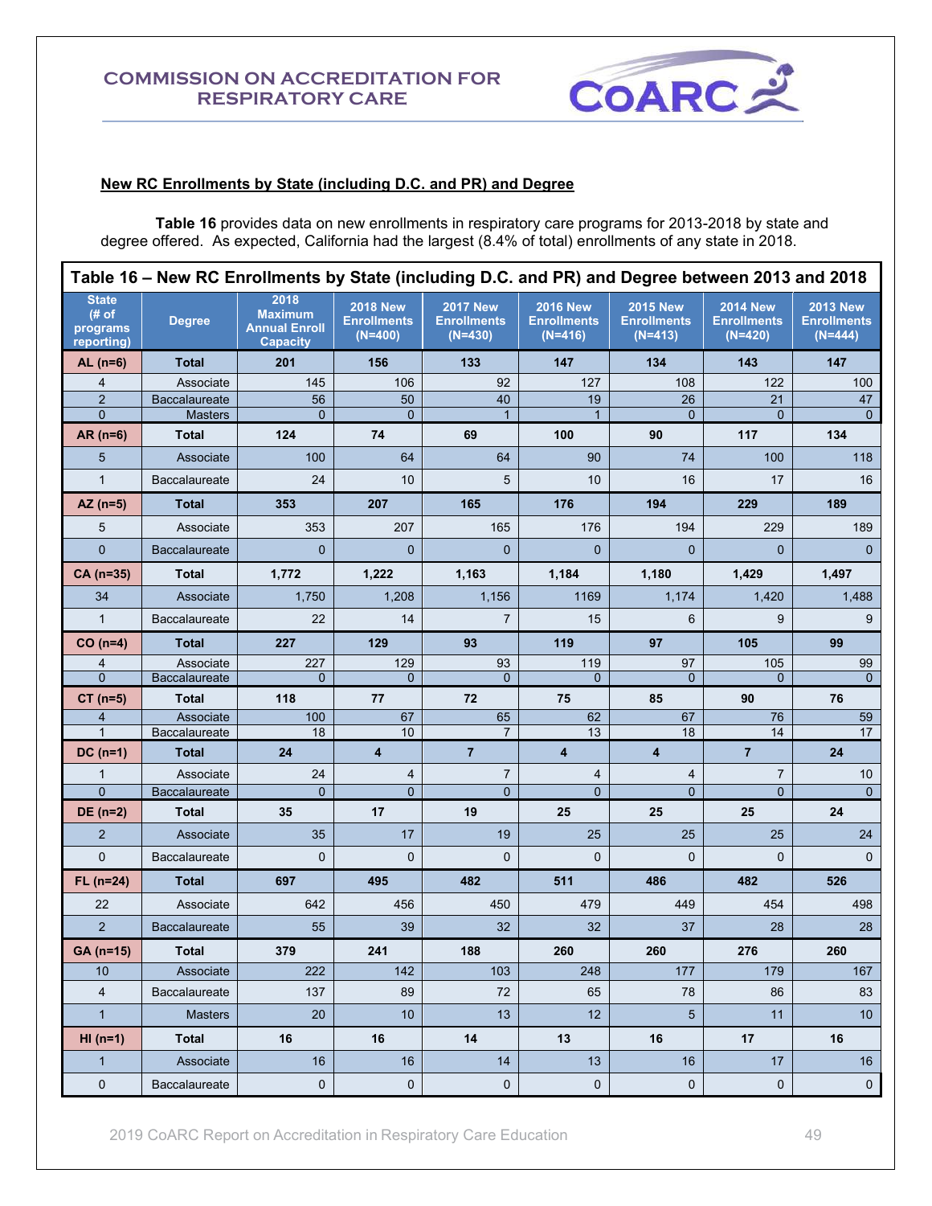## New RC Enrollments by State (including D.C. and PR) and Degree

**Table 16** provides data on new enrollments in respiratory care programs for 2013-2018 by state and degree offered. As expected, California had the largest (8.4% of total) enrollments of any state in 2018.

**Table 16 – New RC Enrollments by State (including D.C. and PR) and Degree between 2013 and 2018**

| State (# of programs reporting) | Degree | 2018 Maximum Annual Enroll Capacity | 2018 New Enrollments (N=400) | 2017 New Enrollments (N=430) | 2016 New Enrollments (N=416) | 2015 New Enrollments (N=413) | 2014 New Enrollments (N=420) | 2013 New Enrollments (N=444) |
|---|---|---|---|---|---|---|---|---|
| **AL (n=6)** | **Total** | **201** | **156** | **133** | **147** | **134** | **143** | **147** |
| 4 | Associate | 145 | 106 | 92 | 127 | 108 | 122 | 100 |
| 2 | Baccalaureate | 56 | 50 | 40 | 19 | 26 | 21 | 47 |
| 0 | Masters | 0 | 0 | 1 | 1 | 0 | 0 | 0 |
| **AR (n=6)** | **Total** | **124** | **74** | **69** | **100** | **90** | **117** | **134** |
| 5 | Associate | 100 | 64 | 64 | 90 | 74 | 100 | 118 |
| 1 | Baccalaureate | 24 | 10 | 5 | 10 | 16 | 17 | 16 |
| **AZ (n=5)** | **Total** | **353** | **207** | **165** | **176** | **194** | **229** | **189** |
| 5 | Associate | 353 | 207 | 165 | 176 | 194 | 229 | 189 |
| 0 | Baccalaureate | 0 | 0 | 0 | 0 | 0 | 0 | 0 |
| **CA (n=35)** | **Total** | **1,772** | **1,222** | **1,163** | **1,184** | **1,180** | **1,429** | **1,497** |
| 34 | Associate | 1,750 | 1,208 | 1,156 | 1169 | 1,174 | 1,420 | 1,488 |
| 1 | Baccalaureate | 22 | 14 | 7 | 15 | 6 | 9 | 9 |
| **CO (n=4)** | **Total** | **227** | **129** | **93** | **119** | **97** | **105** | **99** |
| 4 | Associate | 227 | 129 | 93 | 119 | 97 | 105 | 99 |
| 0 | Baccalaureate | 0 | 0 | 0 | 0 | 0 | 0 | 0 |
| **CT (n=5)** | **Total** | **118** | **77** | **72** | **75** | **85** | **90** | **76** |
| 4 | Associate | 100 | 67 | 65 | 62 | 67 | 76 | 59 |
| 1 | Baccalaureate | 18 | 10 | 7 | 13 | 18 | 14 | 17 |
| **DC (n=1)** | **Total** | **24** | **4** | **7** | **4** | **4** | **7** | **24** |
| 1 | Associate | 24 | 4 | 7 | 4 | 4 | 7 | 10 |
| 0 | Baccalaureate | 0 | 0 | 0 | 0 | 0 | 0 | 0 |
| **DE (n=2)** | **Total** | **35** | **17** | **19** | **25** | **25** | **25** | **24** |
| 2 | Associate | 35 | 17 | 19 | 25 | 25 | 25 | 24 |
| 0 | Baccalaureate | 0 | 0 | 0 | 0 | 0 | 0 | 0 |
| **FL (n=24)** | **Total** | **697** | **495** | **482** | **511** | **486** | **482** | **526** |
| 22 | Associate | 642 | 456 | 450 | 479 | 449 | 454 | 498 |
| 2 | Baccalaureate | 55 | 39 | 32 | 32 | 37 | 28 | 28 |
| **GA (n=15)** | **Total** | **379** | **241** | **188** | **260** | **260** | **276** | **260** |
| 10 | Associate | 222 | 142 | 103 | 248 | 177 | 179 | 167 |
| 4 | Baccalaureate | 137 | 89 | 72 | 65 | 78 | 86 | 83 |
| 1 | Masters | 20 | 10 | 13 | 12 | 5 | 11 | 10 |
| **HI (n=1)** | **Total** | **16** | **16** | **14** | **13** | **16** | **17** | **16** |
| 1 | Associate | 16 | 16 | 14 | 13 | 16 | 17 | 16 |
| 0 | Baccalaureate | 0 | 0 | 0 | 0 | 0 | 0 | 0 |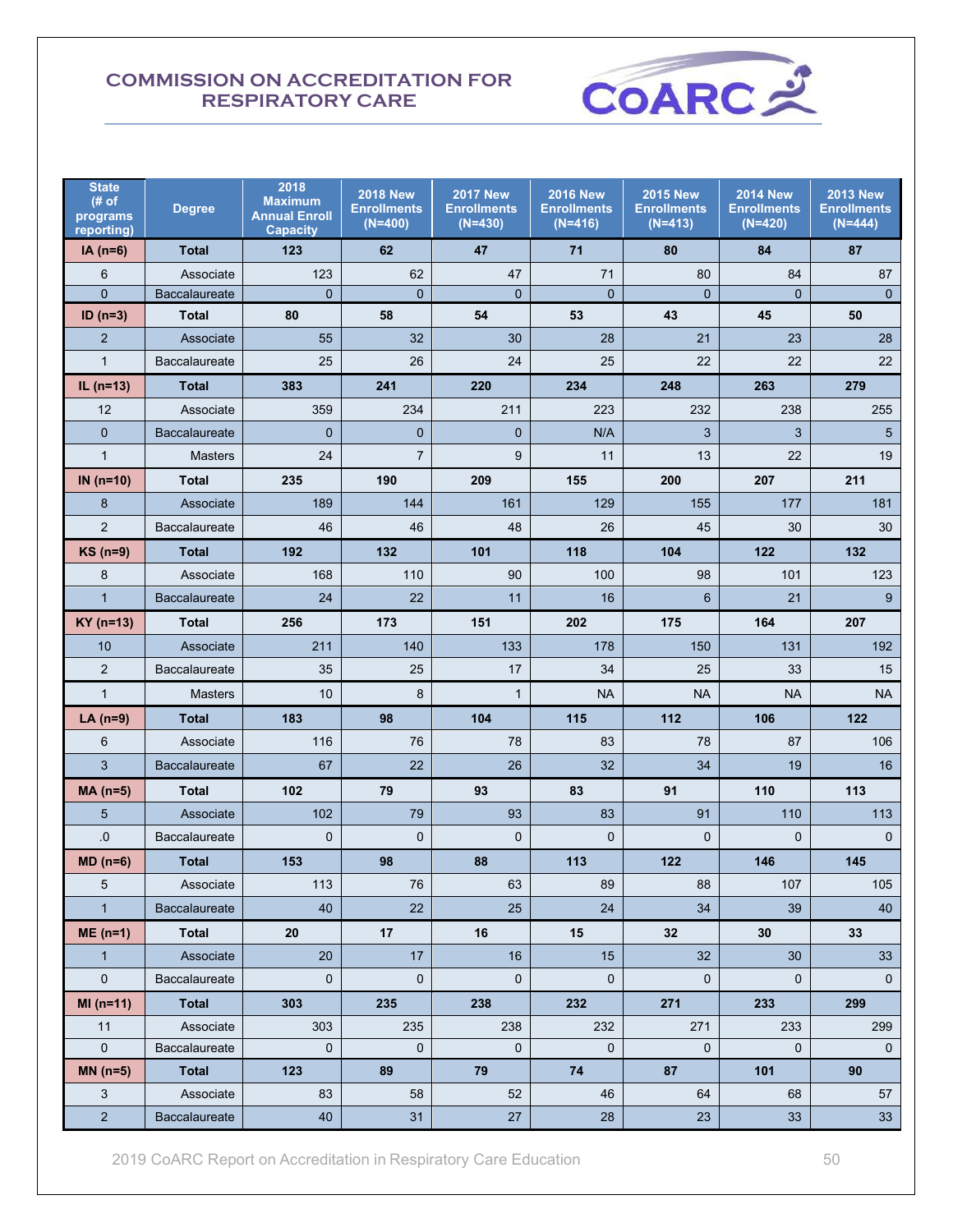**COMMISSION ON ACCREDITATION FOR RESPIRATORY CARE**

| State (# of programs reporting) | Degree | 2018 Maximum Annual Enroll Capacity | 2018 New Enrollments (N=400) | 2017 New Enrollments (N=430) | 2016 New Enrollments (N=416) | 2015 New Enrollments (N=413) | 2014 New Enrollments (N=420) | 2013 New Enrollments (N=444) |
|---|---|---|---|---|---|---|---|---|
| **IA (n=6)** | **Total** | **123** | **62** | **47** | **71** | **80** | **84** | **87** |
| 6 | Associate | 123 | 62 | 47 | 71 | 80 | 84 | 87 |
| 0 | Baccalaureate | 0 | 0 | 0 | 0 | 0 | 0 | 0 |
| **ID (n=3)** | **Total** | **80** | **58** | **54** | **53** | **43** | **45** | **50** |
| 2 | Associate | 55 | 32 | 30 | 28 | 21 | 23 | 28 |
| 1 | Baccalaureate | 25 | 26 | 24 | 25 | 22 | 22 | 22 |
| **IL (n=13)** | **Total** | **383** | **241** | **220** | **234** | **248** | **263** | **279** |
| 12 | Associate | 359 | 234 | 211 | 223 | 232 | 238 | 255 |
| 0 | Baccalaureate | 0 | 0 | 0 | N/A | 3 | 3 | 5 |
| 1 | Masters | 24 | 7 | 9 | 11 | 13 | 22 | 19 |
| **IN (n=10)** | **Total** | **235** | **190** | **209** | **155** | **200** | **207** | **211** |
| 8 | Associate | 189 | 144 | 161 | 129 | 155 | 177 | 181 |
| 2 | Baccalaureate | 46 | 46 | 48 | 26 | 45 | 30 | 30 |
| **KS (n=9)** | **Total** | **192** | **132** | **101** | **118** | **104** | **122** | **132** |
| 8 | Associate | 168 | 110 | 90 | 100 | 98 | 101 | 123 |
| 1 | Baccalaureate | 24 | 22 | 11 | 16 | 6 | 21 | 9 |
| **KY (n=13)** | **Total** | **256** | **173** | **151** | **202** | **175** | **164** | **207** |
| 10 | Associate | 211 | 140 | 133 | 178 | 150 | 131 | 192 |
| 2 | Baccalaureate | 35 | 25 | 17 | 34 | 25 | 33 | 15 |
| 1 | Masters | 10 | 8 | 1 | NA | NA | NA | NA |
| **LA (n=9)** | **Total** | **183** | **98** | **104** | **115** | **112** | **106** | **122** |
| 6 | Associate | 116 | 76 | 78 | 83 | 78 | 87 | 106 |
| 3 | Baccalaureate | 67 | 22 | 26 | 32 | 34 | 19 | 16 |
| **MA (n=5)** | **Total** | **102** | **79** | **93** | **83** | **91** | **110** | **113** |
| 5 | Associate | 102 | 79 | 93 | 83 | 91 | 110 | 113 |
| .0 | Baccalaureate | 0 | 0 | 0 | 0 | 0 | 0 | 0 |
| **MD (n=6)** | **Total** | **153** | **98** | **88** | **113** | **122** | **146** | **145** |
| 5 | Associate | 113 | 76 | 63 | 89 | 88 | 107 | 105 |
| 1 | Baccalaureate | 40 | 22 | 25 | 24 | 34 | 39 | 40 |
| **ME (n=1)** | **Total** | **20** | **17** | **16** | **15** | **32** | **30** | **33** |
| 1 | Associate | 20 | 17 | 16 | 15 | 32 | 30 | 33 |
| 0 | Baccalaureate | 0 | 0 | 0 | 0 | 0 | 0 | 0 |
| **MI (n=11)** | **Total** | **303** | **235** | **238** | **232** | **271** | **233** | **299** |
| 11 | Associate | 303 | 235 | 238 | 232 | 271 | 233 | 299 |
| 0 | Baccalaureate | 0 | 0 | 0 | 0 | 0 | 0 | 0 |
| **MN (n=5)** | **Total** | **123** | **89** | **79** | **74** | **87** | **101** | **90** |
| 3 | Associate | 83 | 58 | 52 | 46 | 64 | 68 | 57 |
| 2 | Baccalaureate | 40 | 31 | 27 | 28 | 23 | 33 | 33 |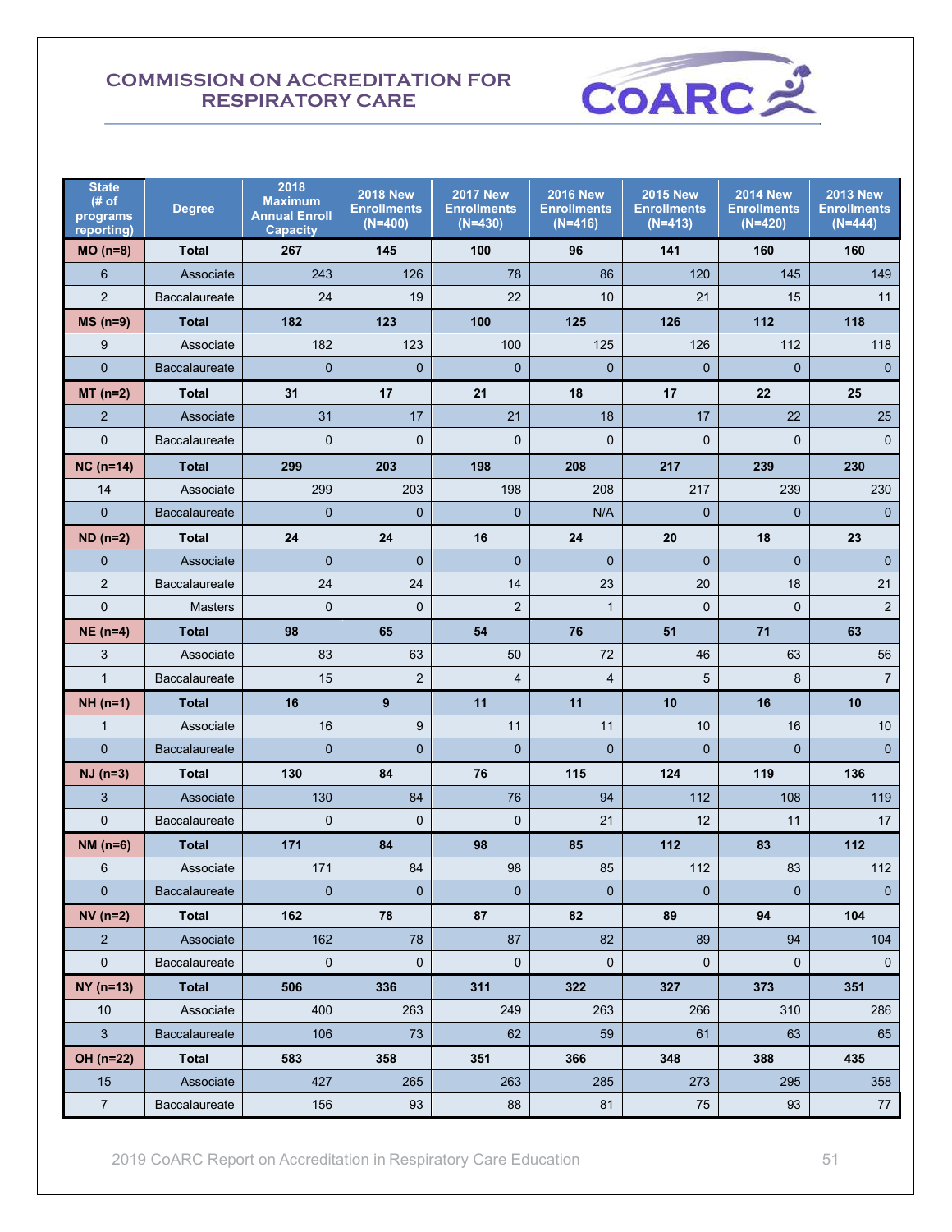# COMMISSION ON ACCREDITATION FOR RESPIRATORY CARE

| State (# of programs reporting) | Degree | 2018 Maximum Annual Enroll Capacity | 2018 New Enrollments (N=400) | 2017 New Enrollments (N=430) | 2016 New Enrollments (N=416) | 2015 New Enrollments (N=413) | 2014 New Enrollments (N=420) | 2013 New Enrollments (N=444) |
|---|---|---|---|---|---|---|---|---|
| **MO (n=8)** | **Total** | **267** | **145** | **100** | **96** | **141** | **160** | **160** |
| 6 | Associate | 243 | 126 | 78 | 86 | 120 | 145 | 149 |
| 2 | Baccalaureate | 24 | 19 | 22 | 10 | 21 | 15 | 11 |
| **MS (n=9)** | **Total** | **182** | **123** | **100** | **125** | **126** | **112** | **118** |
| 9 | Associate | 182 | 123 | 100 | 125 | 126 | 112 | 118 |
| 0 | Baccalaureate | 0 | 0 | 0 | 0 | 0 | 0 | 0 |
| **MT (n=2)** | **Total** | **31** | **17** | **21** | **18** | **17** | **22** | **25** |
| 2 | Associate | 31 | 17 | 21 | 18 | 17 | 22 | 25 |
| 0 | Baccalaureate | 0 | 0 | 0 | 0 | 0 | 0 | 0 |
| **NC (n=14)** | **Total** | **299** | **203** | **198** | **208** | **217** | **239** | **230** |
| 14 | Associate | 299 | 203 | 198 | 208 | 217 | 239 | 230 |
| 0 | Baccalaureate | 0 | 0 | 0 | N/A | 0 | 0 | 0 |
| **ND (n=2)** | **Total** | **24** | **24** | **16** | **24** | **20** | **18** | **23** |
| 0 | Associate | 0 | 0 | 0 | 0 | 0 | 0 | 0 |
| 2 | Baccalaureate | 24 | 24 | 14 | 23 | 20 | 18 | 21 |
| 0 | Masters | 0 | 0 | 2 | 1 | 0 | 0 | 2 |
| **NE (n=4)** | **Total** | **98** | **65** | **54** | **76** | **51** | **71** | **63** |
| 3 | Associate | 83 | 63 | 50 | 72 | 46 | 63 | 56 |
| 1 | Baccalaureate | 15 | 2 | 4 | 4 | 5 | 8 | 7 |
| **NH (n=1)** | **Total** | **16** | **9** | **11** | **11** | **10** | **16** | **10** |
| 1 | Associate | 16 | 9 | 11 | 11 | 10 | 16 | 10 |
| 0 | Baccalaureate | 0 | 0 | 0 | 0 | 0 | 0 | 0 |
| **NJ (n=3)** | **Total** | **130** | **84** | **76** | **115** | **124** | **119** | **136** |
| 3 | Associate | 130 | 84 | 76 | 94 | 112 | 108 | 119 |
| 0 | Baccalaureate | 0 | 0 | 0 | 21 | 12 | 11 | 17 |
| **NM (n=6)** | **Total** | **171** | **84** | **98** | **85** | **112** | **83** | **112** |
| 6 | Associate | 171 | 84 | 98 | 85 | 112 | 83 | 112 |
| 0 | Baccalaureate | 0 | 0 | 0 | 0 | 0 | 0 | 0 |
| **NV (n=2)** | **Total** | **162** | **78** | **87** | **82** | **89** | **94** | **104** |
| 2 | Associate | 162 | 78 | 87 | 82 | 89 | 94 | 104 |
| 0 | Baccalaureate | 0 | 0 | 0 | 0 | 0 | 0 | 0 |
| **NY (n=13)** | **Total** | **506** | **336** | **311** | **322** | **327** | **373** | **351** |
| 10 | Associate | 400 | 263 | 249 | 263 | 266 | 310 | 286 |
| 3 | Baccalaureate | 106 | 73 | 62 | 59 | 61 | 63 | 65 |
| **OH (n=22)** | **Total** | **583** | **358** | **351** | **366** | **348** | **388** | **435** |
| 15 | Associate | 427 | 265 | 263 | 285 | 273 | 295 | 358 |
| 7 | Baccalaureate | 156 | 93 | 88 | 81 | 75 | 93 | 77 |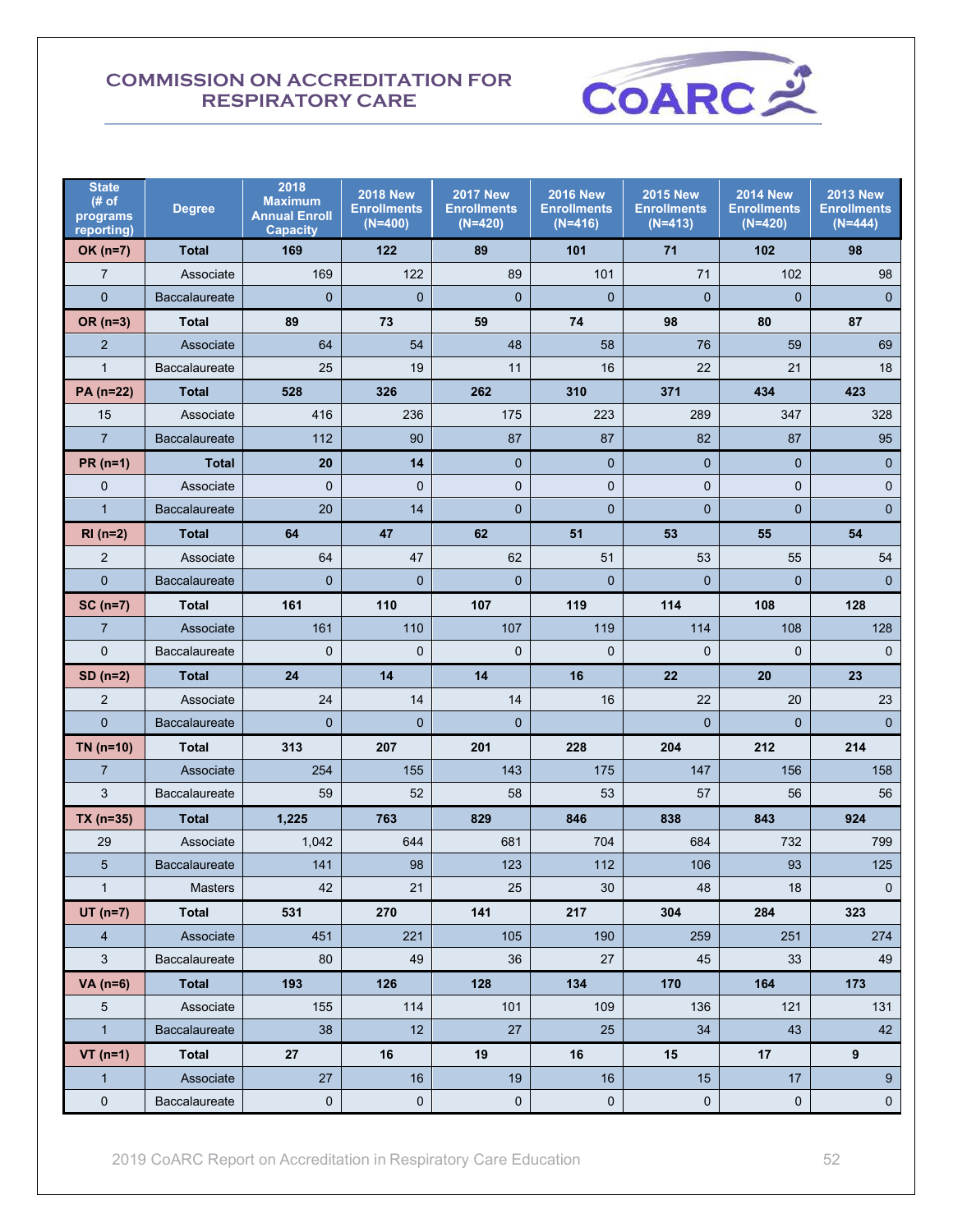## COMMISSION ON ACCREDITATION FOR RESPIRATORY CARE

| State (# of programs reporting) | Degree | 2018 Maximum Annual Enroll Capacity | 2018 New Enrollments (N=400) | 2017 New Enrollments (N=420) | 2016 New Enrollments (N=416) | 2015 New Enrollments (N=413) | 2014 New Enrollments (N=420) | 2013 New Enrollments (N=444) |
|---|---|---|---|---|---|---|---|---|
| **OK (n=7)** | **Total** | **169** | **122** | **89** | **101** | **71** | **102** | **98** |
| 7 | Associate | 169 | 122 | 89 | 101 | 71 | 102 | 98 |
| 0 | Baccalaureate | 0 | 0 | 0 | 0 | 0 | 0 | 0 |
| **OR (n=3)** | **Total** | **89** | **73** | **59** | **74** | **98** | **80** | **87** |
| 2 | Associate | 64 | 54 | 48 | 58 | 76 | 59 | 69 |
| 1 | Baccalaureate | 25 | 19 | 11 | 16 | 22 | 21 | 18 |
| **PA (n=22)** | **Total** | **528** | **326** | **262** | **310** | **371** | **434** | **423** |
| 15 | Associate | 416 | 236 | 175 | 223 | 289 | 347 | 328 |
| 7 | Baccalaureate | 112 | 90 | 87 | 87 | 82 | 87 | 95 |
| **PR (n=1)** | **Total** | **20** | **14** | 0 | 0 | 0 | 0 | 0 |
| 0 | Associate | 0 | 0 | 0 | 0 | 0 | 0 | 0 |
| 1 | Baccalaureate | 20 | 14 | 0 | 0 | 0 | 0 | 0 |
| **RI (n=2)** | **Total** | **64** | **47** | **62** | **51** | **53** | **55** | **54** |
| 2 | Associate | 64 | 47 | 62 | 51 | 53 | 55 | 54 |
| 0 | Baccalaureate | 0 | 0 | 0 | 0 | 0 | 0 | 0 |
| **SC (n=7)** | **Total** | **161** | **110** | **107** | **119** | **114** | **108** | **128** |
| 7 | Associate | 161 | 110 | 107 | 119 | 114 | 108 | 128 |
| 0 | Baccalaureate | 0 | 0 | 0 | 0 | 0 | 0 | 0 |
| **SD (n=2)** | **Total** | **24** | **14** | **14** | **16** | **22** | **20** | **23** |
| 2 | Associate | 24 | 14 | 14 | 16 | 22 | 20 | 23 |
| 0 | Baccalaureate | 0 | 0 | 0 | | 0 | 0 | 0 |
| **TN (n=10)** | **Total** | **313** | **207** | **201** | **228** | **204** | **212** | **214** |
| 7 | Associate | 254 | 155 | 143 | 175 | 147 | 156 | 158 |
| 3 | Baccalaureate | 59 | 52 | 58 | 53 | 57 | 56 | 56 |
| **TX (n=35)** | **Total** | **1,225** | **763** | **829** | **846** | **838** | **843** | **924** |
| 29 | Associate | 1,042 | 644 | 681 | 704 | 684 | 732 | 799 |
| 5 | Baccalaureate | 141 | 98 | 123 | 112 | 106 | 93 | 125 |
| 1 | Masters | 42 | 21 | 25 | 30 | 48 | 18 | 0 |
| **UT (n=7)** | **Total** | **531** | **270** | **141** | **217** | **304** | **284** | **323** |
| 4 | Associate | 451 | 221 | 105 | 190 | 259 | 251 | 274 |
| 3 | Baccalaureate | 80 | 49 | 36 | 27 | 45 | 33 | 49 |
| **VA (n=6)** | **Total** | **193** | **126** | **128** | **134** | **170** | **164** | **173** |
| 5 | Associate | 155 | 114 | 101 | 109 | 136 | 121 | 131 |
| 1 | Baccalaureate | 38 | 12 | 27 | 25 | 34 | 43 | 42 |
| **VT (n=1)** | **Total** | **27** | **16** | **19** | **16** | **15** | **17** | **9** |
| 1 | Associate | 27 | 16 | 19 | 16 | 15 | 17 | 9 |
| 0 | Baccalaureate | 0 | 0 | 0 | 0 | 0 | 0 | 0 |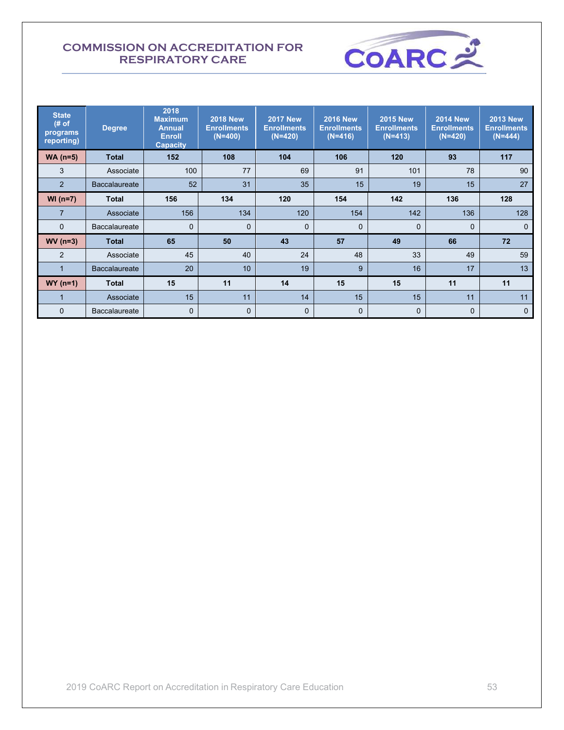| State (# of programs reporting) | Degree | 2018 Maximum Annual Enroll Capacity | 2018 New Enrollments (N=400) | 2017 New Enrollments (N=420) | 2016 New Enrollments (N=416) | 2015 New Enrollments (N=413) | 2014 New Enrollments (N=420) | 2013 New Enrollments (N=444) |
|---|---|---|---|---|---|---|---|---|
| **WA (n=5)** | **Total** | **152** | **108** | **104** | **106** | **120** | **93** | **117** |
| 3 | Associate | 100 | 77 | 69 | 91 | 101 | 78 | 90 |
| 2 | Baccalaureate | 52 | 31 | 35 | 15 | 19 | 15 | 27 |
| **WI (n=7)** | **Total** | **156** | **134** | **120** | **154** | **142** | **136** | **128** |
| 7 | Associate | 156 | 134 | 120 | 154 | 142 | 136 | 128 |
| 0 | Baccalaureate | 0 | 0 | 0 | 0 | 0 | 0 | 0 |
| **WV (n=3)** | **Total** | **65** | **50** | **43** | **57** | **49** | **66** | **72** |
| 2 | Associate | 45 | 40 | 24 | 48 | 33 | 49 | 59 |
| 1 | Baccalaureate | 20 | 10 | 19 | 9 | 16 | 17 | 13 |
| **WY (n=1)** | **Total** | **15** | **11** | **14** | **15** | **15** | **11** | **11** |
| 1 | Associate | 15 | 11 | 14 | 15 | 15 | 11 | 11 |
| 0 | Baccalaureate | 0 | 0 | 0 | 0 | 0 | 0 | 0 |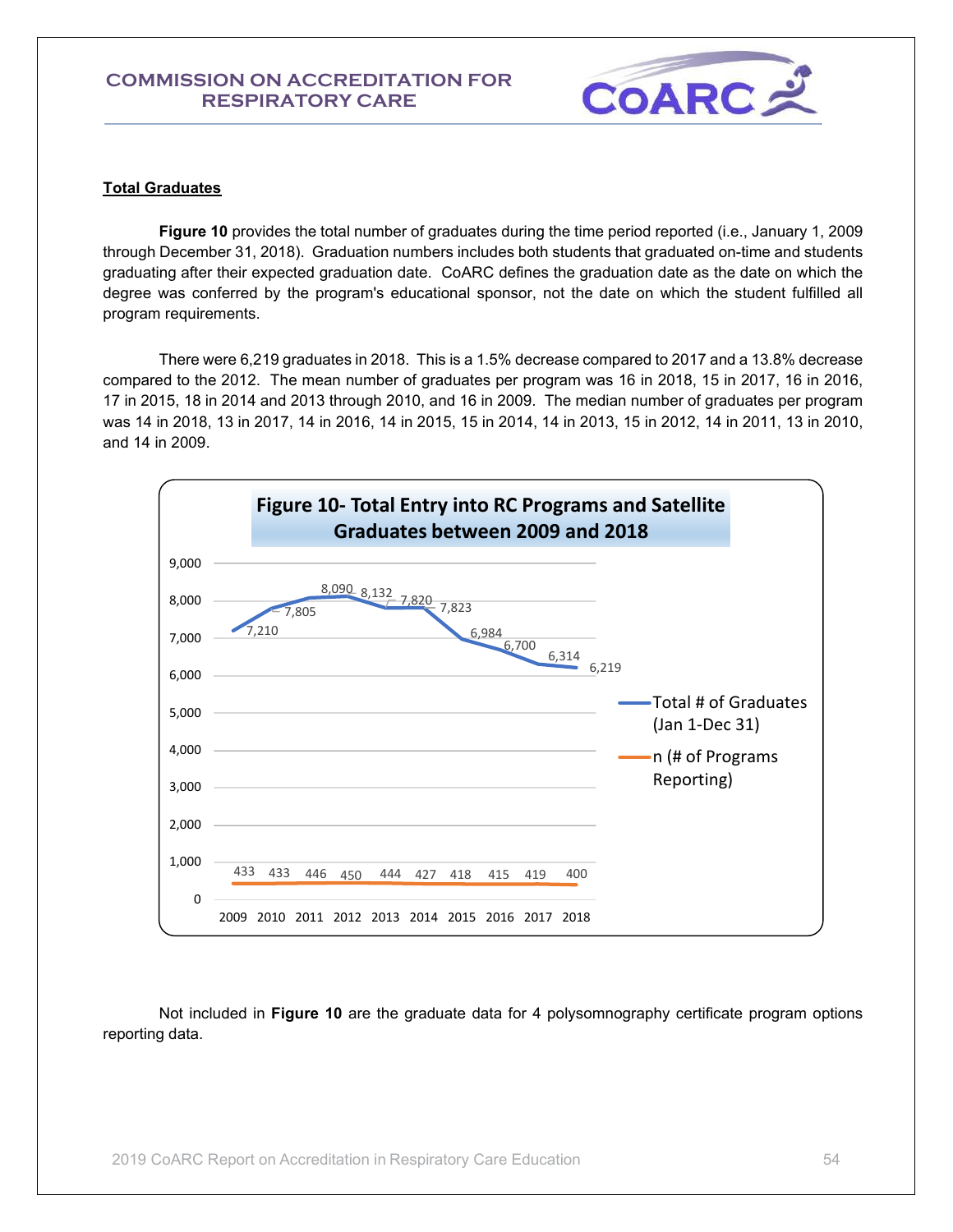**Total Graduates**

**Figure 10** provides the total number of graduates during the time period reported (i.e., January 1, 2009 through December 31, 2018). Graduation numbers includes both students that graduated on-time and students graduating after their expected graduation date. CoARC defines the graduation date as the date on which the degree was conferred by the program's educational sponsor, not the date on which the student fulfilled all program requirements.

There were 6,219 graduates in 2018. This is a 1.5% decrease compared to 2017 and a 13.8% decrease compared to the 2012. The mean number of graduates per program was 16 in 2018, 15 in 2017, 16 in 2016, 17 in 2015, 18 in 2014 and 2013 through 2010, and 16 in 2009. The median number of graduates per program was 14 in 2018, 13 in 2017, 14 in 2016, 14 in 2015, 15 in 2014, 14 in 2013, 15 in 2012, 14 in 2011, 13 in 2010, and 14 in 2009.

**Figure 10- Total Entry into RC Programs and Satellite Graduates between 2009 and 2018**

| Year | Total # of Graduates (Jan 1-Dec 31) | n (# of Programs Reporting) |
|---|---|---|
| 2009 | 7,210 | 433 |
| 2010 | 7,805 | 433 |
| 2011 | 8,090 | 446 |
| 2012 | 8,132 | 450 |
| 2013 | 7,820 | 444 |
| 2014 | 7,823 | 427 |
| 2015 | 6,984 | 418 |
| 2016 | 6,700 | 415 |
| 2017 | 6,314 | 419 |
| 2018 | 6,219 | 400 |

Not included in **Figure 10** are the graduate data for 4 polysomnography certificate program options reporting data.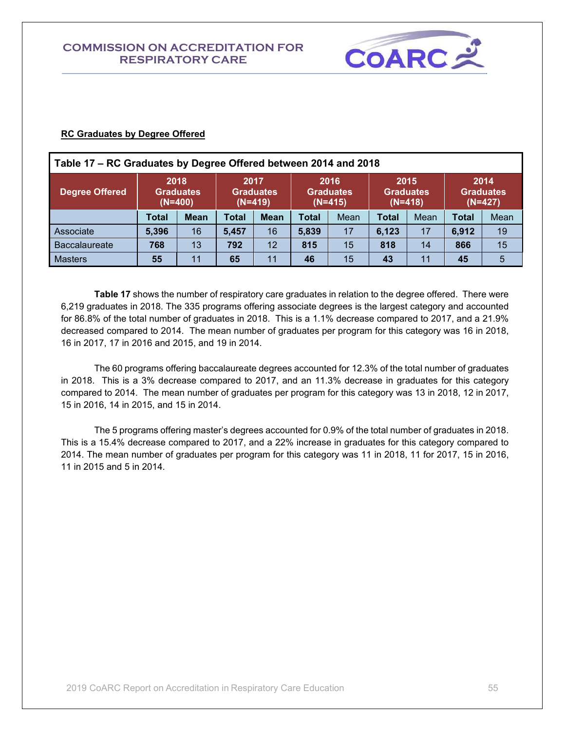**RC Graduates by Degree Offered**

**Table 17 – RC Graduates by Degree Offered between 2014 and 2018**

| Degree Offered | 2018 Graduates (N=400) | | 2017 Graduates (N=419) | | 2016 Graduates (N=415) | | 2015 Graduates (N=418) | | 2014 Graduates (N=427) | |
|---|---|---|---|---|---|---|---|---|---|---|
| | Total | Mean | Total | Mean | Total | Mean | Total | Mean | Total | Mean |
| Associate | 5,396 | 16 | 5,457 | 16 | 5,839 | 17 | 6,123 | 17 | 6,912 | 19 |
| Baccalaureate | 768 | 13 | 792 | 12 | 815 | 15 | 818 | 14 | 866 | 15 |
| Masters | 55 | 11 | 65 | 11 | 46 | 15 | 43 | 11 | 45 | 5 |

**Table 17** shows the number of respiratory care graduates in relation to the degree offered. There were 6,219 graduates in 2018. The 335 programs offering associate degrees is the largest category and accounted for 86.8% of the total number of graduates in 2018. This is a 1.1% decrease compared to 2017, and a 21.9% decreased compared to 2014. The mean number of graduates per program for this category was 16 in 2018, 16 in 2017, 17 in 2016 and 2015, and 19 in 2014.

The 60 programs offering baccalaureate degrees accounted for 12.3% of the total number of graduates in 2018. This is a 3% decrease compared to 2017, and an 11.3% decrease in graduates for this category compared to 2014. The mean number of graduates per program for this category was 13 in 2018, 12 in 2017, 15 in 2016, 14 in 2015, and 15 in 2014.

The 5 programs offering master's degrees accounted for 0.9% of the total number of graduates in 2018. This is a 15.4% decrease compared to 2017, and a 22% increase in graduates for this category compared to 2014. The mean number of graduates per program for this category was 11 in 2018, 11 for 2017, 15 in 2016, 11 in 2015 and 5 in 2014.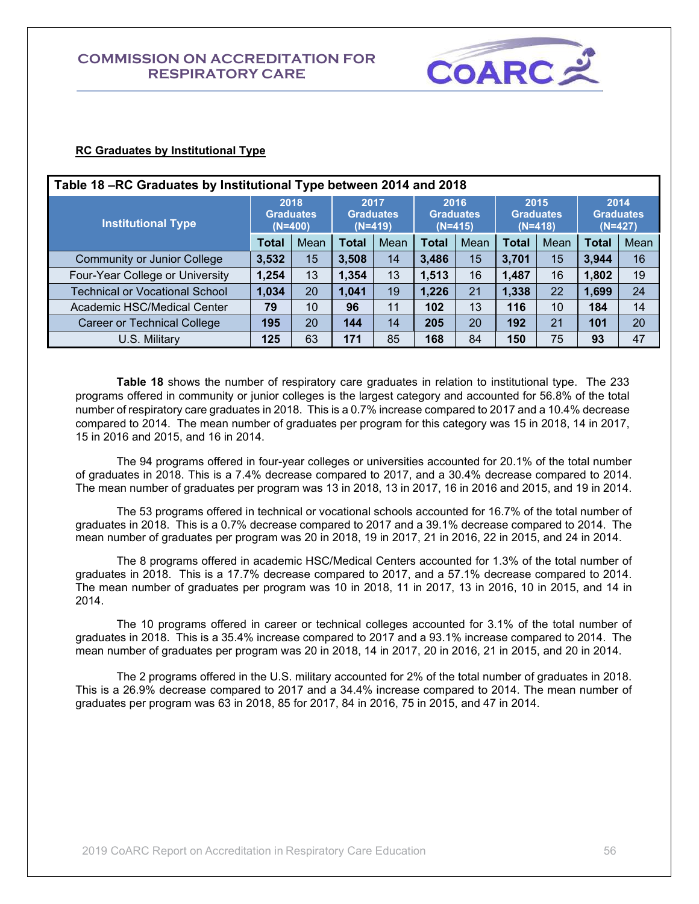**RC Graduates by Institutional Type**

| Table 18 –RC Graduates by Institutional Type between 2014 and 2018 | | | | | | | | | | |
|---|---|---|---|---|---|---|---|---|---|---|
| Institutional Type | 2018 Graduates (N=400) | | 2017 Graduates (N=419) | | 2016 Graduates (N=415) | | 2015 Graduates (N=418) | | 2014 Graduates (N=427) | |
| | **Total** | Mean | **Total** | Mean | **Total** | Mean | **Total** | Mean | **Total** | Mean |
| Community or Junior College | **3,532** | 15 | **3,508** | 14 | **3,486** | 15 | **3,701** | 15 | **3,944** | 16 |
| Four-Year College or University | **1,254** | 13 | **1,354** | 13 | **1,513** | 16 | **1,487** | 16 | **1,802** | 19 |
| Technical or Vocational School | **1,034** | 20 | **1,041** | 19 | **1,226** | 21 | **1,338** | 22 | **1,699** | 24 |
| Academic HSC/Medical Center | **79** | 10 | **96** | 11 | **102** | 13 | **116** | 10 | **184** | 14 |
| Career or Technical College | **195** | 20 | **144** | 14 | **205** | 20 | **192** | 21 | **101** | 20 |
| U.S. Military | **125** | 63 | **171** | 85 | **168** | 84 | **150** | 75 | **93** | 47 |

**Table 18** shows the number of respiratory care graduates in relation to institutional type. The 233 programs offered in community or junior colleges is the largest category and accounted for 56.8% of the total number of respiratory care graduates in 2018. This is a 0.7% increase compared to 2017 and a 10.4% decrease compared to 2014. The mean number of graduates per program for this category was 15 in 2018, 14 in 2017, 15 in 2016 and 2015, and 16 in 2014.

The 94 programs offered in four-year colleges or universities accounted for 20.1% of the total number of graduates in 2018. This is a 7.4% decrease compared to 2017, and a 30.4% decrease compared to 2014. The mean number of graduates per program was 13 in 2018, 13 in 2017, 16 in 2016 and 2015, and 19 in 2014.

The 53 programs offered in technical or vocational schools accounted for 16.7% of the total number of graduates in 2018. This is a 0.7% decrease compared to 2017 and a 39.1% decrease compared to 2014. The mean number of graduates per program was 20 in 2018, 19 in 2017, 21 in 2016, 22 in 2015, and 24 in 2014.

The 8 programs offered in academic HSC/Medical Centers accounted for 1.3% of the total number of graduates in 2018. This is a 17.7% decrease compared to 2017, and a 57.1% decrease compared to 2014. The mean number of graduates per program was 10 in 2018, 11 in 2017, 13 in 2016, 10 in 2015, and 14 in 2014.

The 10 programs offered in career or technical colleges accounted for 3.1% of the total number of graduates in 2018. This is a 35.4% increase compared to 2017 and a 93.1% increase compared to 2014. The mean number of graduates per program was 20 in 2018, 14 in 2017, 20 in 2016, 21 in 2015, and 20 in 2014.

The 2 programs offered in the U.S. military accounted for 2% of the total number of graduates in 2018. This is a 26.9% decrease compared to 2017 and a 34.4% increase compared to 2014. The mean number of graduates per program was 63 in 2018, 85 for 2017, 84 in 2016, 75 in 2015, and 47 in 2014.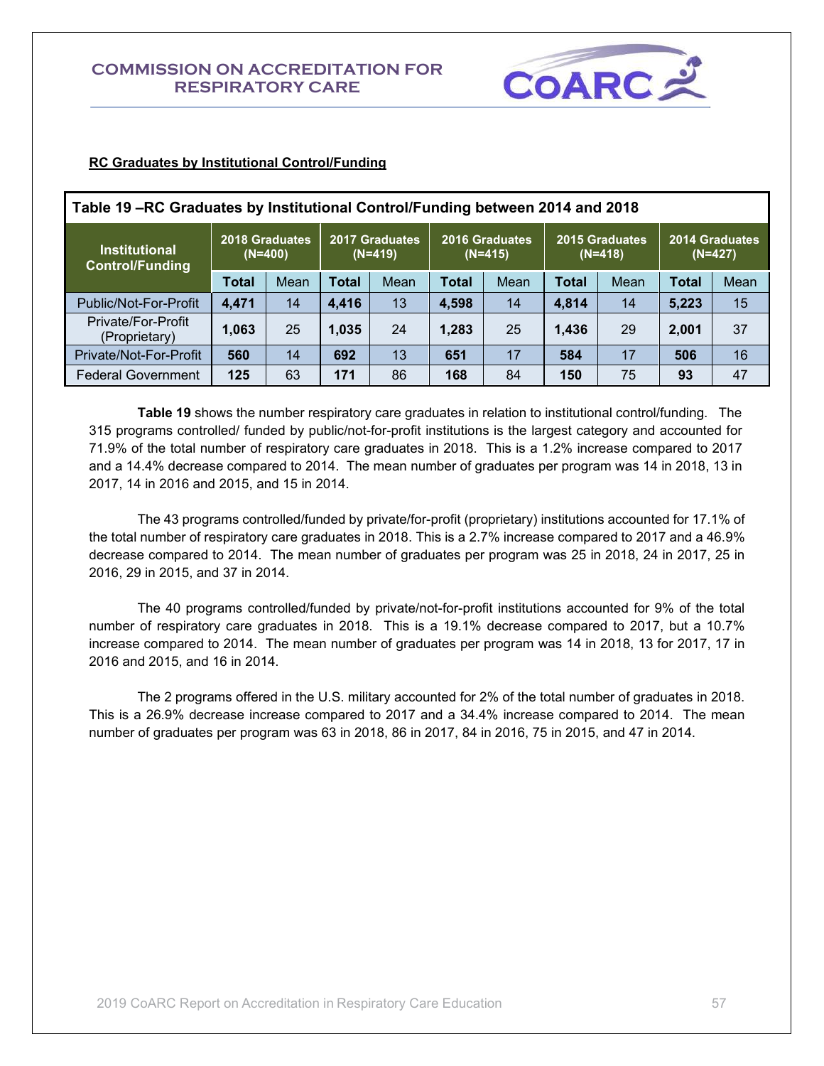**RC Graduates by Institutional Control/Funding**

**Table 19 –RC Graduates by Institutional Control/Funding between 2014 and 2018**

| Institutional Control/Funding | 2018 Graduates (N=400) | | 2017 Graduates (N=419) | | 2016 Graduates (N=415) | | 2015 Graduates (N=418) | | 2014 Graduates (N=427) | |
|---|---|---|---|---|---|---|---|---|---|---|
| | **Total** | Mean | **Total** | Mean | **Total** | Mean | **Total** | Mean | **Total** | Mean |
| Public/Not-For-Profit | **4,471** | 14 | **4,416** | 13 | **4,598** | 14 | **4,814** | 14 | **5,223** | 15 |
| Private/For-Profit (Proprietary) | **1,063** | 25 | **1,035** | 24 | **1,283** | 25 | **1,436** | 29 | **2,001** | 37 |
| Private/Not-For-Profit | **560** | 14 | **692** | 13 | **651** | 17 | **584** | 17 | **506** | 16 |
| Federal Government | **125** | 63 | **171** | 86 | **168** | 84 | **150** | 75 | **93** | 47 |

**Table 19** shows the number respiratory care graduates in relation to institutional control/funding. The 315 programs controlled/ funded by public/not-for-profit institutions is the largest category and accounted for 71.9% of the total number of respiratory care graduates in 2018. This is a 1.2% increase compared to 2017 and a 14.4% decrease compared to 2014. The mean number of graduates per program was 14 in 2018, 13 in 2017, 14 in 2016 and 2015, and 15 in 2014.

The 43 programs controlled/funded by private/for-profit (proprietary) institutions accounted for 17.1% of the total number of respiratory care graduates in 2018. This is a 2.7% increase compared to 2017 and a 46.9% decrease compared to 2014. The mean number of graduates per program was 25 in 2018, 24 in 2017, 25 in 2016, 29 in 2015, and 37 in 2014.

The 40 programs controlled/funded by private/not-for-profit institutions accounted for 9% of the total number of respiratory care graduates in 2018. This is a 19.1% decrease compared to 2017, but a 10.7% increase compared to 2014. The mean number of graduates per program was 14 in 2018, 13 for 2017, 17 in 2016 and 2015, and 16 in 2014.

The 2 programs offered in the U.S. military accounted for 2% of the total number of graduates in 2018. This is a 26.9% decrease increase compared to 2017 and a 34.4% increase compared to 2014. The mean number of graduates per program was 63 in 2018, 86 in 2017, 84 in 2016, 75 in 2015, and 47 in 2014.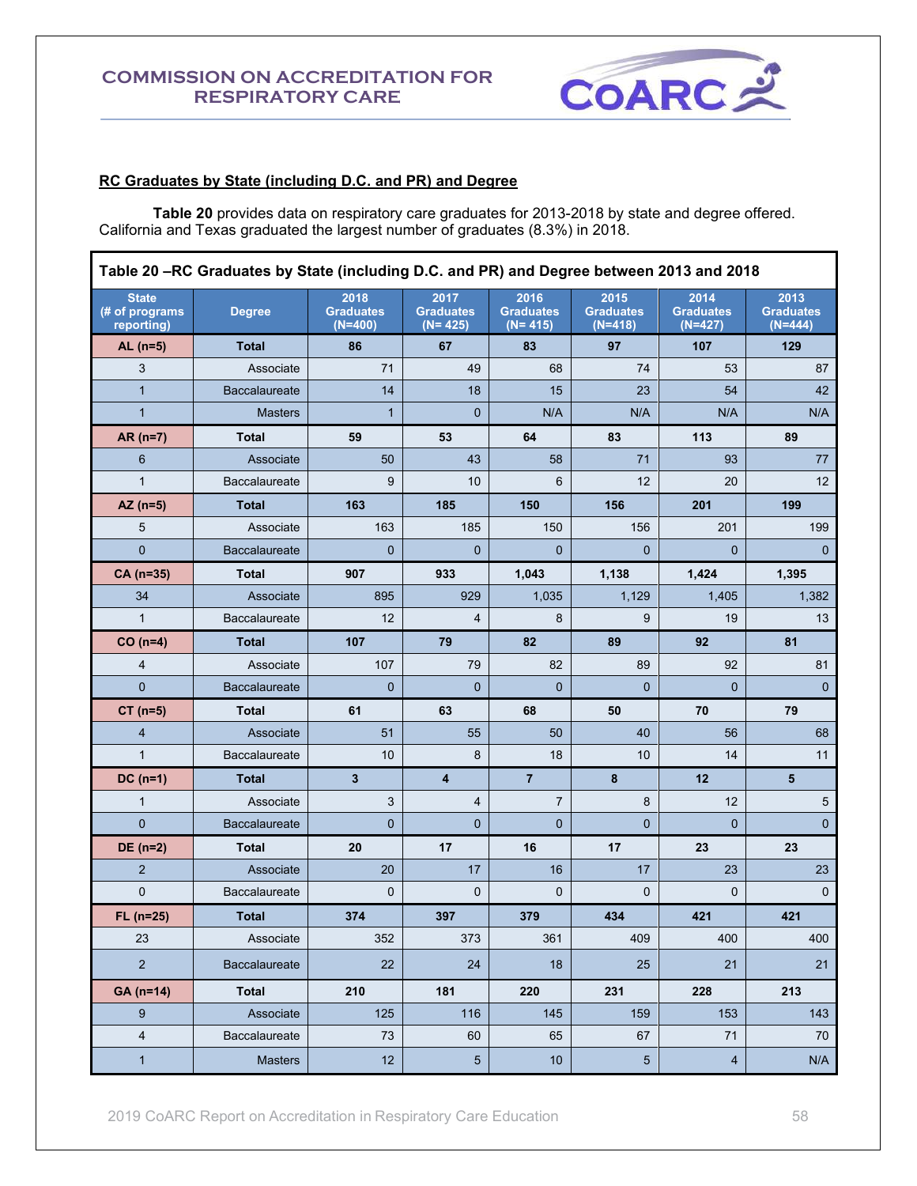## RC Graduates by State (including D.C. and PR) and Degree

**Table 20** provides data on respiratory care graduates for 2013-2018 by state and degree offered. California and Texas graduated the largest number of graduates (8.3%) in 2018.

**Table 20 –RC Graduates by State (including D.C. and PR) and Degree between 2013 and 2018**

| State (# of programs reporting) | Degree | 2018 Graduates (N=400) | 2017 Graduates (N= 425) | 2016 Graduates (N= 415) | 2015 Graduates (N=418) | 2014 Graduates (N=427) | 2013 Graduates (N=444) |
|---|---|---|---|---|---|---|---|
| **AL (n=5)** | **Total** | **86** | **67** | **83** | **97** | **107** | **129** |
| 3 | Associate | 71 | 49 | 68 | 74 | 53 | 87 |
| 1 | Baccalaureate | 14 | 18 | 15 | 23 | 54 | 42 |
| 1 | Masters | 1 | 0 | N/A | N/A | N/A | N/A |
| **AR (n=7)** | **Total** | **59** | **53** | **64** | **83** | **113** | **89** |
| 6 | Associate | 50 | 43 | 58 | 71 | 93 | 77 |
| 1 | Baccalaureate | 9 | 10 | 6 | 12 | 20 | 12 |
| **AZ (n=5)** | **Total** | **163** | **185** | **150** | **156** | **201** | **199** |
| 5 | Associate | 163 | 185 | 150 | 156 | 201 | 199 |
| 0 | Baccalaureate | 0 | 0 | 0 | 0 | 0 | 0 |
| **CA (n=35)** | **Total** | **907** | **933** | **1,043** | **1,138** | **1,424** | **1,395** |
| 34 | Associate | 895 | 929 | 1,035 | 1,129 | 1,405 | 1,382 |
| 1 | Baccalaureate | 12 | 4 | 8 | 9 | 19 | 13 |
| **CO (n=4)** | **Total** | **107** | **79** | **82** | **89** | **92** | **81** |
| 4 | Associate | 107 | 79 | 82 | 89 | 92 | 81 |
| 0 | Baccalaureate | 0 | 0 | 0 | 0 | 0 | 0 |
| **CT (n=5)** | **Total** | **61** | **63** | **68** | **50** | **70** | **79** |
| 4 | Associate | 51 | 55 | 50 | 40 | 56 | 68 |
| 1 | Baccalaureate | 10 | 8 | 18 | 10 | 14 | 11 |
| **DC (n=1)** | **Total** | **3** | **4** | **7** | **8** | **12** | **5** |
| 1 | Associate | 3 | 4 | 7 | 8 | 12 | 5 |
| 0 | Baccalaureate | 0 | 0 | 0 | 0 | 0 | 0 |
| **DE (n=2)** | **Total** | **20** | **17** | **16** | **17** | **23** | **23** |
| 2 | Associate | 20 | 17 | 16 | 17 | 23 | 23 |
| 0 | Baccalaureate | 0 | 0 | 0 | 0 | 0 | 0 |
| **FL (n=25)** | **Total** | **374** | **397** | **379** | **434** | **421** | **421** |
| 23 | Associate | 352 | 373 | 361 | 409 | 400 | 400 |
| 2 | Baccalaureate | 22 | 24 | 18 | 25 | 21 | 21 |
| **GA (n=14)** | **Total** | **210** | **181** | **220** | **231** | **228** | **213** |
| 9 | Associate | 125 | 116 | 145 | 159 | 153 | 143 |
| 4 | Baccalaureate | 73 | 60 | 65 | 67 | 71 | 70 |
| 1 | Masters | 12 | 5 | 10 | 5 | 4 | N/A |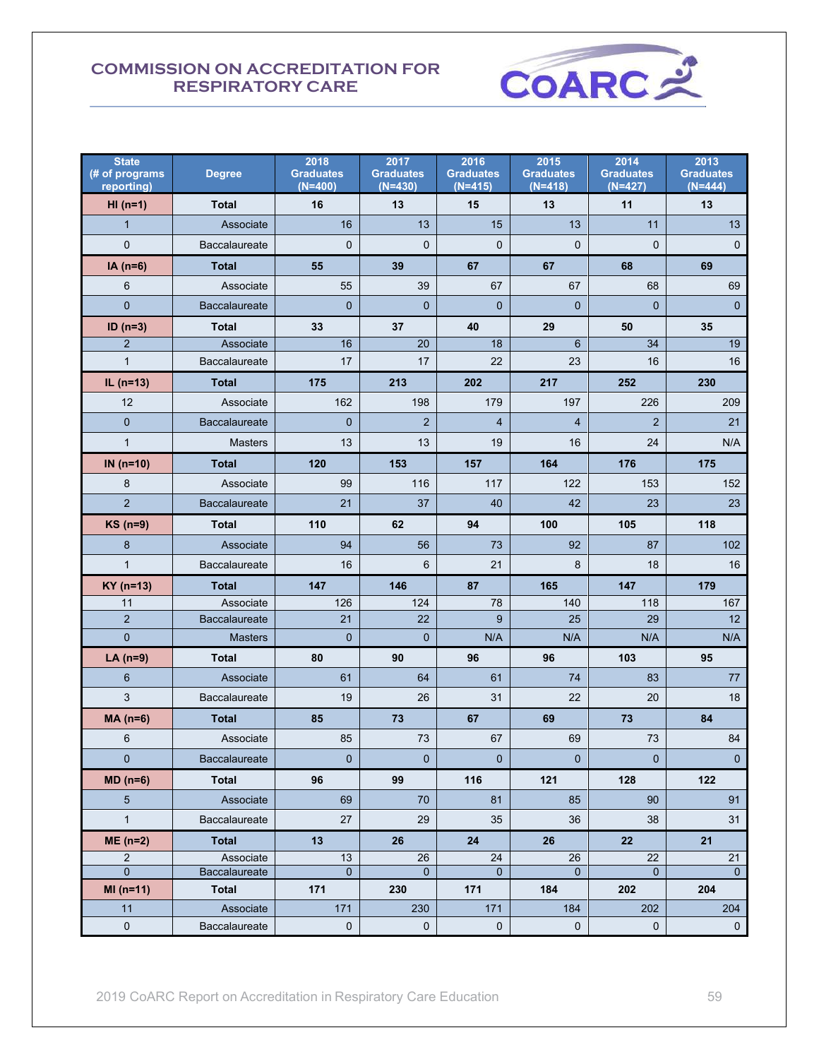**COMMISSION ON ACCREDITATION FOR RESPIRATORY CARE**

| State (# of programs reporting) | Degree | 2018 Graduates (N=400) | 2017 Graduates (N=430) | 2016 Graduates (N=415) | 2015 Graduates (N=418) | 2014 Graduates (N=427) | 2013 Graduates (N=444) |
|---|---|---|---|---|---|---|---|
| **HI (n=1)** | **Total** | **16** | **13** | **15** | **13** | **11** | **13** |
| 1 | Associate | 16 | 13 | 15 | 13 | 11 | 13 |
| 0 | Baccalaureate | 0 | 0 | 0 | 0 | 0 | 0 |
| **IA (n=6)** | **Total** | **55** | **39** | **67** | **67** | **68** | **69** |
| 6 | Associate | 55 | 39 | 67 | 67 | 68 | 69 |
| 0 | Baccalaureate | 0 | 0 | 0 | 0 | 0 | 0 |
| **ID (n=3)** | **Total** | **33** | **37** | **40** | **29** | **50** | **35** |
| 2 | Associate | 16 | 20 | 18 | 6 | 34 | 19 |
| 1 | Baccalaureate | 17 | 17 | 22 | 23 | 16 | 16 |
| **IL (n=13)** | **Total** | **175** | **213** | **202** | **217** | **252** | **230** |
| 12 | Associate | 162 | 198 | 179 | 197 | 226 | 209 |
| 0 | Baccalaureate | 0 | 2 | 4 | 4 | 2 | 21 |
| 1 | Masters | 13 | 13 | 19 | 16 | 24 | N/A |
| **IN (n=10)** | **Total** | **120** | **153** | **157** | **164** | **176** | **175** |
| 8 | Associate | 99 | 116 | 117 | 122 | 153 | 152 |
| 2 | Baccalaureate | 21 | 37 | 40 | 42 | 23 | 23 |
| **KS (n=9)** | **Total** | **110** | **62** | **94** | **100** | **105** | **118** |
| 8 | Associate | 94 | 56 | 73 | 92 | 87 | 102 |
| 1 | Baccalaureate | 16 | 6 | 21 | 8 | 18 | 16 |
| **KY (n=13)** | **Total** | **147** | **146** | **87** | **165** | **147** | **179** |
| 11 | Associate | 126 | 124 | 78 | 140 | 118 | 167 |
| 2 | Baccalaureate | 21 | 22 | 9 | 25 | 29 | 12 |
| 0 | Masters | 0 | 0 | N/A | N/A | N/A | N/A |
| **LA (n=9)** | **Total** | **80** | **90** | **96** | **96** | **103** | **95** |
| 6 | Associate | 61 | 64 | 61 | 74 | 83 | 77 |
| 3 | Baccalaureate | 19 | 26 | 31 | 22 | 20 | 18 |
| **MA (n=6)** | **Total** | **85** | **73** | **67** | **69** | **73** | **84** |
| 6 | Associate | 85 | 73 | 67 | 69 | 73 | 84 |
| 0 | Baccalaureate | 0 | 0 | 0 | 0 | 0 | 0 |
| **MD (n=6)** | **Total** | **96** | **99** | **116** | **121** | **128** | **122** |
| 5 | Associate | 69 | 70 | 81 | 85 | 90 | 91 |
| 1 | Baccalaureate | 27 | 29 | 35 | 36 | 38 | 31 |
| **ME (n=2)** | **Total** | **13** | **26** | **24** | **26** | **22** | **21** |
| 2 | Associate | 13 | 26 | 24 | 26 | 22 | 21 |
| 0 | Baccalaureate | 0 | 0 | 0 | 0 | 0 | 0 |
| **MI (n=11)** | **Total** | **171** | **230** | **171** | **184** | **202** | **204** |
| 11 | Associate | 171 | 230 | 171 | 184 | 202 | 204 |
| 0 | Baccalaureate | 0 | 0 | 0 | 0 | 0 | 0 |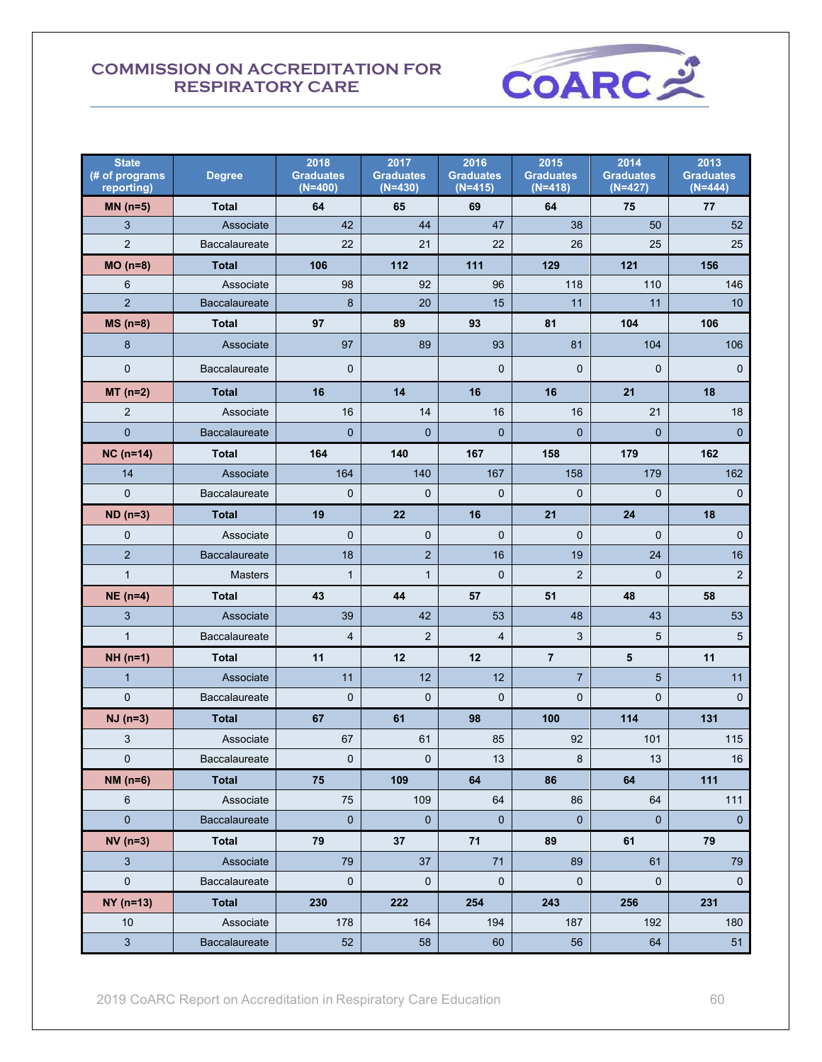**COMMISSION ON ACCREDITATION FOR RESPIRATORY CARE**

| State (# of programs reporting) | Degree | 2018 Graduates (N=400) | 2017 Graduates (N=430) | 2016 Graduates (N=415) | 2015 Graduates (N=418) | 2014 Graduates (N=427) | 2013 Graduates (N=444) |
|---|---|---|---|---|---|---|---|
| **MN (n=5)** | **Total** | **64** | **65** | **69** | **64** | **75** | **77** |
| 3 | Associate | 42 | 44 | 47 | 38 | 50 | 52 |
| 2 | Baccalaureate | 22 | 21 | 22 | 26 | 25 | 25 |
| **MO (n=8)** | **Total** | **106** | **112** | **111** | **129** | **121** | **156** |
| 6 | Associate | 98 | 92 | 96 | 118 | 110 | 146 |
| 2 | Baccalaureate | 8 | 20 | 15 | 11 | 11 | 10 |
| **MS (n=8)** | **Total** | **97** | **89** | **93** | **81** | **104** | **106** |
| 8 | Associate | 97 | 89 | 93 | 81 | 104 | 106 |
| 0 | Baccalaureate | 0 | | 0 | 0 | 0 | 0 |
| **MT (n=2)** | **Total** | **16** | **14** | **16** | **16** | **21** | **18** |
| 2 | Associate | 16 | 14 | 16 | 16 | 21 | 18 |
| 0 | Baccalaureate | 0 | 0 | 0 | 0 | 0 | 0 |
| **NC (n=14)** | **Total** | **164** | **140** | **167** | **158** | **179** | **162** |
| 14 | Associate | 164 | 140 | 167 | 158 | 179 | 162 |
| 0 | Baccalaureate | 0 | 0 | 0 | 0 | 0 | 0 |
| **ND (n=3)** | **Total** | **19** | **22** | **16** | **21** | **24** | **18** |
| 0 | Associate | 0 | 0 | 0 | 0 | 0 | 0 |
| 2 | Baccalaureate | 18 | 2 | 16 | 19 | 24 | 16 |
| 1 | Masters | 1 | 1 | 0 | 2 | 0 | 2 |
| **NE (n=4)** | **Total** | **43** | **44** | **57** | **51** | **48** | **58** |
| 3 | Associate | 39 | 42 | 53 | 48 | 43 | 53 |
| 1 | Baccalaureate | 4 | 2 | 4 | 3 | 5 | 5 |
| **NH (n=1)** | **Total** | **11** | **12** | **12** | **7** | **5** | **11** |
| 1 | Associate | 11 | 12 | 12 | 7 | 5 | 11 |
| 0 | Baccalaureate | 0 | 0 | 0 | 0 | 0 | 0 |
| **NJ (n=3)** | **Total** | **67** | **61** | **98** | **100** | **114** | **131** |
| 3 | Associate | 67 | 61 | 85 | 92 | 101 | 115 |
| 0 | Baccalaureate | 0 | 0 | 13 | 8 | 13 | 16 |
| **NM (n=6)** | **Total** | **75** | **109** | **64** | **86** | **64** | **111** |
| 6 | Associate | 75 | 109 | 64 | 86 | 64 | 111 |
| 0 | Baccalaureate | 0 | 0 | 0 | 0 | 0 | 0 |
| **NV (n=3)** | **Total** | **79** | **37** | **71** | **89** | **61** | **79** |
| 3 | Associate | 79 | 37 | 71 | 89 | 61 | 79 |
| 0 | Baccalaureate | 0 | 0 | 0 | 0 | 0 | 0 |
| **NY (n=13)** | **Total** | **230** | **222** | **254** | **243** | **256** | **231** |
| 10 | Associate | 178 | 164 | 194 | 187 | 192 | 180 |
| 3 | Baccalaureate | 52 | 58 | 60 | 56 | 64 | 51 |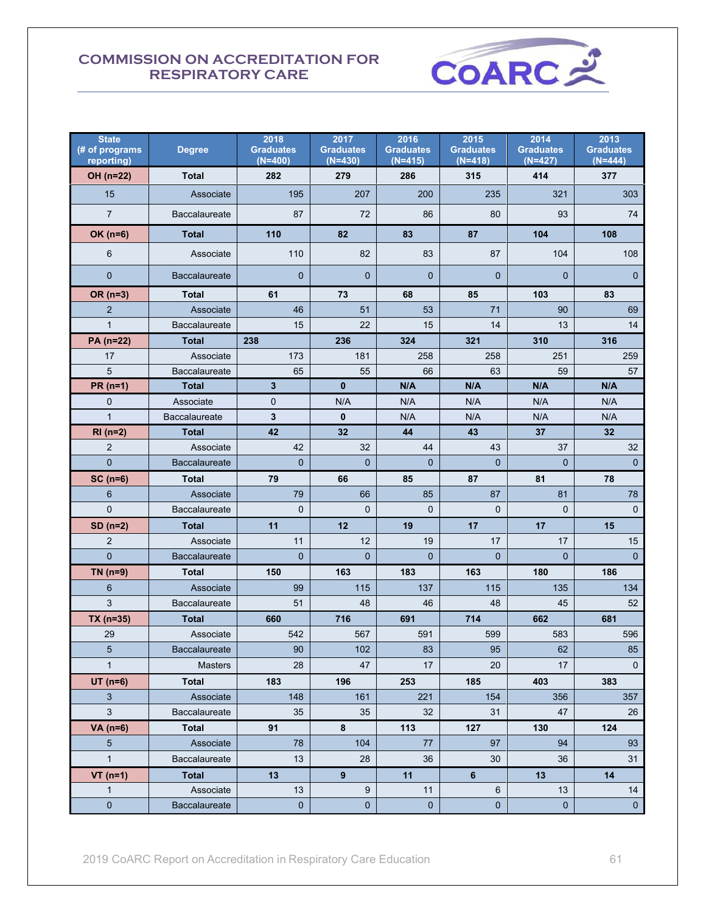## COMMISSION ON ACCREDITATION FOR RESPIRATORY CARE

| State (# of programs reporting) | Degree | 2018 Graduates (N=400) | 2017 Graduates (N=430) | 2016 Graduates (N=415) | 2015 Graduates (N=418) | 2014 Graduates (N=427) | 2013 Graduates (N=444) |
|---|---|---|---|---|---|---|---|
| **OH (n=22)** | **Total** | **282** | **279** | **286** | **315** | **414** | **377** |
| 15 | Associate | 195 | 207 | 200 | 235 | 321 | 303 |
| 7 | Baccalaureate | 87 | 72 | 86 | 80 | 93 | 74 |
| **OK (n=6)** | **Total** | **110** | **82** | **83** | **87** | **104** | **108** |
| 6 | Associate | 110 | 82 | 83 | 87 | 104 | 108 |
| 0 | Baccalaureate | 0 | 0 | 0 | 0 | 0 | 0 |
| **OR (n=3)** | **Total** | **61** | **73** | **68** | **85** | **103** | **83** |
| 2 | Associate | 46 | 51 | 53 | 71 | 90 | 69 |
| 1 | Baccalaureate | 15 | 22 | 15 | 14 | 13 | 14 |
| **PA (n=22)** | **Total** | **238** | **236** | **324** | **321** | **310** | **316** |
| 17 | Associate | 173 | 181 | 258 | 258 | 251 | 259 |
| 5 | Baccalaureate | 65 | 55 | 66 | 63 | 59 | 57 |
| **PR (n=1)** | **Total** | **3** | **0** | **N/A** | **N/A** | **N/A** | **N/A** |
| 0 | Associate | 0 | N/A | N/A | N/A | N/A | N/A |
| 1 | Baccalaureate | **3** | **0** | N/A | N/A | N/A | N/A |
| **RI (n=2)** | **Total** | **42** | **32** | **44** | **43** | **37** | **32** |
| 2 | Associate | 42 | 32 | 44 | 43 | 37 | 32 |
| 0 | Baccalaureate | 0 | 0 | 0 | 0 | 0 | 0 |
| **SC (n=6)** | **Total** | **79** | **66** | **85** | **87** | **81** | **78** |
| 6 | Associate | 79 | 66 | 85 | 87 | 81 | 78 |
| 0 | Baccalaureate | 0 | 0 | 0 | 0 | 0 | 0 |
| **SD (n=2)** | **Total** | **11** | **12** | **19** | **17** | **17** | **15** |
| 2 | Associate | 11 | 12 | 19 | 17 | 17 | 15 |
| 0 | Baccalaureate | 0 | 0 | 0 | 0 | 0 | 0 |
| **TN (n=9)** | **Total** | **150** | **163** | **183** | **163** | **180** | **186** |
| 6 | Associate | 99 | 115 | 137 | 115 | 135 | 134 |
| 3 | Baccalaureate | 51 | 48 | 46 | 48 | 45 | 52 |
| **TX (n=35)** | **Total** | **660** | **716** | **691** | **714** | **662** | **681** |
| 29 | Associate | 542 | 567 | 591 | 599 | 583 | 596 |
| 5 | Baccalaureate | 90 | 102 | 83 | 95 | 62 | 85 |
| 1 | Masters | 28 | 47 | 17 | 20 | 17 | 0 |
| **UT (n=6)** | **Total** | **183** | **196** | **253** | **185** | **403** | **383** |
| 3 | Associate | 148 | 161 | 221 | 154 | 356 | 357 |
| 3 | Baccalaureate | 35 | 35 | 32 | 31 | 47 | 26 |
| **VA (n=6)** | **Total** | **91** | **8** | **113** | **127** | **130** | **124** |
| 5 | Associate | 78 | 104 | 77 | 97 | 94 | 93 |
| 1 | Baccalaureate | 13 | 28 | 36 | 30 | 36 | 31 |
| **VT (n=1)** | **Total** | **13** | **9** | **11** | **6** | **13** | **14** |
| 1 | Associate | 13 | 9 | 11 | 6 | 13 | 14 |
| 0 | Baccalaureate | 0 | 0 | 0 | 0 | 0 | 0 |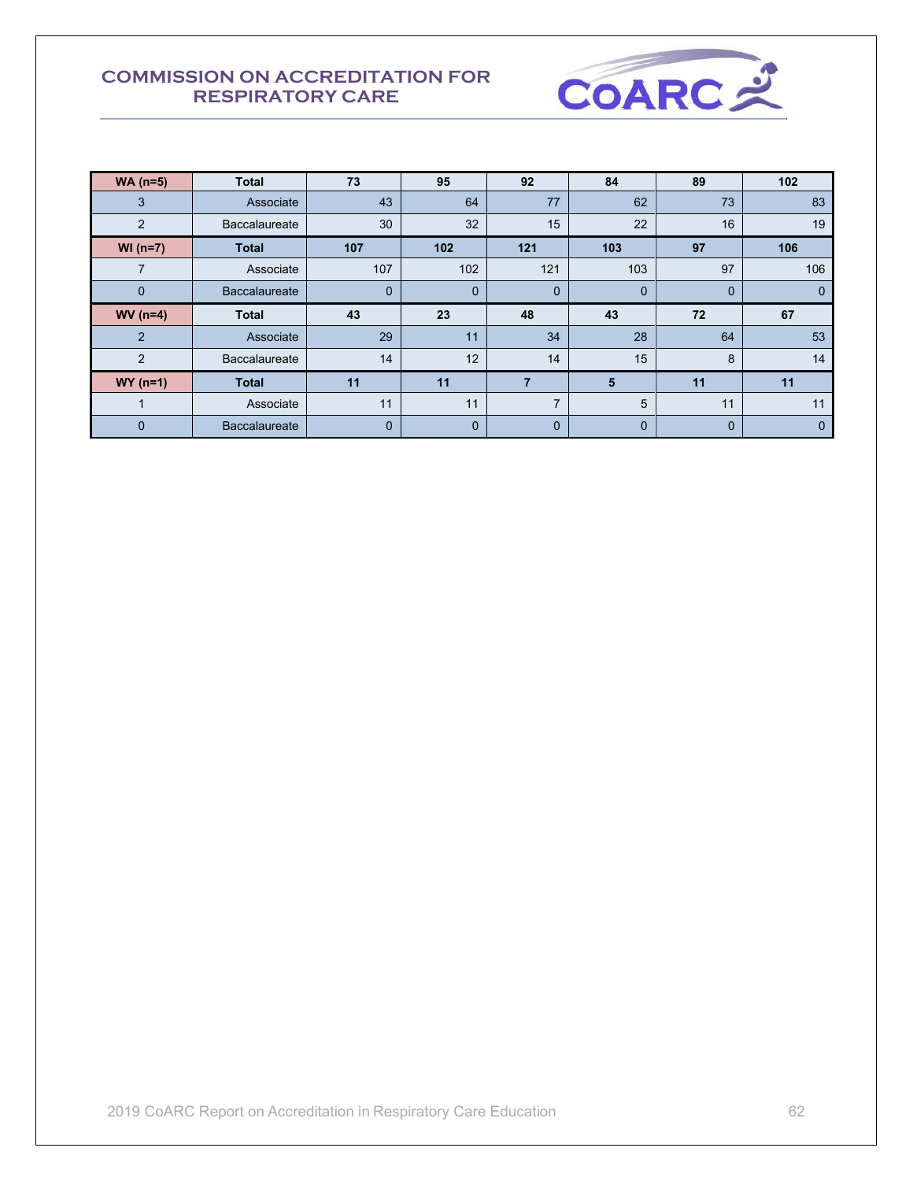| WA (n=5) | Total | 73 | 95 | 92 | 84 | 89 | 102 |
|---|---|---|---|---|---|---|---|
| 3 | Associate | 43 | 64 | 77 | 62 | 73 | 83 |
| 2 | Baccalaureate | 30 | 32 | 15 | 22 | 16 | 19 |
| **WI (n=7)** | **Total** | **107** | **102** | **121** | **103** | **97** | **106** |
| 7 | Associate | 107 | 102 | 121 | 103 | 97 | 106 |
| 0 | Baccalaureate | 0 | 0 | 0 | 0 | 0 | 0 |
| **WV (n=4)** | **Total** | **43** | **23** | **48** | **43** | **72** | **67** |
| 2 | Associate | 29 | 11 | 34 | 28 | 64 | 53 |
| 2 | Baccalaureate | 14 | 12 | 14 | 15 | 8 | 14 |
| **WY (n=1)** | **Total** | **11** | **11** | **7** | **5** | **11** | **11** |
| 1 | Associate | 11 | 11 | 7 | 5 | 11 | 11 |
| 0 | Baccalaureate | 0 | 0 | 0 | 0 | 0 | 0 |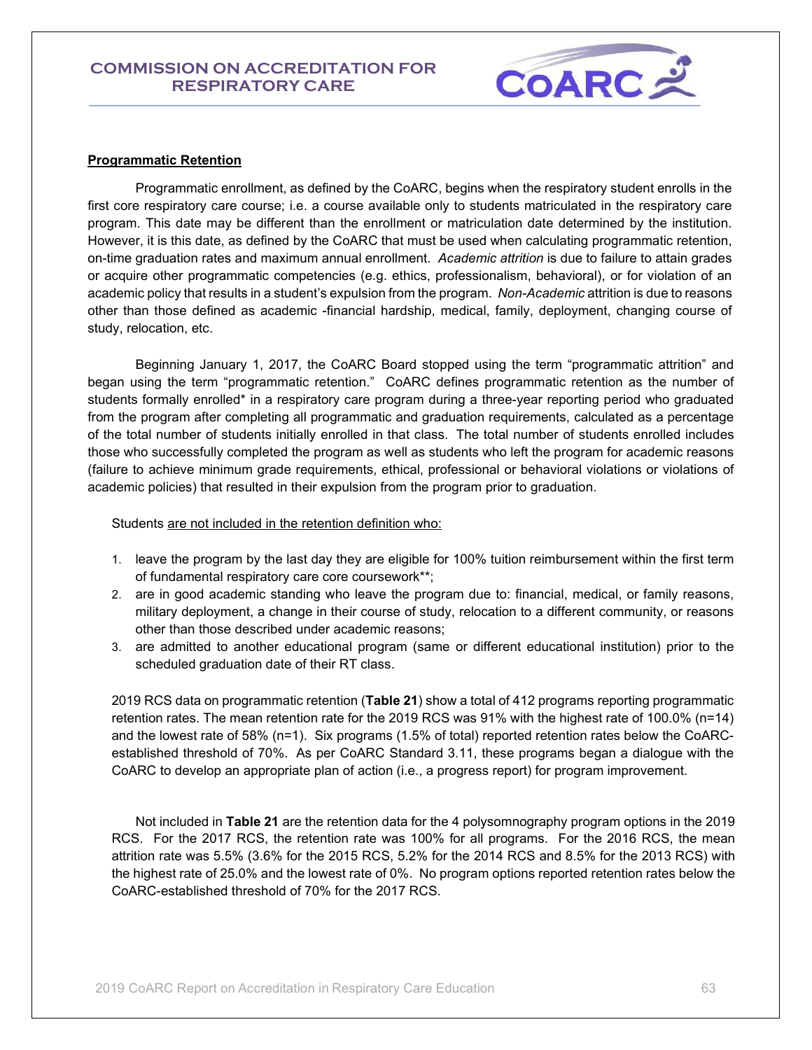## Programmatic Retention

Programmatic enrollment, as defined by the CoARC, begins when the respiratory student enrolls in the first core respiratory care course; i.e. a course available only to students matriculated in the respiratory care program. This date may be different than the enrollment or matriculation date determined by the institution. However, it is this date, as defined by the CoARC that must be used when calculating programmatic retention, on-time graduation rates and maximum annual enrollment. *Academic attrition* is due to failure to attain grades or acquire other programmatic competencies (e.g. ethics, professionalism, behavioral), or for violation of an academic policy that results in a student's expulsion from the program. *Non-Academic* attrition is due to reasons other than those defined as academic -financial hardship, medical, family, deployment, changing course of study, relocation, etc.

Beginning January 1, 2017, the CoARC Board stopped using the term "programmatic attrition" and began using the term "programmatic retention." CoARC defines programmatic retention as the number of students formally enrolled* in a respiratory care program during a three-year reporting period who graduated from the program after completing all programmatic and graduation requirements, calculated as a percentage of the total number of students initially enrolled in that class. The total number of students enrolled includes those who successfully completed the program as well as students who left the program for academic reasons (failure to achieve minimum grade requirements, ethical, professional or behavioral violations or violations of academic policies) that resulted in their expulsion from the program prior to graduation.

Students are not included in the retention definition who:

1. leave the program by the last day they are eligible for 100% tuition reimbursement within the first term of fundamental respiratory care core coursework**;
2. are in good academic standing who leave the program due to: financial, medical, or family reasons, military deployment, a change in their course of study, relocation to a different community, or reasons other than those described under academic reasons;
3. are admitted to another educational program (same or different educational institution) prior to the scheduled graduation date of their RT class.

2019 RCS data on programmatic retention (**Table 21**) show a total of 412 programs reporting programmatic retention rates. The mean retention rate for the 2019 RCS was 91% with the highest rate of 100.0% (n=14) and the lowest rate of 58% (n=1). Six programs (1.5% of total) reported retention rates below the CoARC-established threshold of 70%. As per CoARC Standard 3.11, these programs began a dialogue with the CoARC to develop an appropriate plan of action (i.e., a progress report) for program improvement.

Not included in **Table 21** are the retention data for the 4 polysomnography program options in the 2019 RCS. For the 2017 RCS, the retention rate was 100% for all programs. For the 2016 RCS, the mean attrition rate was 5.5% (3.6% for the 2015 RCS, 5.2% for the 2014 RCS and 8.5% for the 2013 RCS) with the highest rate of 25.0% and the lowest rate of 0%. No program options reported retention rates below the CoARC-established threshold of 70% for the 2017 RCS.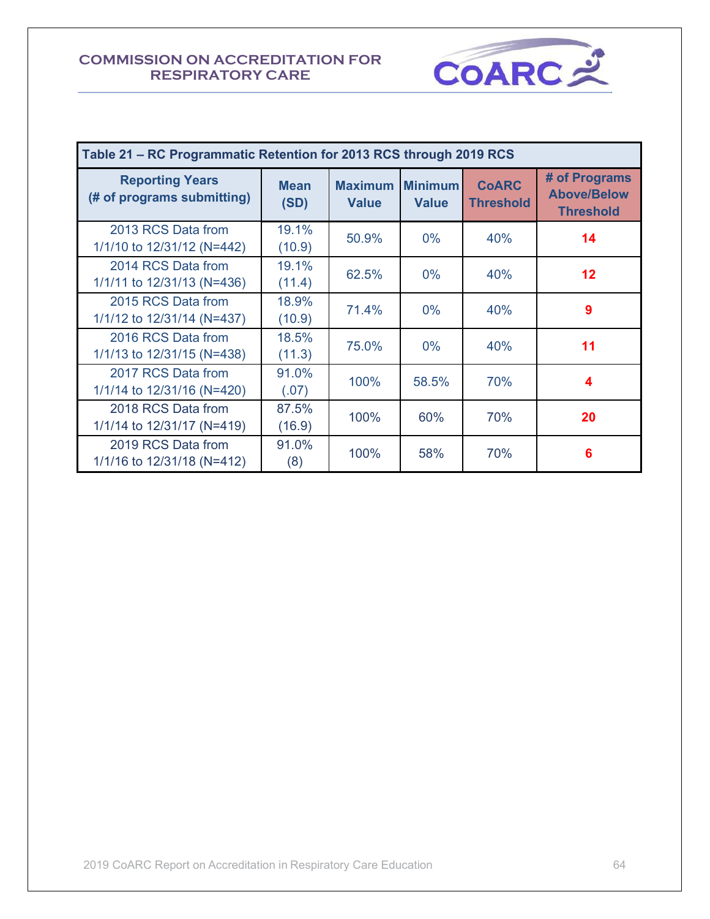| Table 21 – RC Programmatic Retention for 2013 RCS through 2019 RCS | | | | | |
|---|---|---|---|---|---|
| **Reporting Years (# of programs submitting)** | **Mean (SD)** | **Maximum Value** | **Minimum Value** | **CoARC Threshold** | **# of Programs Above/Below Threshold** |
| 2013 RCS Data from 1/1/10 to 12/31/12 (N=442) | 19.1% (10.9) | 50.9% | 0% | 40% | **14** |
| 2014 RCS Data from 1/1/11 to 12/31/13 (N=436) | 19.1% (11.4) | 62.5% | 0% | 40% | **12** |
| 2015 RCS Data from 1/1/12 to 12/31/14 (N=437) | 18.9% (10.9) | 71.4% | 0% | 40% | **9** |
| 2016 RCS Data from 1/1/13 to 12/31/15 (N=438) | 18.5% (11.3) | 75.0% | 0% | 40% | **11** |
| 2017 RCS Data from 1/1/14 to 12/31/16 (N=420) | 91.0% (.07) | 100% | 58.5% | 70% | **4** |
| 2018 RCS Data from 1/1/14 to 12/31/17 (N=419) | 87.5% (16.9) | 100% | 60% | 70% | **20** |
| 2019 RCS Data from 1/1/16 to 12/31/18 (N=412) | 91.0% (8) | 100% | 58% | 70% | **6** |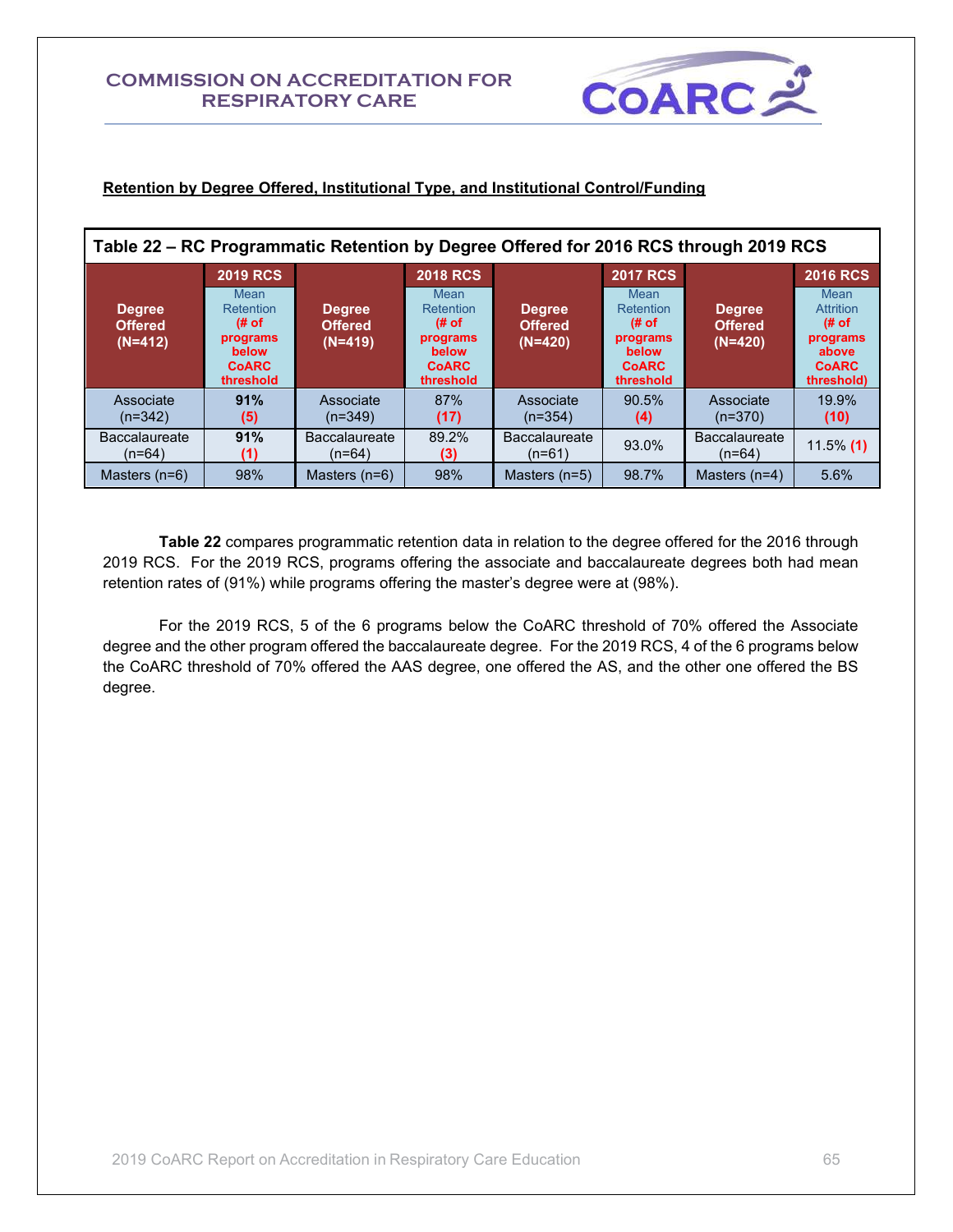## Retention by Degree Offered, Institutional Type, and Institutional Control/Funding

**Table 22 – RC Programmatic Retention by Degree Offered for 2016 RCS through 2019 RCS**

| Degree Offered (N=412) | 2019 RCS Mean Retention (# of programs below CoARC threshold | Degree Offered (N=419) | 2018 RCS Mean Retention (# of programs below CoARC threshold | Degree Offered (N=420) | 2017 RCS Mean Retention (# of programs below CoARC threshold | Degree Offered (N=420) | 2016 RCS Mean Attrition (# of programs above CoARC threshold) |
|---|---|---|---|---|---|---|---|
| Associate (n=342) | **91%** (5) | Associate (n=349) | 87% (17) | Associate (n=354) | 90.5% (4) | Associate (n=370) | 19.9% (10) |
| Baccalaureate (n=64) | **91%** (1) | Baccalaureate (n=64) | 89.2% (3) | Baccalaureate (n=61) | 93.0% | Baccalaureate (n=64) | 11.5% (1) |
| Masters (n=6) | 98% | Masters (n=6) | 98% | Masters (n=5) | 98.7% | Masters (n=4) | 5.6% |

**Table 22** compares programmatic retention data in relation to the degree offered for the 2016 through 2019 RCS. For the 2019 RCS, programs offering the associate and baccalaureate degrees both had mean retention rates of (91%) while programs offering the master's degree were at (98%).

For the 2019 RCS, 5 of the 6 programs below the CoARC threshold of 70% offered the Associate degree and the other program offered the baccalaureate degree. For the 2019 RCS, 4 of the 6 programs below the CoARC threshold of 70% offered the AAS degree, one offered the AS, and the other one offered the BS degree.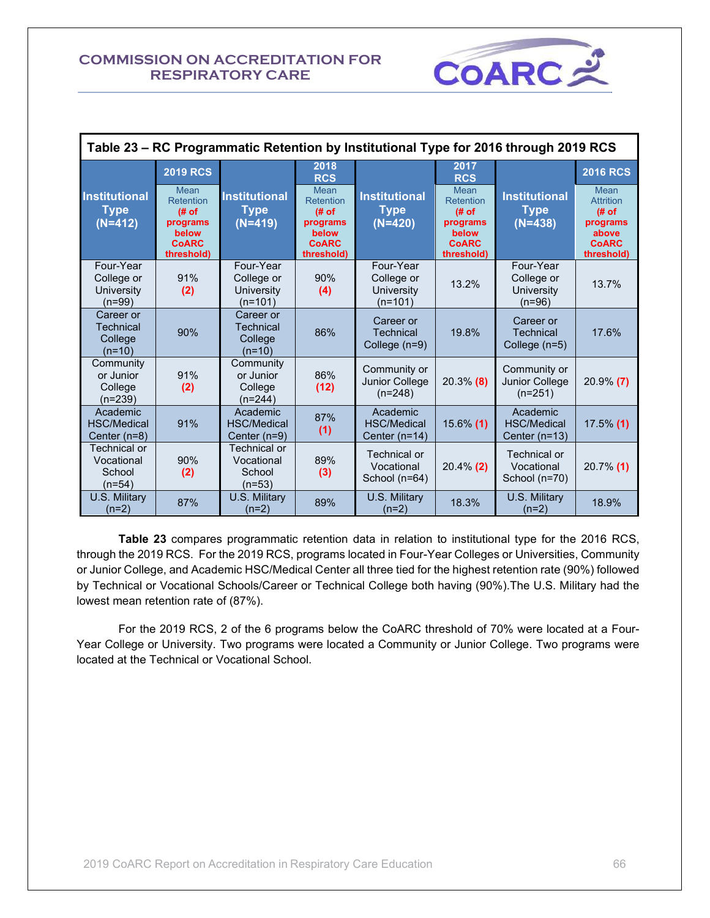| Table 23 – RC Programmatic Retention by Institutional Type for 2016 through 2019 RCS | | | | | | | |
|---|---|---|---|---|---|---|---|
| Institutional Type (N=412) | 2019 RCS Mean Retention (# of programs below CoARC threshold) | Institutional Type (N=419) | 2018 RCS Mean Retention (# of programs below CoARC threshold) | Institutional Type (N=420) | 2017 RCS Mean Retention (# of programs below CoARC threshold) | Institutional Type (N=438) | 2016 RCS Mean Attrition (# of programs above CoARC threshold) |
| Four-Year College or University (n=99) | 91% (2) | Four-Year College or University (n=101) | 90% (4) | Four-Year College or University (n=101) | 13.2% | Four-Year College or University (n=96) | 13.7% |
| Career or Technical College (n=10) | 90% | Career or Technical College (n=10) | 86% | Career or Technical College (n=9) | 19.8% | Career or Technical College (n=5) | 17.6% |
| Community or Junior College (n=239) | 91% (2) | Community or Junior College (n=244) | 86% (12) | Community or Junior College (n=248) | 20.3% (8) | Community or Junior College (n=251) | 20.9% (7) |
| Academic HSC/Medical Center (n=8) | 91% | Academic HSC/Medical Center (n=9) | 87% (1) | Academic HSC/Medical Center (n=14) | 15.6% (1) | Academic HSC/Medical Center (n=13) | 17.5% (1) |
| Technical or Vocational School (n=54) | 90% (2) | Technical or Vocational School (n=53) | 89% (3) | Technical or Vocational School (n=64) | 20.4% (2) | Technical or Vocational School (n=70) | 20.7% (1) |
| U.S. Military (n=2) | 87% | U.S. Military (n=2) | 89% | U.S. Military (n=2) | 18.3% | U.S. Military (n=2) | 18.9% |

**Table 23** compares programmatic retention data in relation to institutional type for the 2016 RCS, through the 2019 RCS. For the 2019 RCS, programs located in Four-Year Colleges or Universities, Community or Junior College, and Academic HSC/Medical Center all three tied for the highest retention rate (90%) followed by Technical or Vocational Schools/Career or Technical College both having (90%).The U.S. Military had the lowest mean retention rate of (87%).

For the 2019 RCS, 2 of the 6 programs below the CoARC threshold of 70% were located at a Four-Year College or University. Two programs were located a Community or Junior College. Two programs were located at the Technical or Vocational School.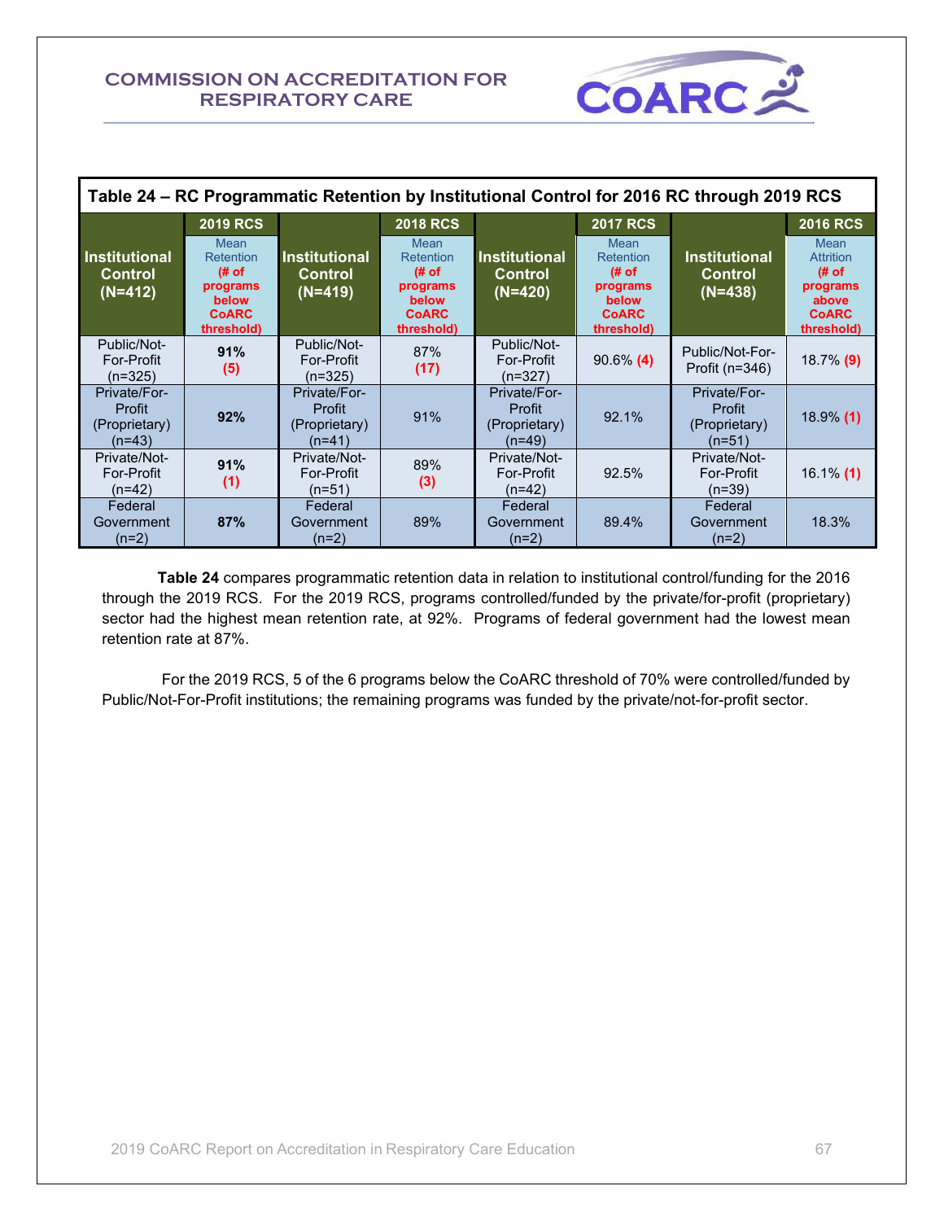| Table 24 – RC Programmatic Retention by Institutional Control for 2016 RC through 2019 RCS | | | | | | | |
|---|---|---|---|---|---|---|---|
| Institutional Control (N=412) | 2019 RCS Mean Retention (# of programs below CoARC threshold) | Institutional Control (N=419) | 2018 RCS Mean Retention (# of programs below CoARC threshold) | Institutional Control (N=420) | 2017 RCS Mean Retention (# of programs below CoARC threshold) | Institutional Control (N=438) | 2016 RCS Mean Attrition (# of programs above CoARC threshold) |
| Public/Not-For-Profit (n=325) | **91%** **(5)** | Public/Not-For-Profit (n=325) | 87% **(17)** | Public/Not-For-Profit (n=327) | 90.6% **(4)** | Public/Not-For-Profit (n=346) | 18.7% **(9)** |
| Private/For-Profit (Proprietary) (n=43) | **92%** | Private/For-Profit (Proprietary) (n=41) | 91% | Private/For-Profit (Proprietary) (n=49) | 92.1% | Private/For-Profit (Proprietary) (n=51) | 18.9% **(1)** |
| Private/Not-For-Profit (n=42) | **91%** **(1)** | Private/Not-For-Profit (n=51) | 89% **(3)** | Private/Not-For-Profit (n=42) | 92.5% | Private/Not-For-Profit (n=39) | 16.1% **(1)** |
| Federal Government (n=2) | **87%** | Federal Government (n=2) | 89% | Federal Government (n=2) | 89.4% | Federal Government (n=2) | 18.3% |

**Table 24** compares programmatic retention data in relation to institutional control/funding for the 2016 through the 2019 RCS. For the 2019 RCS, programs controlled/funded by the private/for-profit (proprietary) sector had the highest mean retention rate, at 92%. Programs of federal government had the lowest mean retention rate at 87%.

For the 2019 RCS, 5 of the 6 programs below the CoARC threshold of 70% were controlled/funded by Public/Not-For-Profit institutions; the remaining programs was funded by the private/not-for-profit sector.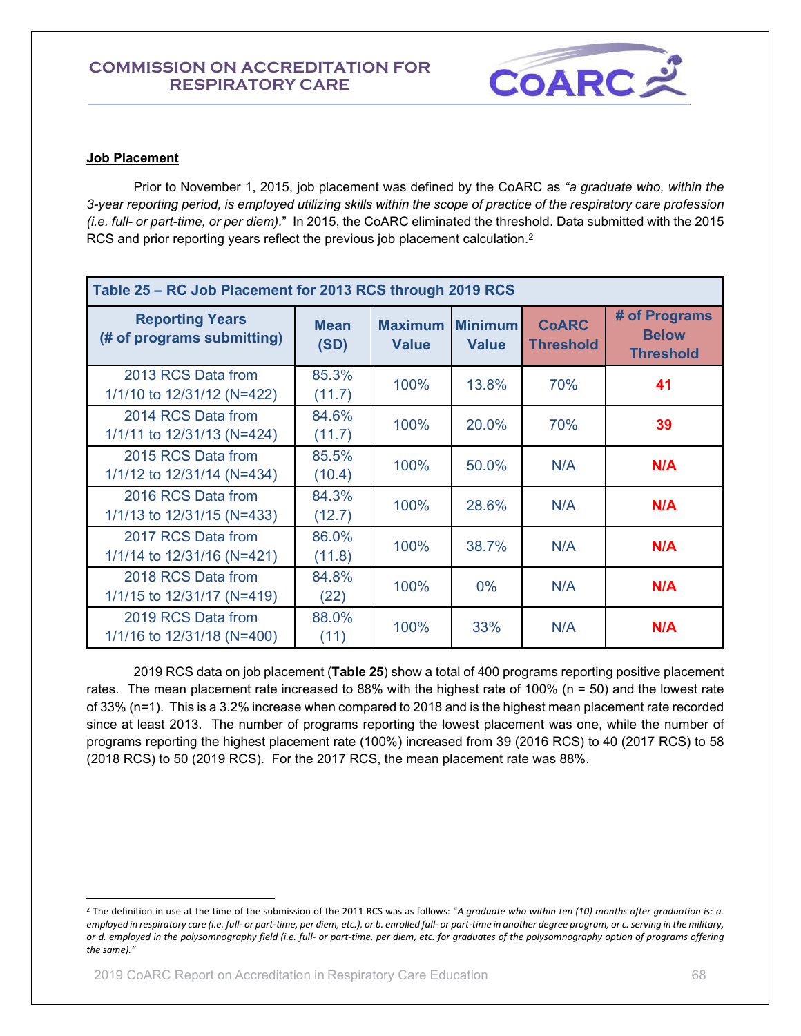**Job Placement**

Prior to November 1, 2015, job placement was defined by the CoARC as *"a graduate who, within the 3-year reporting period, is employed utilizing skills within the scope of practice of the respiratory care profession (i.e. full- or part-time, or per diem)*." In 2015, the CoARC eliminated the threshold. Data submitted with the 2015 RCS and prior reporting years reflect the previous job placement calculation.[2]

| Table 25 – RC Job Placement for 2013 RCS through 2019 RCS | | | | | |
|---|---|---|---|---|---|
| **Reporting Years (# of programs submitting)** | **Mean (SD)** | **Maximum Value** | **Minimum Value** | **CoARC Threshold** | **# of Programs Below Threshold** |
| 2013 RCS Data from 1/1/10 to 12/31/12 (N=422) | 85.3% (11.7) | 100% | 13.8% | 70% | **41** |
| 2014 RCS Data from 1/1/11 to 12/31/13 (N=424) | 84.6% (11.7) | 100% | 20.0% | 70% | **39** |
| 2015 RCS Data from 1/1/12 to 12/31/14 (N=434) | 85.5% (10.4) | 100% | 50.0% | N/A | **N/A** |
| 2016 RCS Data from 1/1/13 to 12/31/15 (N=433) | 84.3% (12.7) | 100% | 28.6% | N/A | **N/A** |
| 2017 RCS Data from 1/1/14 to 12/31/16 (N=421) | 86.0% (11.8) | 100% | 38.7% | N/A | **N/A** |
| 2018 RCS Data from 1/1/15 to 12/31/17 (N=419) | 84.8% (22) | 100% | 0% | N/A | **N/A** |
| 2019 RCS Data from 1/1/16 to 12/31/18 (N=400) | 88.0% (11) | 100% | 33% | N/A | **N/A** |

2019 RCS data on job placement (**Table 25**) show a total of 400 programs reporting positive placement rates. The mean placement rate increased to 88% with the highest rate of 100% (n = 50) and the lowest rate of 33% (n=1). This is a 3.2% increase when compared to 2018 and is the highest mean placement rate recorded since at least 2013. The number of programs reporting the lowest placement was one, while the number of programs reporting the highest placement rate (100%) increased from 39 (2016 RCS) to 40 (2017 RCS) to 58 (2018 RCS) to 50 (2019 RCS). For the 2017 RCS, the mean placement rate was 88%.

[2] The definition in use at the time of the submission of the 2011 RCS was as follows: "*A graduate who within ten (10) months after graduation is: a. employed in respiratory care (i.e. full- or part-time, per diem, etc.), or b. enrolled full- or part-time in another degree program, or c. serving in the military, or d. employed in the polysomnography field (i.e. full- or part-time, per diem, etc. for graduates of the polysomnography option of programs offering the same).*"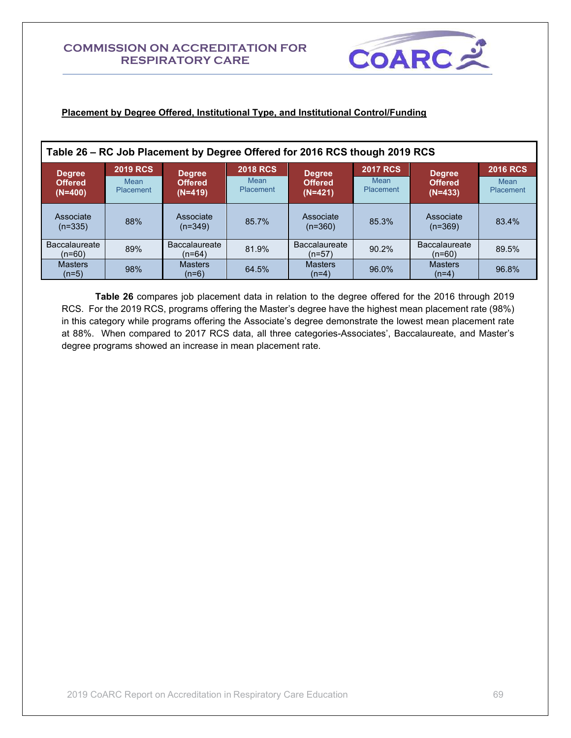**Placement by Degree Offered, Institutional Type, and Institutional Control/Funding**

**Table 26 – RC Job Placement by Degree Offered for 2016 RCS though 2019 RCS**

| Degree Offered (N=400) | 2019 RCS Mean Placement | Degree Offered (N=419) | 2018 RCS Mean Placement | Degree Offered (N=421) | 2017 RCS Mean Placement | Degree Offered (N=433) | 2016 RCS Mean Placement |
|---|---|---|---|---|---|---|---|
| Associate (n=335) | 88% | Associate (n=349) | 85.7% | Associate (n=360) | 85.3% | Associate (n=369) | 83.4% |
| Baccalaureate (n=60) | 89% | Baccalaureate (n=64) | 81.9% | Baccalaureate (n=57) | 90.2% | Baccalaureate (n=60) | 89.5% |
| Masters (n=5) | 98% | Masters (n=6) | 64.5% | Masters (n=4) | 96.0% | Masters (n=4) | 96.8% |

**Table 26** compares job placement data in relation to the degree offered for the 2016 through 2019 RCS. For the 2019 RCS, programs offering the Master's degree have the highest mean placement rate (98%) in this category while programs offering the Associate's degree demonstrate the lowest mean placement rate at 88%. When compared to 2017 RCS data, all three categories-Associates', Baccalaureate, and Master's degree programs showed an increase in mean placement rate.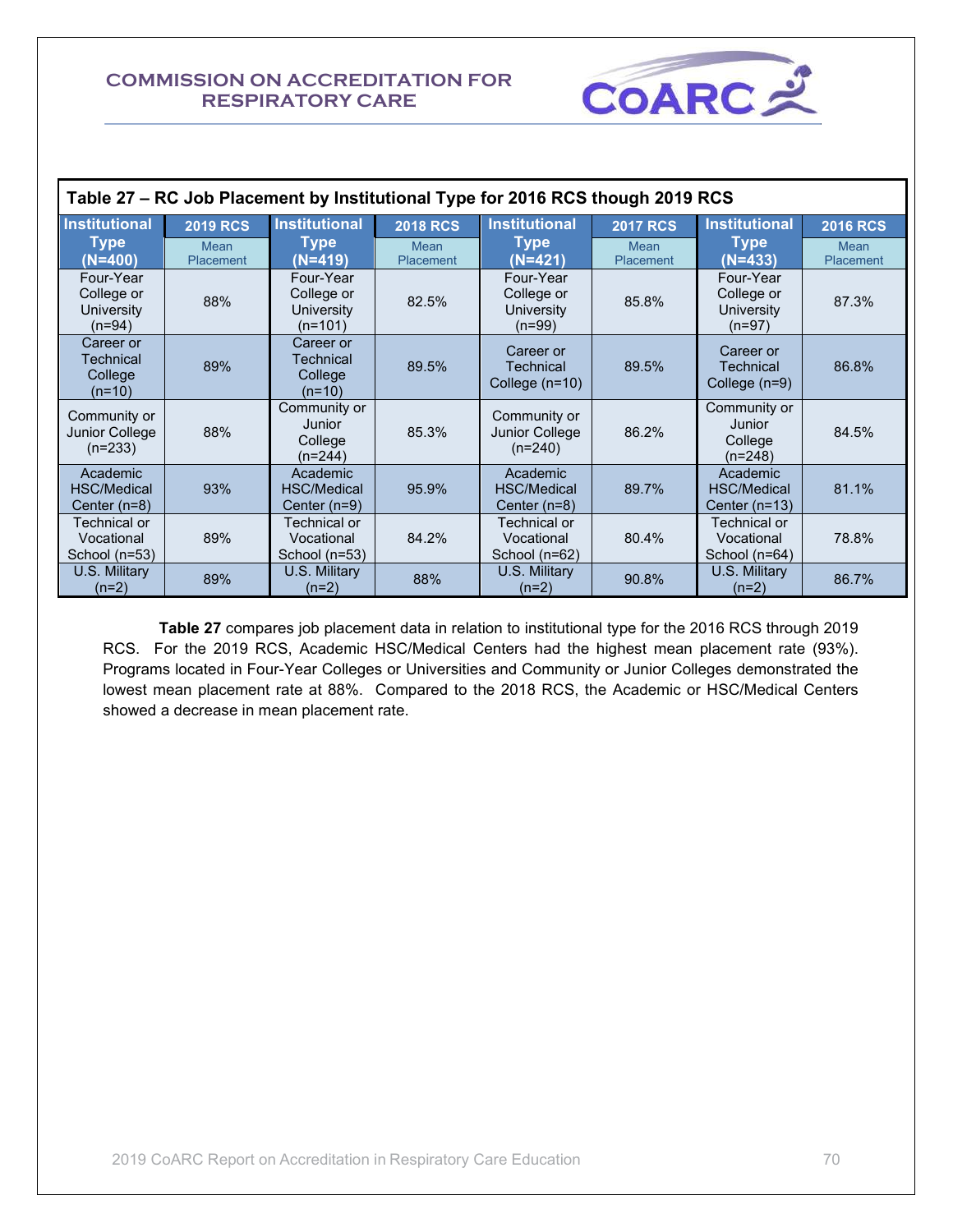## Table 27 – RC Job Placement by Institutional Type for 2016 RCS though 2019 RCS

| Institutional Type (N=400) | 2019 RCS Mean Placement | Institutional Type (N=419) | 2018 RCS Mean Placement | Institutional Type (N=421) | 2017 RCS Mean Placement | Institutional Type (N=433) | 2016 RCS Mean Placement |
|---|---|---|---|---|---|---|---|
| Four-Year College or University (n=94) | 88% | Four-Year College or University (n=101) | 82.5% | Four-Year College or University (n=99) | 85.8% | Four-Year College or University (n=97) | 87.3% |
| Career or Technical College (n=10) | 89% | Career or Technical College (n=10) | 89.5% | Career or Technical College (n=10) | 89.5% | Career or Technical College (n=9) | 86.8% |
| Community or Junior College (n=233) | 88% | Community or Junior College (n=244) | 85.3% | Community or Junior College (n=240) | 86.2% | Community or Junior College (n=248) | 84.5% |
| Academic HSC/Medical Center (n=8) | 93% | Academic HSC/Medical Center (n=9) | 95.9% | Academic HSC/Medical Center (n=8) | 89.7% | Academic HSC/Medical Center (n=13) | 81.1% |
| Technical or Vocational School (n=53) | 89% | Technical or Vocational School (n=53) | 84.2% | Technical or Vocational School (n=62) | 80.4% | Technical or Vocational School (n=64) | 78.8% |
| U.S. Military (n=2) | 89% | U.S. Military (n=2) | 88% | U.S. Military (n=2) | 90.8% | U.S. Military (n=2) | 86.7% |

**Table 27** compares job placement data in relation to institutional type for the 2016 RCS through 2019 RCS. For the 2019 RCS, Academic HSC/Medical Centers had the highest mean placement rate (93%). Programs located in Four-Year Colleges or Universities and Community or Junior Colleges demonstrated the lowest mean placement rate at 88%. Compared to the 2018 RCS, the Academic or HSC/Medical Centers showed a decrease in mean placement rate.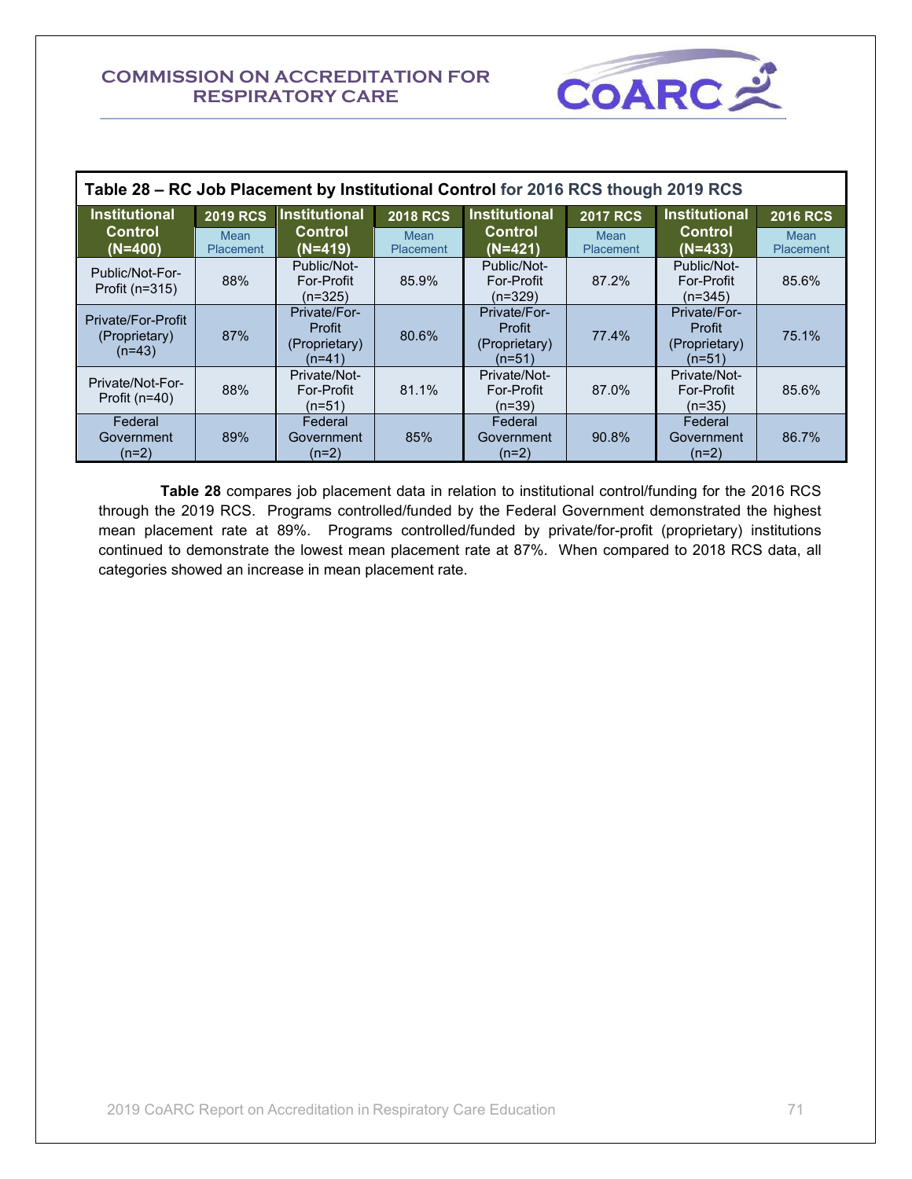**Table 28 – RC Job Placement by Institutional Control for 2016 RCS though 2019 RCS**

| Institutional Control (N=400) | 2019 RCS Mean Placement | Institutional Control (N=419) | 2018 RCS Mean Placement | Institutional Control (N=421) | 2017 RCS Mean Placement | Institutional Control (N=433) | 2016 RCS Mean Placement |
|---|---|---|---|---|---|---|---|
| Public/Not-For-Profit (n=315) | 88% | Public/Not-For-Profit (n=325) | 85.9% | Public/Not-For-Profit (n=329) | 87.2% | Public/Not-For-Profit (n=345) | 85.6% |
| Private/For-Profit (Proprietary) (n=43) | 87% | Private/For-Profit (Proprietary) (n=41) | 80.6% | Private/For-Profit (Proprietary) (n=51) | 77.4% | Private/For-Profit (Proprietary) (n=51) | 75.1% |
| Private/Not-For-Profit (n=40) | 88% | Private/Not-For-Profit (n=51) | 81.1% | Private/Not-For-Profit (n=39) | 87.0% | Private/Not-For-Profit (n=35) | 85.6% |
| Federal Government (n=2) | 89% | Federal Government (n=2) | 85% | Federal Government (n=2) | 90.8% | Federal Government (n=2) | 86.7% |

**Table 28** compares job placement data in relation to institutional control/funding for the 2016 RCS through the 2019 RCS. Programs controlled/funded by the Federal Government demonstrated the highest mean placement rate at 89%. Programs controlled/funded by private/for-profit (proprietary) institutions continued to demonstrate the lowest mean placement rate at 87%. When compared to 2018 RCS data, all categories showed an increase in mean placement rate.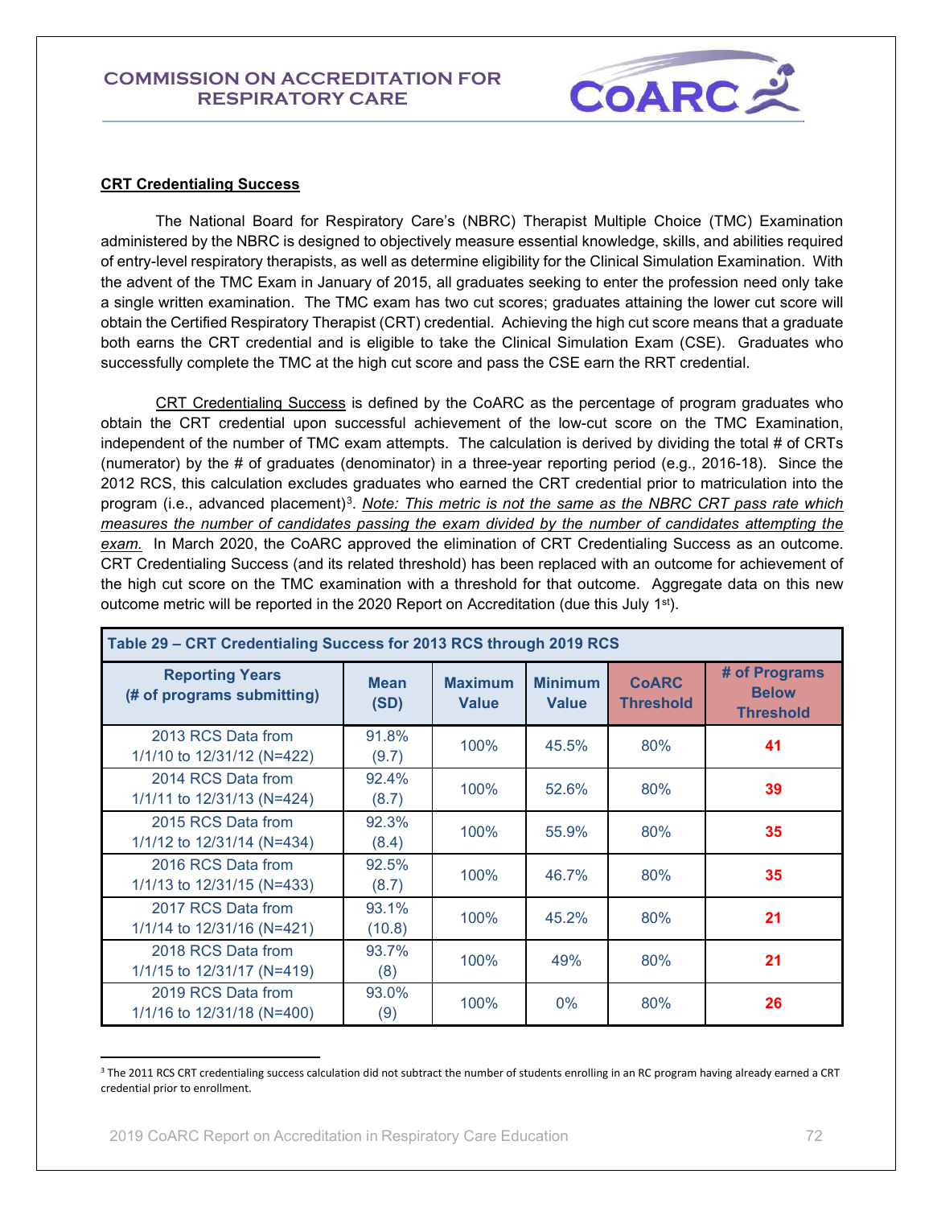**CRT Credentialing Success**

The National Board for Respiratory Care's (NBRC) Therapist Multiple Choice (TMC) Examination administered by the NBRC is designed to objectively measure essential knowledge, skills, and abilities required of entry-level respiratory therapists, as well as determine eligibility for the Clinical Simulation Examination. With the advent of the TMC Exam in January of 2015, all graduates seeking to enter the profession need only take a single written examination. The TMC exam has two cut scores; graduates attaining the lower cut score will obtain the Certified Respiratory Therapist (CRT) credential. Achieving the high cut score means that a graduate both earns the CRT credential and is eligible to take the Clinical Simulation Exam (CSE). Graduates who successfully complete the TMC at the high cut score and pass the CSE earn the RRT credential.

CRT Credentialing Success is defined by the CoARC as the percentage of program graduates who obtain the CRT credential upon successful achievement of the low-cut score on the TMC Examination, independent of the number of TMC exam attempts. The calculation is derived by dividing the total # of CRTs (numerator) by the # of graduates (denominator) in a three-year reporting period (e.g., 2016-18). Since the 2012 RCS, this calculation excludes graduates who earned the CRT credential prior to matriculation into the program (i.e., advanced placement)[3]. *Note: This metric is not the same as the NBRC CRT pass rate which measures the number of candidates passing the exam divided by the number of candidates attempting the exam.* In March 2020, the CoARC approved the elimination of CRT Credentialing Success as an outcome. CRT Credentialing Success (and its related threshold) has been replaced with an outcome for achievement of the high cut score on the TMC examination with a threshold for that outcome. Aggregate data on this new outcome metric will be reported in the 2020 Report on Accreditation (due this July 1st).

**Table 29 – CRT Credentialing Success for 2013 RCS through 2019 RCS**

| Reporting Years (# of programs submitting) | Mean (SD) | Maximum Value | Minimum Value | CoARC Threshold | # of Programs Below Threshold |
|---|---|---|---|---|---|
| 2013 RCS Data from 1/1/10 to 12/31/12 (N=422) | 91.8% (9.7) | 100% | 45.5% | 80% | 41 |
| 2014 RCS Data from 1/1/11 to 12/31/13 (N=424) | 92.4% (8.7) | 100% | 52.6% | 80% | 39 |
| 2015 RCS Data from 1/1/12 to 12/31/14 (N=434) | 92.3% (8.4) | 100% | 55.9% | 80% | 35 |
| 2016 RCS Data from 1/1/13 to 12/31/15 (N=433) | 92.5% (8.7) | 100% | 46.7% | 80% | 35 |
| 2017 RCS Data from 1/1/14 to 12/31/16 (N=421) | 93.1% (10.8) | 100% | 45.2% | 80% | 21 |
| 2018 RCS Data from 1/1/15 to 12/31/17 (N=419) | 93.7% (8) | 100% | 49% | 80% | 21 |
| 2019 RCS Data from 1/1/16 to 12/31/18 (N=400) | 93.0% (9) | 100% | 0% | 80% | 26 |

[3] The 2011 RCS CRT credentialing success calculation did not subtract the number of students enrolling in an RC program having already earned a CRT credential prior to enrollment.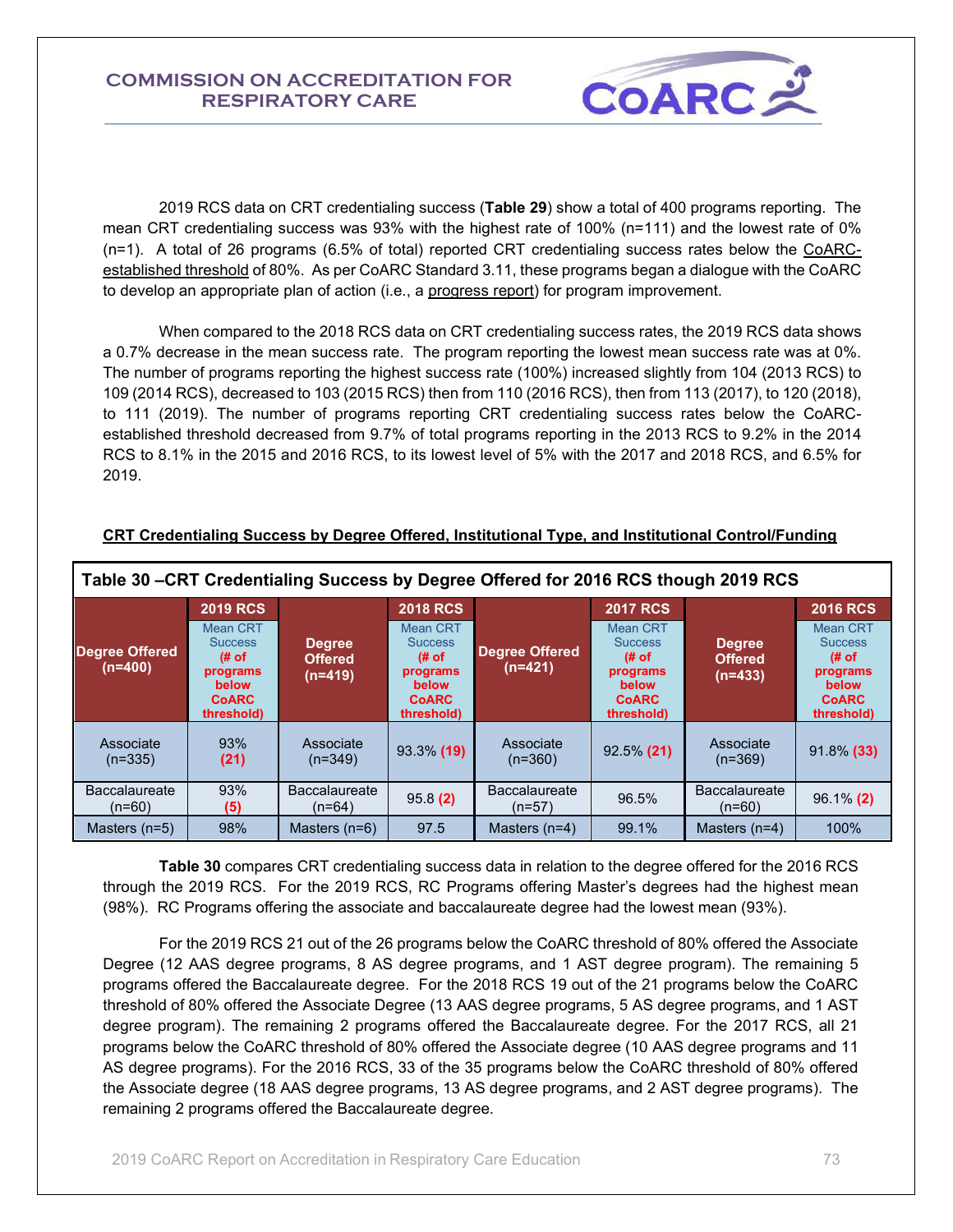2019 RCS data on CRT credentialing success (**Table 29**) show a total of 400 programs reporting. The mean CRT credentialing success was 93% with the highest rate of 100% (n=111) and the lowest rate of 0% (n=1). A total of 26 programs (6.5% of total) reported CRT credentialing success rates below the CoARC-established threshold of 80%. As per CoARC Standard 3.11, these programs began a dialogue with the CoARC to develop an appropriate plan of action (i.e., a progress report) for program improvement.

When compared to the 2018 RCS data on CRT credentialing success rates, the 2019 RCS data shows a 0.7% decrease in the mean success rate. The program reporting the lowest mean success rate was at 0%. The number of programs reporting the highest success rate (100%) increased slightly from 104 (2013 RCS) to 109 (2014 RCS), decreased to 103 (2015 RCS) then from 110 (2016 RCS), then from 113 (2017), to 120 (2018), to 111 (2019). The number of programs reporting CRT credentialing success rates below the CoARC-established threshold decreased from 9.7% of total programs reporting in the 2013 RCS to 9.2% in the 2014 RCS to 8.1% in the 2015 and 2016 RCS, to its lowest level of 5% with the 2017 and 2018 RCS, and 6.5% for 2019.

**CRT Credentialing Success by Degree Offered, Institutional Type, and Institutional Control/Funding**

**Table 30 –CRT Credentialing Success by Degree Offered for 2016 RCS though 2019 RCS**

| Degree Offered (n=400) | 2019 RCS Mean CRT Success (# of programs below CoARC threshold) | Degree Offered (n=419) | 2018 RCS Mean CRT Success (# of programs below CoARC threshold) | Degree Offered (n=421) | 2017 RCS Mean CRT Success (# of programs below CoARC threshold) | Degree Offered (n=433) | 2016 RCS Mean CRT Success (# of programs below CoARC threshold) |
|---|---|---|---|---|---|---|---|
| Associate (n=335) | 93% **(21)** | Associate (n=349) | 93.3% **(19)** | Associate (n=360) | 92.5% **(21)** | Associate (n=369) | 91.8% **(33)** |
| Baccalaureate (n=60) | 93% **(5)** | Baccalaureate (n=64) | 95.8 **(2)** | Baccalaureate (n=57) | 96.5% | Baccalaureate (n=60) | 96.1% **(2)** |
| Masters (n=5) | 98% | Masters (n=6) | 97.5 | Masters (n=4) | 99.1% | Masters (n=4) | 100% |

**Table 30** compares CRT credentialing success data in relation to the degree offered for the 2016 RCS through the 2019 RCS. For the 2019 RCS, RC Programs offering Master's degrees had the highest mean (98%). RC Programs offering the associate and baccalaureate degree had the lowest mean (93%).

For the 2019 RCS 21 out of the 26 programs below the CoARC threshold of 80% offered the Associate Degree (12 AAS degree programs, 8 AS degree programs, and 1 AST degree program). The remaining 5 programs offered the Baccalaureate degree. For the 2018 RCS 19 out of the 21 programs below the CoARC threshold of 80% offered the Associate Degree (13 AAS degree programs, 5 AS degree programs, and 1 AST degree program). The remaining 2 programs offered the Baccalaureate degree. For the 2017 RCS, all 21 programs below the CoARC threshold of 80% offered the Associate degree (10 AAS degree programs and 11 AS degree programs). For the 2016 RCS, 33 of the 35 programs below the CoARC threshold of 80% offered the Associate degree (18 AAS degree programs, 13 AS degree programs, and 2 AST degree programs). The remaining 2 programs offered the Baccalaureate degree.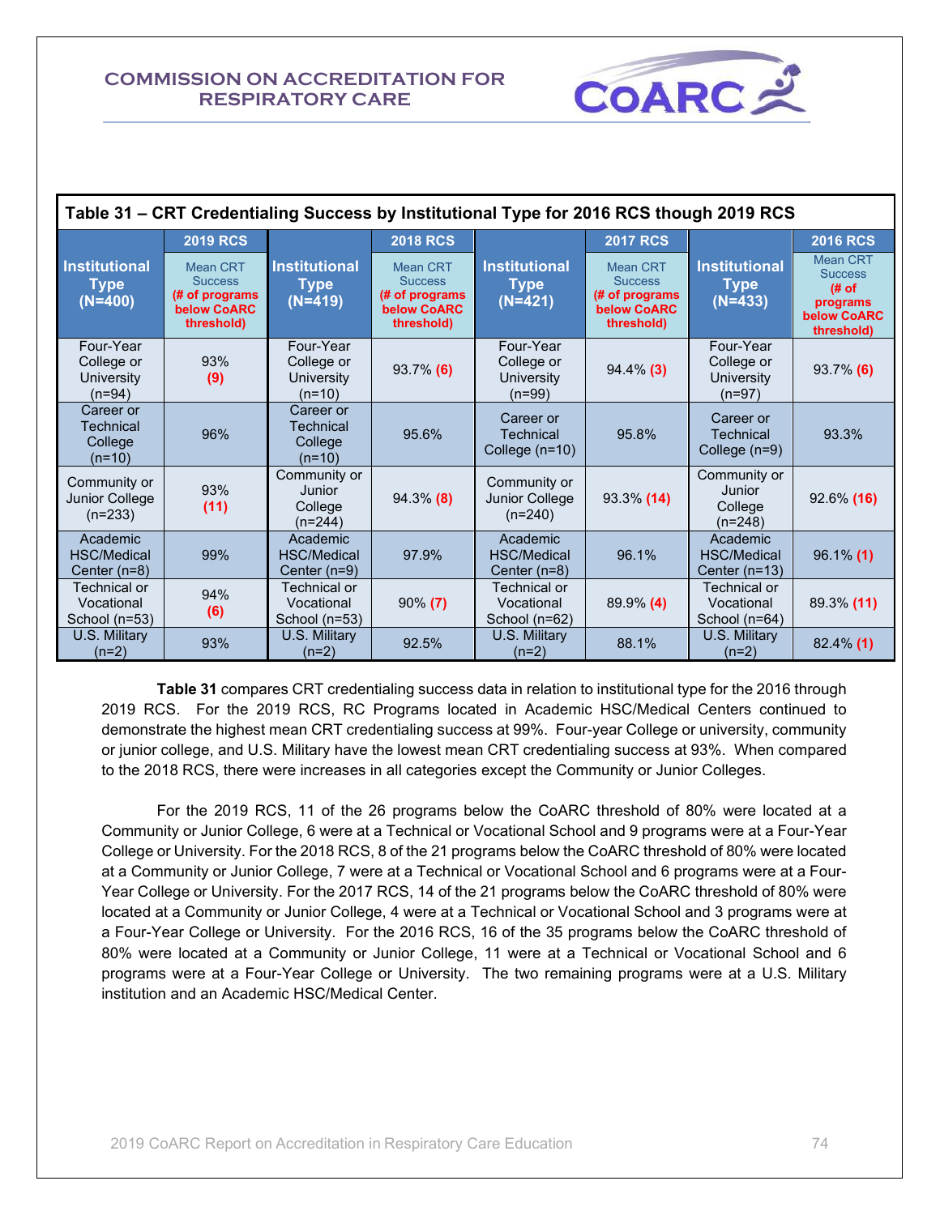**Table 31 – CRT Credentialing Success by Institutional Type for 2016 RCS though 2019 RCS**

| Institutional Type (N=400) | 2019 RCS Mean CRT Success (# of programs below CoARC threshold) | Institutional Type (N=419) | 2018 RCS Mean CRT Success (# of programs below CoARC threshold) | Institutional Type (N=421) | 2017 RCS Mean CRT Success (# of programs below CoARC threshold) | Institutional Type (N=433) | 2016 RCS Mean CRT Success (# of programs below CoARC threshold) |
|---|---|---|---|---|---|---|---|
| Four-Year College or University (n=94) | 93% (9) | Four-Year College or University (n=10) | 93.7% (6) | Four-Year College or University (n=99) | 94.4% (3) | Four-Year College or University (n=97) | 93.7% (6) |
| Career or Technical College (n=10) | 96% | Career or Technical College (n=10) | 95.6% | Career or Technical College (n=10) | 95.8% | Career or Technical College (n=9) | 93.3% |
| Community or Junior College (n=233) | 93% (11) | Community or Junior College (n=244) | 94.3% (8) | Community or Junior College (n=240) | 93.3% (14) | Community or Junior College (n=248) | 92.6% (16) |
| Academic HSC/Medical Center (n=8) | 99% | Academic HSC/Medical Center (n=9) | 97.9% | Academic HSC/Medical Center (n=8) | 96.1% | Academic HSC/Medical Center (n=13) | 96.1% (1) |
| Technical or Vocational School (n=53) | 94% (6) | Technical or Vocational School (n=53) | 90% (7) | Technical or Vocational School (n=62) | 89.9% (4) | Technical or Vocational School (n=64) | 89.3% (11) |
| U.S. Military (n=2) | 93% | U.S. Military (n=2) | 92.5% | U.S. Military (n=2) | 88.1% | U.S. Military (n=2) | 82.4% (1) |

**Table 31** compares CRT credentialing success data in relation to institutional type for the 2016 through 2019 RCS. For the 2019 RCS, RC Programs located in Academic HSC/Medical Centers continued to demonstrate the highest mean CRT credentialing success at 99%. Four-year College or university, community or junior college, and U.S. Military have the lowest mean CRT credentialing success at 93%. When compared to the 2018 RCS, there were increases in all categories except the Community or Junior Colleges.

For the 2019 RCS, 11 of the 26 programs below the CoARC threshold of 80% were located at a Community or Junior College, 6 were at a Technical or Vocational School and 9 programs were at a Four-Year College or University. For the 2018 RCS, 8 of the 21 programs below the CoARC threshold of 80% were located at a Community or Junior College, 7 were at a Technical or Vocational School and 6 programs were at a Four-Year College or University. For the 2017 RCS, 14 of the 21 programs below the CoARC threshold of 80% were located at a Community or Junior College, 4 were at a Technical or Vocational School and 3 programs were at a Four-Year College or University. For the 2016 RCS, 16 of the 35 programs below the CoARC threshold of 80% were located at a Community or Junior College, 11 were at a Technical or Vocational School and 6 programs were at a Four-Year College or University. The two remaining programs were at a U.S. Military institution and an Academic HSC/Medical Center.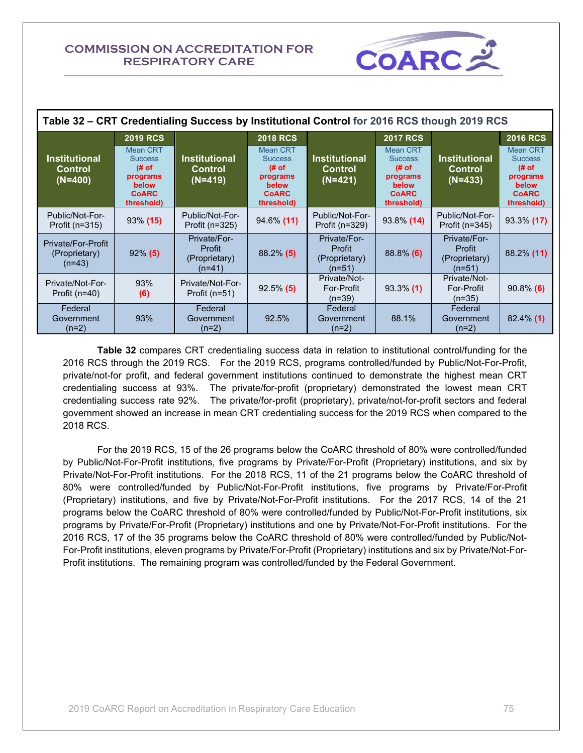**Table 32 – CRT Credentialing Success by Institutional Control for 2016 RCS though 2019 RCS**

| Institutional Control (N=400) | 2019 RCS Mean CRT Success (# of programs below CoARC threshold) | Institutional Control (N=419) | 2018 RCS Mean CRT Success (# of programs below CoARC threshold) | Institutional Control (N=421) | 2017 RCS Mean CRT Success (# of programs below CoARC threshold) | Institutional Control (N=433) | 2016 RCS Mean CRT Success (# of programs below CoARC threshold) |
|---|---|---|---|---|---|---|---|
| Public/Not-For-Profit (n=315) | 93% (15) | Public/Not-For-Profit (n=325) | 94.6% (11) | Public/Not-For-Profit (n=329) | 93.8% (14) | Public/Not-For-Profit (n=345) | 93.3% (17) |
| Private/For-Profit (Proprietary) (n=43) | 92% (5) | Private/For-Profit (Proprietary) (n=41) | 88.2% (5) | Private/For-Profit (Proprietary) (n=51) | 88.8% (6) | Private/For-Profit (Proprietary) (n=51) | 88.2% (11) |
| Private/Not-For-Profit (n=40) | 93% (6) | Private/Not-For-Profit (n=51) | 92.5% (5) | Private/Not-For-Profit (n=39) | 93.3% (1) | Private/Not-For-Profit (n=35) | 90.8% (6) |
| Federal Government (n=2) | 93% | Federal Government (n=2) | 92.5% | Federal Government (n=2) | 88.1% | Federal Government (n=2) | 82.4% (1) |

**Table 32** compares CRT credentialing success data in relation to institutional control/funding for the 2016 RCS through the 2019 RCS. For the 2019 RCS, programs controlled/funded by Public/Not-For-Profit, private/not-for profit, and federal government institutions continued to demonstrate the highest mean CRT credentialing success at 93%. The private/for-profit (proprietary) demonstrated the lowest mean CRT credentialing success rate 92%. The private/for-profit (proprietary), private/not-for-profit sectors and federal government showed an increase in mean CRT credentialing success for the 2019 RCS when compared to the 2018 RCS.

For the 2019 RCS, 15 of the 26 programs below the CoARC threshold of 80% were controlled/funded by Public/Not-For-Profit institutions, five programs by Private/For-Profit (Proprietary) institutions, and six by Private/Not-For-Profit institutions. For the 2018 RCS, 11 of the 21 programs below the CoARC threshold of 80% were controlled/funded by Public/Not-For-Profit institutions, five programs by Private/For-Profit (Proprietary) institutions, and five by Private/Not-For-Profit institutions. For the 2017 RCS, 14 of the 21 programs below the CoARC threshold of 80% were controlled/funded by Public/Not-For-Profit institutions, six programs by Private/For-Profit (Proprietary) institutions and one by Private/Not-For-Profit institutions. For the 2016 RCS, 17 of the 35 programs below the CoARC threshold of 80% were controlled/funded by Public/Not-For-Profit institutions, eleven programs by Private/For-Profit (Proprietary) institutions and six by Private/Not-For-Profit institutions. The remaining program was controlled/funded by the Federal Government.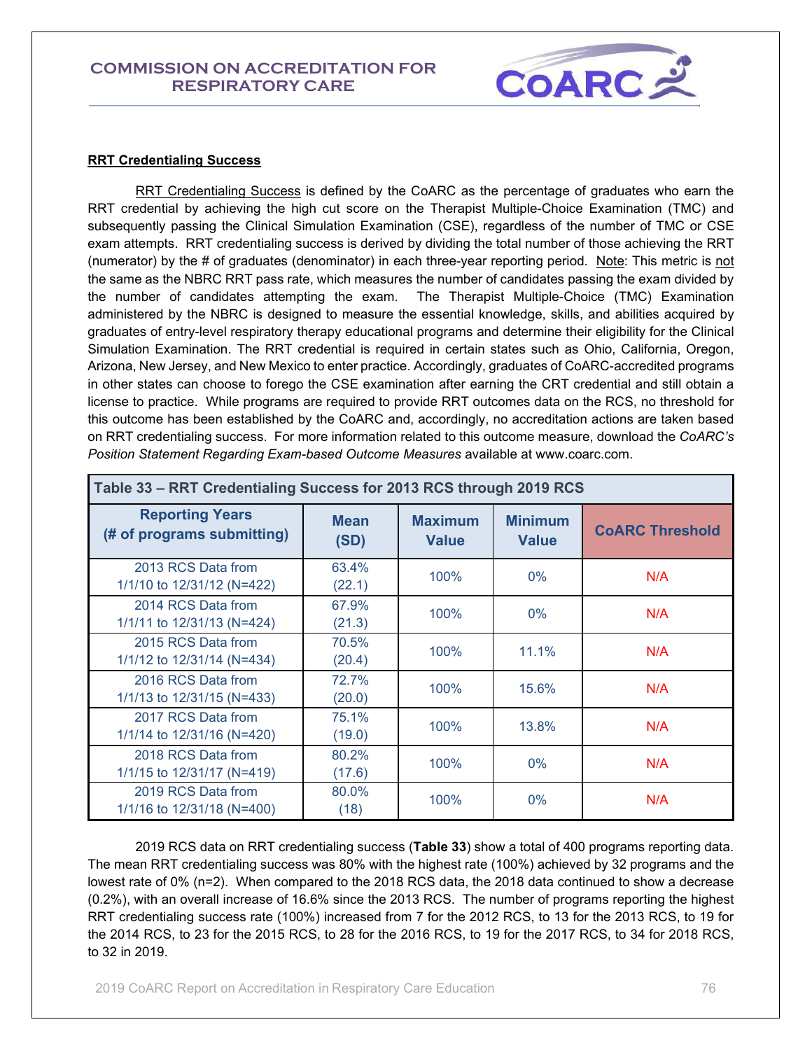## RRT Credentialing Success

RRT Credentialing Success is defined by the CoARC as the percentage of graduates who earn the RRT credential by achieving the high cut score on the Therapist Multiple-Choice Examination (TMC) and subsequently passing the Clinical Simulation Examination (CSE), regardless of the number of TMC or CSE exam attempts. RRT credentialing success is derived by dividing the total number of those achieving the RRT (numerator) by the # of graduates (denominator) in each three-year reporting period. Note: This metric is not the same as the NBRC RRT pass rate, which measures the number of candidates passing the exam divided by the number of candidates attempting the exam. The Therapist Multiple-Choice (TMC) Examination administered by the NBRC is designed to measure the essential knowledge, skills, and abilities acquired by graduates of entry-level respiratory therapy educational programs and determine their eligibility for the Clinical Simulation Examination. The RRT credential is required in certain states such as Ohio, California, Oregon, Arizona, New Jersey, and New Mexico to enter practice. Accordingly, graduates of CoARC-accredited programs in other states can choose to forego the CSE examination after earning the CRT credential and still obtain a license to practice. While programs are required to provide RRT outcomes data on the RCS, no threshold for this outcome has been established by the CoARC and, accordingly, no accreditation actions are taken based on RRT credentialing success. For more information related to this outcome measure, download the *CoARC's Position Statement Regarding Exam-based Outcome Measures* available at www.coarc.com.

**Table 33 – RRT Credentialing Success for 2013 RCS through 2019 RCS**

| Reporting Years (# of programs submitting) | Mean (SD) | Maximum Value | Minimum Value | CoARC Threshold |
|---|---|---|---|---|
| 2013 RCS Data from 1/1/10 to 12/31/12 (N=422) | 63.4% (22.1) | 100% | 0% | N/A |
| 2014 RCS Data from 1/1/11 to 12/31/13 (N=424) | 67.9% (21.3) | 100% | 0% | N/A |
| 2015 RCS Data from 1/1/12 to 12/31/14 (N=434) | 70.5% (20.4) | 100% | 11.1% | N/A |
| 2016 RCS Data from 1/1/13 to 12/31/15 (N=433) | 72.7% (20.0) | 100% | 15.6% | N/A |
| 2017 RCS Data from 1/1/14 to 12/31/16 (N=420) | 75.1% (19.0) | 100% | 13.8% | N/A |
| 2018 RCS Data from 1/1/15 to 12/31/17 (N=419) | 80.2% (17.6) | 100% | 0% | N/A |
| 2019 RCS Data from 1/1/16 to 12/31/18 (N=400) | 80.0% (18) | 100% | 0% | N/A |

2019 RCS data on RRT credentialing success (**Table 33**) show a total of 400 programs reporting data. The mean RRT credentialing success was 80% with the highest rate (100%) achieved by 32 programs and the lowest rate of 0% (n=2). When compared to the 2018 RCS data, the 2018 data continued to show a decrease (0.2%), with an overall increase of 16.6% since the 2013 RCS. The number of programs reporting the highest RRT credentialing success rate (100%) increased from 7 for the 2012 RCS, to 13 for the 2013 RCS, to 19 for the 2014 RCS, to 23 for the 2015 RCS, to 28 for the 2016 RCS, to 19 for the 2017 RCS, to 34 for 2018 RCS, to 32 in 2019.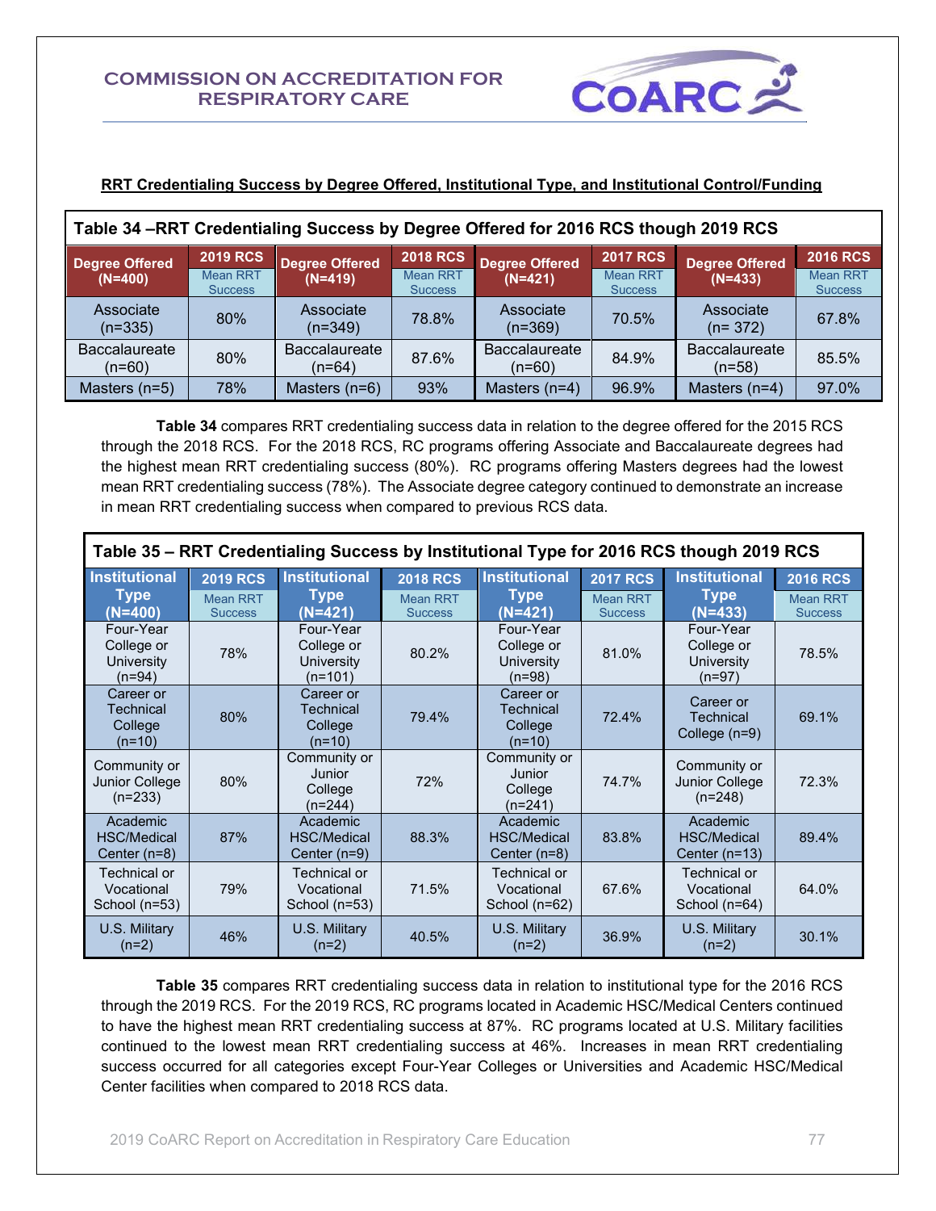**RRT Credentialing Success by Degree Offered, Institutional Type, and Institutional Control/Funding**

| Table 34 –RRT Credentialing Success by Degree Offered for 2016 RCS though 2019 RCS | | | | | | | |
|---|---|---|---|---|---|---|---|
| **Degree Offered (N=400)** | **2019 RCS** Mean RRT Success | **Degree Offered (N=419)** | **2018 RCS** Mean RRT Success | **Degree Offered (N=421)** | **2017 RCS** Mean RRT Success | **Degree Offered (N=433)** | **2016 RCS** Mean RRT Success |
| Associate (n=335) | 80% | Associate (n=349) | 78.8% | Associate (n=369) | 70.5% | Associate (n= 372) | 67.8% |
| Baccalaureate (n=60) | 80% | Baccalaureate (n=64) | 87.6% | Baccalaureate (n=60) | 84.9% | Baccalaureate (n=58) | 85.5% |
| Masters (n=5) | 78% | Masters (n=6) | 93% | Masters (n=4) | 96.9% | Masters (n=4) | 97.0% |

**Table 34** compares RRT credentialing success data in relation to the degree offered for the 2015 RCS through the 2018 RCS. For the 2018 RCS, RC programs offering Associate and Baccalaureate degrees had the highest mean RRT credentialing success (80%). RC programs offering Masters degrees had the lowest mean RRT credentialing success (78%). The Associate degree category continued to demonstrate an increase in mean RRT credentialing success when compared to previous RCS data.

| Table 35 – RRT Credentialing Success by Institutional Type for 2016 RCS though 2019 RCS | | | | | | | |
|---|---|---|---|---|---|---|---|
| **Institutional Type (N=400)** | **2019 RCS** Mean RRT Success | **Institutional Type (N=421)** | **2018 RCS** Mean RRT Success | **Institutional Type (N=421)** | **2017 RCS** Mean RRT Success | **Institutional Type (N=433)** | **2016 RCS** Mean RRT Success |
| Four-Year College or University (n=94) | 78% | Four-Year College or University (n=101) | 80.2% | Four-Year College or University (n=98) | 81.0% | Four-Year College or University (n=97) | 78.5% |
| Career or Technical College (n=10) | 80% | Career or Technical College (n=10) | 79.4% | Career or Technical College (n=10) | 72.4% | Career or Technical College (n=9) | 69.1% |
| Community or Junior College (n=233) | 80% | Community or Junior College (n=244) | 72% | Community or Junior College (n=241) | 74.7% | Community or Junior College (n=248) | 72.3% |
| Academic HSC/Medical Center (n=8) | 87% | Academic HSC/Medical Center (n=9) | 88.3% | Academic HSC/Medical Center (n=8) | 83.8% | Academic HSC/Medical Center (n=13) | 89.4% |
| Technical or Vocational School (n=53) | 79% | Technical or Vocational School (n=53) | 71.5% | Technical or Vocational School (n=62) | 67.6% | Technical or Vocational School (n=64) | 64.0% |
| U.S. Military (n=2) | 46% | U.S. Military (n=2) | 40.5% | U.S. Military (n=2) | 36.9% | U.S. Military (n=2) | 30.1% |

**Table 35** compares RRT credentialing success data in relation to institutional type for the 2016 RCS through the 2019 RCS. For the 2019 RCS, RC programs located in Academic HSC/Medical Centers continued to have the highest mean RRT credentialing success at 87%. RC programs located at U.S. Military facilities continued to the lowest mean RRT credentialing success at 46%. Increases in mean RRT credentialing success occurred for all categories except Four-Year Colleges or Universities and Academic HSC/Medical Center facilities when compared to 2018 RCS data.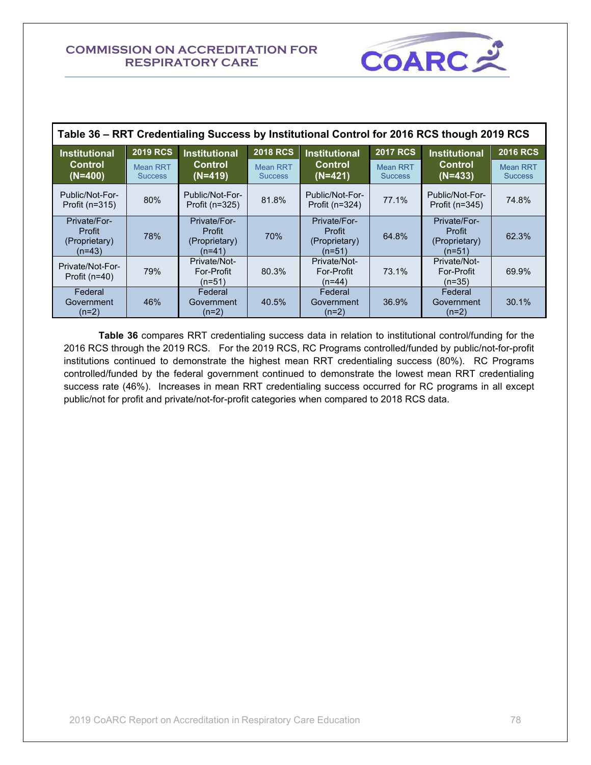**Table 36 – RRT Credentialing Success by Institutional Control for 2016 RCS though 2019 RCS**

| Institutional Control (N=400) | 2019 RCS Mean RRT Success | Institutional Control (N=419) | 2018 RCS Mean RRT Success | Institutional Control (N=421) | 2017 RCS Mean RRT Success | Institutional Control (N=433) | 2016 RCS Mean RRT Success |
|---|---|---|---|---|---|---|---|
| Public/Not-For-Profit (n=315) | 80% | Public/Not-For-Profit (n=325) | 81.8% | Public/Not-For-Profit (n=324) | 77.1% | Public/Not-For-Profit (n=345) | 74.8% |
| Private/For-Profit (Proprietary) (n=43) | 78% | Private/For-Profit (Proprietary) (n=41) | 70% | Private/For-Profit (Proprietary) (n=51) | 64.8% | Private/For-Profit (Proprietary) (n=51) | 62.3% |
| Private/Not-For-Profit (n=40) | 79% | Private/Not-For-Profit (n=51) | 80.3% | Private/Not-For-Profit (n=44) | 73.1% | Private/Not-For-Profit (n=35) | 69.9% |
| Federal Government (n=2) | 46% | Federal Government (n=2) | 40.5% | Federal Government (n=2) | 36.9% | Federal Government (n=2) | 30.1% |

**Table 36** compares RRT credentialing success data in relation to institutional control/funding for the 2016 RCS through the 2019 RCS. For the 2019 RCS, RC Programs controlled/funded by public/not-for-profit institutions continued to demonstrate the highest mean RRT credentialing success (80%). RC Programs controlled/funded by the federal government continued to demonstrate the lowest mean RRT credentialing success rate (46%). Increases in mean RRT credentialing success occurred for RC programs in all except public/not for profit and private/not-for-profit categories when compared to 2018 RCS data.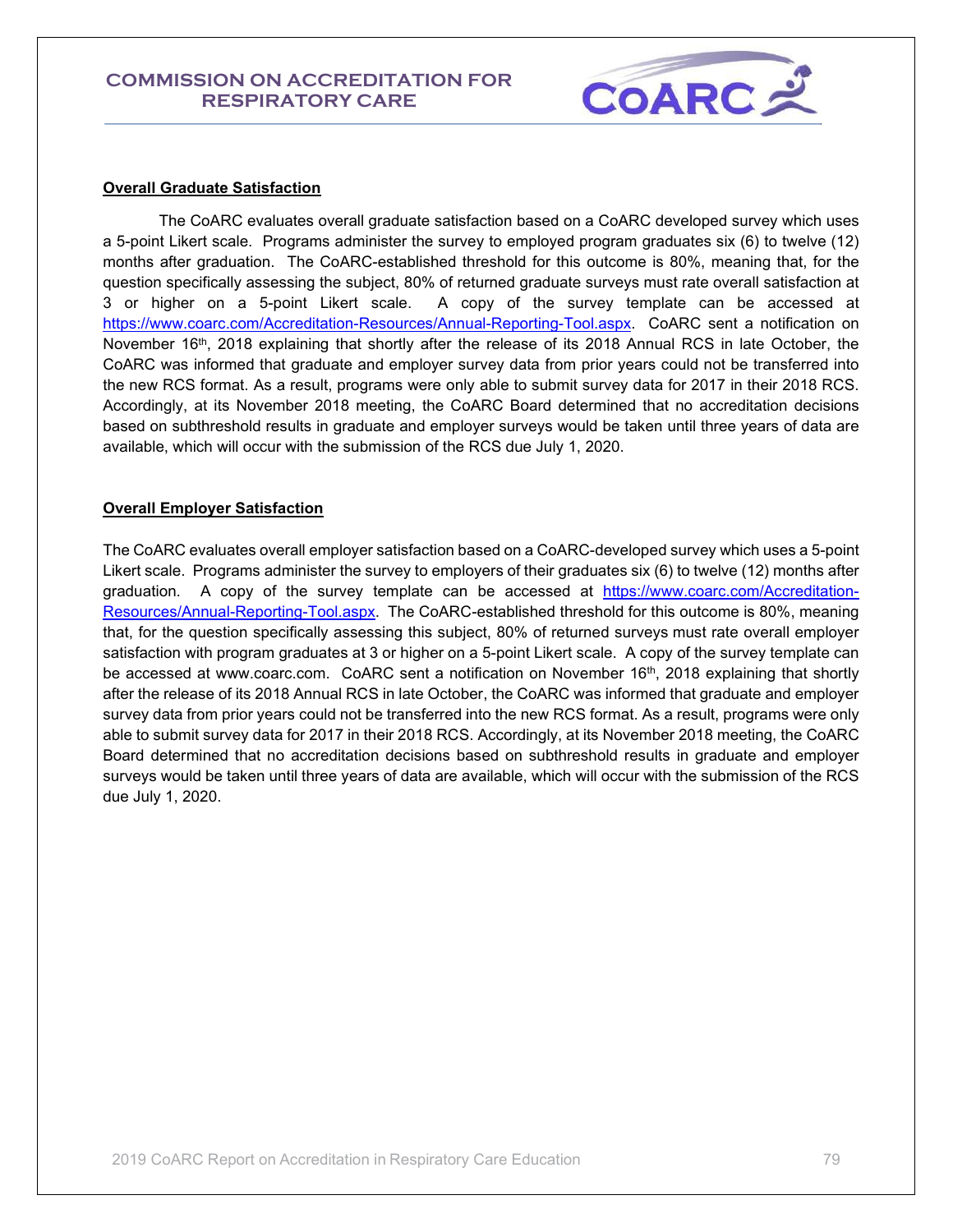**Overall Graduate Satisfaction**

The CoARC evaluates overall graduate satisfaction based on a CoARC developed survey which uses a 5-point Likert scale. Programs administer the survey to employed program graduates six (6) to twelve (12) months after graduation. The CoARC-established threshold for this outcome is 80%, meaning that, for the question specifically assessing the subject, 80% of returned graduate surveys must rate overall satisfaction at 3 or higher on a 5-point Likert scale. A copy of the survey template can be accessed at https://www.coarc.com/Accreditation-Resources/Annual-Reporting-Tool.aspx. CoARC sent a notification on November 16th, 2018 explaining that shortly after the release of its 2018 Annual RCS in late October, the CoARC was informed that graduate and employer survey data from prior years could not be transferred into the new RCS format. As a result, programs were only able to submit survey data for 2017 in their 2018 RCS. Accordingly, at its November 2018 meeting, the CoARC Board determined that no accreditation decisions based on subthreshold results in graduate and employer surveys would be taken until three years of data are available, which will occur with the submission of the RCS due July 1, 2020.

**Overall Employer Satisfaction**

The CoARC evaluates overall employer satisfaction based on a CoARC-developed survey which uses a 5-point Likert scale. Programs administer the survey to employers of their graduates six (6) to twelve (12) months after graduation. A copy of the survey template can be accessed at https://www.coarc.com/Accreditation-Resources/Annual-Reporting-Tool.aspx. The CoARC-established threshold for this outcome is 80%, meaning that, for the question specifically assessing this subject, 80% of returned surveys must rate overall employer satisfaction with program graduates at 3 or higher on a 5-point Likert scale. A copy of the survey template can be accessed at www.coarc.com. CoARC sent a notification on November 16th, 2018 explaining that shortly after the release of its 2018 Annual RCS in late October, the CoARC was informed that graduate and employer survey data from prior years could not be transferred into the new RCS format. As a result, programs were only able to submit survey data for 2017 in their 2018 RCS. Accordingly, at its November 2018 meeting, the CoARC Board determined that no accreditation decisions based on subthreshold results in graduate and employer surveys would be taken until three years of data are available, which will occur with the submission of the RCS due July 1, 2020.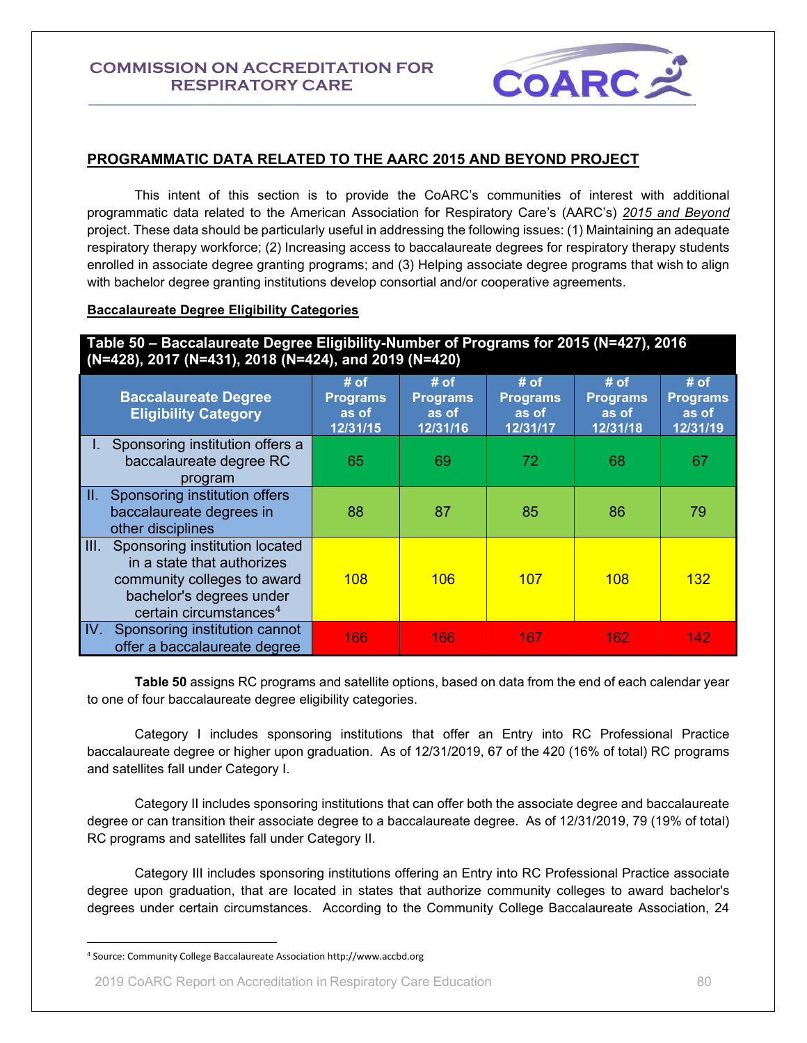## PROGRAMMATIC DATA RELATED TO THE AARC 2015 AND BEYOND PROJECT

This intent of this section is to provide the CoARC's communities of interest with additional programmatic data related to the American Association for Respiratory Care's (AARC's) *2015 and Beyond* project. These data should be particularly useful in addressing the following issues: (1) Maintaining an adequate respiratory therapy workforce; (2) Increasing access to baccalaureate degrees for respiratory therapy students enrolled in associate degree granting programs; and (3) Helping associate degree programs that wish to align with bachelor degree granting institutions develop consortial and/or cooperative agreements.

### Baccalaureate Degree Eligibility Categories

**Table 50 – Baccalaureate Degree Eligibility-Number of Programs for 2015 (N=427), 2016 (N=428), 2017 (N=431), 2018 (N=424), and 2019 (N=420)**

| Baccalaureate Degree Eligibility Category | # of Programs as of 12/31/15 | # of Programs as of 12/31/16 | # of Programs as of 12/31/17 | # of Programs as of 12/31/18 | # of Programs as of 12/31/19 |
|---|---|---|---|---|---|
| I. Sponsoring institution offers a baccalaureate degree RC program | 65 | 69 | 72 | 68 | 67 |
| II. Sponsoring institution offers baccalaureate degrees in other disciplines | 88 | 87 | 85 | 86 | 79 |
| III. Sponsoring institution located in a state that authorizes community colleges to award bachelor's degrees under certain circumstances[4] | 108 | 106 | 107 | 108 | 132 |
| IV. Sponsoring institution cannot offer a baccalaureate degree | 166 | 166 | 167 | 162 | 142 |

**Table 50** assigns RC programs and satellite options, based on data from the end of each calendar year to one of four baccalaureate degree eligibility categories.

Category I includes sponsoring institutions that offer an Entry into RC Professional Practice baccalaureate degree or higher upon graduation. As of 12/31/2019, 67 of the 420 (16% of total) RC programs and satellites fall under Category I.

Category II includes sponsoring institutions that can offer both the associate degree and baccalaureate degree or can transition their associate degree to a baccalaureate degree. As of 12/31/2019, 79 (19% of total) RC programs and satellites fall under Category II.

Category III includes sponsoring institutions offering an Entry into RC Professional Practice associate degree upon graduation, that are located in states that authorize community colleges to award bachelor's degrees under certain circumstances. According to the Community College Baccalaureate Association, 24

[4] Source: Community College Baccalaureate Association http://www.accbd.org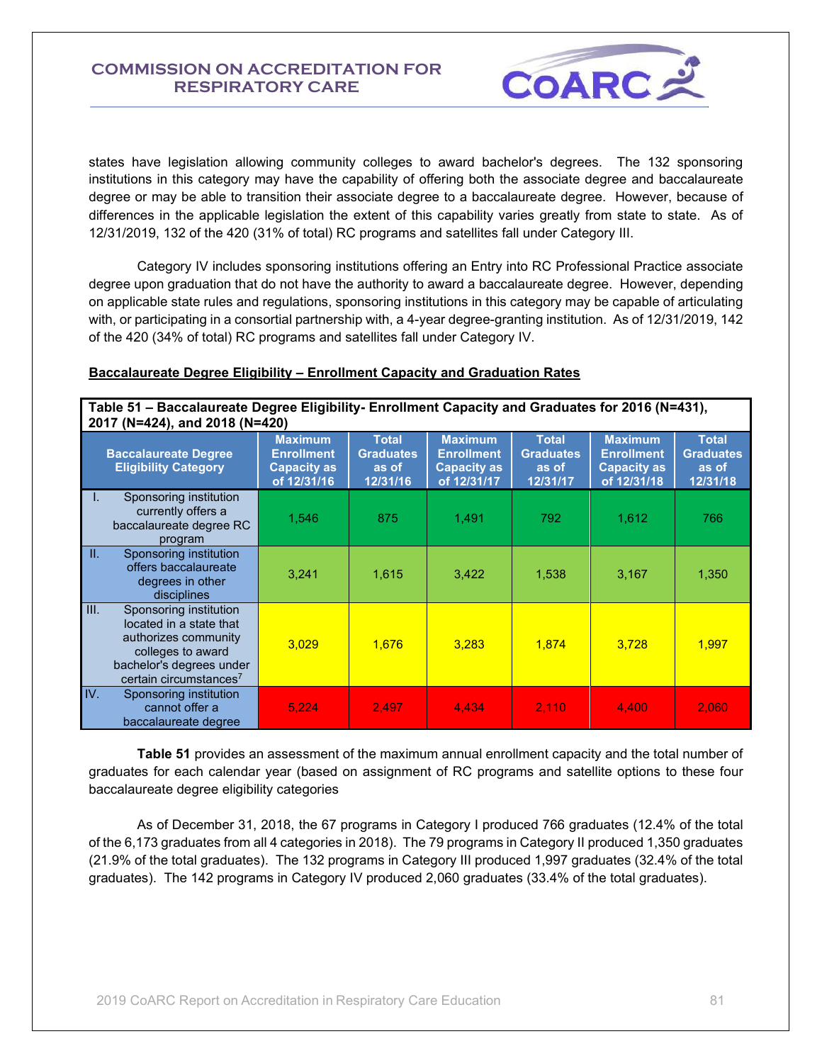states have legislation allowing community colleges to award bachelor's degrees. The 132 sponsoring institutions in this category may have the capability of offering both the associate degree and baccalaureate degree or may be able to transition their associate degree to a baccalaureate degree. However, because of differences in the applicable legislation the extent of this capability varies greatly from state to state. As of 12/31/2019, 132 of the 420 (31% of total) RC programs and satellites fall under Category III.

Category IV includes sponsoring institutions offering an Entry into RC Professional Practice associate degree upon graduation that do not have the authority to award a baccalaureate degree. However, depending on applicable state rules and regulations, sponsoring institutions in this category may be capable of articulating with, or participating in a consortial partnership with, a 4-year degree-granting institution. As of 12/31/2019, 142 of the 420 (34% of total) RC programs and satellites fall under Category IV.

**Baccalaureate Degree Eligibility – Enrollment Capacity and Graduation Rates**

**Table 51 – Baccalaureate Degree Eligibility- Enrollment Capacity and Graduates for 2016 (N=431), 2017 (N=424), and 2018 (N=420)**

| Baccalaureate Degree Eligibility Category | Maximum Enrollment Capacity as of 12/31/16 | Total Graduates as of 12/31/16 | Maximum Enrollment Capacity as of 12/31/17 | Total Graduates as of 12/31/17 | Maximum Enrollment Capacity as of 12/31/18 | Total Graduates as of 12/31/18 |
|---|---|---|---|---|---|---|
| I. Sponsoring institution currently offers a baccalaureate degree RC program | 1,546 | 875 | 1,491 | 792 | 1,612 | 766 |
| II. Sponsoring institution offers baccalaureate degrees in other disciplines | 3,241 | 1,615 | 3,422 | 1,538 | 3,167 | 1,350 |
| III. Sponsoring institution located in a state that authorizes community colleges to award bachelor's degrees under certain circumstances[7] | 3,029 | 1,676 | 3,283 | 1,874 | 3,728 | 1,997 |
| IV. Sponsoring institution cannot offer a baccalaureate degree | 5,224 | 2,497 | 4,434 | 2,110 | 4,400 | 2,060 |

**Table 51** provides an assessment of the maximum annual enrollment capacity and the total number of graduates for each calendar year (based on assignment of RC programs and satellite options to these four baccalaureate degree eligibility categories

As of December 31, 2018, the 67 programs in Category I produced 766 graduates (12.4% of the total of the 6,173 graduates from all 4 categories in 2018). The 79 programs in Category II produced 1,350 graduates (21.9% of the total graduates). The 132 programs in Category III produced 1,997 graduates (32.4% of the total graduates). The 142 programs in Category IV produced 2,060 graduates (33.4% of the total graduates).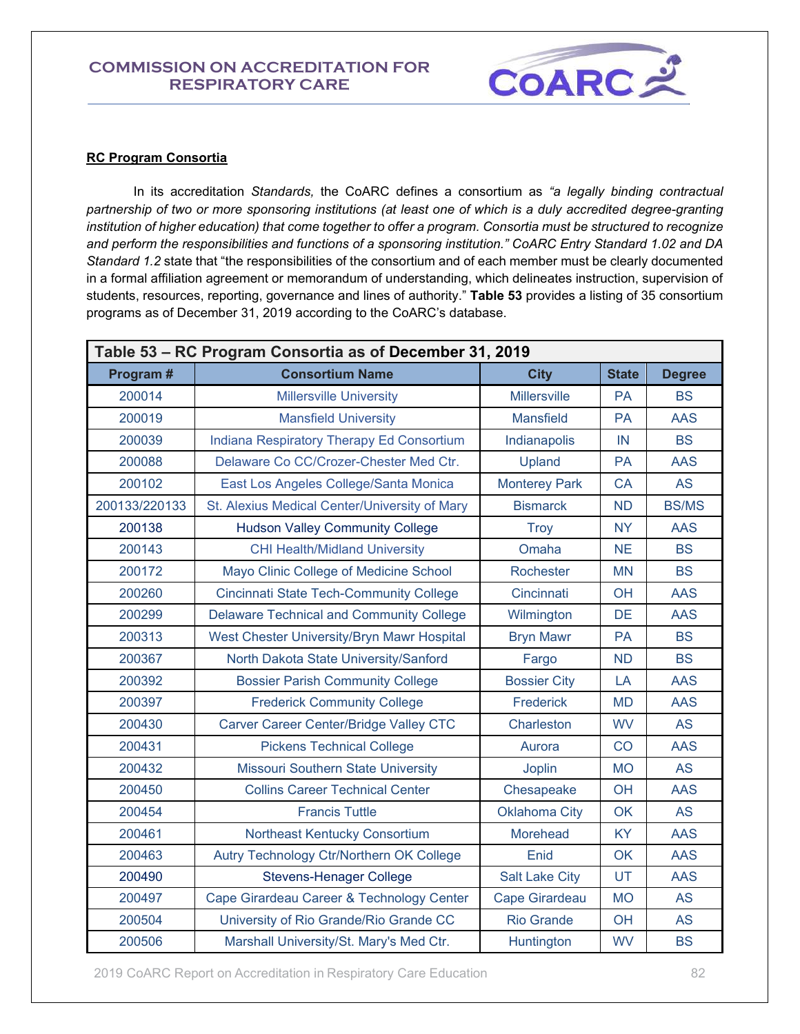**RC Program Consortia**

In its accreditation *Standards,* the CoARC defines a consortium as *"a legally binding contractual partnership of two or more sponsoring institutions (at least one of which is a duly accredited degree-granting institution of higher education) that come together to offer a program. Consortia must be structured to recognize and perform the responsibilities and functions of a sponsoring institution." CoARC Entry Standard 1.02 and DA Standard 1.2* state that "the responsibilities of the consortium and of each member must be clearly documented in a formal affiliation agreement or memorandum of understanding, which delineates instruction, supervision of students, resources, reporting, governance and lines of authority." **Table 53** provides a listing of 35 consortium programs as of December 31, 2019 according to the CoARC's database.

**Table 53 – RC Program Consortia as of December 31, 2019**

| Program # | Consortium Name | City | State | Degree |
|---|---|---|---|---|
| 200014 | Millersville University | Millersville | PA | BS |
| 200019 | Mansfield University | Mansfield | PA | AAS |
| 200039 | Indiana Respiratory Therapy Ed Consortium | Indianapolis | IN | BS |
| 200088 | Delaware Co CC/Crozer-Chester Med Ctr. | Upland | PA | AAS |
| 200102 | East Los Angeles College/Santa Monica | Monterey Park | CA | AS |
| 200133/220133 | St. Alexius Medical Center/University of Mary | Bismarck | ND | BS/MS |
| 200138 | Hudson Valley Community College | Troy | NY | AAS |
| 200143 | CHI Health/Midland University | Omaha | NE | BS |
| 200172 | Mayo Clinic College of Medicine School | Rochester | MN | BS |
| 200260 | Cincinnati State Tech-Community College | Cincinnati | OH | AAS |
| 200299 | Delaware Technical and Community College | Wilmington | DE | AAS |
| 200313 | West Chester University/Bryn Mawr Hospital | Bryn Mawr | PA | BS |
| 200367 | North Dakota State University/Sanford | Fargo | ND | BS |
| 200392 | Bossier Parish Community College | Bossier City | LA | AAS |
| 200397 | Frederick Community College | Frederick | MD | AAS |
| 200430 | Carver Career Center/Bridge Valley CTC | Charleston | WV | AS |
| 200431 | Pickens Technical College | Aurora | CO | AAS |
| 200432 | Missouri Southern State University | Joplin | MO | AS |
| 200450 | Collins Career Technical Center | Chesapeake | OH | AAS |
| 200454 | Francis Tuttle | Oklahoma City | OK | AS |
| 200461 | Northeast Kentucky Consortium | Morehead | KY | AAS |
| 200463 | Autry Technology Ctr/Northern OK College | Enid | OK | AAS |
| 200490 | Stevens-Henager College | Salt Lake City | UT | AAS |
| 200497 | Cape Girardeau Career & Technology Center | Cape Girardeau | MO | AS |
| 200504 | University of Rio Grande/Rio Grande CC | Rio Grande | OH | AS |
| 200506 | Marshall University/St. Mary's Med Ctr. | Huntington | WV | BS |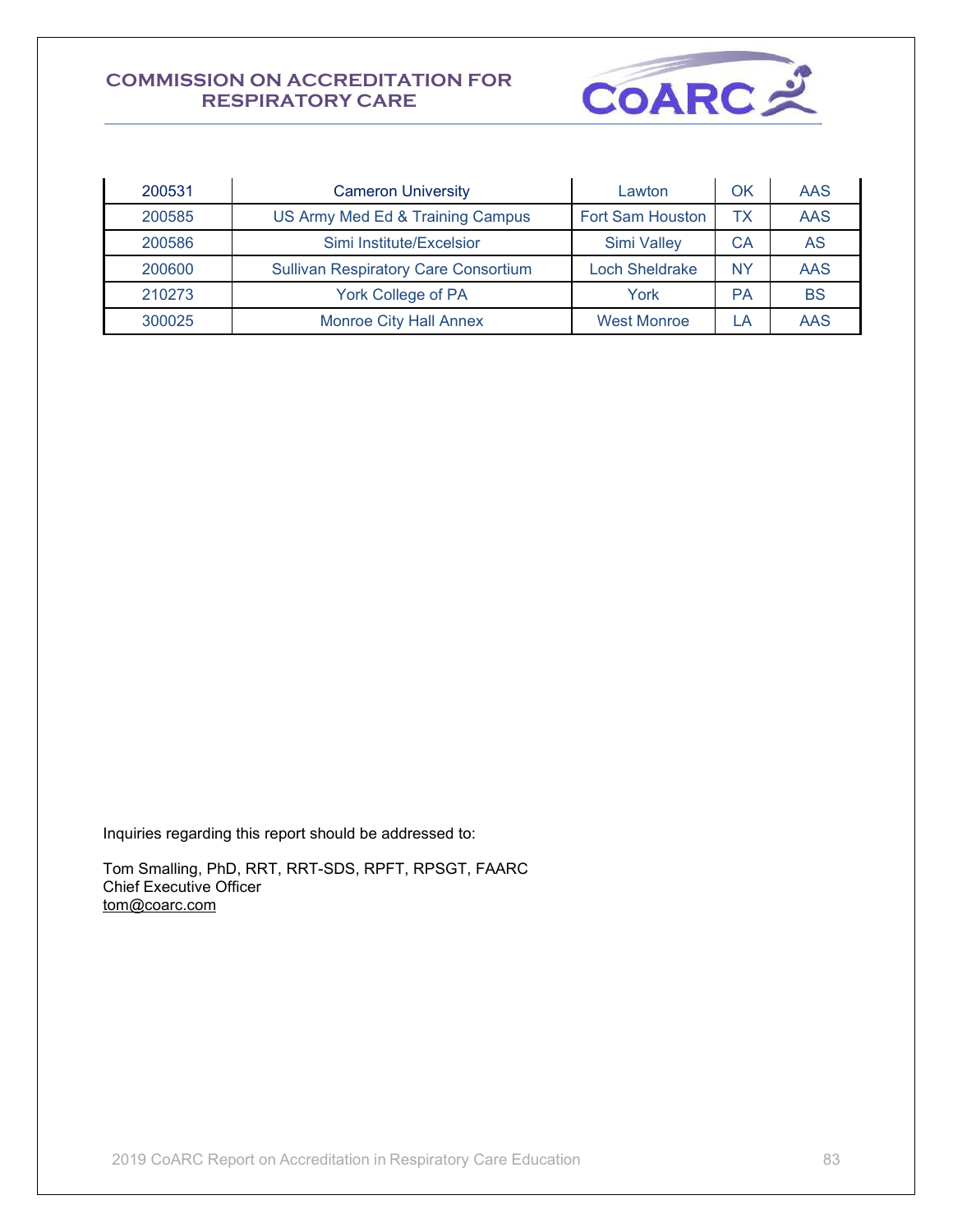| | | | | |
|---|---|---|---|---|
| 200531 | Cameron University | Lawton | OK | AAS |
| 200585 | US Army Med Ed & Training Campus | Fort Sam Houston | TX | AAS |
| 200586 | Simi Institute/Excelsior | Simi Valley | CA | AS |
| 200600 | Sullivan Respiratory Care Consortium | Loch Sheldrake | NY | AAS |
| 210273 | York College of PA | York | PA | BS |
| 300025 | Monroe City Hall Annex | West Monroe | LA | AAS |

Inquiries regarding this report should be addressed to:

Tom Smalling, PhD, RRT, RRT-SDS, RPFT, RPSGT, FAARC
Chief Executive Officer
tom@coarc.com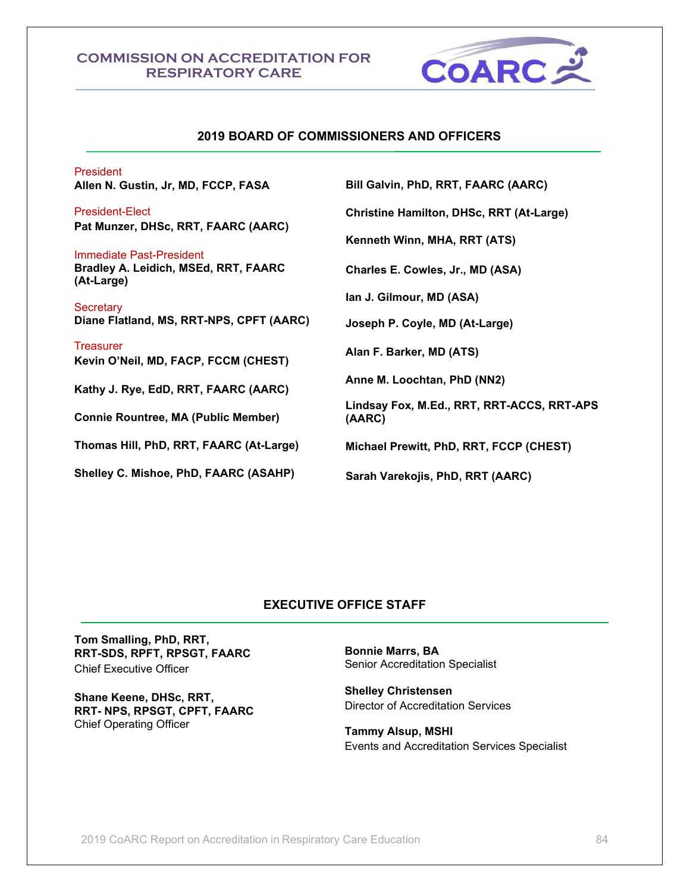# COMMISSION ON ACCREDITATION FOR RESPIRATORY CARE

## 2019 BOARD OF COMMISSIONERS AND OFFICERS

President
**Allen N. Gustin, Jr, MD, FCCP, FASA**

President-Elect
**Pat Munzer, DHSc, RRT, FAARC (AARC)**

Immediate Past-President
**Bradley A. Leidich, MSEd, RRT, FAARC (At-Large)**

Secretary
**Diane Flatland, MS, RRT-NPS, CPFT (AARC)**

Treasurer
**Kevin O'Neil, MD, FACP, FCCM (CHEST)**

**Kathy J. Rye, EdD, RRT, FAARC (AARC)**

**Connie Rountree, MA (Public Member)**

**Thomas Hill, PhD, RRT, FAARC (At-Large)**

**Shelley C. Mishoe, PhD, FAARC (ASAHP)**

**Bill Galvin, PhD, RRT, FAARC (AARC)**

**Christine Hamilton, DHSc, RRT (At-Large)**

**Kenneth Winn, MHA, RRT (ATS)**

**Charles E. Cowles, Jr., MD (ASA)**

**Ian J. Gilmour, MD (ASA)**

**Joseph P. Coyle, MD (At-Large)**

**Alan F. Barker, MD (ATS)**

**Anne M. Loochtan, PhD (NN2)**

**Lindsay Fox, M.Ed., RRT, RRT-ACCS, RRT-APS (AARC)**

**Michael Prewitt, PhD, RRT, FCCP (CHEST)**

**Sarah Varekojis, PhD, RRT (AARC)**

## EXECUTIVE OFFICE STAFF

**Tom Smalling, PhD, RRT, RRT-SDS, RPFT, RPSGT, FAARC**
Chief Executive Officer

**Shane Keene, DHSc, RRT, RRT- NPS, RPSGT, CPFT, FAARC**
Chief Operating Officer

**Bonnie Marrs, BA**
Senior Accreditation Specialist

**Shelley Christensen**
Director of Accreditation Services

**Tammy Alsup, MSHI**
Events and Accreditation Services Specialist